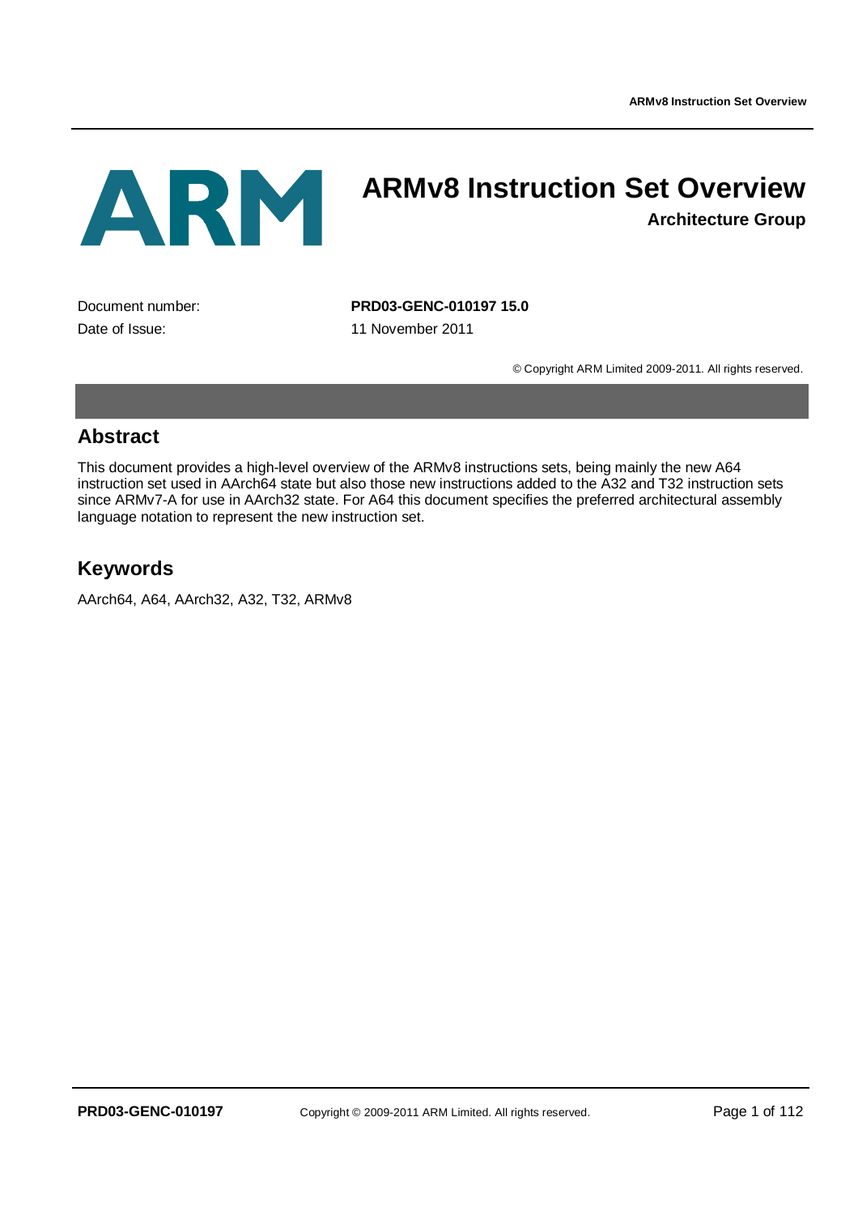# ARMv8 Instruction Set Overview

**Architecture Group**

| | |
|---|---|
| Document number: | **PRD03-GENC-010197 15.0** |
| Date of Issue: | 11 November 2011 |

© Copyright ARM Limited 2009-2011. All rights reserved.

## Abstract

This document provides a high-level overview of the ARMv8 instructions sets, being mainly the new A64 instruction set used in AArch64 state but also those new instructions added to the A32 and T32 instruction sets since ARMv7-A for use in AArch32 state. For A64 this document specifies the preferred architectural assembly language notation to represent the new instruction set.

## Keywords

AArch64, A64, AArch32, A32, T32, ARMv8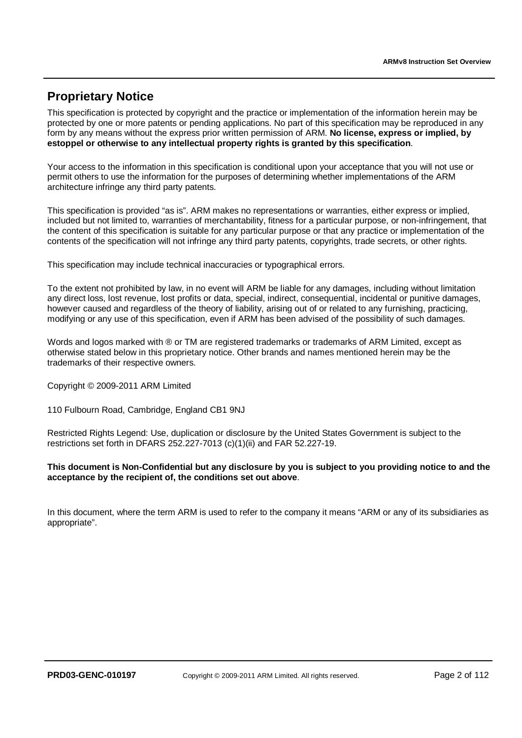## Proprietary Notice

This specification is protected by copyright and the practice or implementation of the information herein may be protected by one or more patents or pending applications. No part of this specification may be reproduced in any form by any means without the express prior written permission of ARM. **No license, express or implied, by estoppel or otherwise to any intellectual property rights is granted by this specification**.

Your access to the information in this specification is conditional upon your acceptance that you will not use or permit others to use the information for the purposes of determining whether implementations of the ARM architecture infringe any third party patents.

This specification is provided "as is". ARM makes no representations or warranties, either express or implied, included but not limited to, warranties of merchantability, fitness for a particular purpose, or non-infringement, that the content of this specification is suitable for any particular purpose or that any practice or implementation of the contents of the specification will not infringe any third party patents, copyrights, trade secrets, or other rights.

This specification may include technical inaccuracies or typographical errors.

To the extent not prohibited by law, in no event will ARM be liable for any damages, including without limitation any direct loss, lost revenue, lost profits or data, special, indirect, consequential, incidental or punitive damages, however caused and regardless of the theory of liability, arising out of or related to any furnishing, practicing, modifying or any use of this specification, even if ARM has been advised of the possibility of such damages.

Words and logos marked with ® or TM are registered trademarks or trademarks of ARM Limited, except as otherwise stated below in this proprietary notice. Other brands and names mentioned herein may be the trademarks of their respective owners.

Copyright © 2009-2011 ARM Limited

110 Fulbourn Road, Cambridge, England CB1 9NJ

Restricted Rights Legend: Use, duplication or disclosure by the United States Government is subject to the restrictions set forth in DFARS 252.227-7013 (c)(1)(ii) and FAR 52.227-19.

**This document is Non-Confidential but any disclosure by you is subject to you providing notice to and the acceptance by the recipient of, the conditions set out above**.

In this document, where the term ARM is used to refer to the company it means "ARM or any of its subsidiaries as appropriate".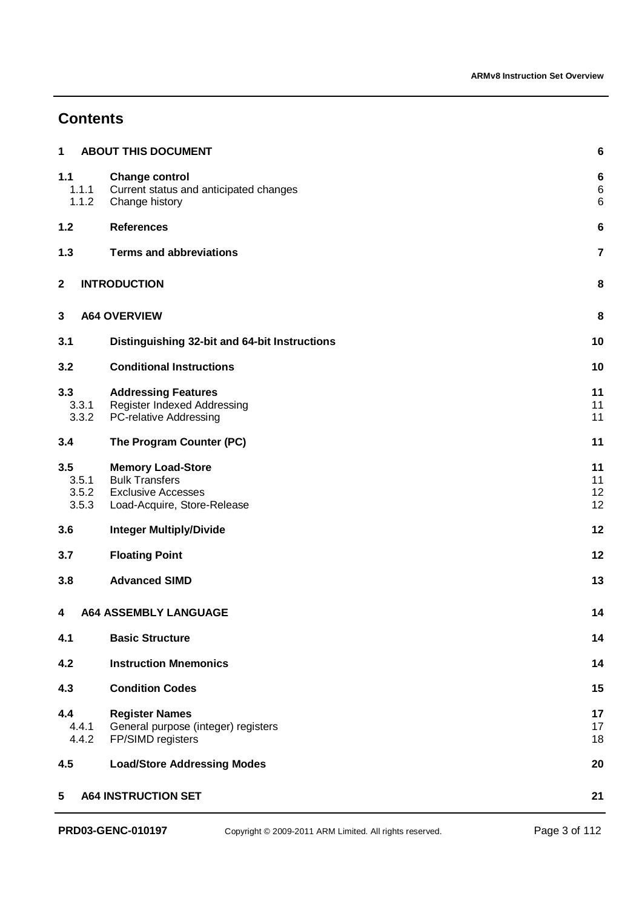## Contents

| | | |
|---|---|---|
| **1** | **ABOUT THIS DOCUMENT** | **6** |
| **1.1** | **Change control** | **6** |
| 1.1.1 | Current status and anticipated changes | 6 |
| 1.1.2 | Change history | 6 |
| **1.2** | **References** | **6** |
| **1.3** | **Terms and abbreviations** | **7** |
| **2** | **INTRODUCTION** | **8** |
| **3** | **A64 OVERVIEW** | **8** |
| **3.1** | **Distinguishing 32-bit and 64-bit Instructions** | **10** |
| **3.2** | **Conditional Instructions** | **10** |
| **3.3** | **Addressing Features** | **11** |
| 3.3.1 | Register Indexed Addressing | 11 |
| 3.3.2 | PC-relative Addressing | 11 |
| **3.4** | **The Program Counter (PC)** | **11** |
| **3.5** | **Memory Load-Store** | **11** |
| 3.5.1 | Bulk Transfers | 11 |
| 3.5.2 | Exclusive Accesses | 12 |
| 3.5.3 | Load-Acquire, Store-Release | 12 |
| **3.6** | **Integer Multiply/Divide** | **12** |
| **3.7** | **Floating Point** | **12** |
| **3.8** | **Advanced SIMD** | **13** |
| **4** | **A64 ASSEMBLY LANGUAGE** | **14** |
| **4.1** | **Basic Structure** | **14** |
| **4.2** | **Instruction Mnemonics** | **14** |
| **4.3** | **Condition Codes** | **15** |
| **4.4** | **Register Names** | **17** |
| 4.4.1 | General purpose (integer) registers | 17 |
| 4.4.2 | FP/SIMD registers | 18 |
| **4.5** | **Load/Store Addressing Modes** | **20** |
| **5** | **A64 INSTRUCTION SET** | **21** |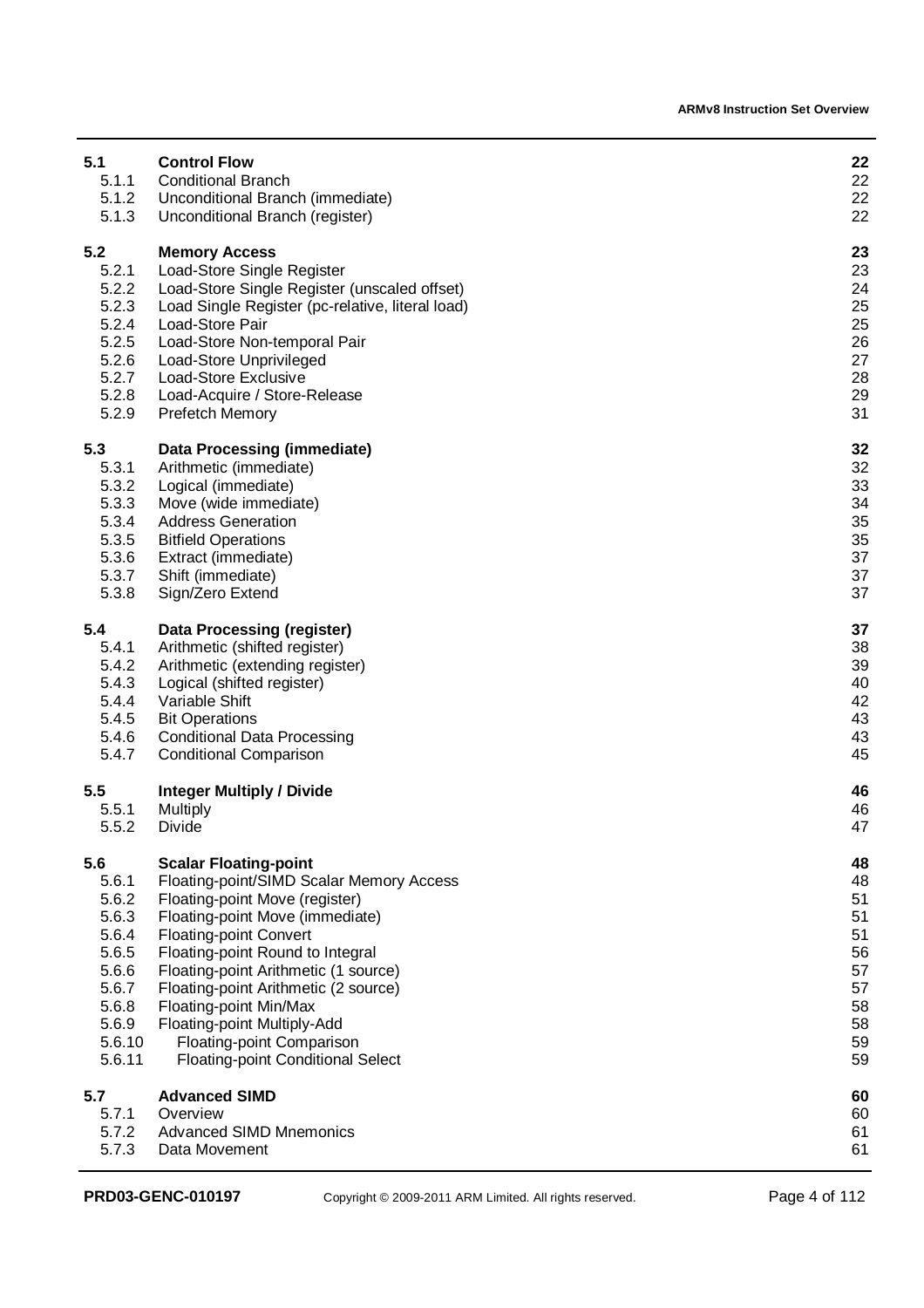| | | |
|---|---|---|
| **5.1** | **Control Flow** | **22** |
| 5.1.1 | Conditional Branch | 22 |
| 5.1.2 | Unconditional Branch (immediate) | 22 |
| 5.1.3 | Unconditional Branch (register) | 22 |
| **5.2** | **Memory Access** | **23** |
| 5.2.1 | Load-Store Single Register | 23 |
| 5.2.2 | Load-Store Single Register (unscaled offset) | 24 |
| 5.2.3 | Load Single Register (pc-relative, literal load) | 25 |
| 5.2.4 | Load-Store Pair | 25 |
| 5.2.5 | Load-Store Non-temporal Pair | 26 |
| 5.2.6 | Load-Store Unprivileged | 27 |
| 5.2.7 | Load-Store Exclusive | 28 |
| 5.2.8 | Load-Acquire / Store-Release | 29 |
| 5.2.9 | Prefetch Memory | 31 |
| **5.3** | **Data Processing (immediate)** | **32** |
| 5.3.1 | Arithmetic (immediate) | 32 |
| 5.3.2 | Logical (immediate) | 33 |
| 5.3.3 | Move (wide immediate) | 34 |
| 5.3.4 | Address Generation | 35 |
| 5.3.5 | Bitfield Operations | 35 |
| 5.3.6 | Extract (immediate) | 37 |
| 5.3.7 | Shift (immediate) | 37 |
| 5.3.8 | Sign/Zero Extend | 37 |
| **5.4** | **Data Processing (register)** | **37** |
| 5.4.1 | Arithmetic (shifted register) | 38 |
| 5.4.2 | Arithmetic (extending register) | 39 |
| 5.4.3 | Logical (shifted register) | 40 |
| 5.4.4 | Variable Shift | 42 |
| 5.4.5 | Bit Operations | 43 |
| 5.4.6 | Conditional Data Processing | 43 |
| 5.4.7 | Conditional Comparison | 45 |
| **5.5** | **Integer Multiply / Divide** | **46** |
| 5.5.1 | Multiply | 46 |
| 5.5.2 | Divide | 47 |
| **5.6** | **Scalar Floating-point** | **48** |
| 5.6.1 | Floating-point/SIMD Scalar Memory Access | 48 |
| 5.6.2 | Floating-point Move (register) | 51 |
| 5.6.3 | Floating-point Move (immediate) | 51 |
| 5.6.4 | Floating-point Convert | 51 |
| 5.6.5 | Floating-point Round to Integral | 56 |
| 5.6.6 | Floating-point Arithmetic (1 source) | 57 |
| 5.6.7 | Floating-point Arithmetic (2 source) | 57 |
| 5.6.8 | Floating-point Min/Max | 58 |
| 5.6.9 | Floating-point Multiply-Add | 58 |
| 5.6.10 | Floating-point Comparison | 59 |
| 5.6.11 | Floating-point Conditional Select | 59 |
| **5.7** | **Advanced SIMD** | **60** |
| 5.7.1 | Overview | 60 |
| 5.7.2 | Advanced SIMD Mnemonics | 61 |
| 5.7.3 | Data Movement | 61 |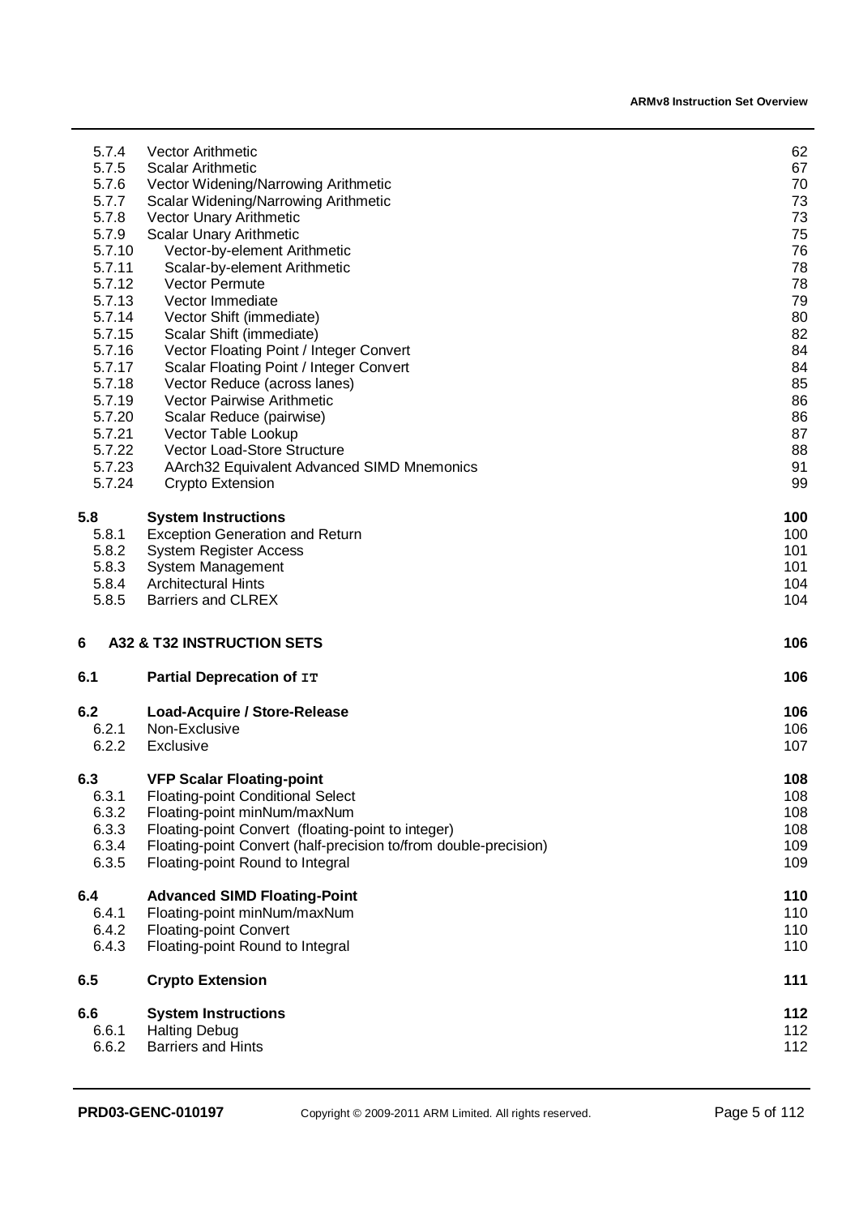| | | |
|---|---|---|
| 5.7.4 | Vector Arithmetic | 62 |
| 5.7.5 | Scalar Arithmetic | 67 |
| 5.7.6 | Vector Widening/Narrowing Arithmetic | 70 |
| 5.7.7 | Scalar Widening/Narrowing Arithmetic | 73 |
| 5.7.8 | Vector Unary Arithmetic | 73 |
| 5.7.9 | Scalar Unary Arithmetic | 75 |
| 5.7.10 | Vector-by-element Arithmetic | 76 |
| 5.7.11 | Scalar-by-element Arithmetic | 78 |
| 5.7.12 | Vector Permute | 78 |
| 5.7.13 | Vector Immediate | 79 |
| 5.7.14 | Vector Shift (immediate) | 80 |
| 5.7.15 | Scalar Shift (immediate) | 82 |
| 5.7.16 | Vector Floating Point / Integer Convert | 84 |
| 5.7.17 | Scalar Floating Point / Integer Convert | 84 |
| 5.7.18 | Vector Reduce (across lanes) | 85 |
| 5.7.19 | Vector Pairwise Arithmetic | 86 |
| 5.7.20 | Scalar Reduce (pairwise) | 86 |
| 5.7.21 | Vector Table Lookup | 87 |
| 5.7.22 | Vector Load-Store Structure | 88 |
| 5.7.23 | AArch32 Equivalent Advanced SIMD Mnemonics | 91 |
| 5.7.24 | Crypto Extension | 99 |
| **5.8** | **System Instructions** | **100** |
| 5.8.1 | Exception Generation and Return | 100 |
| 5.8.2 | System Register Access | 101 |
| 5.8.3 | System Management | 101 |
| 5.8.4 | Architectural Hints | 104 |
| 5.8.5 | Barriers and CLREX | 104 |
| **6** | **A32 & T32 INSTRUCTION SETS** | **106** |
| **6.1** | **Partial Deprecation of `IT`** | **106** |
| **6.2** | **Load-Acquire / Store-Release** | **106** |
| 6.2.1 | Non-Exclusive | 106 |
| 6.2.2 | Exclusive | 107 |
| **6.3** | **VFP Scalar Floating-point** | **108** |
| 6.3.1 | Floating-point Conditional Select | 108 |
| 6.3.2 | Floating-point minNum/maxNum | 108 |
| 6.3.3 | Floating-point Convert (floating-point to integer) | 108 |
| 6.3.4 | Floating-point Convert (half-precision to/from double-precision) | 109 |
| 6.3.5 | Floating-point Round to Integral | 109 |
| **6.4** | **Advanced SIMD Floating-Point** | **110** |
| 6.4.1 | Floating-point minNum/maxNum | 110 |
| 6.4.2 | Floating-point Convert | 110 |
| 6.4.3 | Floating-point Round to Integral | 110 |
| **6.5** | **Crypto Extension** | **111** |
| **6.6** | **System Instructions** | **112** |
| 6.6.1 | Halting Debug | 112 |
| 6.6.2 | Barriers and Hints | 112 |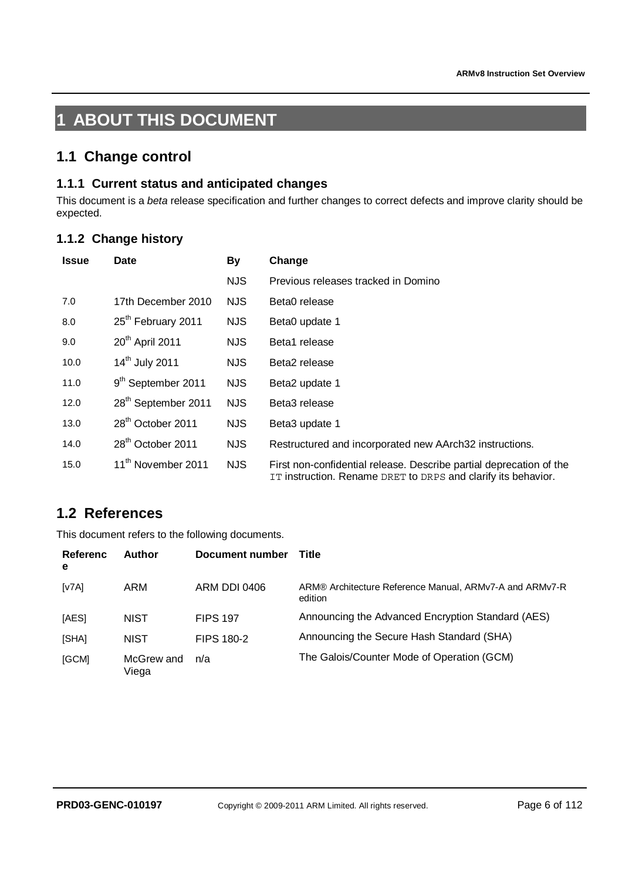# 1 ABOUT THIS DOCUMENT

## 1.1 Change control

### 1.1.1 Current status and anticipated changes

This document is a *beta* release specification and further changes to correct defects and improve clarity should be expected.

### 1.1.2 Change history

| Issue | Date | By | Change |
|---|---|---|---|
| | | NJS | Previous releases tracked in Domino |
| 7.0 | 17th December 2010 | NJS | Beta0 release |
| 8.0 | 25th February 2011 | NJS | Beta0 update 1 |
| 9.0 | 20th April 2011 | NJS | Beta1 release |
| 10.0 | 14th July 2011 | NJS | Beta2 release |
| 11.0 | 9th September 2011 | NJS | Beta2 update 1 |
| 12.0 | 28th September 2011 | NJS | Beta3 release |
| 13.0 | 28th October 2011 | NJS | Beta3 update 1 |
| 14.0 | 28th October 2011 | NJS | Restructured and incorporated new AArch32 instructions. |
| 15.0 | 11th November 2011 | NJS | First non-confidential release. Describe partial deprecation of the `IT` instruction. Rename `DRET` to `DRPS` and clarify its behavior. |

## 1.2 References

This document refers to the following documents.

| Reference | Author | Document number | Title |
|---|---|---|---|
| [v7A] | ARM | ARM DDI 0406 | ARM® Architecture Reference Manual, ARMv7-A and ARMv7-R edition |
| [AES] | NIST | FIPS 197 | Announcing the Advanced Encryption Standard (AES) |
| [SHA] | NIST | FIPS 180-2 | Announcing the Secure Hash Standard (SHA) |
| [GCM] | McGrew and Viega | n/a | The Galois/Counter Mode of Operation (GCM) |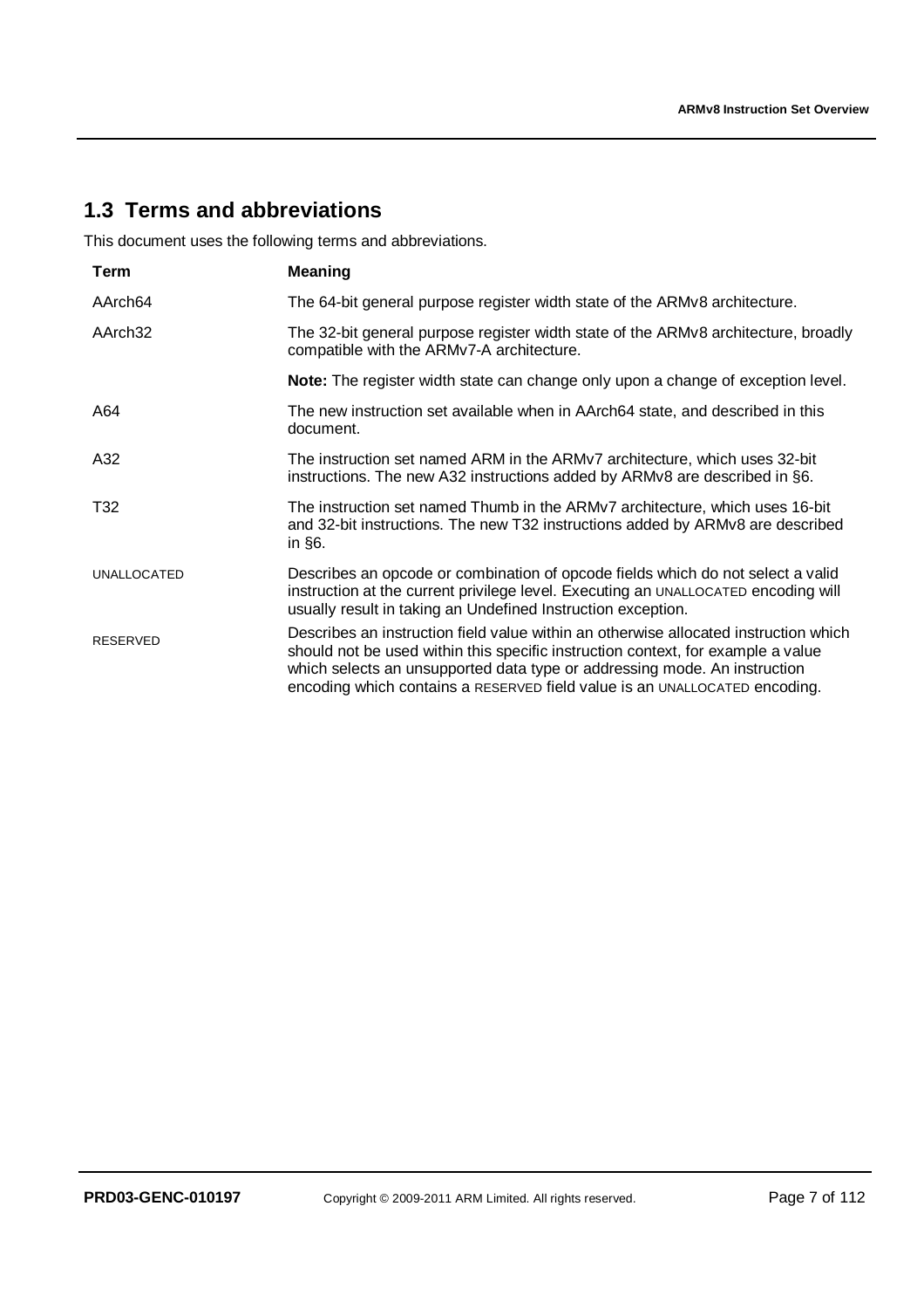## 1.3 Terms and abbreviations

This document uses the following terms and abbreviations.

| Term | Meaning |
| --- | --- |
| AArch64 | The 64-bit general purpose register width state of the ARMv8 architecture. |
| AArch32 | The 32-bit general purpose register width state of the ARMv8 architecture, broadly compatible with the ARMv7-A architecture. |
| | **Note:** The register width state can change only upon a change of exception level. |
| A64 | The new instruction set available when in AArch64 state, and described in this document. |
| A32 | The instruction set named ARM in the ARMv7 architecture, which uses 32-bit instructions. The new A32 instructions added by ARMv8 are described in §6. |
| T32 | The instruction set named Thumb in the ARMv7 architecture, which uses 16-bit and 32-bit instructions. The new T32 instructions added by ARMv8 are described in §6. |
| UNALLOCATED | Describes an opcode or combination of opcode fields which do not select a valid instruction at the current privilege level. Executing an UNALLOCATED encoding will usually result in taking an Undefined Instruction exception. |
| RESERVED | Describes an instruction field value within an otherwise allocated instruction which should not be used within this specific instruction context, for example a value which selects an unsupported data type or addressing mode. An instruction encoding which contains a RESERVED field value is an UNALLOCATED encoding. |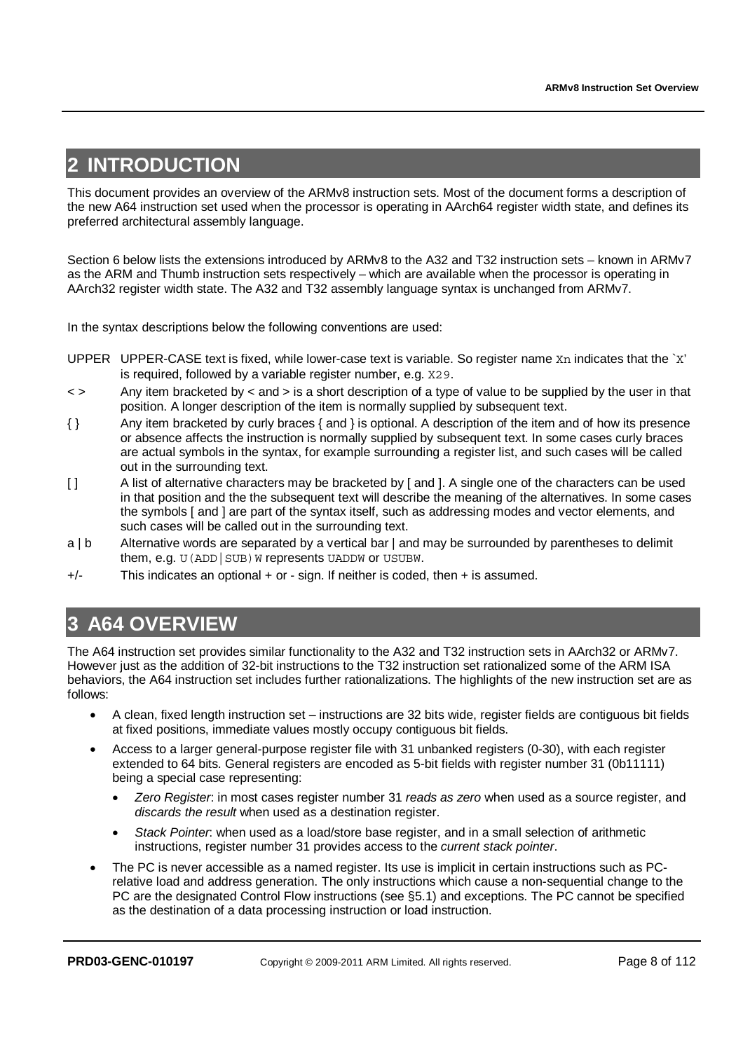# 2 INTRODUCTION

This document provides an overview of the ARMv8 instruction sets. Most of the document forms a description of the new A64 instruction set used when the processor is operating in AArch64 register width state, and defines its preferred architectural assembly language.

Section 6 below lists the extensions introduced by ARMv8 to the A32 and T32 instruction sets – known in ARMv7 as the ARM and Thumb instruction sets respectively – which are available when the processor is operating in AArch32 register width state. The A32 and T32 assembly language syntax is unchanged from ARMv7.

In the syntax descriptions below the following conventions are used:

- UPPER — UPPER-CASE text is fixed, while lower-case text is variable. So register name `Xn` indicates that the `X' is required, followed by a variable register number, e.g. `X29`.
- < > — Any item bracketed by < and > is a short description of a type of value to be supplied by the user in that position. A longer description of the item is normally supplied by subsequent text.
- { } — Any item bracketed by curly braces { and } is optional. A description of the item and of how its presence or absence affects the instruction is normally supplied by subsequent text. In some cases curly braces are actual symbols in the syntax, for example surrounding a register list, and such cases will be called out in the surrounding text.
- [ ] — A list of alternative characters may be bracketed by [ and ]. A single one of the characters can be used in that position and the the subsequent text will describe the meaning of the alternatives. In some cases the symbols [ and ] are part of the syntax itself, such as addressing modes and vector elements, and such cases will be called out in the surrounding text.
- a | b — Alternative words are separated by a vertical bar | and may be surrounded by parentheses to delimit them, e.g. `U(ADD|SUB)W` represents `UADDW` or `USUBW`.
- +/- — This indicates an optional + or - sign. If neither is coded, then + is assumed.

# 3 A64 OVERVIEW

The A64 instruction set provides similar functionality to the A32 and T32 instruction sets in AArch32 or ARMv7. However just as the addition of 32-bit instructions to the T32 instruction set rationalized some of the ARM ISA behaviors, the A64 instruction set includes further rationalizations. The highlights of the new instruction set are as follows:

- A clean, fixed length instruction set – instructions are 32 bits wide, register fields are contiguous bit fields at fixed positions, immediate values mostly occupy contiguous bit fields.
- Access to a larger general-purpose register file with 31 unbanked registers (0-30), with each register extended to 64 bits. General registers are encoded as 5-bit fields with register number 31 (0b11111) being a special case representing:
  - *Zero Register*: in most cases register number 31 *reads as zero* when used as a source register, and *discards the result* when used as a destination register.
  - *Stack Pointer*: when used as a load/store base register, and in a small selection of arithmetic instructions, register number 31 provides access to the *current stack pointer*.
- The PC is never accessible as a named register. Its use is implicit in certain instructions such as PC-relative load and address generation. The only instructions which cause a non-sequential change to the PC are the designated Control Flow instructions (see §5.1) and exceptions. The PC cannot be specified as the destination of a data processing instruction or load instruction.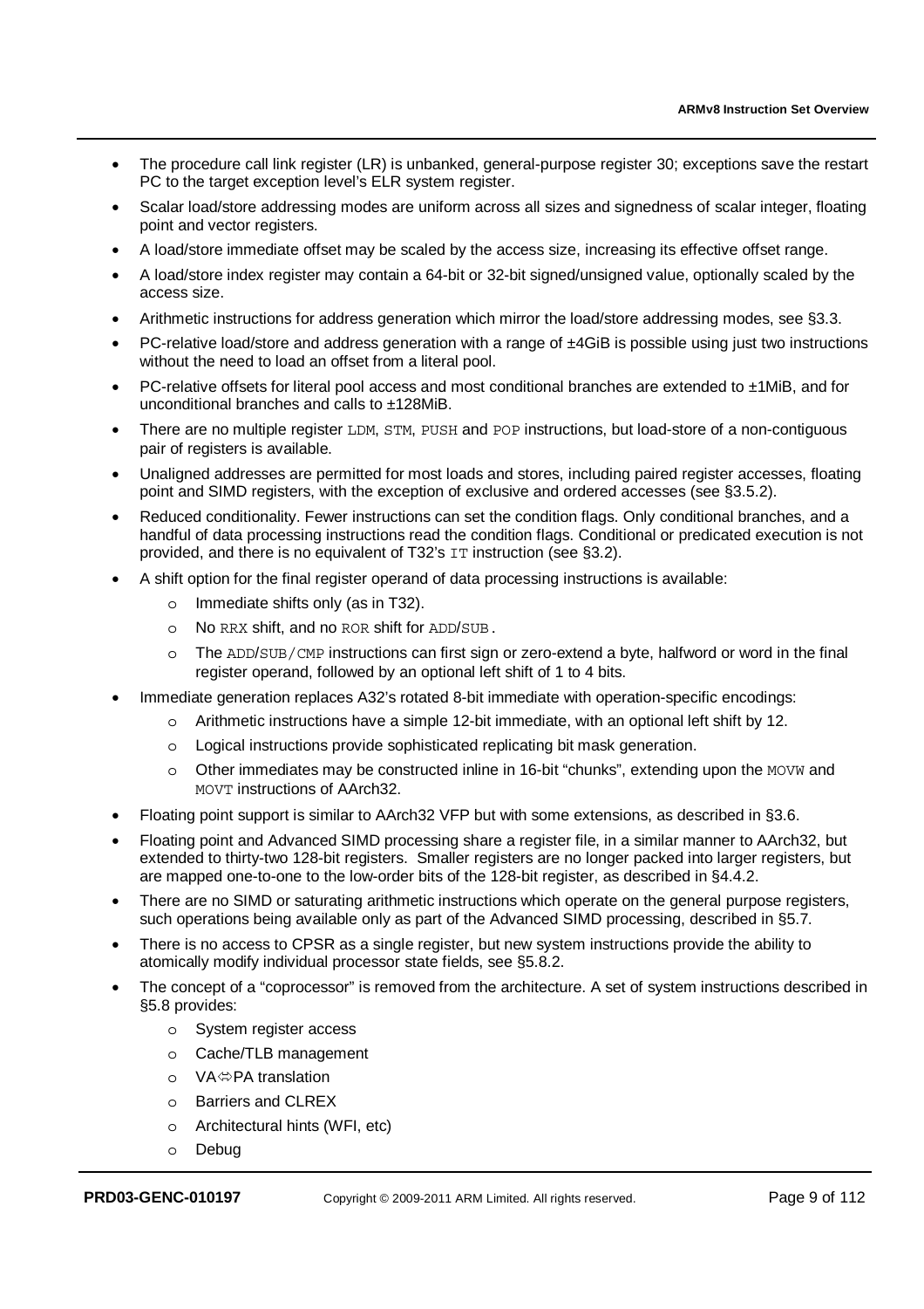- The procedure call link register (LR) is unbanked, general-purpose register 30; exceptions save the restart PC to the target exception level's ELR system register.
- Scalar load/store addressing modes are uniform across all sizes and signedness of scalar integer, floating point and vector registers.
- A load/store immediate offset may be scaled by the access size, increasing its effective offset range.
- A load/store index register may contain a 64-bit or 32-bit signed/unsigned value, optionally scaled by the access size.
- Arithmetic instructions for address generation which mirror the load/store addressing modes, see §3.3.
- PC-relative load/store and address generation with a range of ±4GiB is possible using just two instructions without the need to load an offset from a literal pool.
- PC-relative offsets for literal pool access and most conditional branches are extended to ±1MiB, and for unconditional branches and calls to ±128MiB.
- There are no multiple register `LDM`, `STM`, `PUSH` and `POP` instructions, but load-store of a non-contiguous pair of registers is available.
- Unaligned addresses are permitted for most loads and stores, including paired register accesses, floating point and SIMD registers, with the exception of exclusive and ordered accesses (see §3.5.2).
- Reduced conditionality. Fewer instructions can set the condition flags. Only conditional branches, and a handful of data processing instructions read the condition flags. Conditional or predicated execution is not provided, and there is no equivalent of T32's `IT` instruction (see §3.2).
- A shift option for the final register operand of data processing instructions is available:
  - Immediate shifts only (as in T32).
  - No `RRX` shift, and no `ROR` shift for `ADD`/`SUB`.
  - The `ADD`/`SUB`/`CMP` instructions can first sign or zero-extend a byte, halfword or word in the final register operand, followed by an optional left shift of 1 to 4 bits.
- Immediate generation replaces A32's rotated 8-bit immediate with operation-specific encodings:
  - Arithmetic instructions have a simple 12-bit immediate, with an optional left shift by 12.
  - Logical instructions provide sophisticated replicating bit mask generation.
  - Other immediates may be constructed inline in 16-bit "chunks", extending upon the `MOVW` and `MOVT` instructions of AArch32.
- Floating point support is similar to AArch32 VFP but with some extensions, as described in §3.6.
- Floating point and Advanced SIMD processing share a register file, in a similar manner to AArch32, but extended to thirty-two 128-bit registers. Smaller registers are no longer packed into larger registers, but are mapped one-to-one to the low-order bits of the 128-bit register, as described in §4.4.2.
- There are no SIMD or saturating arithmetic instructions which operate on the general purpose registers, such operations being available only as part of the Advanced SIMD processing, described in §5.7.
- There is no access to CPSR as a single register, but new system instructions provide the ability to atomically modify individual processor state fields, see §5.8.2.
- The concept of a "coprocessor" is removed from the architecture. A set of system instructions described in §5.8 provides:
  - System register access
  - Cache/TLB management
  - VA⇔PA translation
  - Barriers and CLREX
  - Architectural hints (WFI, etc)
  - Debug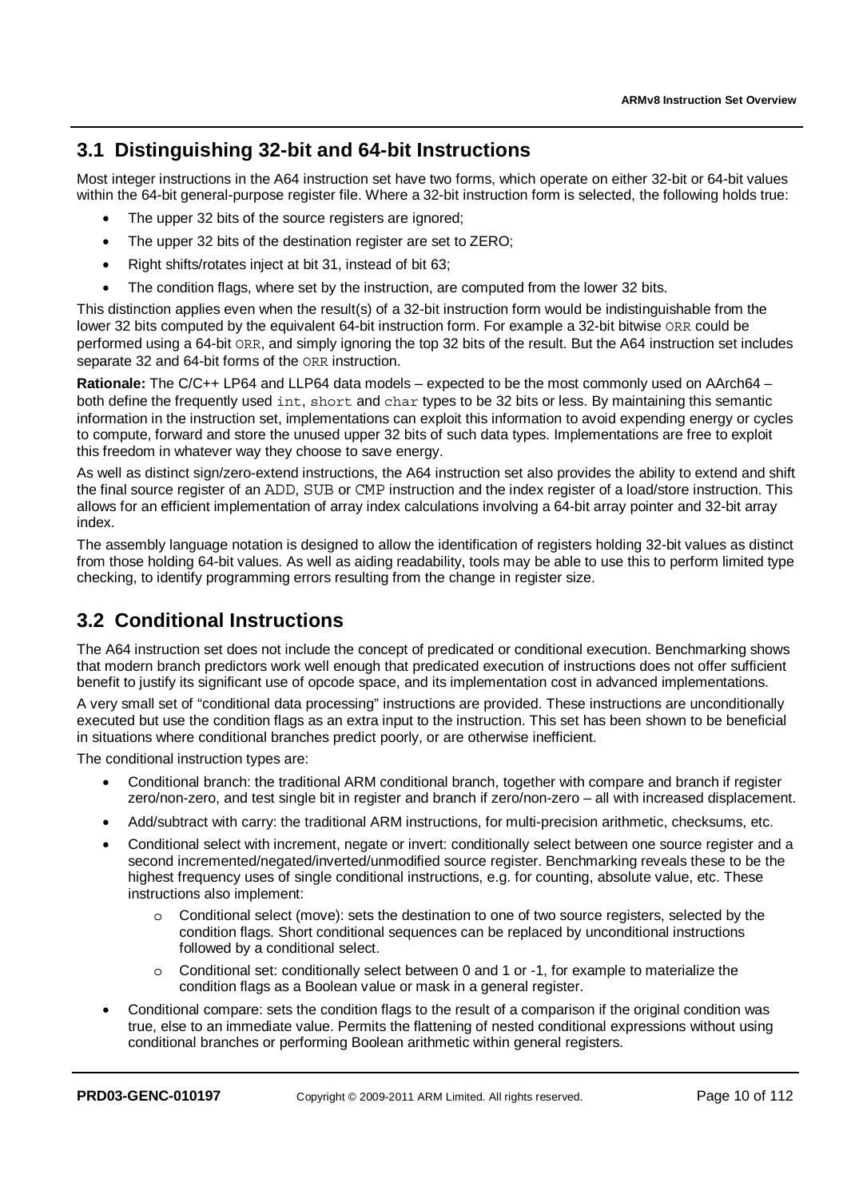## 3.1 Distinguishing 32-bit and 64-bit Instructions

Most integer instructions in the A64 instruction set have two forms, which operate on either 32-bit or 64-bit values within the 64-bit general-purpose register file. Where a 32-bit instruction form is selected, the following holds true:

- The upper 32 bits of the source registers are ignored;
- The upper 32 bits of the destination register are set to ZERO;
- Right shifts/rotates inject at bit 31, instead of bit 63;
- The condition flags, where set by the instruction, are computed from the lower 32 bits.

This distinction applies even when the result(s) of a 32-bit instruction form would be indistinguishable from the lower 32 bits computed by the equivalent 64-bit instruction form. For example a 32-bit bitwise `ORR` could be performed using a 64-bit `ORR`, and simply ignoring the top 32 bits of the result. But the A64 instruction set includes separate 32 and 64-bit forms of the `ORR` instruction.

**Rationale:** The C/C++ LP64 and LLP64 data models – expected to be the most commonly used on AArch64 – both define the frequently used `int`, `short` and `char` types to be 32 bits or less. By maintaining this semantic information in the instruction set, implementations can exploit this information to avoid expending energy or cycles to compute, forward and store the unused upper 32 bits of such data types. Implementations are free to exploit this freedom in whatever way they choose to save energy.

As well as distinct sign/zero-extend instructions, the A64 instruction set also provides the ability to extend and shift the final source register of an `ADD`, `SUB` or `CMP` instruction and the index register of a load/store instruction. This allows for an efficient implementation of array index calculations involving a 64-bit array pointer and 32-bit array index.

The assembly language notation is designed to allow the identification of registers holding 32-bit values as distinct from those holding 64-bit values. As well as aiding readability, tools may be able to use this to perform limited type checking, to identify programming errors resulting from the change in register size.

## 3.2 Conditional Instructions

The A64 instruction set does not include the concept of predicated or conditional execution. Benchmarking shows that modern branch predictors work well enough that predicated execution of instructions does not offer sufficient benefit to justify its significant use of opcode space, and its implementation cost in advanced implementations.

A very small set of "conditional data processing" instructions are provided. These instructions are unconditionally executed but use the condition flags as an extra input to the instruction. This set has been shown to be beneficial in situations where conditional branches predict poorly, or are otherwise inefficient.

The conditional instruction types are:

- Conditional branch: the traditional ARM conditional branch, together with compare and branch if register zero/non-zero, and test single bit in register and branch if zero/non-zero – all with increased displacement.
- Add/subtract with carry: the traditional ARM instructions, for multi-precision arithmetic, checksums, etc.
- Conditional select with increment, negate or invert: conditionally select between one source register and a second incremented/negated/inverted/unmodified source register. Benchmarking reveals these to be the highest frequency uses of single conditional instructions, e.g. for counting, absolute value, etc. These instructions also implement:
  - Conditional select (move): sets the destination to one of two source registers, selected by the condition flags. Short conditional sequences can be replaced by unconditional instructions followed by a conditional select.
  - Conditional set: conditionally select between 0 and 1 or -1, for example to materialize the condition flags as a Boolean value or mask in a general register.
- Conditional compare: sets the condition flags to the result of a comparison if the original condition was true, else to an immediate value. Permits the flattening of nested conditional expressions without using conditional branches or performing Boolean arithmetic within general registers.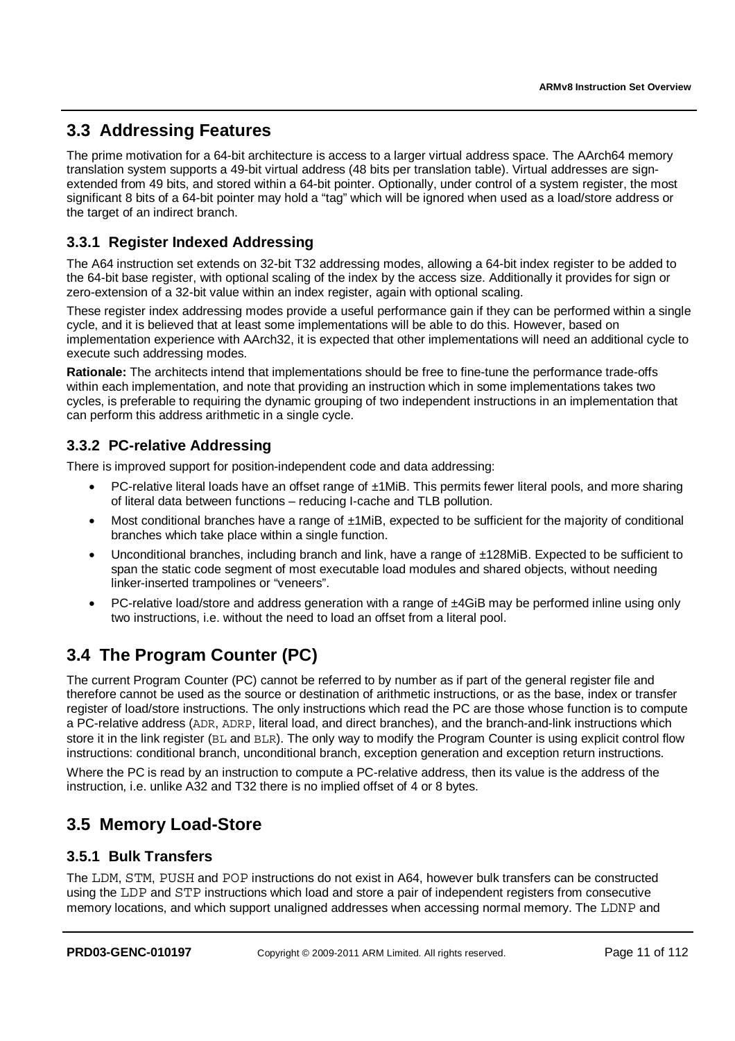## 3.3 Addressing Features

The prime motivation for a 64-bit architecture is access to a larger virtual address space. The AArch64 memory translation system supports a 49-bit virtual address (48 bits per translation table). Virtual addresses are sign-extended from 49 bits, and stored within a 64-bit pointer. Optionally, under control of a system register, the most significant 8 bits of a 64-bit pointer may hold a "tag" which will be ignored when used as a load/store address or the target of an indirect branch.

### 3.3.1 Register Indexed Addressing

The A64 instruction set extends on 32-bit T32 addressing modes, allowing a 64-bit index register to be added to the 64-bit base register, with optional scaling of the index by the access size. Additionally it provides for sign or zero-extension of a 32-bit value within an index register, again with optional scaling.

These register index addressing modes provide a useful performance gain if they can be performed within a single cycle, and it is believed that at least some implementations will be able to do this. However, based on implementation experience with AArch32, it is expected that other implementations will need an additional cycle to execute such addressing modes.

**Rationale:** The architects intend that implementations should be free to fine-tune the performance trade-offs within each implementation, and note that providing an instruction which in some implementations takes two cycles, is preferable to requiring the dynamic grouping of two independent instructions in an implementation that can perform this address arithmetic in a single cycle.

### 3.3.2 PC-relative Addressing

There is improved support for position-independent code and data addressing:

- PC-relative literal loads have an offset range of ±1MiB. This permits fewer literal pools, and more sharing of literal data between functions – reducing I-cache and TLB pollution.
- Most conditional branches have a range of ±1MiB, expected to be sufficient for the majority of conditional branches which take place within a single function.
- Unconditional branches, including branch and link, have a range of ±128MiB. Expected to be sufficient to span the static code segment of most executable load modules and shared objects, without needing linker-inserted trampolines or "veneers".
- PC-relative load/store and address generation with a range of ±4GiB may be performed inline using only two instructions, i.e. without the need to load an offset from a literal pool.

## 3.4 The Program Counter (PC)

The current Program Counter (PC) cannot be referred to by number as if part of the general register file and therefore cannot be used as the source or destination of arithmetic instructions, or as the base, index or transfer register of load/store instructions. The only instructions which read the PC are those whose function is to compute a PC-relative address (`ADR`, `ADRP`, literal load, and direct branches), and the branch-and-link instructions which store it in the link register (`BL` and `BLR`). The only way to modify the Program Counter is using explicit control flow instructions: conditional branch, unconditional branch, exception generation and exception return instructions.

Where the PC is read by an instruction to compute a PC-relative address, then its value is the address of the instruction, i.e. unlike A32 and T32 there is no implied offset of 4 or 8 bytes.

## 3.5 Memory Load-Store

### 3.5.1 Bulk Transfers

The `LDM`, `STM`, `PUSH` and `POP` instructions do not exist in A64, however bulk transfers can be constructed using the `LDP` and `STP` instructions which load and store a pair of independent registers from consecutive memory locations, and which support unaligned addresses when accessing normal memory. The `LDNP` and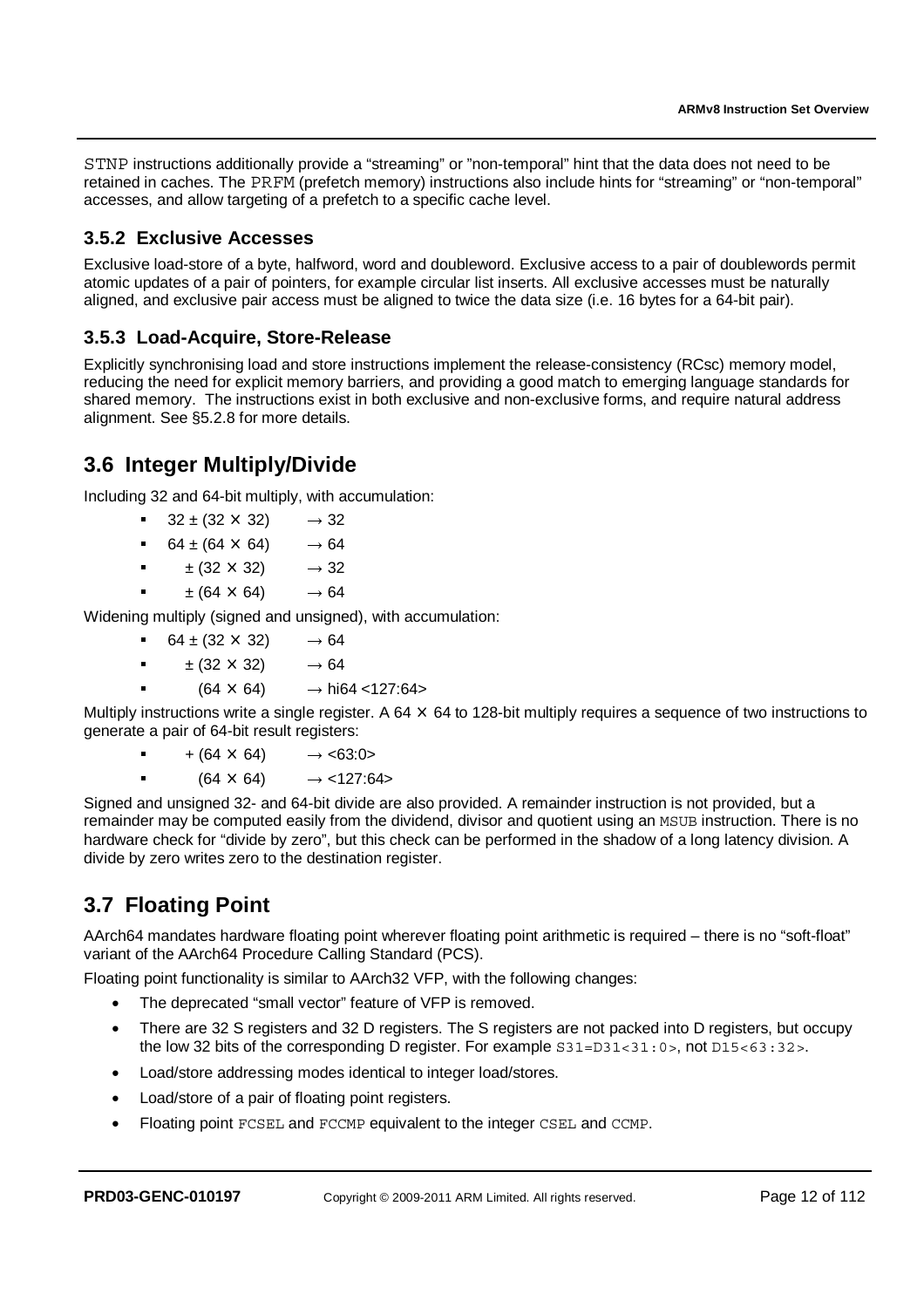`STNP` instructions additionally provide a "streaming" or "non-temporal" hint that the data does not need to be retained in caches. The `PRFM` (prefetch memory) instructions also include hints for "streaming" or "non-temporal" accesses, and allow targeting of a prefetch to a specific cache level.

### 3.5.2 Exclusive Accesses

Exclusive load-store of a byte, halfword, word and doubleword. Exclusive access to a pair of doublewords permit atomic updates of a pair of pointers, for example circular list inserts. All exclusive accesses must be naturally aligned, and exclusive pair access must be aligned to twice the data size (i.e. 16 bytes for a 64-bit pair).

### 3.5.3 Load-Acquire, Store-Release

Explicitly synchronising load and store instructions implement the release-consistency (RCsc) memory model, reducing the need for explicit memory barriers, and providing a good match to emerging language standards for shared memory. The instructions exist in both exclusive and non-exclusive forms, and require natural address alignment. See §5.2.8 for more details.

## 3.6 Integer Multiply/Divide

Including 32 and 64-bit multiply, with accumulation:

- $32 \pm (32 \times 32) \rightarrow 32$
- $64 \pm (64 \times 64) \rightarrow 64$
- $\pm (32 \times 32) \rightarrow 32$
- $\pm (64 \times 64) \rightarrow 64$

Widening multiply (signed and unsigned), with accumulation:

- $64 \pm (32 \times 32) \rightarrow 64$
- $\pm (32 \times 32) \rightarrow 64$
- $(64 \times 64) \rightarrow$ hi64 <127:64>

Multiply instructions write a single register. A $64 \times 64$ to 128-bit multiply requires a sequence of two instructions to generate a pair of 64-bit result registers:

- $+ (64 \times 64) \rightarrow$ <63:0>
- $(64 \times 64) \rightarrow$ <127:64>

Signed and unsigned 32- and 64-bit divide are also provided. A remainder instruction is not provided, but a remainder may be computed easily from the dividend, divisor and quotient using an `MSUB` instruction. There is no hardware check for "divide by zero", but this check can be performed in the shadow of a long latency division. A divide by zero writes zero to the destination register.

## 3.7 Floating Point

AArch64 mandates hardware floating point wherever floating point arithmetic is required – there is no "soft-float" variant of the AArch64 Procedure Calling Standard (PCS).

Floating point functionality is similar to AArch32 VFP, with the following changes:

- The deprecated "small vector" feature of VFP is removed.
- There are 32 S registers and 32 D registers. The S registers are not packed into D registers, but occupy the low 32 bits of the corresponding D register. For example `S31=D31<31:0>`, not `D15<63:32>`.
- Load/store addressing modes identical to integer load/stores.
- Load/store of a pair of floating point registers.
- Floating point `FCSEL` and `FCCMP` equivalent to the integer `CSEL` and `CCMP`.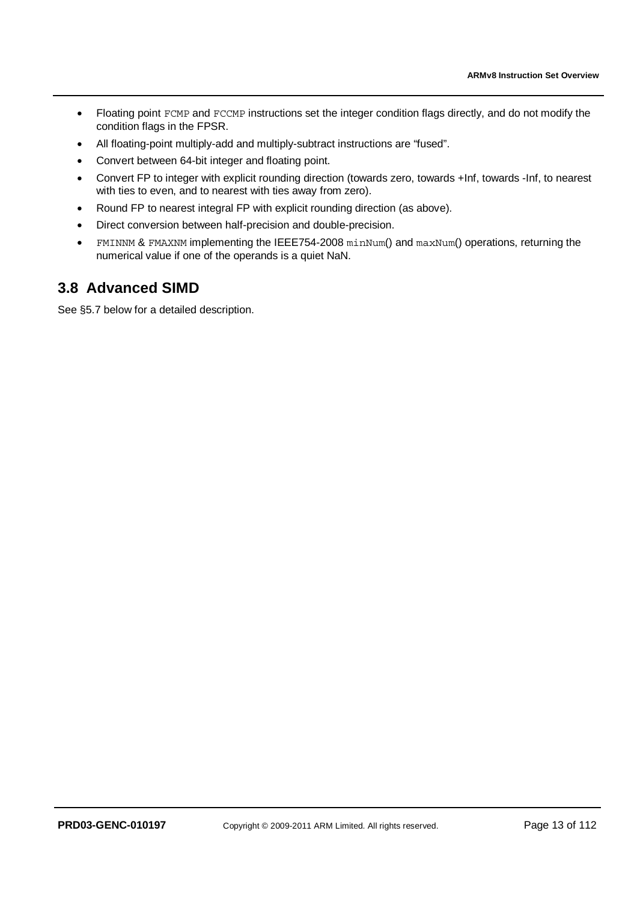- Floating point `FCMP` and `FCCMP` instructions set the integer condition flags directly, and do not modify the condition flags in the FPSR.
- All floating-point multiply-add and multiply-subtract instructions are "fused".
- Convert between 64-bit integer and floating point.
- Convert FP to integer with explicit rounding direction (towards zero, towards +Inf, towards -Inf, to nearest with ties to even, and to nearest with ties away from zero).
- Round FP to nearest integral FP with explicit rounding direction (as above).
- Direct conversion between half-precision and double-precision.
- `FMINNM` & `FMAXNM` implementing the IEEE754-2008 `minNum`() and `maxNum`() operations, returning the numerical value if one of the operands is a quiet NaN.

## 3.8 Advanced SIMD

See §5.7 below for a detailed description.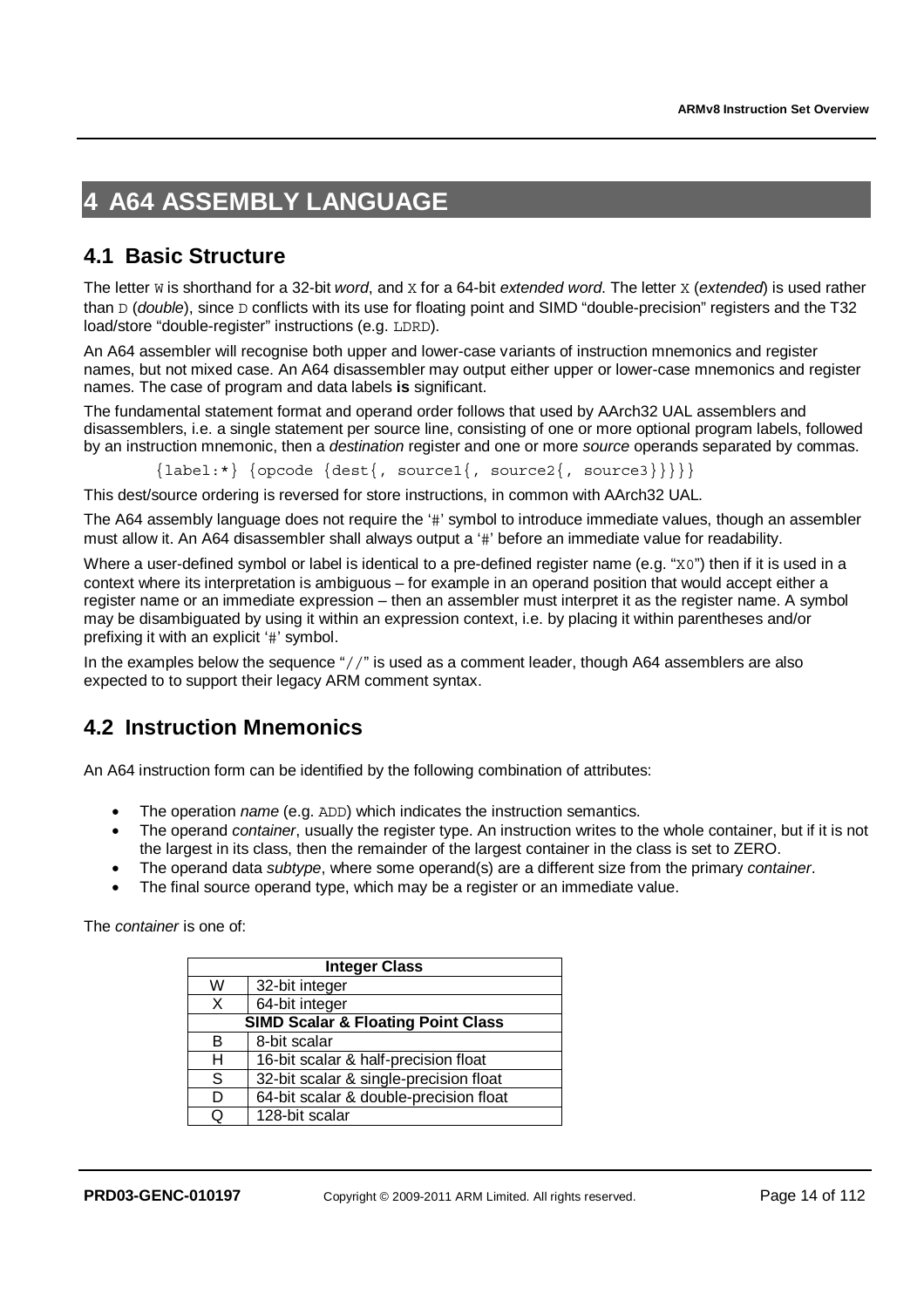# 4 A64 ASSEMBLY LANGUAGE

## 4.1 Basic Structure

The letter `W` is shorthand for a 32-bit *word*, and `X` for a 64-bit *extended word*. The letter `X` (*extended*) is used rather than `D` (*double*), since `D` conflicts with its use for floating point and SIMD "double-precision" registers and the T32 load/store "double-register" instructions (e.g. `LDRD`).

An A64 assembler will recognise both upper and lower-case variants of instruction mnemonics and register names, but not mixed case. An A64 disassembler may output either upper or lower-case mnemonics and register names. The case of program and data labels **is** significant.

The fundamental statement format and operand order follows that used by AArch32 UAL assemblers and disassemblers, i.e. a single statement per source line, consisting of one or more optional program labels, followed by an instruction mnemonic, then a *destination* register and one or more *source* operands separated by commas.

```
{label:*} {opcode {dest{, source1{, source2{, source3}}}}}
```

This dest/source ordering is reversed for store instructions, in common with AArch32 UAL.

The A64 assembly language does not require the '`#`' symbol to introduce immediate values, though an assembler must allow it. An A64 disassembler shall always output a '`#`' before an immediate value for readability.

Where a user-defined symbol or label is identical to a pre-defined register name (e.g. "`X0`") then if it is used in a context where its interpretation is ambiguous – for example in an operand position that would accept either a register name or an immediate expression – then an assembler must interpret it as the register name. A symbol may be disambiguated by using it within an expression context, i.e. by placing it within parentheses and/or prefixing it with an explicit '`#`' symbol.

In the examples below the sequence "`//`" is used as a comment leader, though A64 assemblers are also expected to to support their legacy ARM comment syntax.

## 4.2 Instruction Mnemonics

An A64 instruction form can be identified by the following combination of attributes:

- The operation *name* (e.g. `ADD`) which indicates the instruction semantics.
- The operand *container*, usually the register type. An instruction writes to the whole container, but if it is not the largest in its class, then the remainder of the largest container in the class is set to ZERO.
- The operand data *subtype*, where some operand(s) are a different size from the primary *container*.
- The final source operand type, which may be a register or an immediate value.

The *container* is one of:

| **Integer Class** | |
|---|---|
| W | 32-bit integer |
| X | 64-bit integer |
| **SIMD Scalar & Floating Point Class** | |
| B | 8-bit scalar |
| H | 16-bit scalar & half-precision float |
| S | 32-bit scalar & single-precision float |
| D | 64-bit scalar & double-precision float |
| Q | 128-bit scalar |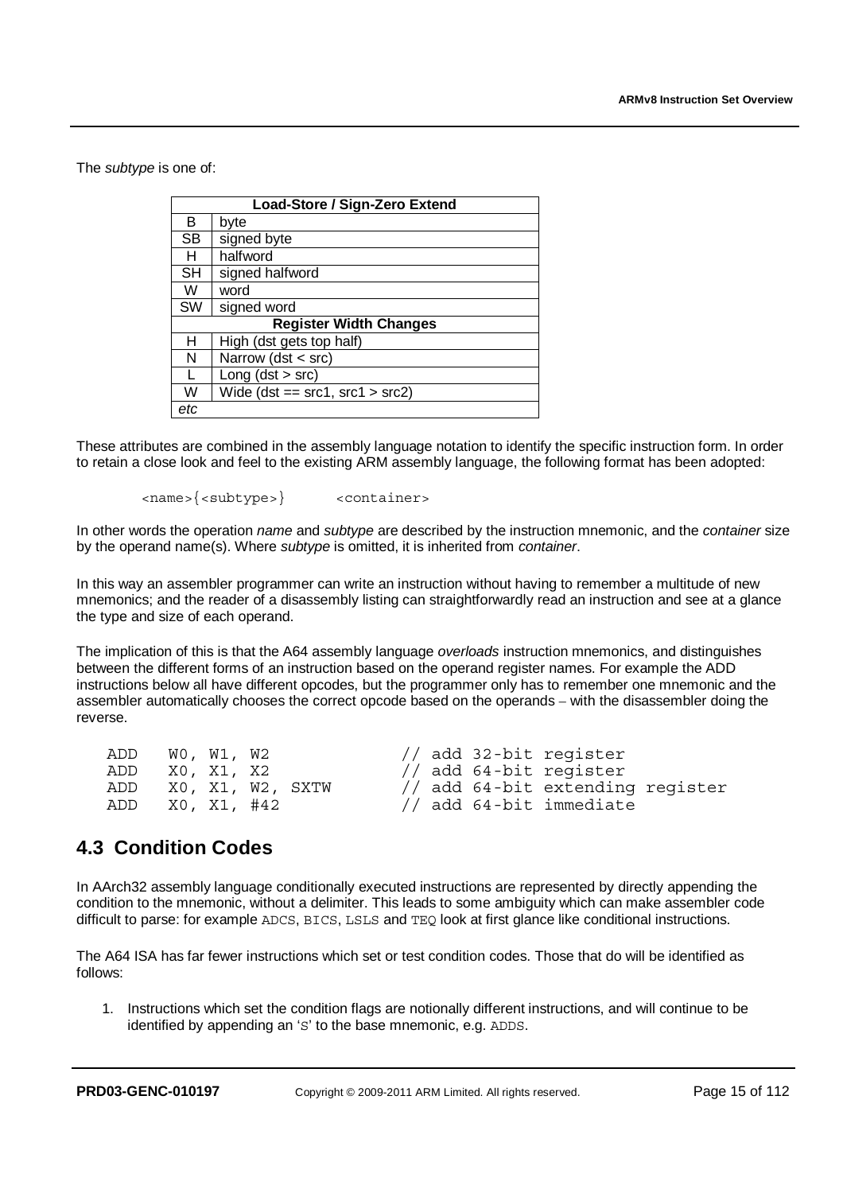The *subtype* is one of:

| Load-Store / Sign-Zero Extend | |
|---|---|
| B | byte |
| SB | signed byte |
| H | halfword |
| SH | signed halfword |
| W | word |
| SW | signed word |
| **Register Width Changes** | |
| H | High (dst gets top half) |
| N | Narrow (dst < src) |
| L | Long (dst > src) |
| W | Wide (dst == src1, src1 > src2) |
| *etc* | |

These attributes are combined in the assembly language notation to identify the specific instruction form. In order to retain a close look and feel to the existing ARM assembly language, the following format has been adopted:

```
<name>{<subtype>}      <container>
```

In other words the operation *name* and *subtype* are described by the instruction mnemonic, and the *container* size by the operand name(s). Where *subtype* is omitted, it is inherited from *container*.

In this way an assembler programmer can write an instruction without having to remember a multitude of new mnemonics; and the reader of a disassembly listing can straightforwardly read an instruction and see at a glance the type and size of each operand.

The implication of this is that the A64 assembly language *overloads* instruction mnemonics, and distinguishes between the different forms of an instruction based on the operand register names. For example the ADD instructions below all have different opcodes, but the programmer only has to remember one mnemonic and the assembler automatically chooses the correct opcode based on the operands – with the disassembler doing the reverse.

```
ADD   W0, W1, W2            // add 32-bit register
ADD   X0, X1, X2            // add 64-bit register
ADD   X0, X1, W2, SXTW      // add 64-bit extending register
ADD   X0, X1, #42           // add 64-bit immediate
```

## 4.3 Condition Codes

In AArch32 assembly language conditionally executed instructions are represented by directly appending the condition to the mnemonic, without a delimiter. This leads to some ambiguity which can make assembler code difficult to parse: for example `ADCS`, `BICS`, `LSLS` and `TEQ` look at first glance like conditional instructions.

The A64 ISA has far fewer instructions which set or test condition codes. Those that do will be identified as follows:

1. Instructions which set the condition flags are notionally different instructions, and will continue to be identified by appending an '`S`' to the base mnemonic, e.g. `ADDS`.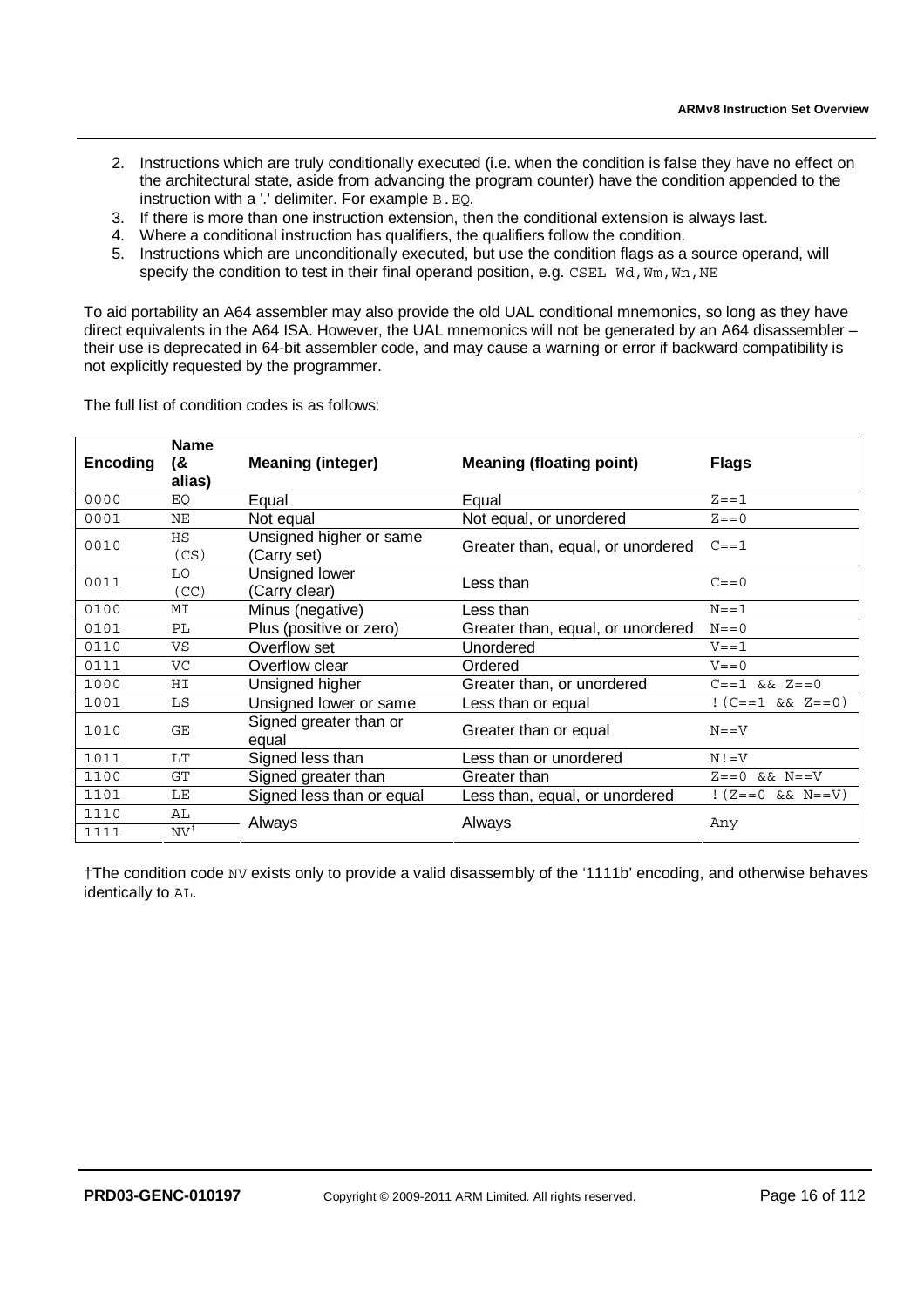2. Instructions which are truly conditionally executed (i.e. when the condition is false they have no effect on the architectural state, aside from advancing the program counter) have the condition appended to the instruction with a '.' delimiter. For example `B.EQ`.
3. If there is more than one instruction extension, then the conditional extension is always last.
4. Where a conditional instruction has qualifiers, the qualifiers follow the condition.
5. Instructions which are unconditionally executed, but use the condition flags as a source operand, will specify the condition to test in their final operand position, e.g. `CSEL Wd,Wm,Wn,NE`

To aid portability an A64 assembler may also provide the old UAL conditional mnemonics, so long as they have direct equivalents in the A64 ISA. However, the UAL mnemonics will not be generated by an A64 disassembler – their use is deprecated in 64-bit assembler code, and may cause a warning or error if backward compatibility is not explicitly requested by the programmer.

The full list of condition codes is as follows:

| Encoding | Name (& alias) | Meaning (integer) | Meaning (floating point) | Flags |
|---|---|---|---|---|
| 0000 | EQ | Equal | Equal | Z==1 |
| 0001 | NE | Not equal | Not equal, or unordered | Z==0 |
| 0010 | HS (CS) | Unsigned higher or same (Carry set) | Greater than, equal, or unordered | C==1 |
| 0011 | LO (CC) | Unsigned lower (Carry clear) | Less than | C==0 |
| 0100 | MI | Minus (negative) | Less than | N==1 |
| 0101 | PL | Plus (positive or zero) | Greater than, equal, or unordered | N==0 |
| 0110 | VS | Overflow set | Unordered | V==1 |
| 0111 | VC | Overflow clear | Ordered | V==0 |
| 1000 | HI | Unsigned higher | Greater than, or unordered | C==1 && Z==0 |
| 1001 | LS | Unsigned lower or same | Less than or equal | !(C==1 && Z==0) |
| 1010 | GE | Signed greater than or equal | Greater than or equal | N==V |
| 1011 | LT | Signed less than | Less than or unordered | N!=V |
| 1100 | GT | Signed greater than | Greater than | Z==0 && N==V |
| 1101 | LE | Signed less than or equal | Less than, equal, or unordered | !(Z==0 && N==V) |
| 1110 | AL | Always | Always | Any |
| 1111 | NV† | Always | Always | Any |

†The condition code NV exists only to provide a valid disassembly of the '1111b' encoding, and otherwise behaves identically to AL.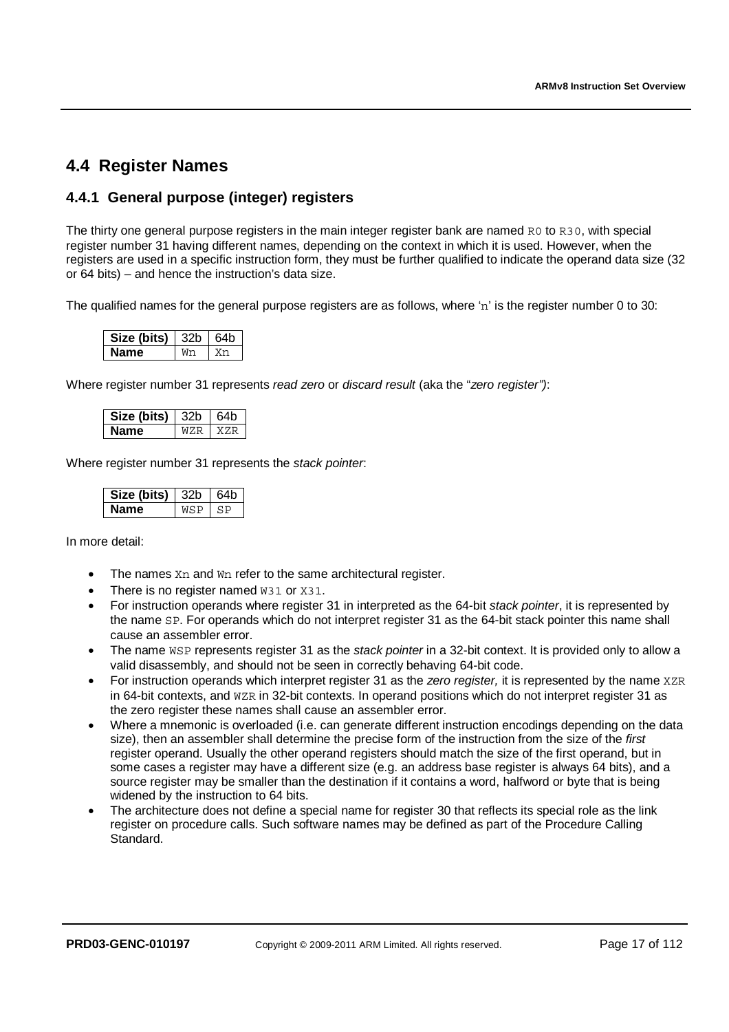## 4.4 Register Names

### 4.4.1 General purpose (integer) registers

The thirty one general purpose registers in the main integer register bank are named `R0` to `R30`, with special register number 31 having different names, depending on the context in which it is used. However, when the registers are used in a specific instruction form, they must be further qualified to indicate the operand data size (32 or 64 bits) – and hence the instruction's data size.

The qualified names for the general purpose registers are as follows, where '`n`' is the register number 0 to 30:

| Size (bits) | 32b | 64b |
|---|---|---|
| **Name** | `Wn` | `Xn` |

Where register number 31 represents *read zero* or *discard result* (aka the "*zero register")*:

| Size (bits) | 32b | 64b |
|---|---|---|
| **Name** | `WZR` | `XZR` |

Where register number 31 represents the *stack pointer*:

| Size (bits) | 32b | 64b |
|---|---|---|
| **Name** | `WSP` | `SP` |

In more detail:

- The names `Xn` and `Wn` refer to the same architectural register.
- There is no register named `W31` or `X31`.
- For instruction operands where register 31 in interpreted as the 64-bit *stack pointer*, it is represented by the name `SP`. For operands which do not interpret register 31 as the 64-bit stack pointer this name shall cause an assembler error.
- The name `WSP` represents register 31 as the *stack pointer* in a 32-bit context. It is provided only to allow a valid disassembly, and should not be seen in correctly behaving 64-bit code.
- For instruction operands which interpret register 31 as the *zero register,* it is represented by the name `XZR` in 64-bit contexts, and `WZR` in 32-bit contexts. In operand positions which do not interpret register 31 as the zero register these names shall cause an assembler error.
- Where a mnemonic is overloaded (i.e. can generate different instruction encodings depending on the data size), then an assembler shall determine the precise form of the instruction from the size of the *first* register operand. Usually the other operand registers should match the size of the first operand, but in some cases a register may have a different size (e.g. an address base register is always 64 bits), and a source register may be smaller than the destination if it contains a word, halfword or byte that is being widened by the instruction to 64 bits.
- The architecture does not define a special name for register 30 that reflects its special role as the link register on procedure calls. Such software names may be defined as part of the Procedure Calling Standard.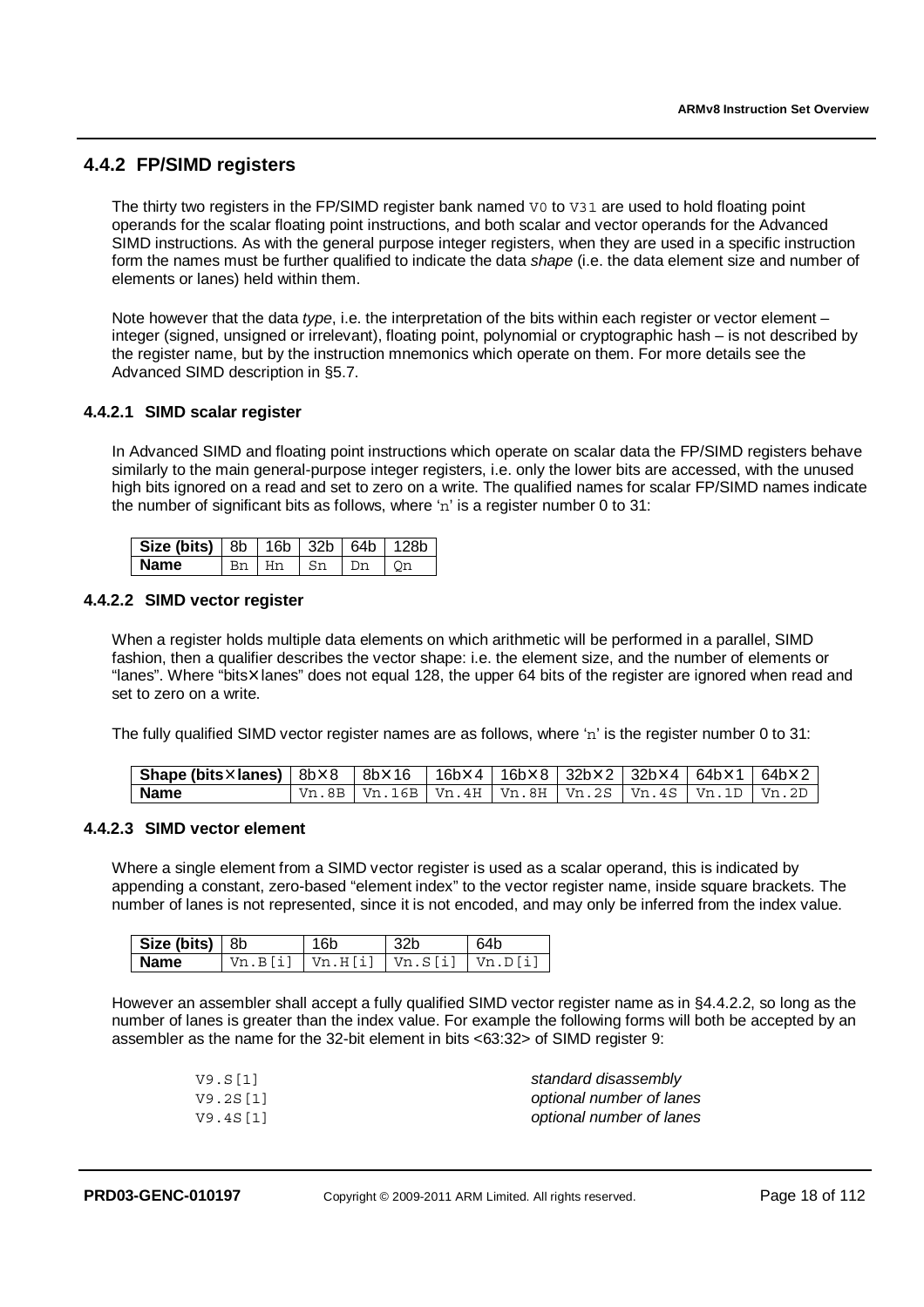## 4.4.2 FP/SIMD registers

The thirty two registers in the FP/SIMD register bank named `V0` to `V31` are used to hold floating point operands for the scalar floating point instructions, and both scalar and vector operands for the Advanced SIMD instructions. As with the general purpose integer registers, when they are used in a specific instruction form the names must be further qualified to indicate the data *shape* (i.e. the data element size and number of elements or lanes) held within them.

Note however that the data *type*, i.e. the interpretation of the bits within each register or vector element – integer (signed, unsigned or irrelevant), floating point, polynomial or cryptographic hash – is not described by the register name, but by the instruction mnemonics which operate on them. For more details see the Advanced SIMD description in §5.7.

### 4.4.2.1 SIMD scalar register

In Advanced SIMD and floating point instructions which operate on scalar data the FP/SIMD registers behave similarly to the main general-purpose integer registers, i.e. only the lower bits are accessed, with the unused high bits ignored on a read and set to zero on a write. The qualified names for scalar FP/SIMD names indicate the number of significant bits as follows, where '`n`' is a register number 0 to 31:

| **Size (bits)** | 8b | 16b | 32b | 64b | 128b |
|---|---|---|---|---|---|
| **Name** | `Bn` | `Hn` | `Sn` | `Dn` | `Qn` |

### 4.4.2.2 SIMD vector register

When a register holds multiple data elements on which arithmetic will be performed in a parallel, SIMD fashion, then a qualifier describes the vector shape: i.e. the element size, and the number of elements or "lanes". Where "bits×lanes" does not equal 128, the upper 64 bits of the register are ignored when read and set to zero on a write.

The fully qualified SIMD vector register names are as follows, where '`n`' is the register number 0 to 31:

| **Shape (bits×lanes)** | 8b×8 | 8b×16 | 16b×4 | 16b×8 | 32b×2 | 32b×4 | 64b×1 | 64b×2 |
|---|---|---|---|---|---|---|---|---|
| **Name** | `Vn.8B` | `Vn.16B` | `Vn.4H` | `Vn.8H` | `Vn.2S` | `Vn.4S` | `Vn.1D` | `Vn.2D` |

### 4.4.2.3 SIMD vector element

Where a single element from a SIMD vector register is used as a scalar operand, this is indicated by appending a constant, zero-based "element index" to the vector register name, inside square brackets. The number of lanes is not represented, since it is not encoded, and may only be inferred from the index value.

| **Size (bits)** | 8b | 16b | 32b | 64b |
|---|---|---|---|---|
| **Name** | `Vn.B[i]` | `Vn.H[i]` | `Vn.S[i]` | `Vn.D[i]` |

However an assembler shall accept a fully qualified SIMD vector register name as in §4.4.2.2, so long as the number of lanes is greater than the index value. For example the following forms will both be accepted by an assembler as the name for the 32-bit element in bits <63:32> of SIMD register 9:

| | |
|---|---|
| `V9.S[1]` | *standard disassembly* |
| `V9.2S[1]` | *optional number of lanes* |
| `V9.4S[1]` | *optional number of lanes* |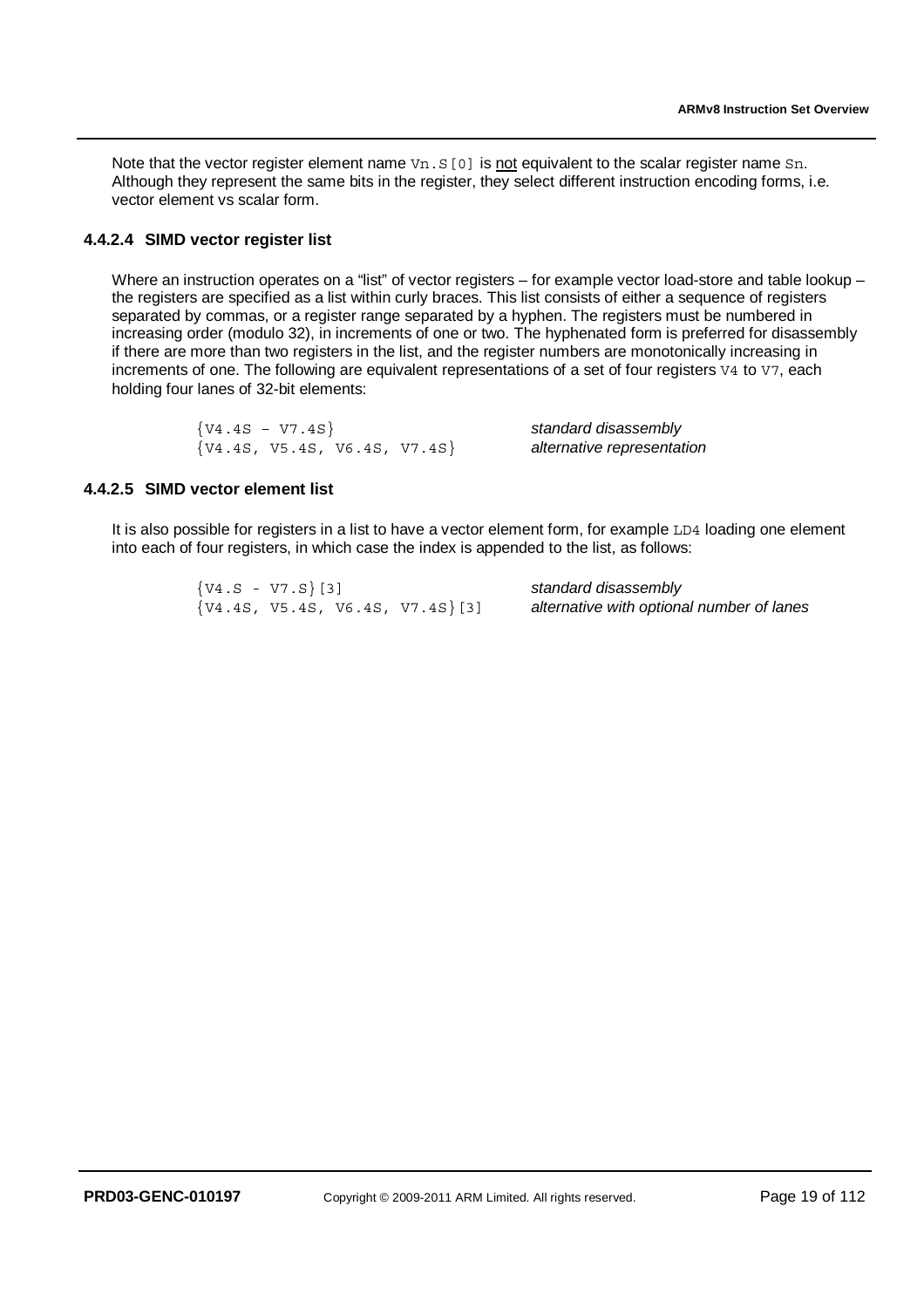Note that the vector register element name `Vn.S[0]` is not equivalent to the scalar register name `Sn`. Although they represent the same bits in the register, they select different instruction encoding forms, i.e. vector element vs scalar form.

#### 4.4.2.4 SIMD vector register list

Where an instruction operates on a "list" of vector registers – for example vector load-store and table lookup – the registers are specified as a list within curly braces. This list consists of either a sequence of registers separated by commas, or a register range separated by a hyphen. The registers must be numbered in increasing order (modulo 32), in increments of one or two. The hyphenated form is preferred for disassembly if there are more than two registers in the list, and the register numbers are monotonically increasing in increments of one. The following are equivalent representations of a set of four registers `V4` to `V7`, each holding four lanes of 32-bit elements:

```
{V4.4S – V7.4S}                  standard disassembly
{V4.4S, V5.4S, V6.4S, V7.4S}     alternative representation
```

#### 4.4.2.5 SIMD vector element list

It is also possible for registers in a list to have a vector element form, for example `LD4` loading one element into each of four registers, in which case the index is appended to the list, as follows:

```
{V4.S - V7.S}[3]                 standard disassembly
{V4.4S, V5.4S, V6.4S, V7.4S}[3]  alternative with optional number of lanes
```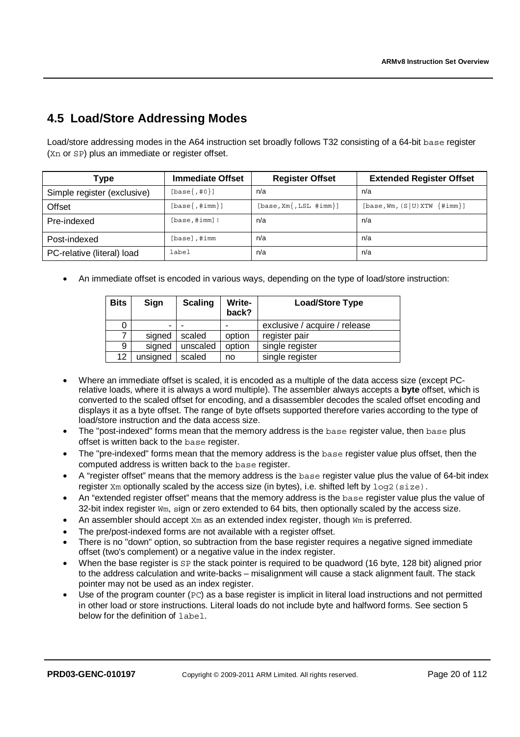## 4.5 Load/Store Addressing Modes

Load/store addressing modes in the A64 instruction set broadly follows T32 consisting of a 64-bit `base` register (`Xn` or `SP`) plus an immediate or register offset.

| Type | Immediate Offset | Register Offset | Extended Register Offset |
|---|---|---|---|
| Simple register (exclusive) | `[base{,#0}]` | n/a | n/a |
| Offset | `[base{,#imm}]` | `[base,Xm{,LSL #imm}]` | `[base,Wm,(S\|U)XTW {#imm}]` |
| Pre-indexed | `[base,#imm]!` | n/a | n/a |
| Post-indexed | `[base],#imm` | n/a | n/a |
| PC-relative (literal) load | `label` | n/a | n/a |

- An immediate offset is encoded in various ways, depending on the type of load/store instruction:

| Bits | Sign | Scaling | Write-back? | Load/Store Type |
|---|---|---|---|---|
| 0 | - | - | - | exclusive / acquire / release |
| 7 | signed | scaled | option | register pair |
| 9 | signed | unscaled | option | single register |
| 12 | unsigned | scaled | no | single register |

- Where an immediate offset is scaled, it is encoded as a multiple of the data access size (except PC-relative loads, where it is always a word multiple). The assembler always accepts a **byte** offset, which is converted to the scaled offset for encoding, and a disassembler decodes the scaled offset encoding and displays it as a byte offset. The range of byte offsets supported therefore varies according to the type of load/store instruction and the data access size.
- The "post-indexed" forms mean that the memory address is the `base` register value, then `base` plus offset is written back to the `base` register.
- The "pre-indexed" forms mean that the memory address is the `base` register value plus offset, then the computed address is written back to the `base` register.
- A "register offset" means that the memory address is the `base` register value plus the value of 64-bit index register `Xm` optionally scaled by the access size (in bytes), i.e. shifted left by `log2(size)`.
- An "extended register offset" means that the memory address is the `base` register value plus the value of 32-bit index register `Wm`, sign or zero extended to 64 bits, then optionally scaled by the access size.
- An assembler should accept `Xm` as an extended index register, though `Wm` is preferred.
- The pre/post-indexed forms are not available with a register offset.
- There is no "down" option, so subtraction from the base register requires a negative signed immediate offset (two's complement) or a negative value in the index register.
- When the base register is `SP` the stack pointer is required to be quadword (16 byte, 128 bit) aligned prior to the address calculation and write-backs – misalignment will cause a stack alignment fault. The stack pointer may not be used as an index register.
- Use of the program counter (`PC`) as a base register is implicit in literal load instructions and not permitted in other load or store instructions. Literal loads do not include byte and halfword forms. See section 5 below for the definition of `label`.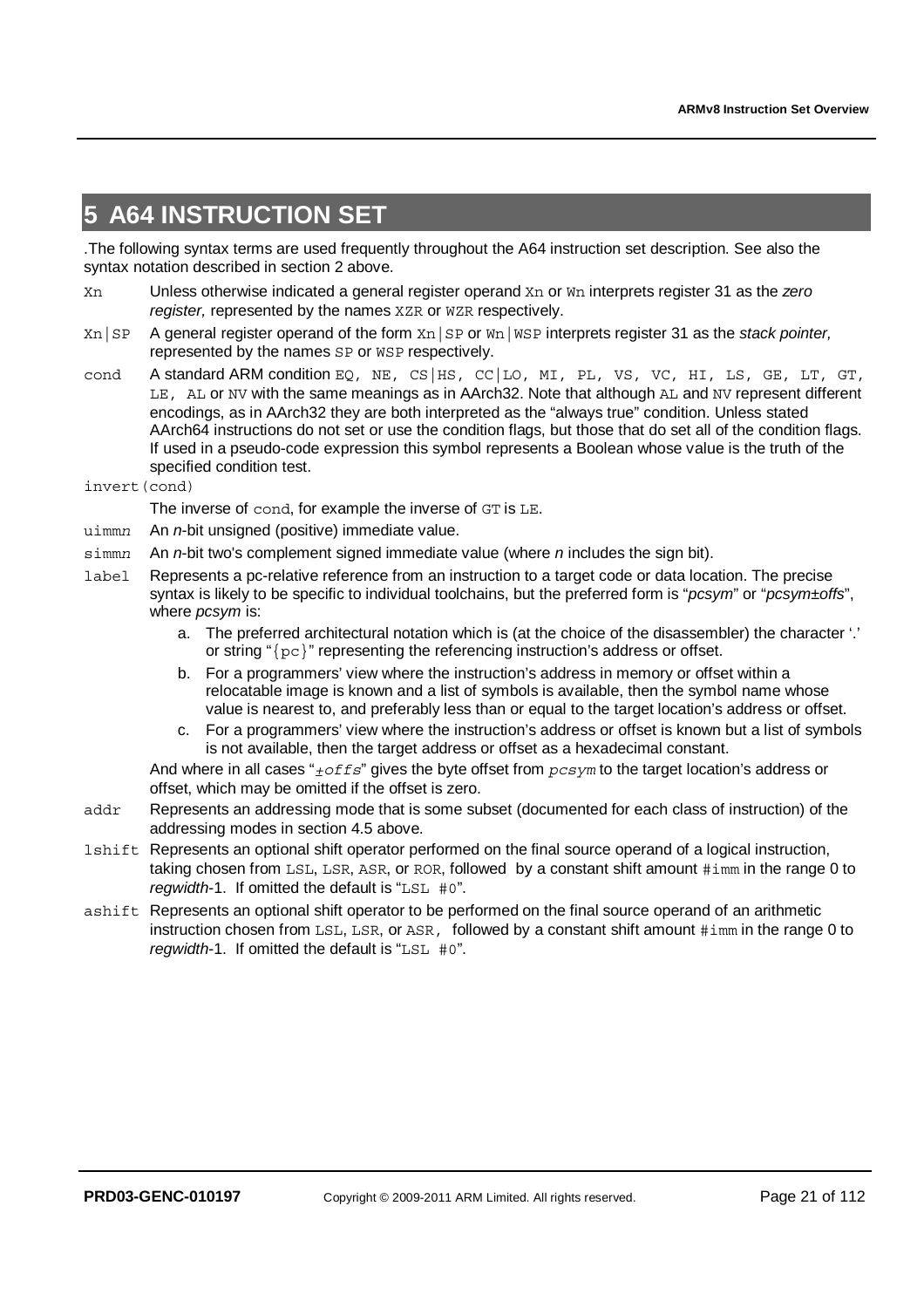# 5 A64 INSTRUCTION SET

.The following syntax terms are used frequently throughout the A64 instruction set description. See also the syntax notation described in section 2 above.

`Xn` Unless otherwise indicated a general register operand `Xn` or `Wn` interprets register 31 as the *zero register,* represented by the names `XZR` or `WZR` respectively.

`Xn|SP` A general register operand of the form `Xn|SP` or `Wn|WSP` interprets register 31 as the *stack pointer,* represented by the names `SP` or `WSP` respectively.

`cond` A standard ARM condition `EQ, NE, CS|HS, CC|LO, MI, PL, VS, VC, HI, LS, GE, LT, GT, LE, AL` or `NV` with the same meanings as in AArch32. Note that although `AL` and `NV` represent different encodings, as in AArch32 they are both interpreted as the "always true" condition. Unless stated AArch64 instructions do not set or use the condition flags, but those that do set all of the condition flags. If used in a pseudo-code expression this symbol represents a Boolean whose value is the truth of the specified condition test.

`invert(cond)`

The inverse of `cond`, for example the inverse of `GT` is `LE`.

`uimmn` An *n*-bit unsigned (positive) immediate value.

`simmn` An *n*-bit two's complement signed immediate value (where *n* includes the sign bit).

`label` Represents a pc-relative reference from an instruction to a target code or data location. The precise syntax is likely to be specific to individual toolchains, but the preferred form is "*pcsym*" or "*pcsym±offs*", where *pcsym* is:

a. The preferred architectural notation which is (at the choice of the disassembler) the character '.' or string "`{pc}`" representing the referencing instruction's address or offset.

b. For a programmers' view where the instruction's address in memory or offset within a relocatable image is known and a list of symbols is available, then the symbol name whose value is nearest to, and preferably less than or equal to the target location's address or offset.

c. For a programmers' view where the instruction's address or offset is known but a list of symbols is not available, then the target address or offset as a hexadecimal constant.

And where in all cases "*±offs*" gives the byte offset from *pcsym* to the target location's address or offset, which may be omitted if the offset is zero.

`addr` Represents an addressing mode that is some subset (documented for each class of instruction) of the addressing modes in section 4.5 above.

`lshift` Represents an optional shift operator performed on the final source operand of a logical instruction, taking chosen from `LSL`, `LSR`, `ASR`, or `ROR`, followed by a constant shift amount `#imm` in the range 0 to *regwidth*-1. If omitted the default is "`LSL #0`".

`ashift` Represents an optional shift operator to be performed on the final source operand of an arithmetic instruction chosen from `LSL`, `LSR`, or `ASR`, followed by a constant shift amount `#imm` in the range 0 to *regwidth*-1. If omitted the default is "`LSL #0`".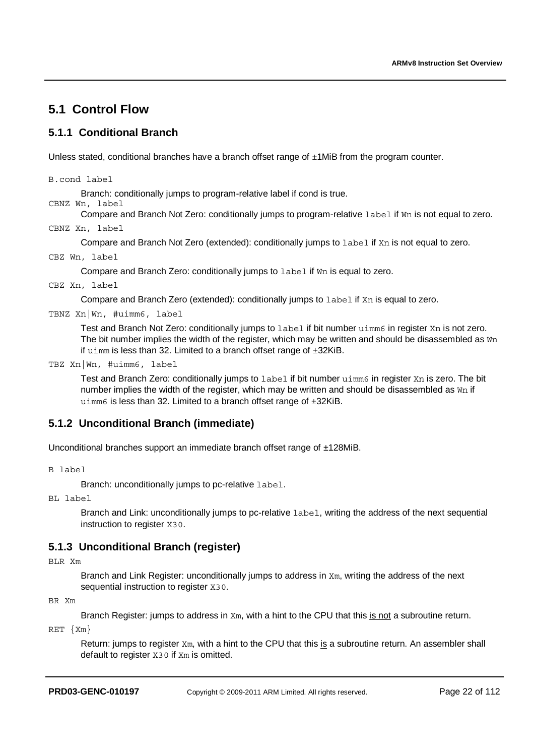## 5.1 Control Flow

### 5.1.1 Conditional Branch

Unless stated, conditional branches have a branch offset range of ±1MiB from the program counter.

`B.cond label`

Branch: conditionally jumps to program-relative label if cond is true.

`CBNZ Wn, label`

Compare and Branch Not Zero: conditionally jumps to program-relative `label` if `Wn` is not equal to zero.

`CBNZ Xn, label`

Compare and Branch Not Zero (extended): conditionally jumps to `label` if `Xn` is not equal to zero.

`CBZ Wn, label`

Compare and Branch Zero: conditionally jumps to `label` if `Wn` is equal to zero.

`CBZ Xn, label`

Compare and Branch Zero (extended): conditionally jumps to `label` if `Xn` is equal to zero.

`TBNZ Xn|Wn, #uimm6, label`

Test and Branch Not Zero: conditionally jumps to `label` if bit number `uimm6` in register `Xn` is not zero. The bit number implies the width of the register, which may be written and should be disassembled as `Wn` if `uimm` is less than 32. Limited to a branch offset range of ±32KiB.

`TBZ Xn|Wn, #uimm6, label`

Test and Branch Zero: conditionally jumps to `label` if bit number `uimm6` in register `Xn` is zero. The bit number implies the width of the register, which may be written and should be disassembled as `Wn` if `uimm6` is less than 32. Limited to a branch offset range of ±32KiB.

### 5.1.2 Unconditional Branch (immediate)

Unconditional branches support an immediate branch offset range of ±128MiB.

`B label`

Branch: unconditionally jumps to pc-relative `label`.

`BL label`

Branch and Link: unconditionally jumps to pc-relative `label`, writing the address of the next sequential instruction to register `X30`.

### 5.1.3 Unconditional Branch (register)

`BLR Xm`

Branch and Link Register: unconditionally jumps to address in `Xm`, writing the address of the next sequential instruction to register `X30`.

`BR Xm`

Branch Register: jumps to address in `Xm`, with a hint to the CPU that this is not a subroutine return.

`RET {Xm}`

Return: jumps to register `Xm`, with a hint to the CPU that this is a subroutine return. An assembler shall default to register `X30` if `Xm` is omitted.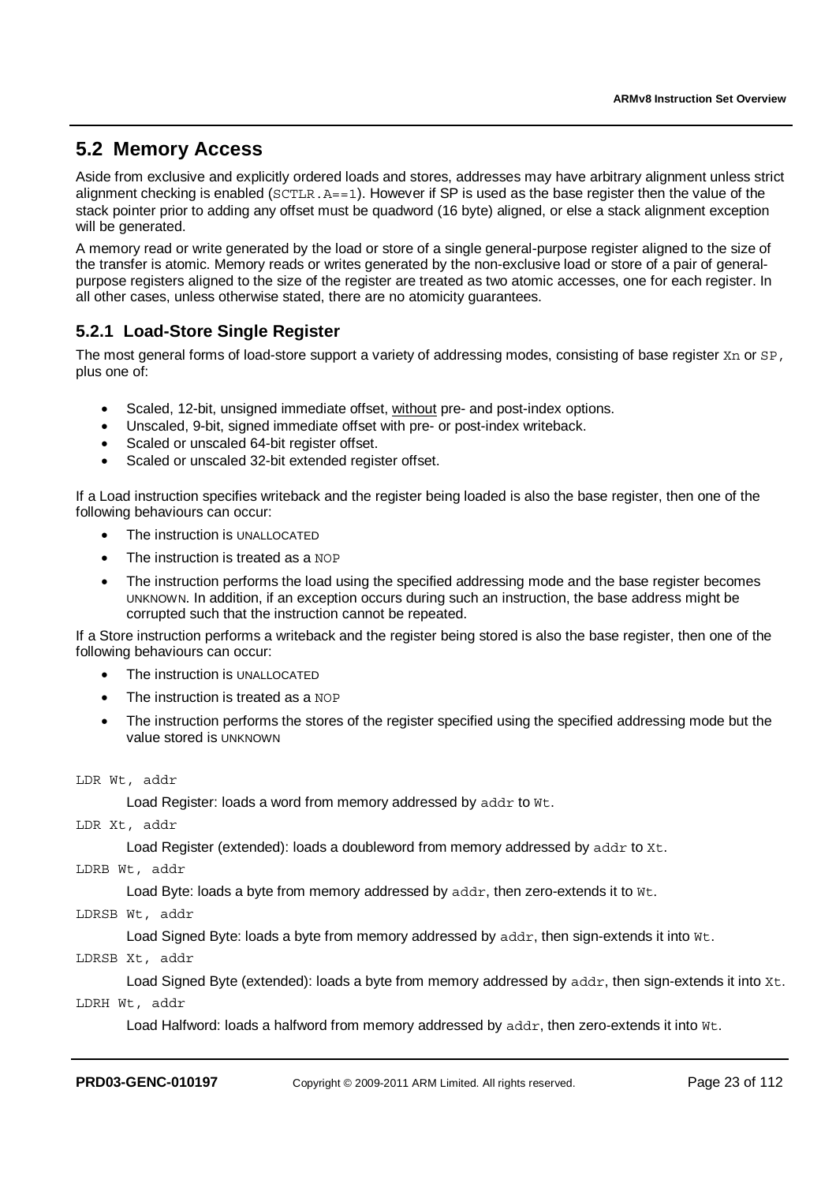## 5.2 Memory Access

Aside from exclusive and explicitly ordered loads and stores, addresses may have arbitrary alignment unless strict alignment checking is enabled (`SCTLR.A==1`). However if SP is used as the base register then the value of the stack pointer prior to adding any offset must be quadword (16 byte) aligned, or else a stack alignment exception will be generated.

A memory read or write generated by the load or store of a single general-purpose register aligned to the size of the transfer is atomic. Memory reads or writes generated by the non-exclusive load or store of a pair of general-purpose registers aligned to the size of the register are treated as two atomic accesses, one for each register. In all other cases, unless otherwise stated, there are no atomicity guarantees.

### 5.2.1 Load-Store Single Register

The most general forms of load-store support a variety of addressing modes, consisting of base register `Xn` or `SP`, plus one of:

- Scaled, 12-bit, unsigned immediate offset, <u>without</u> pre- and post-index options.
- Unscaled, 9-bit, signed immediate offset with pre- or post-index writeback.
- Scaled or unscaled 64-bit register offset.
- Scaled or unscaled 32-bit extended register offset.

If a Load instruction specifies writeback and the register being loaded is also the base register, then one of the following behaviours can occur:

- The instruction is UNALLOCATED
- The instruction is treated as a `NOP`
- The instruction performs the load using the specified addressing mode and the base register becomes UNKNOWN. In addition, if an exception occurs during such an instruction, the base address might be corrupted such that the instruction cannot be repeated.

If a Store instruction performs a writeback and the register being stored is also the base register, then one of the following behaviours can occur:

- The instruction is UNALLOCATED
- The instruction is treated as a `NOP`
- The instruction performs the stores of the register specified using the specified addressing mode but the value stored is UNKNOWN

`LDR Wt, addr`

Load Register: loads a word from memory addressed by `addr` to `Wt`.

`LDR Xt, addr`

Load Register (extended): loads a doubleword from memory addressed by `addr` to `Xt`.

`LDRB Wt, addr`

Load Byte: loads a byte from memory addressed by `addr`, then zero-extends it to `Wt`.

`LDRSB Wt, addr`

Load Signed Byte: loads a byte from memory addressed by `addr`, then sign-extends it into `Wt`.

`LDRSB Xt, addr`

Load Signed Byte (extended): loads a byte from memory addressed by `addr`, then sign-extends it into `Xt`.

`LDRH Wt, addr`

Load Halfword: loads a halfword from memory addressed by `addr`, then zero-extends it into `Wt`.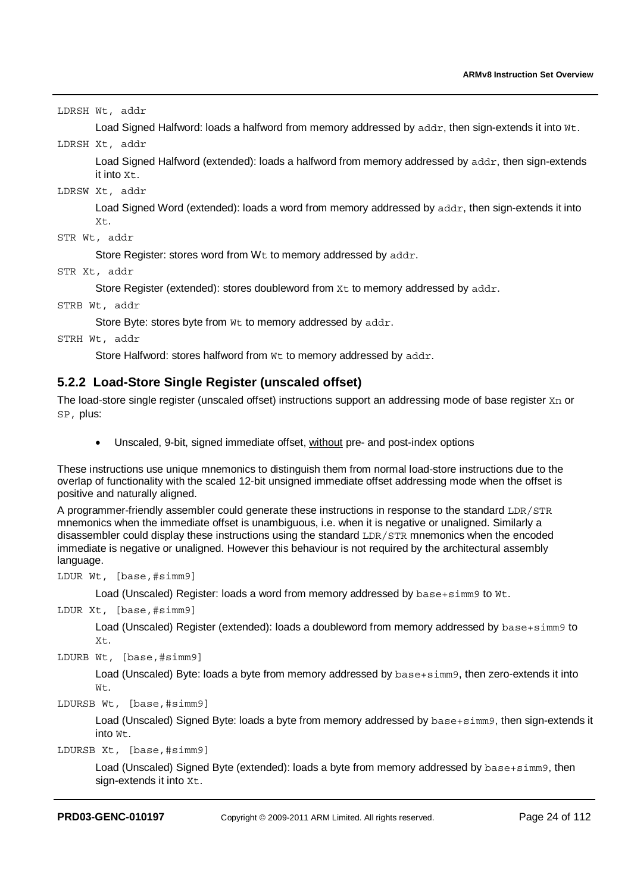`LDRSH Wt, addr`

Load Signed Halfword: loads a halfword from memory addressed by `addr`, then sign-extends it into `Wt`.

`LDRSH Xt, addr`

Load Signed Halfword (extended): loads a halfword from memory addressed by `addr`, then sign-extends it into `Xt`.

`LDRSW Xt, addr`

Load Signed Word (extended): loads a word from memory addressed by `addr`, then sign-extends it into `Xt`.

`STR Wt, addr`

Store Register: stores word from `Wt` to memory addressed by `addr`.

`STR Xt, addr`

Store Register (extended): stores doubleword from `Xt` to memory addressed by `addr`.

`STRB Wt, addr`

Store Byte: stores byte from `Wt` to memory addressed by `addr`.

`STRH Wt, addr`

Store Halfword: stores halfword from `Wt` to memory addressed by `addr`.

### 5.2.2 Load-Store Single Register (unscaled offset)

The load-store single register (unscaled offset) instructions support an addressing mode of base register `Xn` or `SP`, plus:

- Unscaled, 9-bit, signed immediate offset, <u>without</u> pre- and post-index options

These instructions use unique mnemonics to distinguish them from normal load-store instructions due to the overlap of functionality with the scaled 12-bit unsigned immediate offset addressing mode when the offset is positive and naturally aligned.

A programmer-friendly assembler could generate these instructions in response to the standard `LDR/STR` mnemonics when the immediate offset is unambiguous, i.e. when it is negative or unaligned. Similarly a disassembler could display these instructions using the standard `LDR/STR` mnemonics when the encoded immediate is negative or unaligned. However this behaviour is not required by the architectural assembly language.

`LDUR Wt, [base,#simm9]`

Load (Unscaled) Register: loads a word from memory addressed by `base+simm9` to `Wt`.

`LDUR Xt, [base,#simm9]`

Load (Unscaled) Register (extended): loads a doubleword from memory addressed by `base+simm9` to `Xt`.

`LDURB Wt, [base,#simm9]`

Load (Unscaled) Byte: loads a byte from memory addressed by `base+simm9`, then zero-extends it into `Wt`.

`LDURSB Wt, [base,#simm9]`

Load (Unscaled) Signed Byte: loads a byte from memory addressed by `base+simm9`, then sign-extends it into `Wt`.

`LDURSB Xt, [base,#simm9]`

Load (Unscaled) Signed Byte (extended): loads a byte from memory addressed by `base+simm9`, then sign-extends it into `Xt`.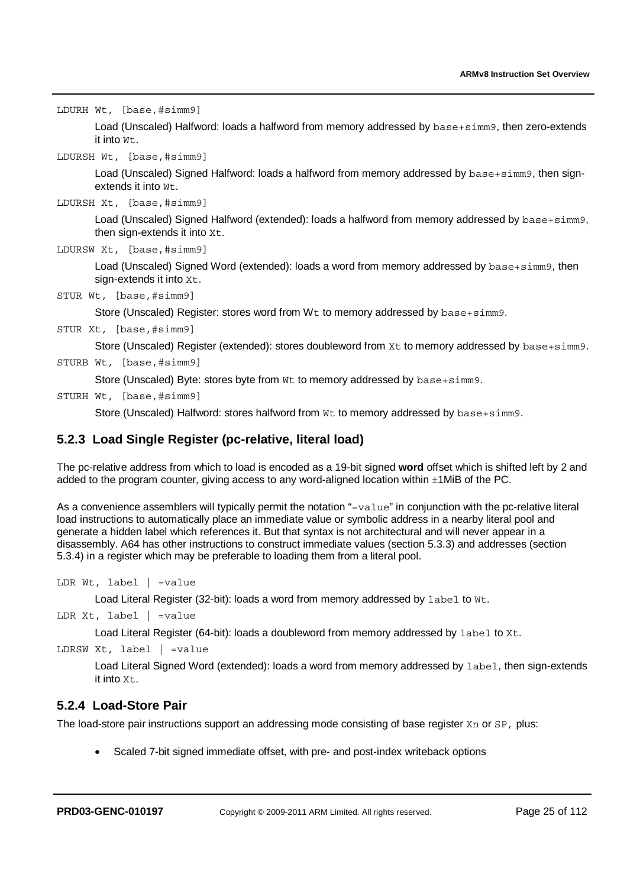`LDURH Wt, [base,#simm9]`

Load (Unscaled) Halfword: loads a halfword from memory addressed by `base+simm9`, then zero-extends it into `Wt`.

`LDURSH Wt, [base,#simm9]`

Load (Unscaled) Signed Halfword: loads a halfword from memory addressed by `base+simm9`, then sign-extends it into `Wt`.

`LDURSH Xt, [base,#simm9]`

Load (Unscaled) Signed Halfword (extended): loads a halfword from memory addressed by `base+simm9`, then sign-extends it into `Xt`.

`LDURSW Xt, [base,#simm9]`

Load (Unscaled) Signed Word (extended): loads a word from memory addressed by `base+simm9`, then sign-extends it into `Xt`.

`STUR Wt, [base,#simm9]`

Store (Unscaled) Register: stores word from `Wt` to memory addressed by `base+simm9`.

`STUR Xt, [base,#simm9]`

Store (Unscaled) Register (extended): stores doubleword from `Xt` to memory addressed by `base+simm9`.

`STURB Wt, [base,#simm9]`

Store (Unscaled) Byte: stores byte from `Wt` to memory addressed by `base+simm9`.

`STURH Wt, [base,#simm9]`

Store (Unscaled) Halfword: stores halfword from `Wt` to memory addressed by `base+simm9`.

### 5.2.3 Load Single Register (pc-relative, literal load)

The pc-relative address from which to load is encoded as a 19-bit signed **word** offset which is shifted left by 2 and added to the program counter, giving access to any word-aligned location within ±1MiB of the PC.

As a convenience assemblers will typically permit the notation "`=value`" in conjunction with the pc-relative literal load instructions to automatically place an immediate value or symbolic address in a nearby literal pool and generate a hidden label which references it. But that syntax is not architectural and will never appear in a disassembly. A64 has other instructions to construct immediate values (section 5.3.3) and addresses (section 5.3.4) in a register which may be preferable to loading them from a literal pool.

`LDR Wt, label | =value`

Load Literal Register (32-bit): loads a word from memory addressed by `label` to `Wt`.

`LDR Xt, label | =value`

Load Literal Register (64-bit): loads a doubleword from memory addressed by `label` to `Xt`.

`LDRSW Xt, label | =value`

Load Literal Signed Word (extended): loads a word from memory addressed by `label`, then sign-extends it into `Xt`.

### 5.2.4 Load-Store Pair

The load-store pair instructions support an addressing mode consisting of base register `Xn` or `SP`, plus:

- Scaled 7-bit signed immediate offset, with pre- and post-index writeback options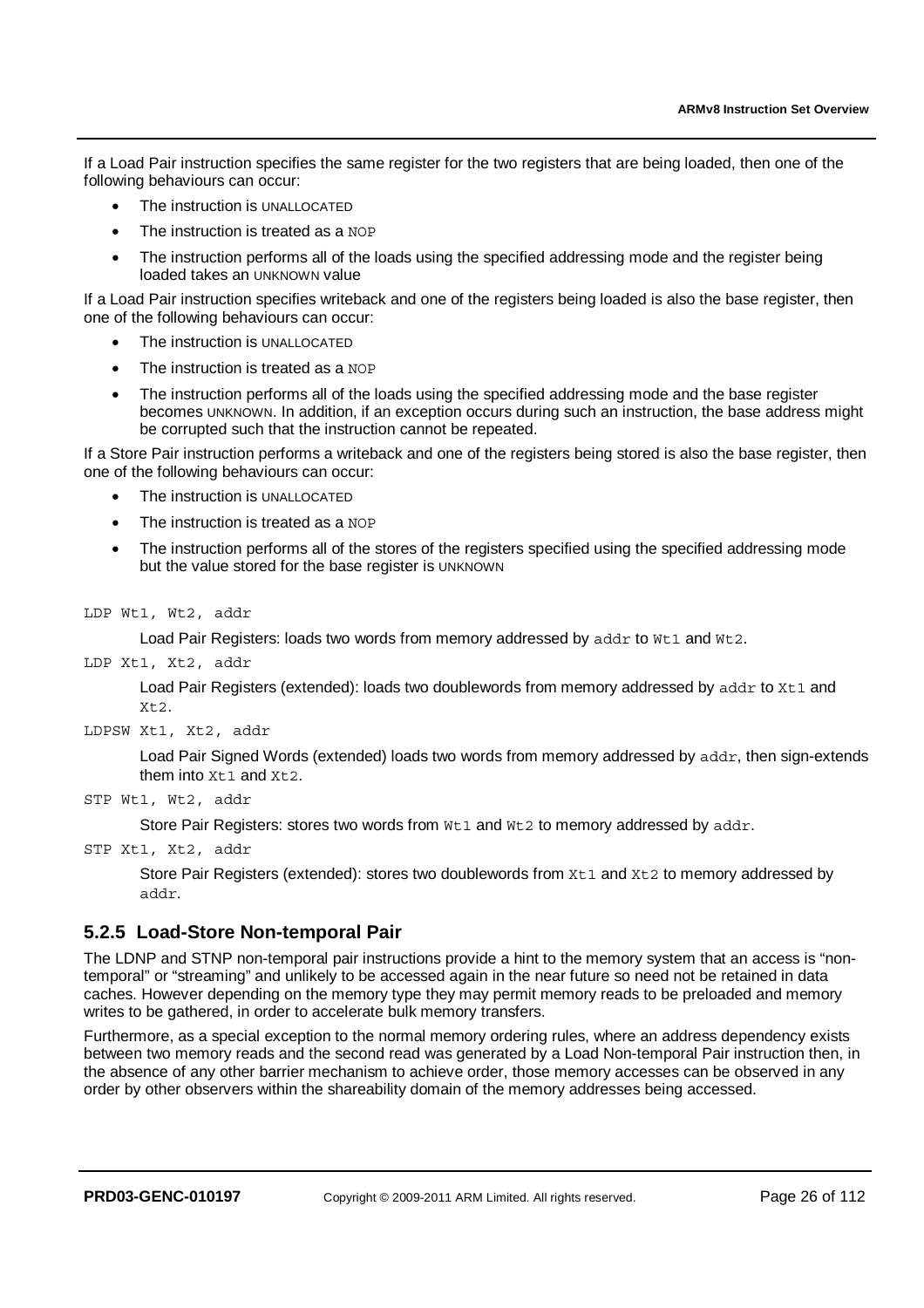If a Load Pair instruction specifies the same register for the two registers that are being loaded, then one of the following behaviours can occur:

- The instruction is UNALLOCATED
- The instruction is treated as a `NOP`
- The instruction performs all of the loads using the specified addressing mode and the register being loaded takes an UNKNOWN value

If a Load Pair instruction specifies writeback and one of the registers being loaded is also the base register, then one of the following behaviours can occur:

- The instruction is UNALLOCATED
- The instruction is treated as a `NOP`
- The instruction performs all of the loads using the specified addressing mode and the base register becomes UNKNOWN. In addition, if an exception occurs during such an instruction, the base address might be corrupted such that the instruction cannot be repeated.

If a Store Pair instruction performs a writeback and one of the registers being stored is also the base register, then one of the following behaviours can occur:

- The instruction is UNALLOCATED
- The instruction is treated as a `NOP`
- The instruction performs all of the stores of the registers specified using the specified addressing mode but the value stored for the base register is UNKNOWN

`LDP Wt1, Wt2, addr`

> Load Pair Registers: loads two words from memory addressed by `addr` to `Wt1` and `Wt2`.

`LDP Xt1, Xt2, addr`

> Load Pair Registers (extended): loads two doublewords from memory addressed by `addr` to `Xt1` and `Xt2`.

`LDPSW Xt1, Xt2, addr`

> Load Pair Signed Words (extended) loads two words from memory addressed by `addr`, then sign-extends them into `Xt1` and `Xt2`.

`STP Wt1, Wt2, addr`

> Store Pair Registers: stores two words from `Wt1` and `Wt2` to memory addressed by `addr`.

`STP Xt1, Xt2, addr`

> Store Pair Registers (extended): stores two doublewords from `Xt1` and `Xt2` to memory addressed by `addr`.

### 5.2.5 Load-Store Non-temporal Pair

The LDNP and STNP non-temporal pair instructions provide a hint to the memory system that an access is "non-temporal" or "streaming" and unlikely to be accessed again in the near future so need not be retained in data caches. However depending on the memory type they may permit memory reads to be preloaded and memory writes to be gathered, in order to accelerate bulk memory transfers.

Furthermore, as a special exception to the normal memory ordering rules, where an address dependency exists between two memory reads and the second read was generated by a Load Non-temporal Pair instruction then, in the absence of any other barrier mechanism to achieve order, those memory accesses can be observed in any order by other observers within the shareability domain of the memory addresses being accessed.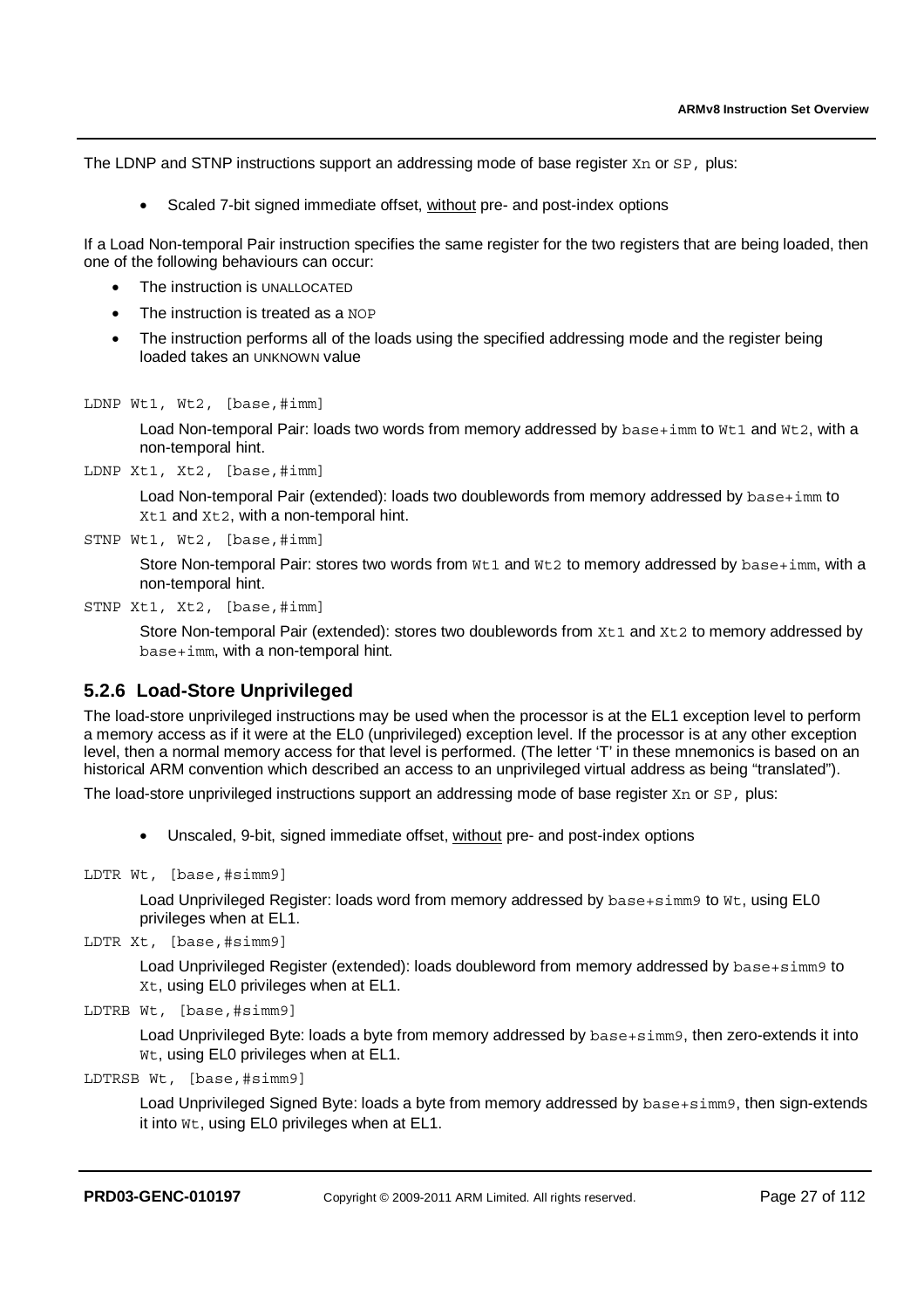The LDNP and STNP instructions support an addressing mode of base register `Xn` or `SP,` plus:

- Scaled 7-bit signed immediate offset, without pre- and post-index options

If a Load Non-temporal Pair instruction specifies the same register for the two registers that are being loaded, then one of the following behaviours can occur:

- The instruction is UNALLOCATED
- The instruction is treated as a `NOP`
- The instruction performs all of the loads using the specified addressing mode and the register being loaded takes an UNKNOWN value

`LDNP Wt1, Wt2, [base,#imm]`

Load Non-temporal Pair: loads two words from memory addressed by `base+imm` to `Wt1` and `Wt2`, with a non-temporal hint.

`LDNP Xt1, Xt2, [base,#imm]`

Load Non-temporal Pair (extended): loads two doublewords from memory addressed by `base+imm` to `Xt1` and `Xt2`, with a non-temporal hint.

`STNP Wt1, Wt2, [base,#imm]`

Store Non-temporal Pair: stores two words from `Wt1` and `Wt2` to memory addressed by `base+imm`, with a non-temporal hint.

`STNP Xt1, Xt2, [base,#imm]`

Store Non-temporal Pair (extended): stores two doublewords from `Xt1` and `Xt2` to memory addressed by `base+imm`, with a non-temporal hint.

### 5.2.6 Load-Store Unprivileged

The load-store unprivileged instructions may be used when the processor is at the EL1 exception level to perform a memory access as if it were at the EL0 (unprivileged) exception level. If the processor is at any other exception level, then a normal memory access for that level is performed. (The letter 'T' in these mnemonics is based on an historical ARM convention which described an access to an unprivileged virtual address as being "translated").

The load-store unprivileged instructions support an addressing mode of base register `Xn` or `SP,` plus:

- Unscaled, 9-bit, signed immediate offset, without pre- and post-index options

`LDTR Wt, [base,#simm9]`

Load Unprivileged Register: loads word from memory addressed by `base+simm9` to `Wt`, using EL0 privileges when at EL1.

`LDTR Xt, [base,#simm9]`

Load Unprivileged Register (extended): loads doubleword from memory addressed by `base+simm9` to `Xt`, using EL0 privileges when at EL1.

`LDTRB Wt, [base,#simm9]`

Load Unprivileged Byte: loads a byte from memory addressed by `base+simm9`, then zero-extends it into `Wt`, using EL0 privileges when at EL1.

`LDTRSB Wt, [base,#simm9]`

Load Unprivileged Signed Byte: loads a byte from memory addressed by `base+simm9`, then sign-extends it into `Wt`, using EL0 privileges when at EL1.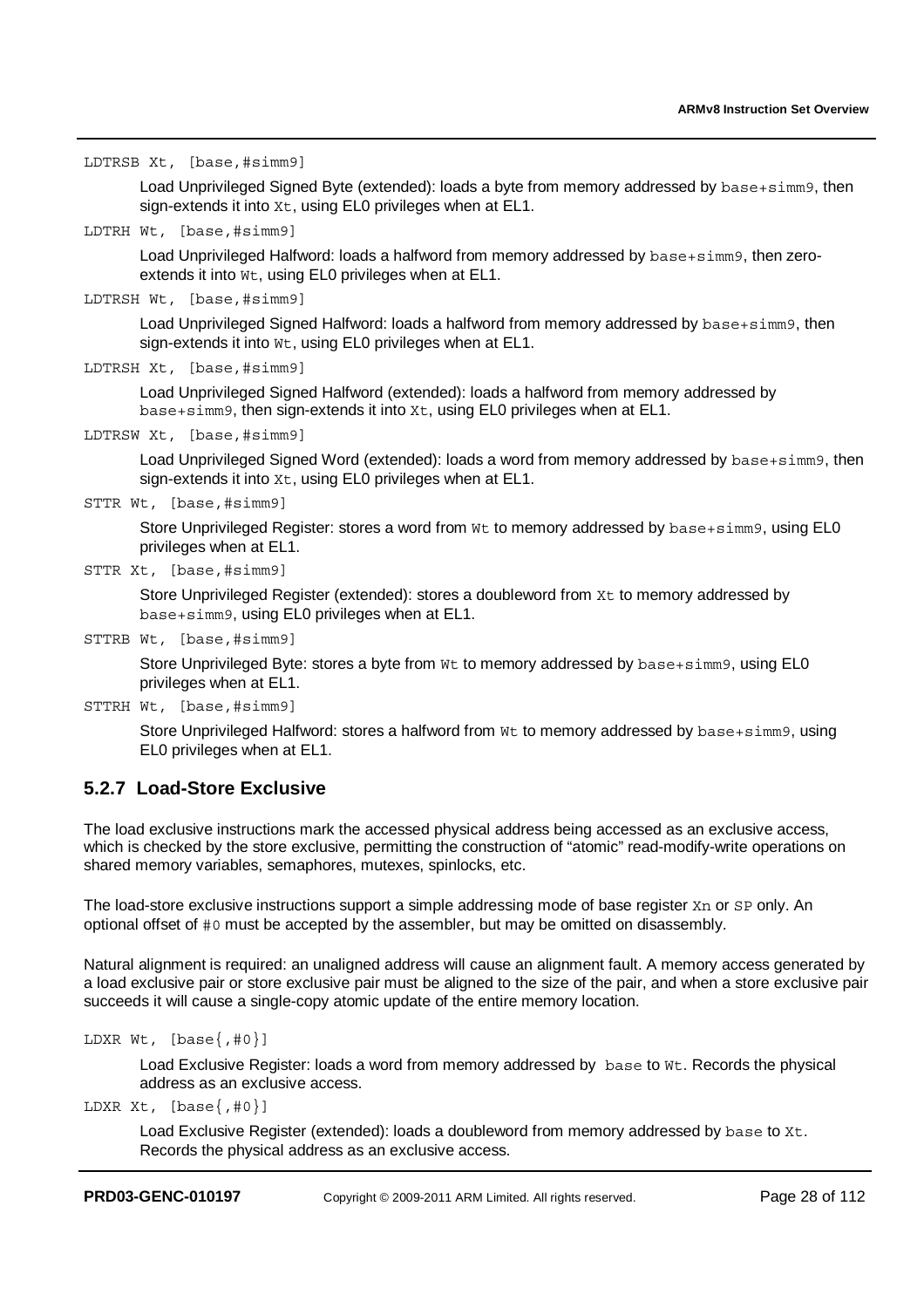`LDTRSB Xt, [base,#simm9]`

Load Unprivileged Signed Byte (extended): loads a byte from memory addressed by `base+simm9`, then sign-extends it into `Xt`, using EL0 privileges when at EL1.

`LDTRH Wt, [base,#simm9]`

Load Unprivileged Halfword: loads a halfword from memory addressed by `base+simm9`, then zero-extends it into `Wt`, using EL0 privileges when at EL1.

`LDTRSH Wt, [base,#simm9]`

Load Unprivileged Signed Halfword: loads a halfword from memory addressed by `base+simm9`, then sign-extends it into `Wt`, using EL0 privileges when at EL1.

`LDTRSH Xt, [base,#simm9]`

Load Unprivileged Signed Halfword (extended): loads a halfword from memory addressed by `base+simm9`, then sign-extends it into `Xt`, using EL0 privileges when at EL1.

`LDTRSW Xt, [base,#simm9]`

Load Unprivileged Signed Word (extended): loads a word from memory addressed by `base+simm9`, then sign-extends it into `Xt`, using EL0 privileges when at EL1.

`STTR Wt, [base,#simm9]`

Store Unprivileged Register: stores a word from `Wt` to memory addressed by `base+simm9`, using EL0 privileges when at EL1.

`STTR Xt, [base,#simm9]`

Store Unprivileged Register (extended): stores a doubleword from `Xt` to memory addressed by `base+simm9`, using EL0 privileges when at EL1.

`STTRB Wt, [base,#simm9]`

Store Unprivileged Byte: stores a byte from `Wt` to memory addressed by `base+simm9`, using EL0 privileges when at EL1.

`STTRH Wt, [base,#simm9]`

Store Unprivileged Halfword: stores a halfword from `Wt` to memory addressed by `base+simm9`, using EL0 privileges when at EL1.

### 5.2.7 Load-Store Exclusive

The load exclusive instructions mark the accessed physical address being accessed as an exclusive access, which is checked by the store exclusive, permitting the construction of "atomic" read-modify-write operations on shared memory variables, semaphores, mutexes, spinlocks, etc.

The load-store exclusive instructions support a simple addressing mode of base register `Xn` or `SP` only. An optional offset of `#0` must be accepted by the assembler, but may be omitted on disassembly.

Natural alignment is required: an unaligned address will cause an alignment fault. A memory access generated by a load exclusive pair or store exclusive pair must be aligned to the size of the pair, and when a store exclusive pair succeeds it will cause a single-copy atomic update of the entire memory location.

`LDXR Wt, [base{,#0}]`

Load Exclusive Register: loads a word from memory addressed by `base` to `Wt`. Records the physical address as an exclusive access.

`LDXR Xt, [base{,#0}]`

Load Exclusive Register (extended): loads a doubleword from memory addressed by `base` to `Xt`. Records the physical address as an exclusive access.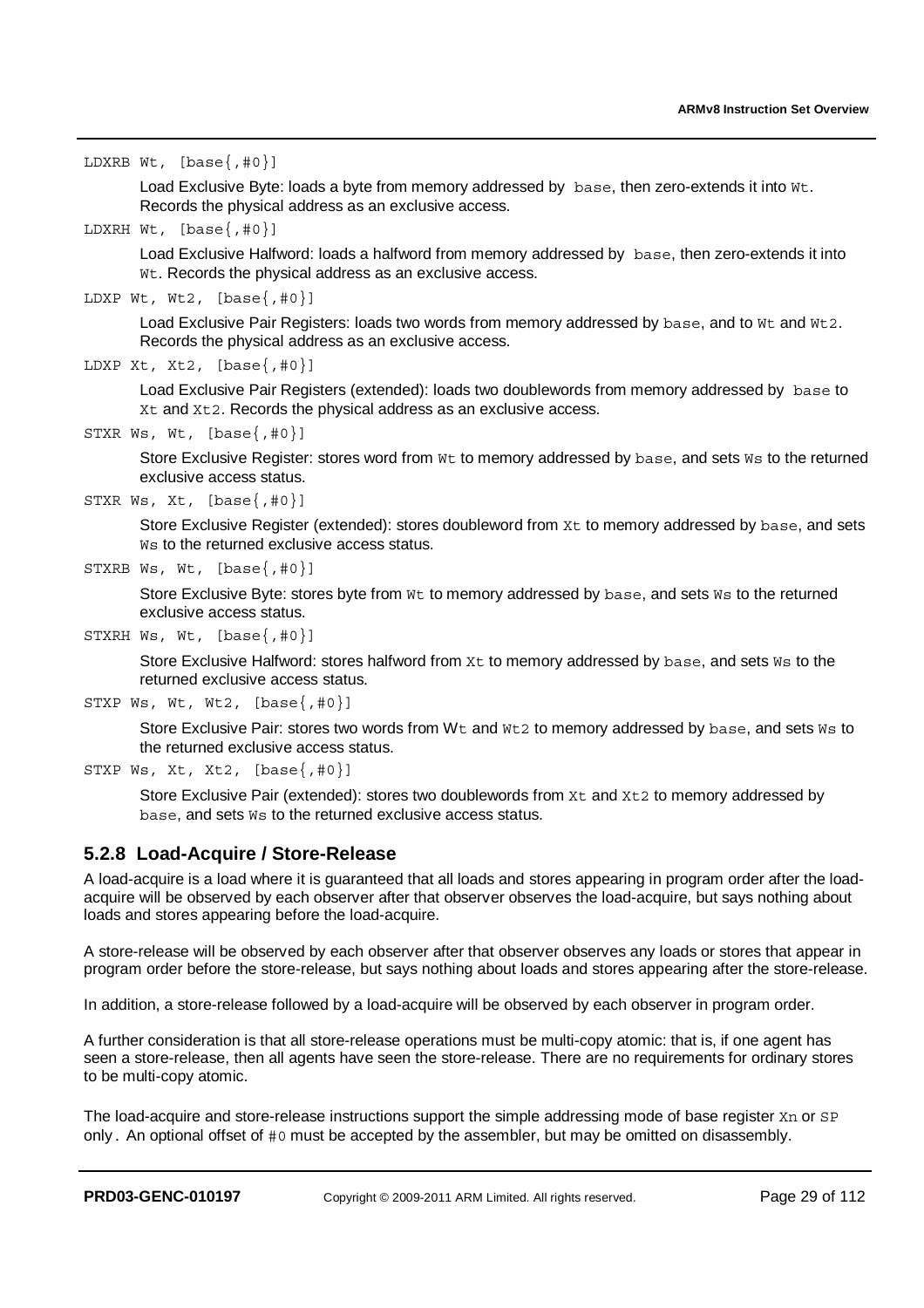`LDXRB Wt, [base{,#0}]`

Load Exclusive Byte: loads a byte from memory addressed by `base`, then zero-extends it into `Wt`. Records the physical address as an exclusive access.

`LDXRH Wt, [base{,#0}]`

Load Exclusive Halfword: loads a halfword from memory addressed by `base`, then zero-extends it into `Wt`. Records the physical address as an exclusive access.

`LDXP Wt, Wt2, [base{,#0}]`

Load Exclusive Pair Registers: loads two words from memory addressed by `base`, and to `Wt` and `Wt2`. Records the physical address as an exclusive access.

`LDXP Xt, Xt2, [base{,#0}]`

Load Exclusive Pair Registers (extended): loads two doublewords from memory addressed by `base` to `Xt` and `Xt2`. Records the physical address as an exclusive access.

`STXR Ws, Wt, [base{,#0}]`

Store Exclusive Register: stores word from `Wt` to memory addressed by `base`, and sets `Ws` to the returned exclusive access status.

`STXR Ws, Xt, [base{,#0}]`

Store Exclusive Register (extended): stores doubleword from `Xt` to memory addressed by `base`, and sets `Ws` to the returned exclusive access status.

`STXRB Ws, Wt, [base{,#0}]`

Store Exclusive Byte: stores byte from `Wt` to memory addressed by `base`, and sets `Ws` to the returned exclusive access status.

`STXRH Ws, Wt, [base{,#0}]`

Store Exclusive Halfword: stores halfword from `Xt` to memory addressed by `base`, and sets `Ws` to the returned exclusive access status.

`STXP Ws, Wt, Wt2, [base{,#0}]`

Store Exclusive Pair: stores two words from `Wt` and `Wt2` to memory addressed by `base`, and sets `Ws` to the returned exclusive access status.

`STXP Ws, Xt, Xt2, [base{,#0}]`

Store Exclusive Pair (extended): stores two doublewords from `Xt` and `Xt2` to memory addressed by `base`, and sets `Ws` to the returned exclusive access status.

### 5.2.8 Load-Acquire / Store-Release

A load-acquire is a load where it is guaranteed that all loads and stores appearing in program order after the load-acquire will be observed by each observer after that observer observes the load-acquire, but says nothing about loads and stores appearing before the load-acquire.

A store-release will be observed by each observer after that observer observes any loads or stores that appear in program order before the store-release, but says nothing about loads and stores appearing after the store-release.

In addition, a store-release followed by a load-acquire will be observed by each observer in program order.

A further consideration is that all store-release operations must be multi-copy atomic: that is, if one agent has seen a store-release, then all agents have seen the store-release. There are no requirements for ordinary stores to be multi-copy atomic.

The load-acquire and store-release instructions support the simple addressing mode of base register `Xn` or `SP` only. An optional offset of `#0` must be accepted by the assembler, but may be omitted on disassembly.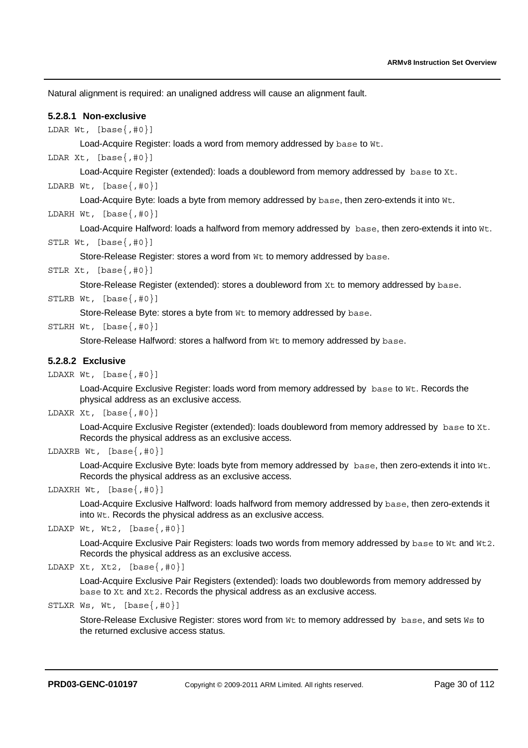Natural alignment is required: an unaligned address will cause an alignment fault.

#### 5.2.8.1 Non-exclusive

`LDAR Wt, [base{,#0}]`

Load-Acquire Register: loads a word from memory addressed by `base` to `Wt`.

`LDAR Xt, [base{,#0}]`

Load-Acquire Register (extended): loads a doubleword from memory addressed by `base` to `Xt`.

`LDARB Wt, [base{,#0}]`

Load-Acquire Byte: loads a byte from memory addressed by `base`, then zero-extends it into `Wt`.

`LDARH Wt, [base{,#0}]`

Load-Acquire Halfword: loads a halfword from memory addressed by `base`, then zero-extends it into `Wt`.

`STLR Wt, [base{,#0}]`

Store-Release Register: stores a word from `Wt` to memory addressed by `base`.

`STLR Xt, [base{,#0}]`

Store-Release Register (extended): stores a doubleword from `Xt` to memory addressed by `base`.

`STLRB Wt, [base{,#0}]`

Store-Release Byte: stores a byte from `Wt` to memory addressed by `base`.

`STLRH Wt, [base{,#0}]`

Store-Release Halfword: stores a halfword from `Wt` to memory addressed by `base`.

#### 5.2.8.2 Exclusive

`LDAXR Wt, [base{,#0}]`

Load-Acquire Exclusive Register: loads word from memory addressed by `base` to `Wt`. Records the physical address as an exclusive access.

`LDAXR Xt, [base{,#0}]`

Load-Acquire Exclusive Register (extended): loads doubleword from memory addressed by `base` to `Xt`. Records the physical address as an exclusive access.

`LDAXRB Wt, [base{,#0}]`

Load-Acquire Exclusive Byte: loads byte from memory addressed by `base`, then zero-extends it into `Wt`. Records the physical address as an exclusive access.

`LDAXRH Wt, [base{,#0}]`

Load-Acquire Exclusive Halfword: loads halfword from memory addressed by `base`, then zero-extends it into `Wt`. Records the physical address as an exclusive access.

`LDAXP Wt, Wt2, [base{,#0}]`

Load-Acquire Exclusive Pair Registers: loads two words from memory addressed by `base` to `Wt` and `Wt2`. Records the physical address as an exclusive access.

`LDAXP Xt, Xt2, [base{,#0}]`

Load-Acquire Exclusive Pair Registers (extended): loads two doublewords from memory addressed by `base` to `Xt` and `Xt2`. Records the physical address as an exclusive access.

`STLXR Ws, Wt, [base{,#0}]`

Store-Release Exclusive Register: stores word from `Wt` to memory addressed by `base`, and sets `Ws` to the returned exclusive access status.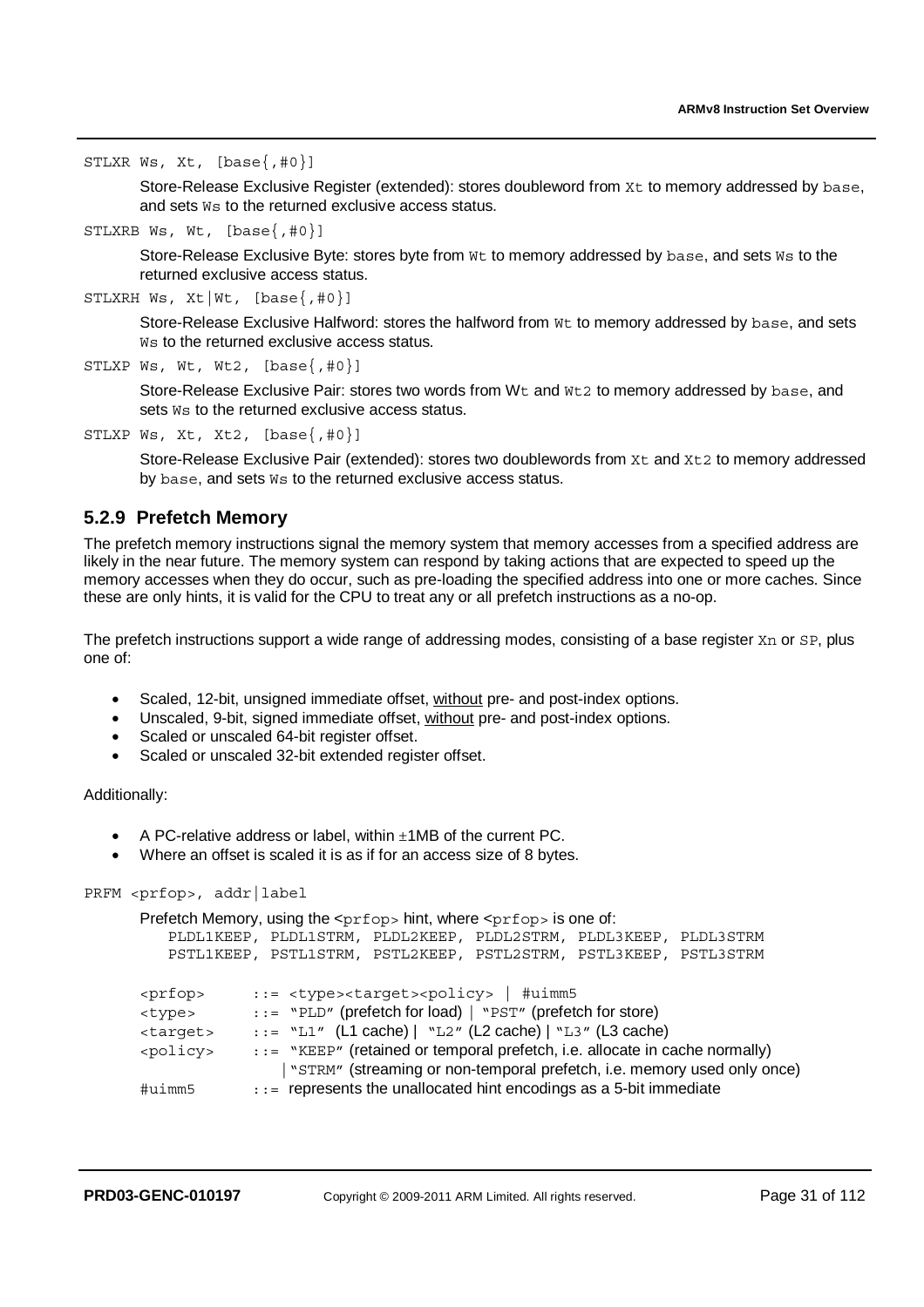`STLXR Ws, Xt, [base{,#0}]`

Store-Release Exclusive Register (extended): stores doubleword from `Xt` to memory addressed by `base`, and sets `Ws` to the returned exclusive access status.

`STLXRB Ws, Wt, [base{,#0}]`

Store-Release Exclusive Byte: stores byte from `Wt` to memory addressed by `base`, and sets `Ws` to the returned exclusive access status.

`STLXRH Ws, Xt|Wt, [base{,#0}]`

Store-Release Exclusive Halfword: stores the halfword from `Wt` to memory addressed by `base`, and sets `Ws` to the returned exclusive access status.

`STLXP Ws, Wt, Wt2, [base{,#0}]`

Store-Release Exclusive Pair: stores two words from `Wt` and `Wt2` to memory addressed by `base`, and sets `Ws` to the returned exclusive access status.

`STLXP Ws, Xt, Xt2, [base{,#0}]`

Store-Release Exclusive Pair (extended): stores two doublewords from `Xt` and `Xt2` to memory addressed by `base`, and sets `Ws` to the returned exclusive access status.

### 5.2.9 Prefetch Memory

The prefetch memory instructions signal the memory system that memory accesses from a specified address are likely in the near future. The memory system can respond by taking actions that are expected to speed up the memory accesses when they do occur, such as pre-loading the specified address into one or more caches. Since these are only hints, it is valid for the CPU to treat any or all prefetch instructions as a no-op.

The prefetch instructions support a wide range of addressing modes, consisting of a base register `Xn` or `SP`, plus one of:

- Scaled, 12-bit, unsigned immediate offset, without pre- and post-index options.
- Unscaled, 9-bit, signed immediate offset, without pre- and post-index options.
- Scaled or unscaled 64-bit register offset.
- Scaled or unscaled 32-bit extended register offset.

Additionally:

- A PC-relative address or label, within ±1MB of the current PC.
- Where an offset is scaled it is as if for an access size of 8 bytes.

`PRFM <prfop>, addr|label`

Prefetch Memory, using the `<prfop>` hint, where `<prfop>` is one of:

```
PLDL1KEEP, PLDL1STRM, PLDL2KEEP, PLDL2STRM, PLDL3KEEP, PLDL3STRM
PSTL1KEEP, PSTL1STRM, PSTL2KEEP, PSTL2STRM, PSTL3KEEP, PSTL3STRM
```

| | |
|---|---|
| `<prfop>` | `::= <type><target><policy> \| #uimm5` |
| `<type>` | `::=` "PLD" (prefetch for load) \| "PST" (prefetch for store) |
| `<target>` | `::=` "L1" (L1 cache) \| "L2" (L2 cache) \| "L3" (L3 cache) |
| `<policy>` | `::=` "KEEP" (retained or temporal prefetch, i.e. allocate in cache normally) \| "STRM" (streaming or non-temporal prefetch, i.e. memory used only once) |
| `#uimm5` | `::=` represents the unallocated hint encodings as a 5-bit immediate |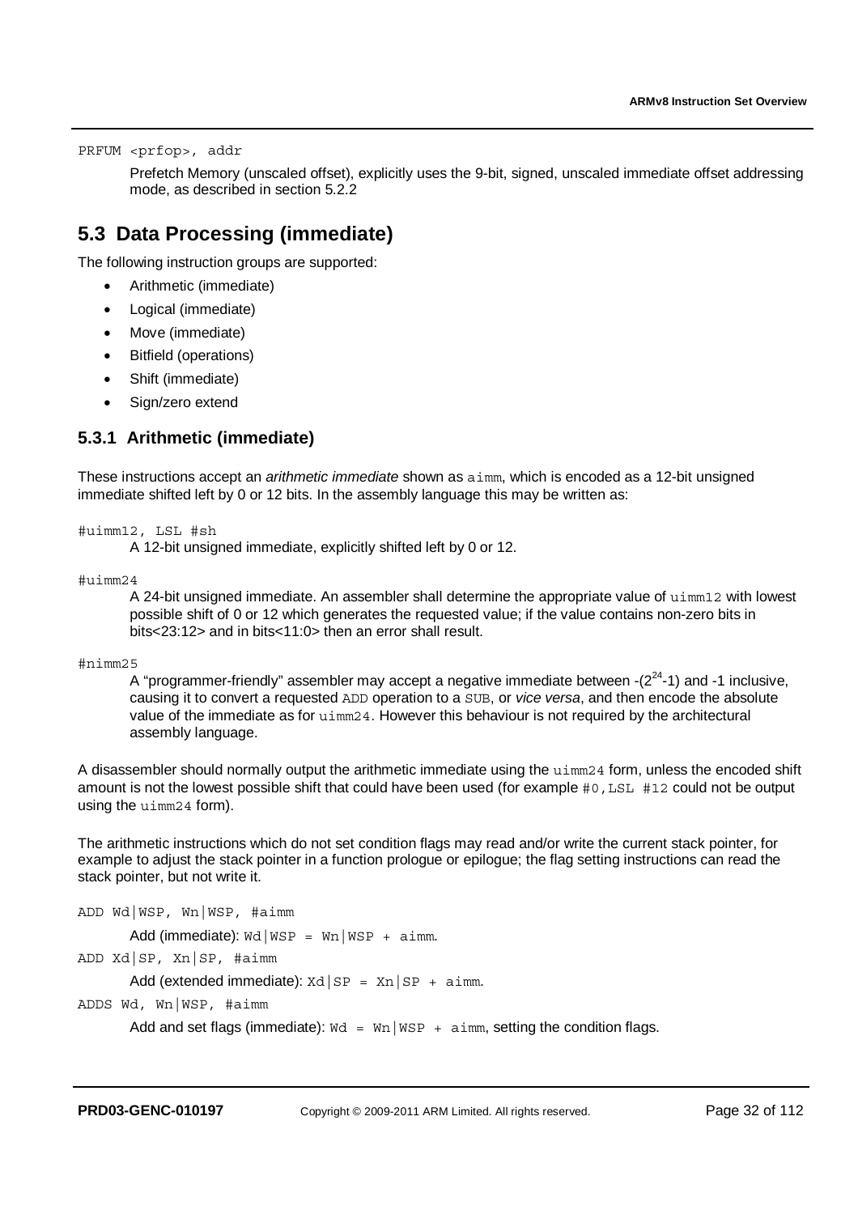`PRFUM <prfop>, addr`

Prefetch Memory (unscaled offset), explicitly uses the 9-bit, signed, unscaled immediate offset addressing mode, as described in section 5.2.2

## 5.3 Data Processing (immediate)

The following instruction groups are supported:

- Arithmetic (immediate)
- Logical (immediate)
- Move (immediate)
- Bitfield (operations)
- Shift (immediate)
- Sign/zero extend

### 5.3.1 Arithmetic (immediate)

These instructions accept an *arithmetic immediate* shown as `aimm`, which is encoded as a 12-bit unsigned immediate shifted left by 0 or 12 bits. In the assembly language this may be written as:

`#uimm12, LSL #sh`

A 12-bit unsigned immediate, explicitly shifted left by 0 or 12.

`#uimm24`

A 24-bit unsigned immediate. An assembler shall determine the appropriate value of `uimm12` with lowest possible shift of 0 or 12 which generates the requested value; if the value contains non-zero bits in bits<23:12> and in bits<11:0> then an error shall result.

`#nimm25`

A "programmer-friendly" assembler may accept a negative immediate between $-(2^{24}-1)$ and -1 inclusive, causing it to convert a requested `ADD` operation to a `SUB`, or *vice versa*, and then encode the absolute value of the immediate as for `uimm24`. However this behaviour is not required by the architectural assembly language.

A disassembler should normally output the arithmetic immediate using the `uimm24` form, unless the encoded shift amount is not the lowest possible shift that could have been used (for example `#0,LSL #12` could not be output using the `uimm24` form).

The arithmetic instructions which do not set condition flags may read and/or write the current stack pointer, for example to adjust the stack pointer in a function prologue or epilogue; the flag setting instructions can read the stack pointer, but not write it.

`ADD Wd|WSP, Wn|WSP, #aimm`

Add (immediate): `Wd|WSP = Wn|WSP + aimm`.

`ADD Xd|SP, Xn|SP, #aimm`

Add (extended immediate): `Xd|SP = Xn|SP + aimm`.

`ADDS Wd, Wn|WSP, #aimm`

Add and set flags (immediate): `Wd = Wn|WSP + aimm`, setting the condition flags.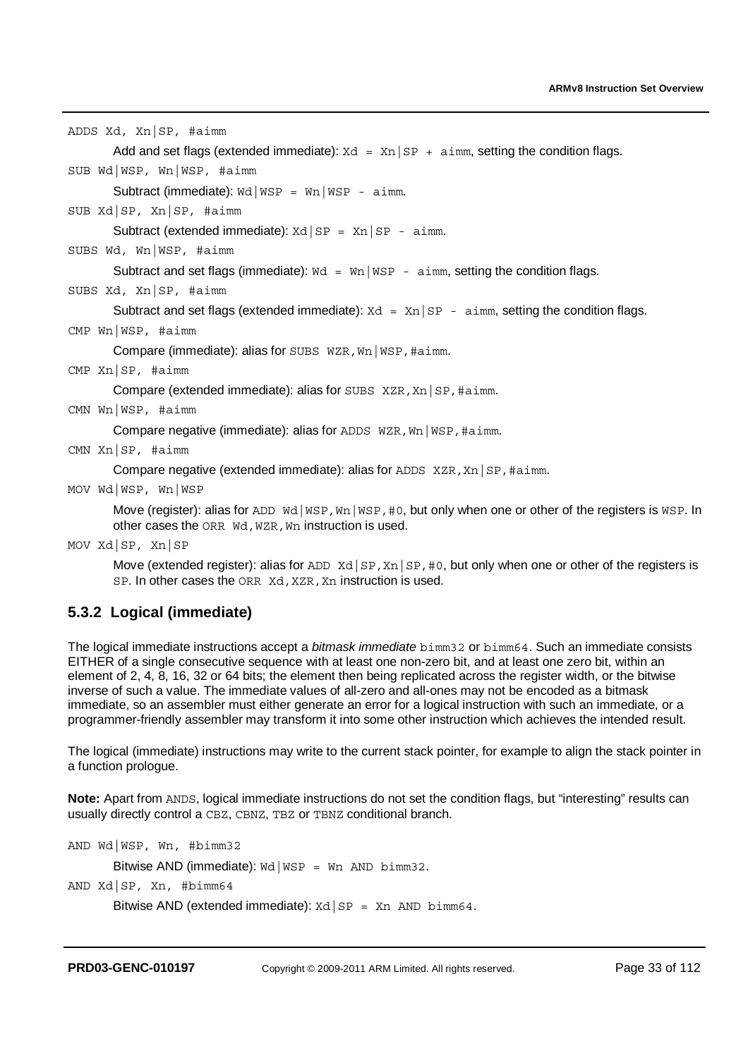`ADDS Xd, Xn|SP, #aimm`

Add and set flags (extended immediate): `Xd = Xn|SP + aimm`, setting the condition flags.

`SUB Wd|WSP, Wn|WSP, #aimm`

Subtract (immediate): `Wd|WSP = Wn|WSP - aimm`.

`SUB Xd|SP, Xn|SP, #aimm`

Subtract (extended immediate): `Xd|SP = Xn|SP - aimm`.

`SUBS Wd, Wn|WSP, #aimm`

Subtract and set flags (immediate): `Wd = Wn|WSP - aimm`, setting the condition flags.

`SUBS Xd, Xn|SP, #aimm`

Subtract and set flags (extended immediate): `Xd = Xn|SP - aimm`, setting the condition flags.

`CMP Wn|WSP, #aimm`

Compare (immediate): alias for `SUBS WZR,Wn|WSP,#aimm`.

`CMP Xn|SP, #aimm`

Compare (extended immediate): alias for `SUBS XZR,Xn|SP,#aimm`.

`CMN Wn|WSP, #aimm`

Compare negative (immediate): alias for `ADDS WZR,Wn|WSP,#aimm`.

`CMN Xn|SP, #aimm`

Compare negative (extended immediate): alias for `ADDS XZR,Xn|SP,#aimm`.

`MOV Wd|WSP, Wn|WSP`

Move (register): alias for `ADD Wd|WSP,Wn|WSP,#0`, but only when one or other of the registers is `WSP`. In other cases the `ORR Wd,WZR,Wn` instruction is used.

`MOV Xd|SP, Xn|SP`

Move (extended register): alias for `ADD Xd|SP,Xn|SP,#0`, but only when one or other of the registers is `SP`. In other cases the `ORR Xd,XZR,Xn` instruction is used.

### 5.3.2 Logical (immediate)

The logical immediate instructions accept a *bitmask immediate* `bimm32` or `bimm64`. Such an immediate consists EITHER of a single consecutive sequence with at least one non-zero bit, and at least one zero bit, within an element of 2, 4, 8, 16, 32 or 64 bits; the element then being replicated across the register width, or the bitwise inverse of such a value. The immediate values of all-zero and all-ones may not be encoded as a bitmask immediate, so an assembler must either generate an error for a logical instruction with such an immediate, or a programmer-friendly assembler may transform it into some other instruction which achieves the intended result.

The logical (immediate) instructions may write to the current stack pointer, for example to align the stack pointer in a function prologue.

**Note:** Apart from `ANDS`, logical immediate instructions do not set the condition flags, but "interesting" results can usually directly control a `CBZ`, `CBNZ`, `TBZ` or `TBNZ` conditional branch.

`AND Wd|WSP, Wn, #bimm32`

Bitwise AND (immediate): `Wd|WSP = Wn AND bimm32`.

`AND Xd|SP, Xn, #bimm64`

Bitwise AND (extended immediate): `Xd|SP = Xn AND bimm64`.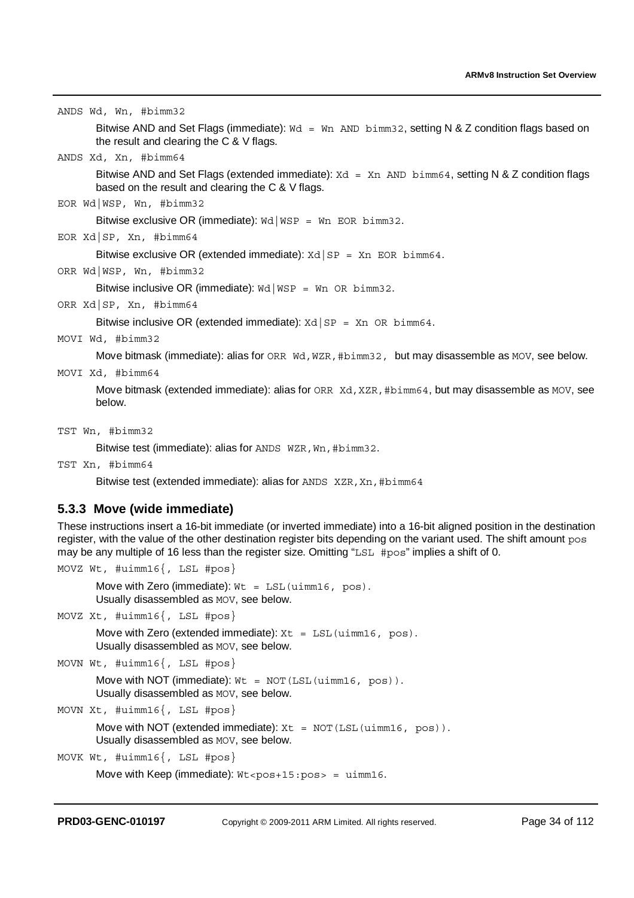`ANDS Wd, Wn, #bimm32`

Bitwise AND and Set Flags (immediate): `Wd = Wn AND bimm32`, setting N & Z condition flags based on the result and clearing the C & V flags.

`ANDS Xd, Xn, #bimm64`

Bitwise AND and Set Flags (extended immediate): `Xd = Xn AND bimm64`, setting N & Z condition flags based on the result and clearing the C & V flags.

`EOR Wd|WSP, Wn, #bimm32`

Bitwise exclusive OR (immediate): `Wd|WSP = Wn EOR bimm32`.

`EOR Xd|SP, Xn, #bimm64`

Bitwise exclusive OR (extended immediate): `Xd|SP = Xn EOR bimm64`.

`ORR Wd|WSP, Wn, #bimm32`

Bitwise inclusive OR (immediate): `Wd|WSP = Wn OR bimm32`.

`ORR Xd|SP, Xn, #bimm64`

Bitwise inclusive OR (extended immediate): `Xd|SP = Xn OR bimm64`.

`MOVI Wd, #bimm32`

Move bitmask (immediate): alias for `ORR Wd,WZR,#bimm32,` but may disassemble as `MOV`, see below.

`MOVI Xd, #bimm64`

Move bitmask (extended immediate): alias for `ORR Xd,XZR,#bimm64`, but may disassemble as `MOV`, see below.

`TST Wn, #bimm32`

Bitwise test (immediate): alias for `ANDS WZR,Wn,#bimm32`.

`TST Xn, #bimm64`

Bitwise test (extended immediate): alias for `ANDS XZR,Xn,#bimm64`

### 5.3.3 Move (wide immediate)

These instructions insert a 16-bit immediate (or inverted immediate) into a 16-bit aligned position in the destination register, with the value of the other destination register bits depending on the variant used. The shift amount `pos` may be any multiple of 16 less than the register size. Omitting "`LSL #pos`" implies a shift of 0.

`MOVZ Wt, #uimm16{, LSL #pos}`

Move with Zero (immediate): `Wt = LSL(uimm16, pos)`.
Usually disassembled as `MOV`, see below.

`MOVZ Xt, #uimm16{, LSL #pos}`

Move with Zero (extended immediate): `Xt = LSL(uimm16, pos)`.
Usually disassembled as `MOV`, see below.

`MOVN Wt, #uimm16{, LSL #pos}`

Move with NOT (immediate): `Wt = NOT(LSL(uimm16, pos))`.
Usually disassembled as `MOV`, see below.

`MOVN Xt, #uimm16{, LSL #pos}`

Move with NOT (extended immediate): `Xt = NOT(LSL(uimm16, pos))`.
Usually disassembled as `MOV`, see below.

`MOVK Wt, #uimm16{, LSL #pos}`

Move with Keep (immediate): `Wt<pos+15:pos> = uimm16`.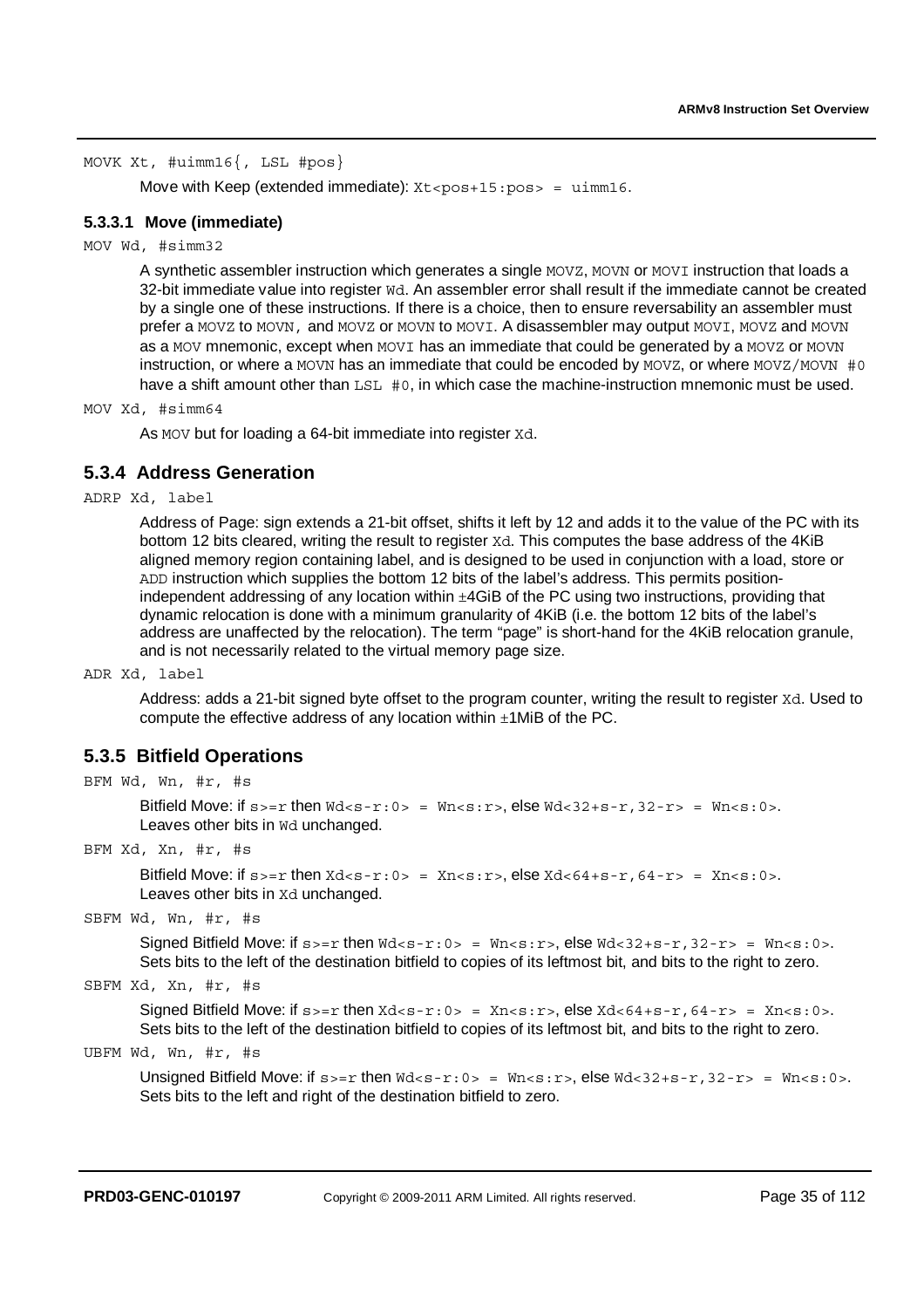`MOVK Xt, #uimm16{, LSL #pos}`

Move with Keep (extended immediate): `Xt<pos+15:pos> = uimm16`.

#### 5.3.3.1 Move (immediate)

`MOV Wd, #simm32`

A synthetic assembler instruction which generates a single `MOVZ`, `MOVN` or `MOVI` instruction that loads a 32-bit immediate value into register `Wd`. An assembler error shall result if the immediate cannot be created by a single one of these instructions. If there is a choice, then to ensure reversability an assembler must prefer a `MOVZ` to `MOVN`, and `MOVZ` or `MOVN` to `MOVI`. A disassembler may output `MOVI`, `MOVZ` and `MOVN` as a `MOV` mnemonic, except when `MOVI` has an immediate that could be generated by a `MOVZ` or `MOVN` instruction, or where a `MOVN` has an immediate that could be encoded by `MOVZ`, or where `MOVZ/MOVN #0` have a shift amount other than `LSL #0`, in which case the machine-instruction mnemonic must be used.

`MOV Xd, #simm64`

As `MOV` but for loading a 64-bit immediate into register `Xd`.

### 5.3.4 Address Generation

`ADRP Xd, label`

Address of Page: sign extends a 21-bit offset, shifts it left by 12 and adds it to the value of the PC with its bottom 12 bits cleared, writing the result to register `Xd`. This computes the base address of the 4KiB aligned memory region containing label, and is designed to be used in conjunction with a load, store or `ADD` instruction which supplies the bottom 12 bits of the label's address. This permits position-independent addressing of any location within ±4GiB of the PC using two instructions, providing that dynamic relocation is done with a minimum granularity of 4KiB (i.e. the bottom 12 bits of the label's address are unaffected by the relocation). The term "page" is short-hand for the 4KiB relocation granule, and is not necessarily related to the virtual memory page size.

`ADR Xd, label`

Address: adds a 21-bit signed byte offset to the program counter, writing the result to register `Xd`. Used to compute the effective address of any location within ±1MiB of the PC.

### 5.3.5 Bitfield Operations

`BFM Wd, Wn, #r, #s`

Bitfield Move: if `s>=r` then `Wd<s-r:0> = Wn<s:r>`, else `Wd<32+s-r,32-r> = Wn<s:0>`.
Leaves other bits in `Wd` unchanged.

`BFM Xd, Xn, #r, #s`

Bitfield Move: if `s>=r` then `Xd<s-r:0> = Xn<s:r>`, else `Xd<64+s-r,64-r> = Xn<s:0>`.
Leaves other bits in `Xd` unchanged.

`SBFM Wd, Wn, #r, #s`

Signed Bitfield Move: if `s>=r` then `Wd<s-r:0> = Wn<s:r>`, else `Wd<32+s-r,32-r> = Wn<s:0>`.
Sets bits to the left of the destination bitfield to copies of its leftmost bit, and bits to the right to zero.

`SBFM Xd, Xn, #r, #s`

Signed Bitfield Move: if `s>=r` then `Xd<s-r:0> = Xn<s:r>`, else `Xd<64+s-r,64-r> = Xn<s:0>`.
Sets bits to the left of the destination bitfield to copies of its leftmost bit, and bits to the right to zero.

`UBFM Wd, Wn, #r, #s`

Unsigned Bitfield Move: if `s>=r` then `Wd<s-r:0> = Wn<s:r>`, else `Wd<32+s-r,32-r> = Wn<s:0>`.
Sets bits to the left and right of the destination bitfield to zero.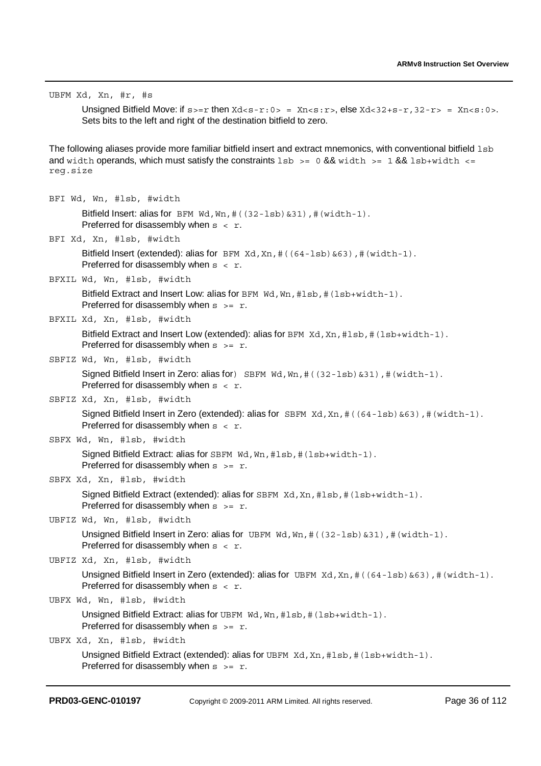UBFM Xd, Xn, #r, #s

> Unsigned Bitfield Move: if `s>=r` then `Xd<s-r:0> = Xn<s:r>`, else `Xd<32+s-r,32-r> = Xn<s:0>`. Sets bits to the left and right of the destination bitfield to zero.

The following aliases provide more familiar bitfield insert and extract mnemonics, with conventional bitfield `lsb` and `width` operands, which must satisfy the constraints `lsb >= 0` && `width >= 1` && `lsb+width <= reg.size`

BFI Wd, Wn, #lsb, #width

> Bitfield Insert: alias for `BFM Wd,Wn,#((32-lsb)&31),#(width-1)`.
> Preferred for disassembly when `s < r`.

BFI Xd, Xn, #lsb, #width

> Bitfield Insert (extended): alias for `BFM Xd,Xn,#((64-lsb)&63),#(width-1)`.
> Preferred for disassembly when `s < r`.

BFXIL Wd, Wn, #lsb, #width

> Bitfield Extract and Insert Low: alias for `BFM Wd,Wn,#lsb,#(lsb+width-1)`.
> Preferred for disassembly when `s >= r`.

BFXIL Xd, Xn, #lsb, #width

> Bitfield Extract and Insert Low (extended): alias for `BFM Xd,Xn,#lsb,#(lsb+width-1)`.
> Preferred for disassembly when `s >= r`.

SBFIZ Wd, Wn, #lsb, #width

> Signed Bitfield Insert in Zero: alias for) `SBFM Wd,Wn,#((32-lsb)&31),#(width-1)`.
> Preferred for disassembly when `s < r`.

SBFIZ Xd, Xn, #lsb, #width

> Signed Bitfield Insert in Zero (extended): alias for `SBFM Xd,Xn,#((64-lsb)&63),#(width-1)`.
> Preferred for disassembly when `s < r`.

SBFX Wd, Wn, #lsb, #width

> Signed Bitfield Extract: alias for `SBFM Wd,Wn,#lsb,#(lsb+width-1)`.
> Preferred for disassembly when `s >= r`.

SBFX Xd, Xn, #lsb, #width

> Signed Bitfield Extract (extended): alias for `SBFM Xd,Xn,#lsb,#(lsb+width-1)`.
> Preferred for disassembly when `s >= r`.

UBFIZ Wd, Wn, #lsb, #width

> Unsigned Bitfield Insert in Zero: alias for `UBFM Wd,Wn,#((32-lsb)&31),#(width-1)`.
> Preferred for disassembly when `s < r`.

UBFIZ Xd, Xn, #lsb, #width

> Unsigned Bitfield Insert in Zero (extended): alias for `UBFM Xd,Xn,#((64-lsb)&63),#(width-1)`.
> Preferred for disassembly when `s < r`.

UBFX Wd, Wn, #lsb, #width

> Unsigned Bitfield Extract: alias for `UBFM Wd,Wn,#lsb,#(lsb+width-1)`.
> Preferred for disassembly when `s >= r`.

UBFX Xd, Xn, #lsb, #width

> Unsigned Bitfield Extract (extended): alias for `UBFM Xd,Xn,#lsb,#(lsb+width-1)`.
> Preferred for disassembly when `s >= r`.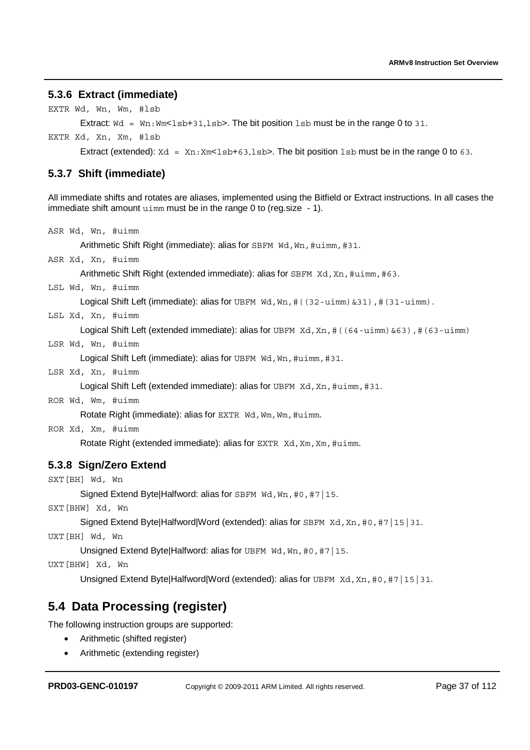### 5.3.6 Extract (immediate)

`EXTR Wd, Wn, Wm, #lsb`

Extract: `Wd = Wn:Wm<lsb+31,lsb>`. The bit position `lsb` must be in the range 0 to `31`.

`EXTR Xd, Xn, Xm, #lsb`

Extract (extended): `Xd = Xn:Xm<lsb+63,lsb>`. The bit position `lsb` must be in the range 0 to `63`.

### 5.3.7 Shift (immediate)

All immediate shifts and rotates are aliases, implemented using the Bitfield or Extract instructions. In all cases the immediate shift amount `uimm` must be in the range 0 to (reg.size - 1).

`ASR Wd, Wn, #uimm`

Arithmetic Shift Right (immediate): alias for `SBFM Wd,Wn,#uimm,#31`.

`ASR Xd, Xn, #uimm`

Arithmetic Shift Right (extended immediate): alias for `SBFM Xd,Xn,#uimm,#63`.

`LSL Wd, Wn, #uimm`

Logical Shift Left (immediate): alias for `UBFM Wd,Wn,#((32-uimm)&31),#(31-uimm)`.

`LSL Xd, Xn, #uimm`

Logical Shift Left (extended immediate): alias for `UBFM Xd,Xn,#((64-uimm)&63),#(63-uimm)`

`LSR Wd, Wn, #uimm`

Logical Shift Left (immediate): alias for `UBFM Wd,Wn,#uimm,#31`.

`LSR Xd, Xn, #uimm`

Logical Shift Left (extended immediate): alias for `UBFM Xd,Xn,#uimm,#31`.

`ROR Wd, Wm, #uimm`

Rotate Right (immediate): alias for `EXTR Wd,Wm,Wm,#uimm`.

`ROR Xd, Xm, #uimm`

Rotate Right (extended immediate): alias for `EXTR Xd,Xm,Xm,#uimm`.

### 5.3.8 Sign/Zero Extend

`SXT[BH] Wd, Wn`

Signed Extend Byte|Halfword: alias for `SBFM Wd,Wn,#0,#7|15`.

`SXT[BHW] Xd, Wn`

Signed Extend Byte|Halfword|Word (extended): alias for `SBFM Xd,Xn,#0,#7|15|31`.

`UXT[BH] Wd, Wn`

Unsigned Extend Byte|Halfword: alias for `UBFM Wd,Wn,#0,#7|15`.

`UXT[BHW] Xd, Wn`

Unsigned Extend Byte|Halfword|Word (extended): alias for `UBFM Xd,Xn,#0,#7|15|31`.

## 5.4 Data Processing (register)

The following instruction groups are supported:

- Arithmetic (shifted register)
- Arithmetic (extending register)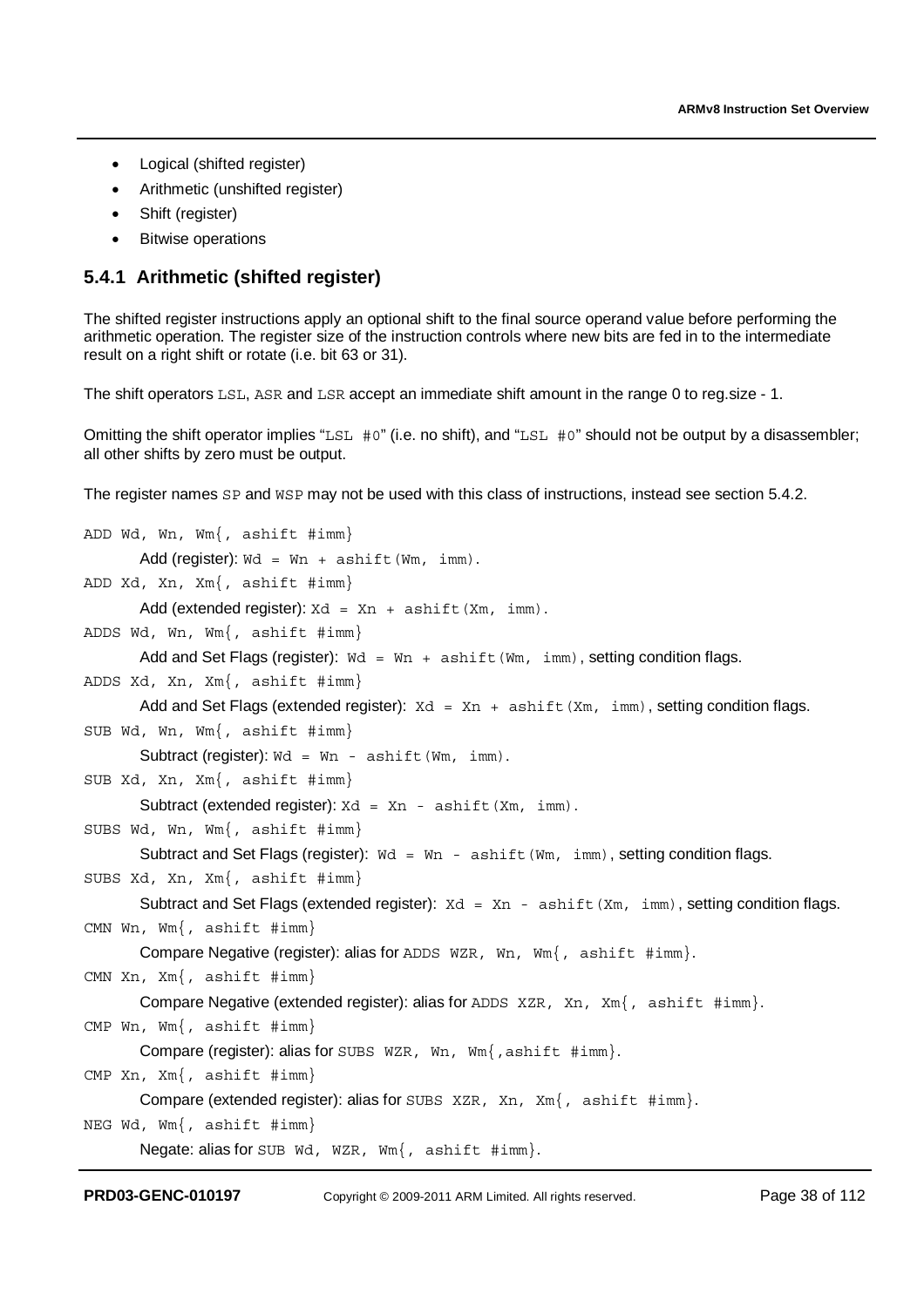- Logical (shifted register)
- Arithmetic (unshifted register)
- Shift (register)
- Bitwise operations

### 5.4.1 Arithmetic (shifted register)

The shifted register instructions apply an optional shift to the final source operand value before performing the arithmetic operation. The register size of the instruction controls where new bits are fed in to the intermediate result on a right shift or rotate (i.e. bit 63 or 31).

The shift operators `LSL`, `ASR` and `LSR` accept an immediate shift amount in the range 0 to reg.size - 1.

Omitting the shift operator implies "`LSL #0`" (i.e. no shift), and "`LSL #0`" should not be output by a disassembler; all other shifts by zero must be output.

The register names `SP` and `WSP` may not be used with this class of instructions, instead see section 5.4.2.

`ADD Wd, Wn, Wm{, ashift #imm}`

Add (register): `Wd = Wn + ashift(Wm, imm)`.

`ADD Xd, Xn, Xm{, ashift #imm}`

Add (extended register): `Xd = Xn + ashift(Xm, imm)`.

`ADDS Wd, Wn, Wm{, ashift #imm}`

Add and Set Flags (register): `Wd = Wn + ashift(Wm, imm)`, setting condition flags.

`ADDS Xd, Xn, Xm{, ashift #imm}`

Add and Set Flags (extended register): `Xd = Xn + ashift(Xm, imm)`, setting condition flags.

`SUB Wd, Wn, Wm{, ashift #imm}`

Subtract (register): `Wd = Wn - ashift(Wm, imm)`.

`SUB Xd, Xn, Xm{, ashift #imm}`

Subtract (extended register): `Xd = Xn - ashift(Xm, imm)`.

`SUBS Wd, Wn, Wm{, ashift #imm}`

Subtract and Set Flags (register): `Wd = Wn - ashift(Wm, imm)`, setting condition flags.

`SUBS Xd, Xn, Xm{, ashift #imm}`

Subtract and Set Flags (extended register): `Xd = Xn - ashift(Xm, imm)`, setting condition flags.

`CMN Wn, Wm{, ashift #imm}`

Compare Negative (register): alias for `ADDS WZR, Wn, Wm{, ashift #imm}`.

`CMN Xn, Xm{, ashift #imm}`

Compare Negative (extended register): alias for `ADDS XZR, Xn, Xm{, ashift #imm}`.

`CMP Wn, Wm{, ashift #imm}`

Compare (register): alias for `SUBS WZR, Wn, Wm{,ashift #imm}`.

`CMP Xn, Xm{, ashift #imm}`

Compare (extended register): alias for `SUBS XZR, Xn, Xm{, ashift #imm}`.

`NEG Wd, Wm{, ashift #imm}`

Negate: alias for `SUB Wd, WZR, Wm{, ashift #imm}`.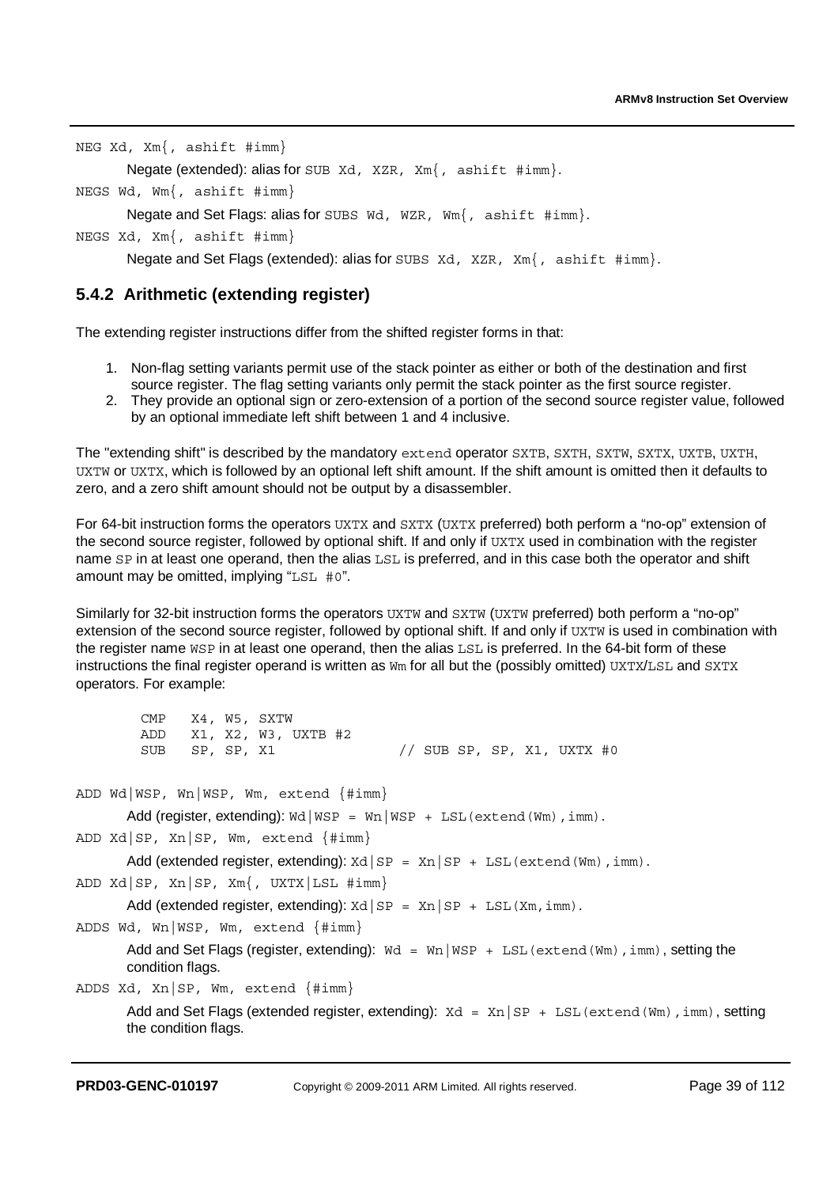`NEG Xd, Xm{, ashift #imm}`

Negate (extended): alias for `SUB Xd, XZR, Xm{, ashift #imm}`.

`NEGS Wd, Wm{, ashift #imm}`

Negate and Set Flags: alias for `SUBS Wd, WZR, Wm{, ashift #imm}`.

`NEGS Xd, Xm{, ashift #imm}`

Negate and Set Flags (extended): alias for `SUBS Xd, XZR, Xm{, ashift #imm}`.

### 5.4.2 Arithmetic (extending register)

The extending register instructions differ from the shifted register forms in that:

1. Non-flag setting variants permit use of the stack pointer as either or both of the destination and first source register. The flag setting variants only permit the stack pointer as the first source register.
2. They provide an optional sign or zero-extension of a portion of the second source register value, followed by an optional immediate left shift between 1 and 4 inclusive.

The "extending shift" is described by the mandatory `extend` operator `SXTB`, `SXTH`, `SXTW`, `SXTX`, `UXTB`, `UXTH`, `UXTW` or `UXTX`, which is followed by an optional left shift amount. If the shift amount is omitted then it defaults to zero, and a zero shift amount should not be output by a disassembler.

For 64-bit instruction forms the operators `UXTX` and `SXTX` (`UXTX` preferred) both perform a "no-op" extension of the second source register, followed by optional shift. If and only if `UXTX` used in combination with the register name `SP` in at least one operand, then the alias `LSL` is preferred, and in this case both the operator and shift amount may be omitted, implying "`LSL #0`".

Similarly for 32-bit instruction forms the operators `UXTW` and `SXTW` (`UXTW` preferred) both perform a "no-op" extension of the second source register, followed by optional shift. If and only if `UXTW` is used in combination with the register name `WSP` in at least one operand, then the alias `LSL` is preferred. In the 64-bit form of these instructions the final register operand is written as `Wm` for all but the (possibly omitted) `UXTX`/`LSL` and `SXTX` operators. For example:

```
CMP   X4, W5, SXTW
ADD   X1, X2, W3, UXTB #2
SUB   SP, SP, X1              // SUB SP, SP, X1, UXTX #0
```

`ADD Wd|WSP, Wn|WSP, Wm, extend {#imm}`

Add (register, extending): `Wd|WSP = Wn|WSP + LSL(extend(Wm),imm)`.

`ADD Xd|SP, Xn|SP, Wm, extend {#imm}`

Add (extended register, extending): `Xd|SP = Xn|SP + LSL(extend(Wm),imm)`.

`ADD Xd|SP, Xn|SP, Xm{, UXTX|LSL #imm}`

Add (extended register, extending): `Xd|SP = Xn|SP + LSL(Xm,imm)`.

`ADDS Wd, Wn|WSP, Wm, extend {#imm}`

Add and Set Flags (register, extending): `Wd = Wn|WSP + LSL(extend(Wm),imm)`, setting the condition flags.

`ADDS Xd, Xn|SP, Wm, extend {#imm}`

Add and Set Flags (extended register, extending): `Xd = Xn|SP + LSL(extend(Wm),imm)`, setting the condition flags.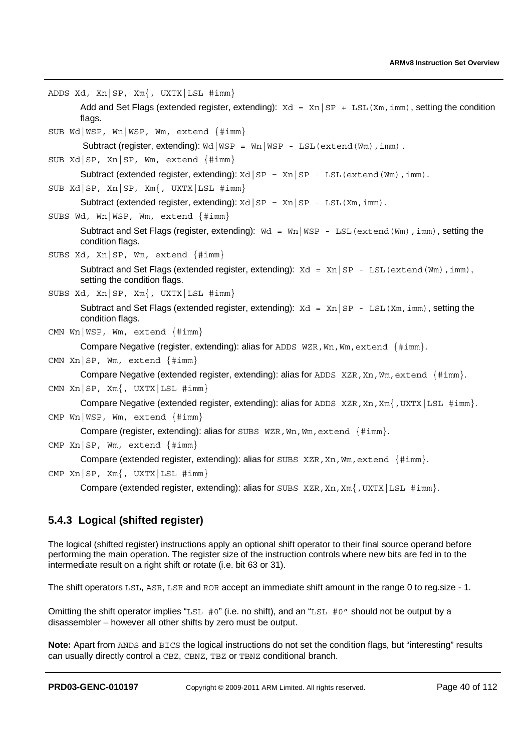`ADDS Xd, Xn|SP, Xm{, UXTX|LSL #imm}`

Add and Set Flags (extended register, extending): `Xd = Xn|SP + LSL(Xm,imm)`, setting the condition flags.

`SUB Wd|WSP, Wn|WSP, Wm, extend {#imm}`

Subtract (register, extending): `Wd|WSP = Wn|WSP - LSL(extend(Wm),imm)`.

`SUB Xd|SP, Xn|SP, Wm, extend {#imm}`

Subtract (extended register, extending): `Xd|SP = Xn|SP - LSL(extend(Wm),imm)`.

`SUB Xd|SP, Xn|SP, Xm{, UXTX|LSL #imm}`

Subtract (extended register, extending): `Xd|SP = Xn|SP - LSL(Xm,imm)`.

`SUBS Wd, Wn|WSP, Wm, extend {#imm}`

Subtract and Set Flags (register, extending): `Wd = Wn|WSP - LSL(extend(Wm),imm)`, setting the condition flags.

`SUBS Xd, Xn|SP, Wm, extend {#imm}`

Subtract and Set Flags (extended register, extending): `Xd = Xn|SP - LSL(extend(Wm),imm)`, setting the condition flags.

`SUBS Xd, Xn|SP, Xm{, UXTX|LSL #imm}`

Subtract and Set Flags (extended register, extending): `Xd = Xn|SP - LSL(Xm,imm)`, setting the condition flags.

`CMN Wn|WSP, Wm, extend {#imm}`

Compare Negative (register, extending): alias for `ADDS WZR,Wn,Wm,extend {#imm}`.

`CMN Xn|SP, Wm, extend {#imm}`

Compare Negative (extended register, extending): alias for `ADDS XZR,Xn,Wm,extend {#imm}`.

`CMN Xn|SP, Xm{, UXTX|LSL #imm}`

Compare Negative (extended register, extending): alias for `ADDS XZR,Xn,Xm{,UXTX|LSL #imm}`.

`CMP Wn|WSP, Wm, extend {#imm}`

Compare (register, extending): alias for `SUBS WZR,Wn,Wm,extend {#imm}`.

`CMP Xn|SP, Wm, extend {#imm}`

Compare (extended register, extending): alias for `SUBS XZR,Xn,Wm,extend {#imm}`.

`CMP Xn|SP, Xm{, UXTX|LSL #imm}`

Compare (extended register, extending): alias for `SUBS XZR,Xn,Xm{,UXTX|LSL #imm}`.

### 5.4.3 Logical (shifted register)

The logical (shifted register) instructions apply an optional shift operator to their final source operand before performing the main operation. The register size of the instruction controls where new bits are fed in to the intermediate result on a right shift or rotate (i.e. bit 63 or 31).

The shift operators `LSL`, `ASR`, `LSR` and `ROR` accept an immediate shift amount in the range 0 to reg.size - 1.

Omitting the shift operator implies "`LSL #0`" (i.e. no shift), and an "`LSL #0`" should not be output by a disassembler – however all other shifts by zero must be output.

**Note:** Apart from `ANDS` and `BICS` the logical instructions do not set the condition flags, but "interesting" results can usually directly control a `CBZ`, `CBNZ`, `TBZ` or `TBNZ` conditional branch.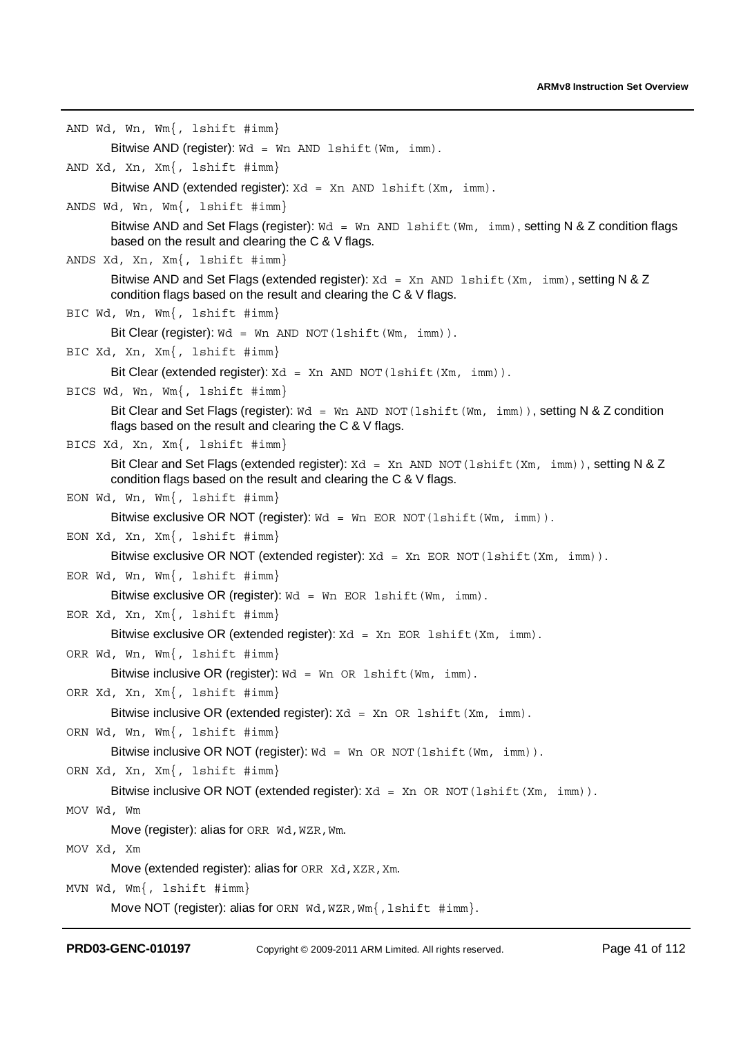`AND Wd, Wn, Wm{, lshift #imm}`

Bitwise AND (register): `Wd = Wn AND lshift(Wm, imm)`.

`AND Xd, Xn, Xm{, lshift #imm}`

Bitwise AND (extended register): `Xd = Xn AND lshift(Xm, imm)`.

`ANDS Wd, Wn, Wm{, lshift #imm}`

Bitwise AND and Set Flags (register): `Wd = Wn AND lshift(Wm, imm)`, setting N & Z condition flags based on the result and clearing the C & V flags.

`ANDS Xd, Xn, Xm{, lshift #imm}`

Bitwise AND and Set Flags (extended register): `Xd = Xn AND lshift(Xm, imm)`, setting N & Z condition flags based on the result and clearing the C & V flags.

`BIC Wd, Wn, Wm{, lshift #imm}`

Bit Clear (register): `Wd = Wn AND NOT(lshift(Wm, imm))`.

`BIC Xd, Xn, Xm{, lshift #imm}`

Bit Clear (extended register): `Xd = Xn AND NOT(lshift(Xm, imm))`.

`BICS Wd, Wn, Wm{, lshift #imm}`

Bit Clear and Set Flags (register): `Wd = Wn AND NOT(lshift(Wm, imm))`, setting N & Z condition flags based on the result and clearing the C & V flags.

`BICS Xd, Xn, Xm{, lshift #imm}`

Bit Clear and Set Flags (extended register): `Xd = Xn AND NOT(lshift(Xm, imm))`, setting N & Z condition flags based on the result and clearing the C & V flags.

`EON Wd, Wn, Wm{, lshift #imm}`

Bitwise exclusive OR NOT (register): `Wd = Wn EOR NOT(lshift(Wm, imm))`.

`EON Xd, Xn, Xm{, lshift #imm}`

Bitwise exclusive OR NOT (extended register): `Xd = Xn EOR NOT(lshift(Xm, imm))`.

`EOR Wd, Wn, Wm{, lshift #imm}`

Bitwise exclusive OR (register): `Wd = Wn EOR lshift(Wm, imm)`.

`EOR Xd, Xn, Xm{, lshift #imm}`

Bitwise exclusive OR (extended register): `Xd = Xn EOR lshift(Xm, imm)`.

`ORR Wd, Wn, Wm{, lshift #imm}`

Bitwise inclusive OR (register): `Wd = Wn OR lshift(Wm, imm)`.

`ORR Xd, Xn, Xm{, lshift #imm}`

Bitwise inclusive OR (extended register): `Xd = Xn OR lshift(Xm, imm)`.

`ORN Wd, Wn, Wm{, lshift #imm}`

Bitwise inclusive OR NOT (register): `Wd = Wn OR NOT(lshift(Wm, imm))`.

`ORN Xd, Xn, Xm{, lshift #imm}`

Bitwise inclusive OR NOT (extended register): `Xd = Xn OR NOT(lshift(Xm, imm))`.

`MOV Wd, Wm`

Move (register): alias for `ORR Wd,WZR,Wm`.

`MOV Xd, Xm`

Move (extended register): alias for `ORR Xd,XZR,Xm`.

`MVN Wd, Wm{, lshift #imm}`

Move NOT (register): alias for `ORN Wd,WZR,Wm{,lshift #imm}`.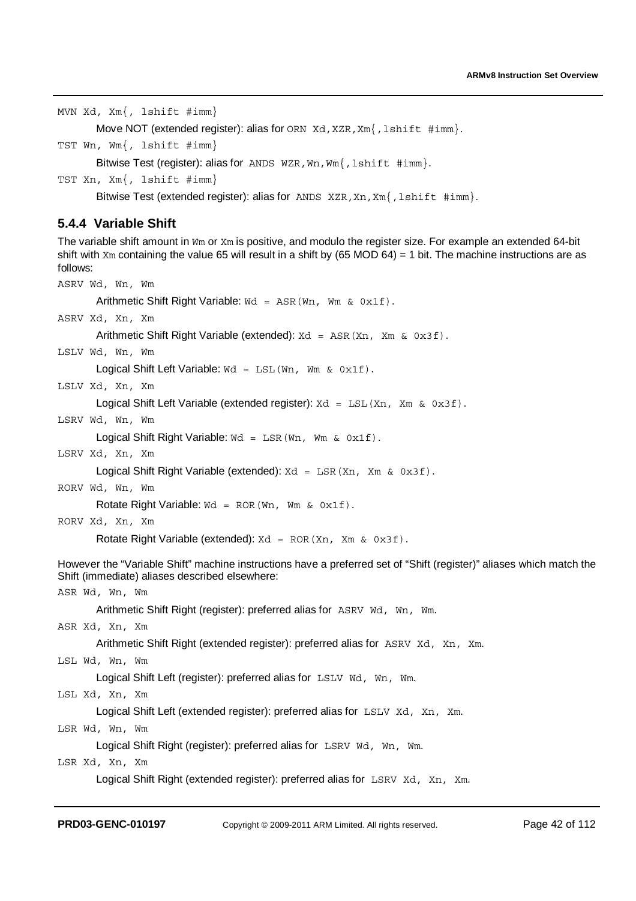`MVN Xd, Xm{, lshift #imm}`

Move NOT (extended register): alias for `ORN Xd,XZR,Xm{,lshift #imm}`.

`TST Wn, Wm{, lshift #imm}`

Bitwise Test (register): alias for `ANDS WZR,Wn,Wm{,lshift #imm}`.

`TST Xn, Xm{, lshift #imm}`

Bitwise Test (extended register): alias for `ANDS XZR,Xn,Xm{,lshift #imm}`.

### 5.4.4 Variable Shift

The variable shift amount in `Wm` or `Xm` is positive, and modulo the register size. For example an extended 64-bit shift with `Xm` containing the value 65 will result in a shift by (65 MOD 64) = 1 bit. The machine instructions are as follows:

`ASRV Wd, Wn, Wm`

Arithmetic Shift Right Variable: `Wd = ASR(Wn, Wm & 0x1f)`.

`ASRV Xd, Xn, Xm`

Arithmetic Shift Right Variable (extended): `Xd = ASR(Xn, Xm & 0x3f)`.

`LSLV Wd, Wn, Wm`

Logical Shift Left Variable: `Wd = LSL(Wn, Wm & 0x1f)`.

`LSLV Xd, Xn, Xm`

Logical Shift Left Variable (extended register): `Xd = LSL(Xn, Xm & 0x3f)`.

`LSRV Wd, Wn, Wm`

Logical Shift Right Variable: `Wd = LSR(Wn, Wm & 0x1f)`.

`LSRV Xd, Xn, Xm`

Logical Shift Right Variable (extended): `Xd = LSR(Xn, Xm & 0x3f)`.

`RORV Wd, Wn, Wm`

Rotate Right Variable: `Wd = ROR(Wn, Wm & 0x1f)`.

`RORV Xd, Xn, Xm`

Rotate Right Variable (extended): `Xd = ROR(Xn, Xm & 0x3f)`.

However the "Variable Shift" machine instructions have a preferred set of "Shift (register)" aliases which match the Shift (immediate) aliases described elsewhere:

`ASR Wd, Wn, Wm`

Arithmetic Shift Right (register): preferred alias for `ASRV Wd, Wn, Wm`.

`ASR Xd, Xn, Xm`

Arithmetic Shift Right (extended register): preferred alias for `ASRV Xd, Xn, Xm`.

`LSL Wd, Wn, Wm`

Logical Shift Left (register): preferred alias for `LSLV Wd, Wn, Wm`.

`LSL Xd, Xn, Xm`

Logical Shift Left (extended register): preferred alias for `LSLV Xd, Xn, Xm`.

`LSR Wd, Wn, Wm`

Logical Shift Right (register): preferred alias for `LSRV Wd, Wn, Wm`.

`LSR Xd, Xn, Xm`

Logical Shift Right (extended register): preferred alias for `LSRV Xd, Xn, Xm`.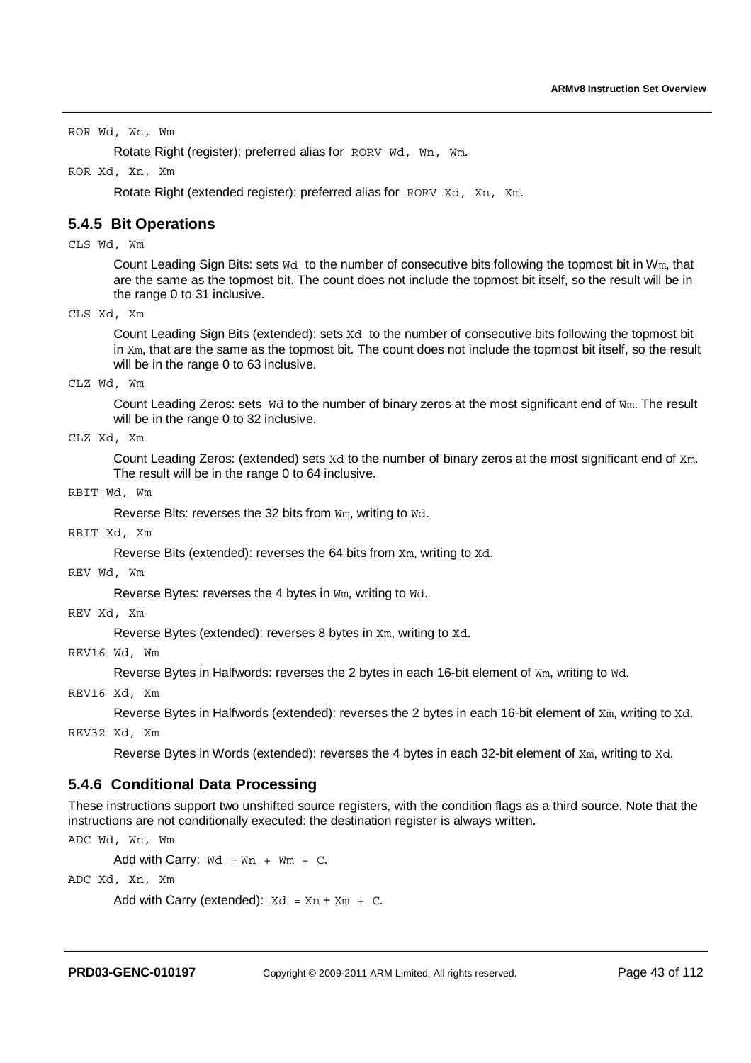`ROR Wd, Wn, Wm`

Rotate Right (register): preferred alias for `RORV Wd, Wn, Wm`.

`ROR Xd, Xn, Xm`

Rotate Right (extended register): preferred alias for `RORV Xd, Xn, Xm`.

### 5.4.5 Bit Operations

`CLS Wd, Wm`

Count Leading Sign Bits: sets `Wd` to the number of consecutive bits following the topmost bit in `Wm`, that are the same as the topmost bit. The count does not include the topmost bit itself, so the result will be in the range 0 to 31 inclusive.

`CLS Xd, Xm`

Count Leading Sign Bits (extended): sets `Xd` to the number of consecutive bits following the topmost bit in `Xm`, that are the same as the topmost bit. The count does not include the topmost bit itself, so the result will be in the range 0 to 63 inclusive.

`CLZ Wd, Wm`

Count Leading Zeros: sets `Wd` to the number of binary zeros at the most significant end of `Wm`. The result will be in the range 0 to 32 inclusive.

`CLZ Xd, Xm`

Count Leading Zeros: (extended) sets `Xd` to the number of binary zeros at the most significant end of `Xm`. The result will be in the range 0 to 64 inclusive.

`RBIT Wd, Wm`

Reverse Bits: reverses the 32 bits from `Wm`, writing to `Wd`.

`RBIT Xd, Xm`

Reverse Bits (extended): reverses the 64 bits from `Xm`, writing to `Xd`.

`REV Wd, Wm`

Reverse Bytes: reverses the 4 bytes in `Wm`, writing to `Wd`.

`REV Xd, Xm`

Reverse Bytes (extended): reverses 8 bytes in `Xm`, writing to `Xd`.

`REV16 Wd, Wm`

Reverse Bytes in Halfwords: reverses the 2 bytes in each 16-bit element of `Wm`, writing to `Wd`.

`REV16 Xd, Xm`

Reverse Bytes in Halfwords (extended): reverses the 2 bytes in each 16-bit element of `Xm`, writing to `Xd`.

`REV32 Xd, Xm`

Reverse Bytes in Words (extended): reverses the 4 bytes in each 32-bit element of `Xm`, writing to `Xd`.

### 5.4.6 Conditional Data Processing

These instructions support two unshifted source registers, with the condition flags as a third source. Note that the instructions are not conditionally executed: the destination register is always written.

`ADC Wd, Wn, Wm`

Add with Carry: `Wd = Wn + Wm + C`.

`ADC Xd, Xn, Xm`

Add with Carry (extended): `Xd = Xn + Xm + C`.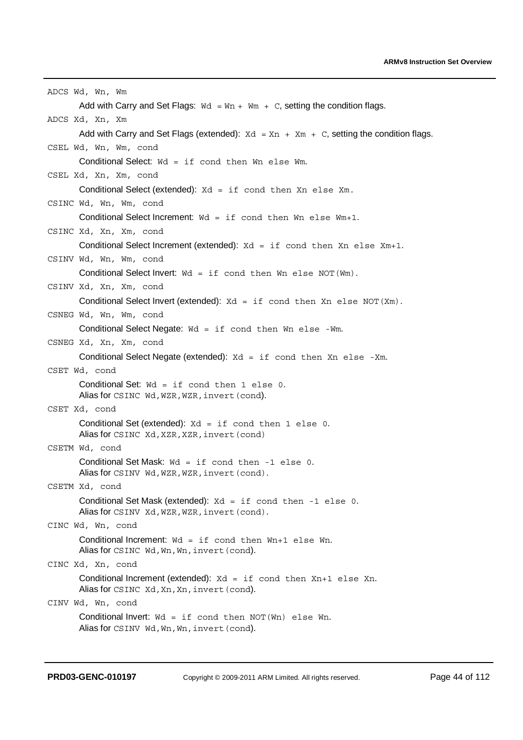`ADCS Wd, Wn, Wm`

Add with Carry and Set Flags: `Wd = Wn + Wm + C`, setting the condition flags.

`ADCS Xd, Xn, Xm`

Add with Carry and Set Flags (extended): `Xd = Xn + Xm + C`, setting the condition flags.

`CSEL Wd, Wn, Wm, cond`

Conditional Select: `Wd = if cond then Wn else Wm`.

`CSEL Xd, Xn, Xm, cond`

Conditional Select (extended): `Xd = if cond then Xn else Xm.`

`CSINC Wd, Wn, Wm, cond`

Conditional Select Increment: `Wd = if cond then Wn else Wm+1`.

`CSINC Xd, Xn, Xm, cond`

Conditional Select Increment (extended): `Xd = if cond then Xn else Xm+1`.

`CSINV Wd, Wn, Wm, cond`

Conditional Select Invert: `Wd = if cond then Wn else NOT(Wm).`

`CSINV Xd, Xn, Xm, cond`

Conditional Select Invert (extended): `Xd = if cond then Xn else NOT(Xm).`

`CSNEG Wd, Wn, Wm, cond`

Conditional Select Negate: `Wd = if cond then Wn else -Wm`.

`CSNEG Xd, Xn, Xm, cond`

Conditional Select Negate (extended): `Xd = if cond then Xn else -Xm`.

`CSET Wd, cond`

Conditional Set: `Wd = if cond then 1 else 0.`
Alias for `CSINC Wd,WZR,WZR,invert(cond)`.

`CSET Xd, cond`

Conditional Set (extended): `Xd = if cond then 1 else 0.`
Alias for `CSINC Xd,XZR,XZR,invert(cond)`

`CSETM Wd, cond`

Conditional Set Mask: `Wd = if cond then -1 else 0.`
Alias for `CSINV Wd,WZR,WZR,invert(cond).`

`CSETM Xd, cond`

Conditional Set Mask (extended): `Xd = if cond then -1 else 0.`
Alias for `CSINV Xd,WZR,WZR,invert(cond).`

`CINC Wd, Wn, cond`

Conditional Increment: `Wd = if cond then Wn+1 else Wn.`
Alias for `CSINC Wd,Wn,Wn,invert(cond)`.

`CINC Xd, Xn, cond`

Conditional Increment (extended): `Xd = if cond then Xn+1 else Xn.`
Alias for `CSINC Xd,Xn,Xn,invert(cond)`.

`CINV Wd, Wn, cond`

Conditional Invert: `Wd = if cond then NOT(Wn) else Wn.`
Alias for `CSINV Wd,Wn,Wn,invert(cond)`.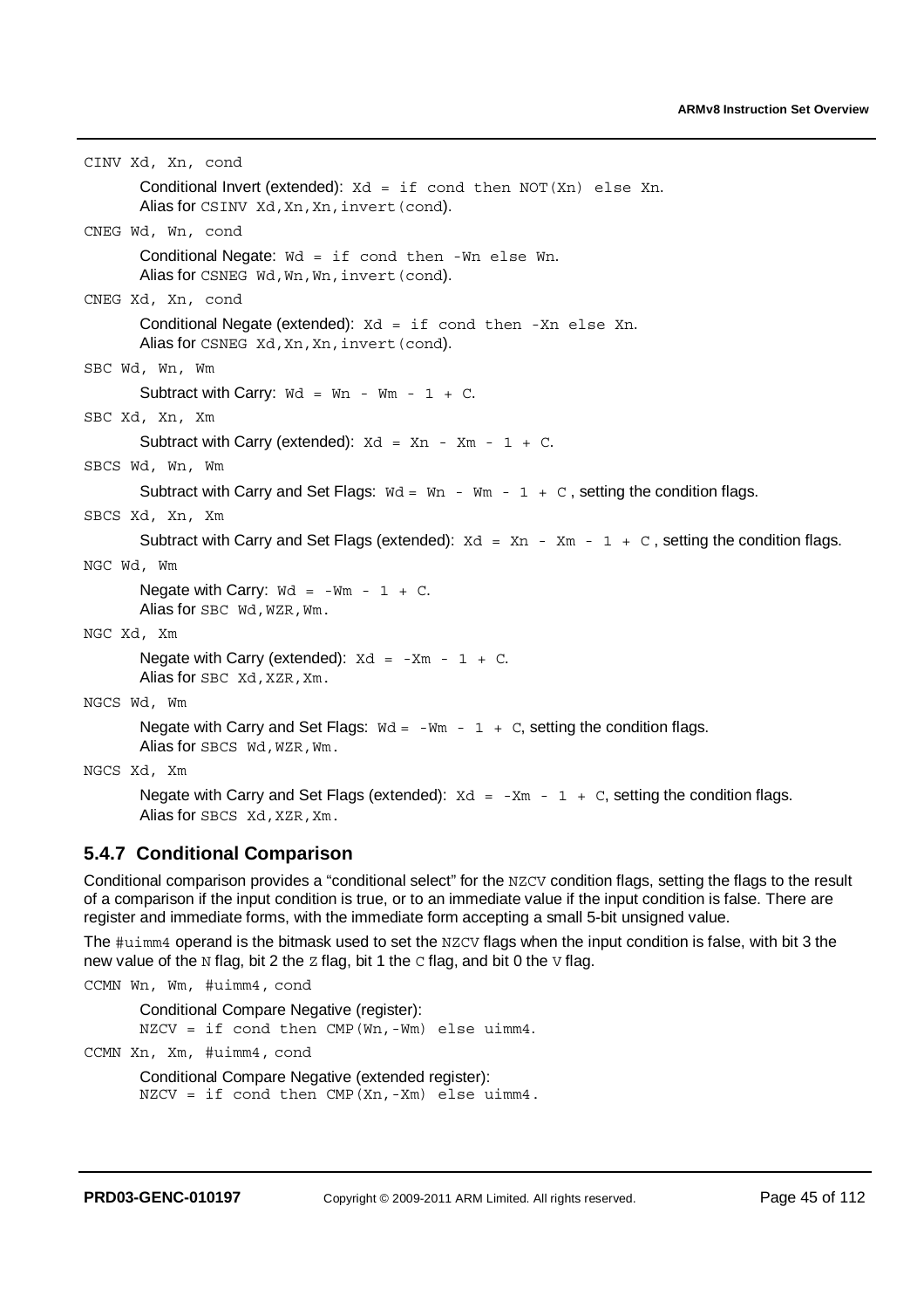`CINV Xd, Xn, cond`

Conditional Invert (extended): `Xd = if cond then NOT(Xn) else Xn`.
Alias for `CSINV Xd,Xn,Xn,invert(cond)`.

`CNEG Wd, Wn, cond`

Conditional Negate: `Wd = if cond then -Wn else Wn`.
Alias for `CSNEG Wd,Wn,Wn,invert(cond)`.

`CNEG Xd, Xn, cond`

Conditional Negate (extended): `Xd = if cond then -Xn else Xn`.
Alias for `CSNEG Xd,Xn,Xn,invert(cond)`.

`SBC Wd, Wn, Wm`

Subtract with Carry: `Wd = Wn - Wm - 1 + C`.

`SBC Xd, Xn, Xm`

Subtract with Carry (extended): `Xd = Xn - Xm - 1 + C`.

`SBCS Wd, Wn, Wm`

Subtract with Carry and Set Flags: `Wd = Wn - Wm - 1 + C` , setting the condition flags.

`SBCS Xd, Xn, Xm`

Subtract with Carry and Set Flags (extended): `Xd = Xn - Xm - 1 + C` , setting the condition flags.

`NGC Wd, Wm`

Negate with Carry: `Wd = -Wm - 1 + C`.
Alias for `SBC Wd,WZR,Wm`.

`NGC Xd, Xm`

Negate with Carry (extended): `Xd = -Xm - 1 + C`.
Alias for `SBC Xd,XZR,Xm`.

`NGCS Wd, Wm`

Negate with Carry and Set Flags: `Wd = -Wm - 1 + C`, setting the condition flags.
Alias for `SBCS Wd,WZR,Wm`.

`NGCS Xd, Xm`

Negate with Carry and Set Flags (extended): `Xd = -Xm - 1 + C`, setting the condition flags.
Alias for `SBCS Xd,XZR,Xm`.

### 5.4.7 Conditional Comparison

Conditional comparison provides a "conditional select" for the `NZCV` condition flags, setting the flags to the result of a comparison if the input condition is true, or to an immediate value if the input condition is false. There are register and immediate forms, with the immediate form accepting a small 5-bit unsigned value.

The `#uimm4` operand is the bitmask used to set the `NZCV` flags when the input condition is false, with bit 3 the new value of the `N` flag, bit 2 the `Z` flag, bit 1 the `C` flag, and bit 0 the `V` flag.

`CCMN Wn, Wm, #uimm4, cond`

Conditional Compare Negative (register):
`NZCV = if cond then CMP(Wn,-Wm) else uimm4.`

`CCMN Xn, Xm, #uimm4, cond`

Conditional Compare Negative (extended register):
`NZCV = if cond then CMP(Xn,-Xm) else uimm4.`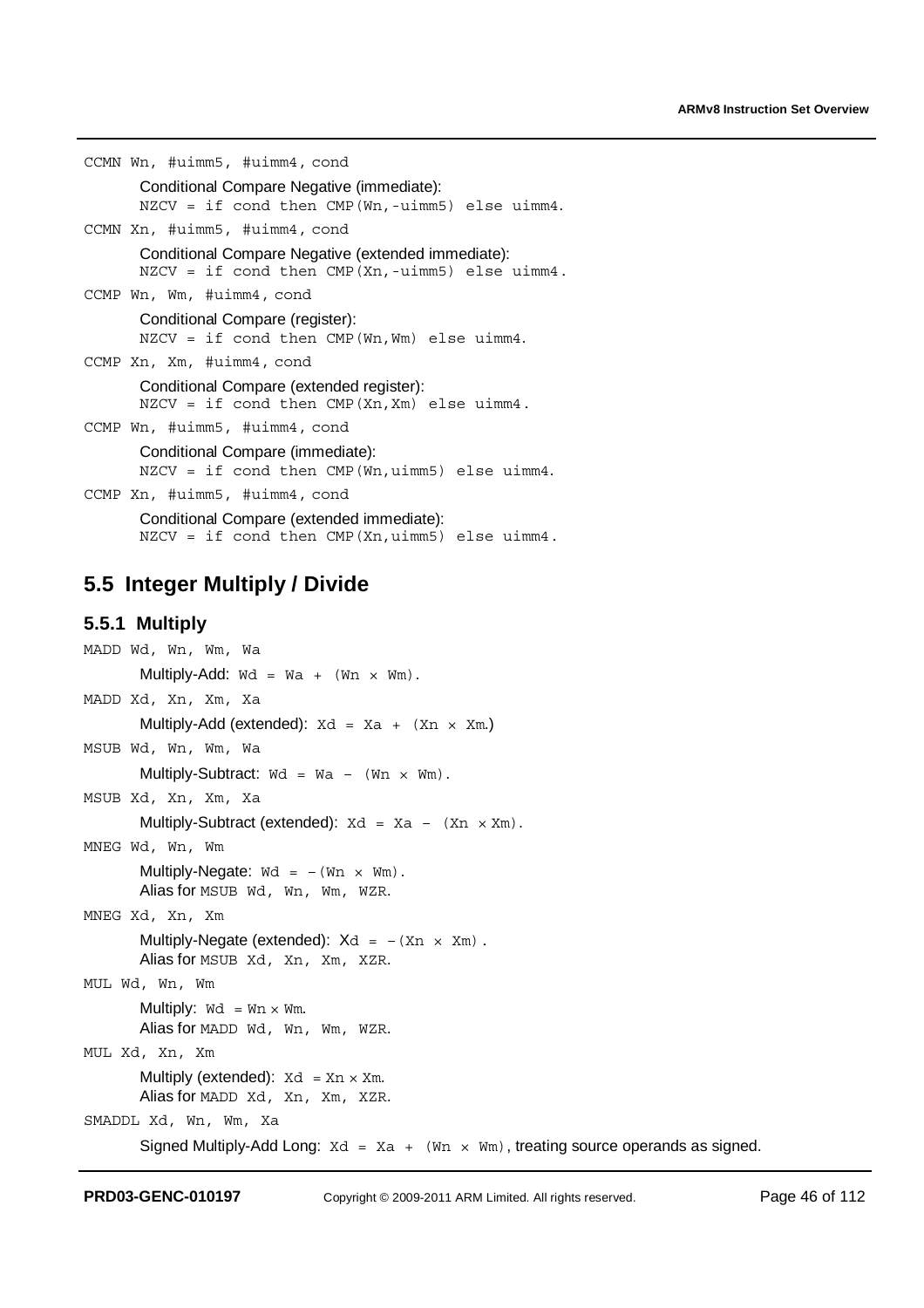`CCMN Wn, #uimm5, #uimm4, cond`

Conditional Compare Negative (immediate):
`NZCV = if cond then CMP(Wn,-uimm5) else uimm4.`

`CCMN Xn, #uimm5, #uimm4, cond`

Conditional Compare Negative (extended immediate):
`NZCV = if cond then CMP(Xn,-uimm5) else uimm4.`

`CCMP Wn, Wm, #uimm4, cond`

Conditional Compare (register):
`NZCV = if cond then CMP(Wn,Wm) else uimm4.`

`CCMP Xn, Xm, #uimm4, cond`

Conditional Compare (extended register):
`NZCV = if cond then CMP(Xn,Xm) else uimm4.`

`CCMP Wn, #uimm5, #uimm4, cond`

Conditional Compare (immediate):
`NZCV = if cond then CMP(Wn,uimm5) else uimm4.`

`CCMP Xn, #uimm5, #uimm4, cond`

Conditional Compare (extended immediate):
`NZCV = if cond then CMP(Xn,uimm5) else uimm4.`

## 5.5 Integer Multiply / Divide

### 5.5.1 Multiply

`MADD Wd, Wn, Wm, Wa`

Multiply-Add: `Wd = Wa + (Wn × Wm)`.

`MADD Xd, Xn, Xm, Xa`

Multiply-Add (extended): `Xd = Xa + (Xn × Xm.)`

`MSUB Wd, Wn, Wm, Wa`

Multiply-Subtract: `Wd = Wa – (Wn × Wm)`.

`MSUB Xd, Xn, Xm, Xa`

Multiply-Subtract (extended): `Xd = Xa – (Xn × Xm)`.

`MNEG Wd, Wn, Wm`

Multiply-Negate: `Wd = –(Wn × Wm)`.
Alias for `MSUB Wd, Wn, Wm, WZR`.

`MNEG Xd, Xn, Xm`

Multiply-Negate (extended): `Xd = –(Xn × Xm)`.
Alias for `MSUB Xd, Xn, Xm, XZR`.

`MUL Wd, Wn, Wm`

Multiply: `Wd = Wn × Wm`.
Alias for `MADD Wd, Wn, Wm, WZR`.

`MUL Xd, Xn, Xm`

Multiply (extended): `Xd = Xn × Xm`.
Alias for `MADD Xd, Xn, Xm, XZR`.

`SMADDL Xd, Wn, Wm, Xa`

Signed Multiply-Add Long: `Xd = Xa + (Wn × Wm)`, treating source operands as signed.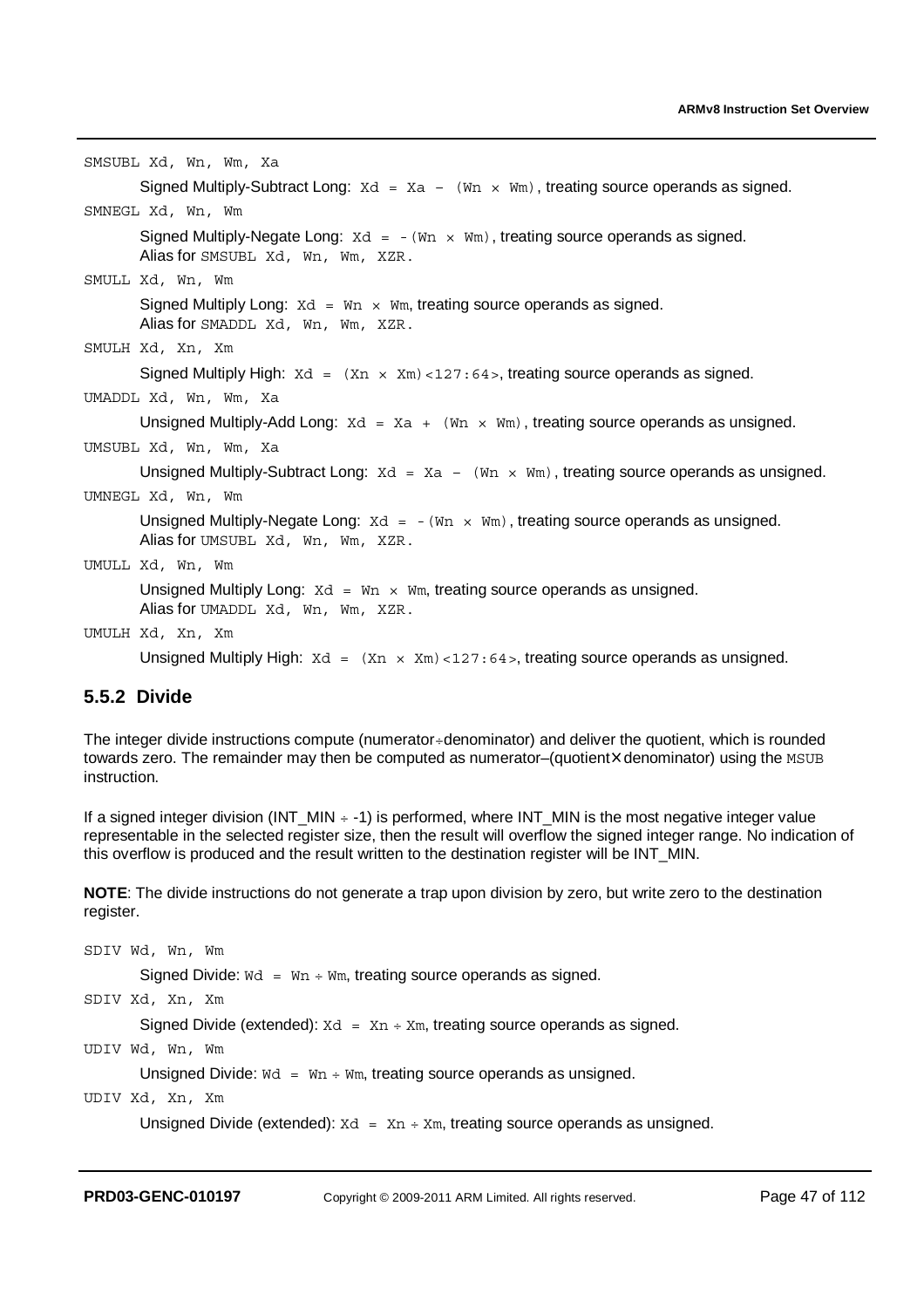SMSUBL Xd, Wn, Wm, Xa

Signed Multiply-Subtract Long: `Xd = Xa – (Wn × Wm)`, treating source operands as signed.

SMNEGL Xd, Wn, Wm

Signed Multiply-Negate Long: `Xd = -(Wn × Wm)`, treating source operands as signed.
Alias for `SMSUBL Xd, Wn, Wm, XZR`.

SMULL Xd, Wn, Wm

Signed Multiply Long: `Xd = Wn × Wm`, treating source operands as signed.
Alias for `SMADDL Xd, Wn, Wm, XZR`.

SMULH Xd, Xn, Xm

Signed Multiply High: `Xd = (Xn × Xm)<127:64>`, treating source operands as signed.

UMADDL Xd, Wn, Wm, Xa

Unsigned Multiply-Add Long: `Xd = Xa + (Wn × Wm)`, treating source operands as unsigned.

UMSUBL Xd, Wn, Wm, Xa

Unsigned Multiply-Subtract Long: `Xd = Xa – (Wn × Wm)`, treating source operands as unsigned.

UMNEGL Xd, Wn, Wm

Unsigned Multiply-Negate Long: `Xd = -(Wn × Wm)`, treating source operands as unsigned.
Alias for `UMSUBL Xd, Wn, Wm, XZR`.

UMULL Xd, Wn, Wm

Unsigned Multiply Long: `Xd = Wn × Wm`, treating source operands as unsigned.
Alias for `UMADDL Xd, Wn, Wm, XZR`.

UMULH Xd, Xn, Xm

Unsigned Multiply High: `Xd = (Xn × Xm)<127:64>`, treating source operands as unsigned.

### 5.5.2 Divide

The integer divide instructions compute (numerator÷denominator) and deliver the quotient, which is rounded towards zero. The remainder may then be computed as numerator–(quotient×denominator) using the `MSUB` instruction.

If a signed integer division (INT_MIN ÷ -1) is performed, where INT_MIN is the most negative integer value representable in the selected register size, then the result will overflow the signed integer range. No indication of this overflow is produced and the result written to the destination register will be INT_MIN.

**NOTE**: The divide instructions do not generate a trap upon division by zero, but write zero to the destination register.

SDIV Wd, Wn, Wm

Signed Divide: `Wd = Wn ÷ Wm`, treating source operands as signed.

SDIV Xd, Xn, Xm

Signed Divide (extended): `Xd = Xn ÷ Xm`, treating source operands as signed.

UDIV Wd, Wn, Wm

Unsigned Divide: `Wd = Wn ÷ Wm`, treating source operands as unsigned.

UDIV Xd, Xn, Xm

Unsigned Divide (extended): `Xd = Xn ÷ Xm`, treating source operands as unsigned.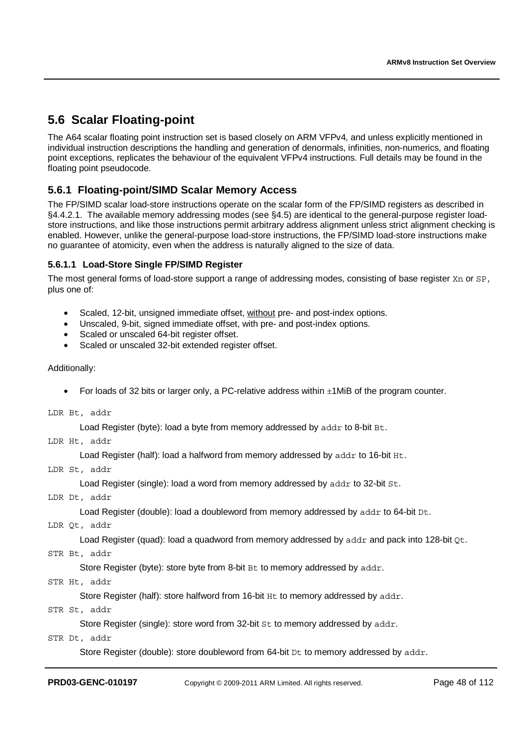## 5.6 Scalar Floating-point

The A64 scalar floating point instruction set is based closely on ARM VFPv4, and unless explicitly mentioned in individual instruction descriptions the handling and generation of denormals, infinities, non-numerics, and floating point exceptions, replicates the behaviour of the equivalent VFPv4 instructions. Full details may be found in the floating point pseudocode.

### 5.6.1 Floating-point/SIMD Scalar Memory Access

The FP/SIMD scalar load-store instructions operate on the scalar form of the FP/SIMD registers as described in §4.4.2.1. The available memory addressing modes (see §4.5) are identical to the general-purpose register load-store instructions, and like those instructions permit arbitrary address alignment unless strict alignment checking is enabled. However, unlike the general-purpose load-store instructions, the FP/SIMD load-store instructions make no guarantee of atomicity, even when the address is naturally aligned to the size of data.

#### 5.6.1.1 Load-Store Single FP/SIMD Register

The most general forms of load-store support a range of addressing modes, consisting of base register `Xn` or `SP`, plus one of:

- Scaled, 12-bit, unsigned immediate offset, <u>without</u> pre- and post-index options.
- Unscaled, 9-bit, signed immediate offset, with pre- and post-index options.
- Scaled or unscaled 64-bit register offset.
- Scaled or unscaled 32-bit extended register offset.

Additionally:

- For loads of 32 bits or larger only, a PC-relative address within ±1MiB of the program counter.

`LDR Bt, addr`

Load Register (byte): load a byte from memory addressed by `addr` to 8-bit `Bt`.

`LDR Ht, addr`

Load Register (half): load a halfword from memory addressed by `addr` to 16-bit `Ht`.

`LDR St, addr`

Load Register (single): load a word from memory addressed by `addr` to 32-bit `St`.

`LDR Dt, addr`

Load Register (double): load a doubleword from memory addressed by `addr` to 64-bit `Dt`.

`LDR Qt, addr`

Load Register (quad): load a quadword from memory addressed by `addr` and pack into 128-bit `Qt`.

`STR Bt, addr`

Store Register (byte): store byte from 8-bit `Bt` to memory addressed by `addr`.

`STR Ht, addr`

Store Register (half): store halfword from 16-bit `Ht` to memory addressed by `addr`.

`STR St, addr`

Store Register (single): store word from 32-bit `St` to memory addressed by `addr`.

`STR Dt, addr`

Store Register (double): store doubleword from 64-bit `Dt` to memory addressed by `addr`.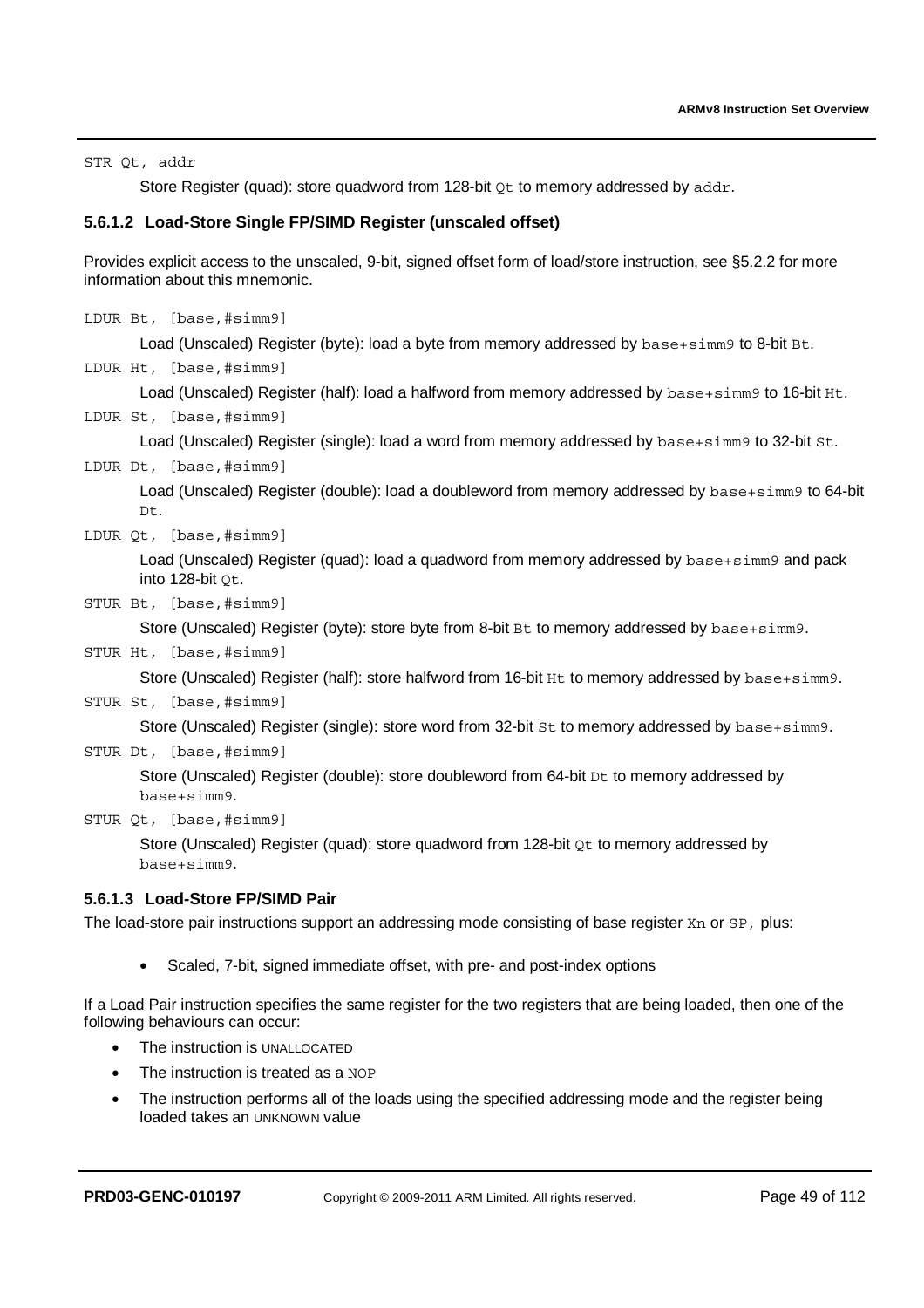`STR Qt, addr`

Store Register (quad): store quadword from 128-bit `Qt` to memory addressed by `addr`.

#### 5.6.1.2 Load-Store Single FP/SIMD Register (unscaled offset)

Provides explicit access to the unscaled, 9-bit, signed offset form of load/store instruction, see §5.2.2 for more information about this mnemonic.

`LDUR Bt, [base,#simm9]`

Load (Unscaled) Register (byte): load a byte from memory addressed by `base+simm9` to 8-bit `Bt`.

`LDUR Ht, [base,#simm9]`

Load (Unscaled) Register (half): load a halfword from memory addressed by `base+simm9` to 16-bit `Ht`.

`LDUR St, [base,#simm9]`

Load (Unscaled) Register (single): load a word from memory addressed by `base+simm9` to 32-bit `St`.

`LDUR Dt, [base,#simm9]`

Load (Unscaled) Register (double): load a doubleword from memory addressed by `base+simm9` to 64-bit `Dt`.

`LDUR Qt, [base,#simm9]`

Load (Unscaled) Register (quad): load a quadword from memory addressed by `base+simm9` and pack into 128-bit `Qt`.

`STUR Bt, [base,#simm9]`

Store (Unscaled) Register (byte): store byte from 8-bit `Bt` to memory addressed by `base+simm9`.

`STUR Ht, [base,#simm9]`

Store (Unscaled) Register (half): store halfword from 16-bit `Ht` to memory addressed by `base+simm9`.

`STUR St, [base,#simm9]`

Store (Unscaled) Register (single): store word from 32-bit `St` to memory addressed by `base+simm9`.

`STUR Dt, [base,#simm9]`

Store (Unscaled) Register (double): store doubleword from 64-bit `Dt` to memory addressed by `base+simm9`.

`STUR Qt, [base,#simm9]`

Store (Unscaled) Register (quad): store quadword from 128-bit `Qt` to memory addressed by `base+simm9`.

#### 5.6.1.3 Load-Store FP/SIMD Pair

The load-store pair instructions support an addressing mode consisting of base register `Xn` or `SP`, plus:

- Scaled, 7-bit, signed immediate offset, with pre- and post-index options

If a Load Pair instruction specifies the same register for the two registers that are being loaded, then one of the following behaviours can occur:

- The instruction is UNALLOCATED
- The instruction is treated as a `NOP`
- The instruction performs all of the loads using the specified addressing mode and the register being loaded takes an UNKNOWN value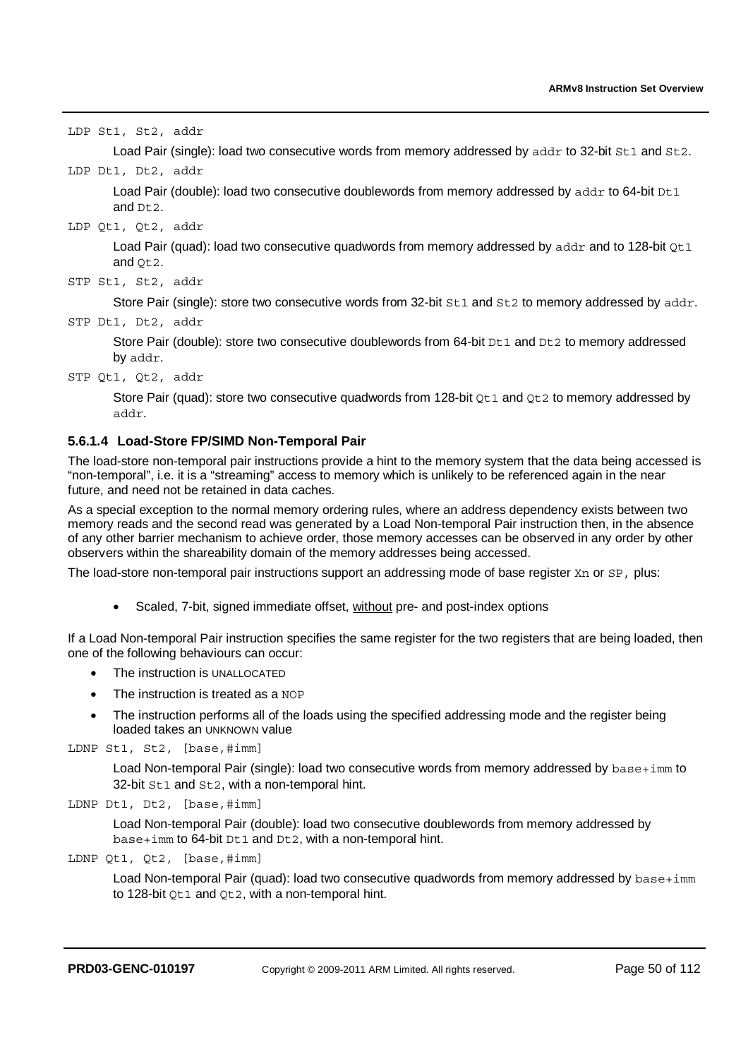`LDP St1, St2, addr`

Load Pair (single): load two consecutive words from memory addressed by `addr` to 32-bit `St1` and `St2`.

`LDP Dt1, Dt2, addr`

Load Pair (double): load two consecutive doublewords from memory addressed by `addr` to 64-bit `Dt1` and `Dt2`.

`LDP Qt1, Qt2, addr`

Load Pair (quad): load two consecutive quadwords from memory addressed by `addr` and to 128-bit `Qt1` and `Qt2`.

`STP St1, St2, addr`

Store Pair (single): store two consecutive words from 32-bit `St1` and `St2` to memory addressed by `addr`.

`STP Dt1, Dt2, addr`

Store Pair (double): store two consecutive doublewords from 64-bit `Dt1` and `Dt2` to memory addressed by `addr`.

`STP Qt1, Qt2, addr`

Store Pair (quad): store two consecutive quadwords from 128-bit `Qt1` and `Qt2` to memory addressed by `addr`.

#### 5.6.1.4 Load-Store FP/SIMD Non-Temporal Pair

The load-store non-temporal pair instructions provide a hint to the memory system that the data being accessed is "non-temporal", i.e. it is a "streaming" access to memory which is unlikely to be referenced again in the near future, and need not be retained in data caches.

As a special exception to the normal memory ordering rules, where an address dependency exists between two memory reads and the second read was generated by a Load Non-temporal Pair instruction then, in the absence of any other barrier mechanism to achieve order, those memory accesses can be observed in any order by other observers within the shareability domain of the memory addresses being accessed.

The load-store non-temporal pair instructions support an addressing mode of base register `Xn` or `SP`, plus:

- Scaled, 7-bit, signed immediate offset, <u>without</u> pre- and post-index options

If a Load Non-temporal Pair instruction specifies the same register for the two registers that are being loaded, then one of the following behaviours can occur:

- The instruction is UNALLOCATED
- The instruction is treated as a `NOP`
- The instruction performs all of the loads using the specified addressing mode and the register being loaded takes an UNKNOWN value

`LDNP St1, St2, [base,#imm]`

Load Non-temporal Pair (single): load two consecutive words from memory addressed by `base+imm` to 32-bit `St1` and `St2`, with a non-temporal hint.

`LDNP Dt1, Dt2, [base,#imm]`

Load Non-temporal Pair (double): load two consecutive doublewords from memory addressed by `base+imm` to 64-bit `Dt1` and `Dt2`, with a non-temporal hint.

`LDNP Qt1, Qt2, [base,#imm]`

Load Non-temporal Pair (quad): load two consecutive quadwords from memory addressed by `base+imm` to 128-bit `Qt1` and `Qt2`, with a non-temporal hint.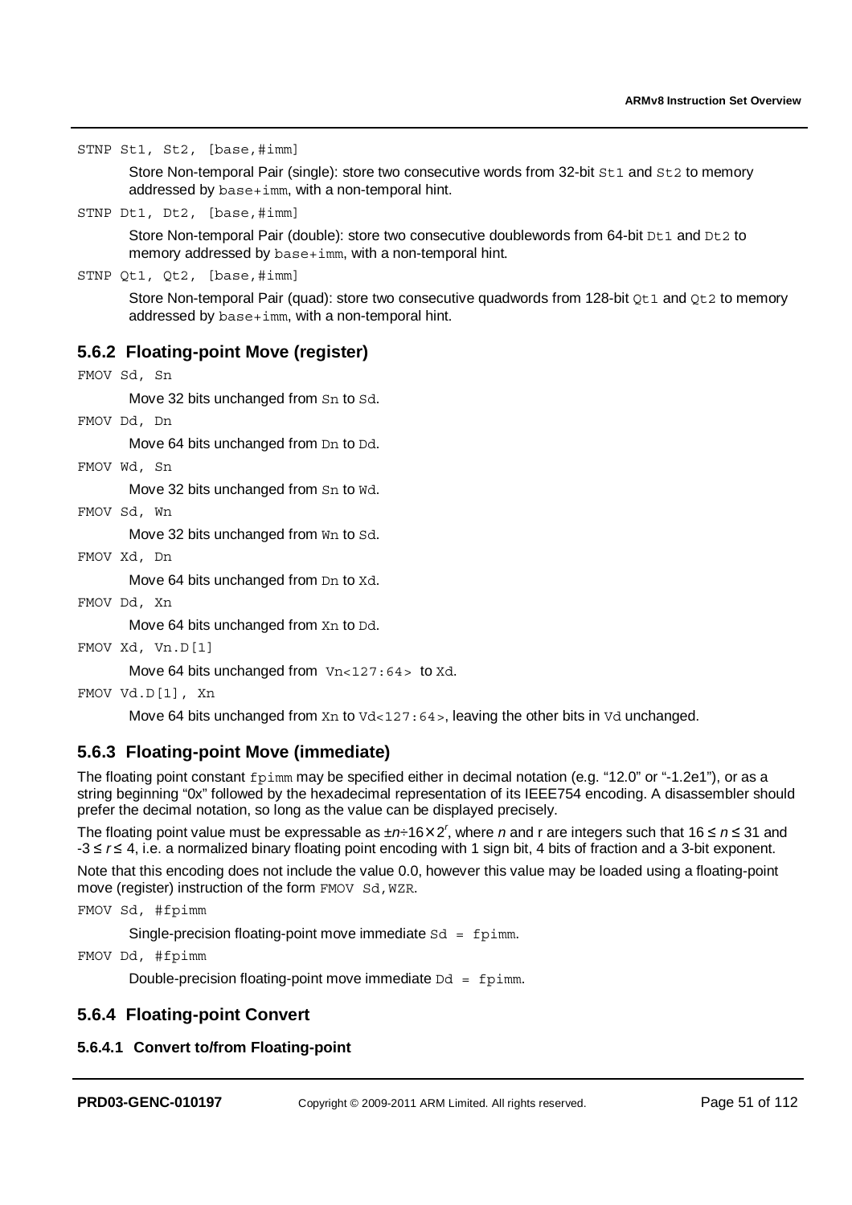```
STNP St1, St2, [base,#imm]
```

Store Non-temporal Pair (single): store two consecutive words from 32-bit `St1` and `St2` to memory addressed by `base+imm`, with a non-temporal hint.

```
STNP Dt1, Dt2, [base,#imm]
```

Store Non-temporal Pair (double): store two consecutive doublewords from 64-bit `Dt1` and `Dt2` to memory addressed by `base+imm`, with a non-temporal hint.

```
STNP Qt1, Qt2, [base,#imm]
```

Store Non-temporal Pair (quad): store two consecutive quadwords from 128-bit `Qt1` and `Qt2` to memory addressed by `base+imm`, with a non-temporal hint.

### 5.6.2 Floating-point Move (register)

```
FMOV Sd, Sn
```

Move 32 bits unchanged from `Sn` to `Sd`.

```
FMOV Dd, Dn
```

Move 64 bits unchanged from `Dn` to `Dd`.

```
FMOV Wd, Sn
```

Move 32 bits unchanged from `Sn` to `Wd`.

```
FMOV Sd, Wn
```

Move 32 bits unchanged from `Wn` to `Sd`.

```
FMOV Xd, Dn
```

Move 64 bits unchanged from `Dn` to `Xd`.

```
FMOV Dd, Xn
```

Move 64 bits unchanged from `Xn` to `Dd`.

```
FMOV Xd, Vn.D[1]
```

Move 64 bits unchanged from `Vn<127:64>` to `Xd`.

```
FMOV Vd.D[1], Xn
```

Move 64 bits unchanged from `Xn` to `Vd<127:64>`, leaving the other bits in `Vd` unchanged.

### 5.6.3 Floating-point Move (immediate)

The floating point constant `fpimm` may be specified either in decimal notation (e.g. "12.0" or "-1.2e1"), or as a string beginning "0x" followed by the hexadecimal representation of its IEEE754 encoding. A disassembler should prefer the decimal notation, so long as the value can be displayed precisely.

The floating point value must be expressable as $\pm n \div 16 \times 2^r$, where $n$ and r are integers such that $16 \le n \le 31$ and $-3 \le r \le 4$, i.e. a normalized binary floating point encoding with 1 sign bit, 4 bits of fraction and a 3-bit exponent.

Note that this encoding does not include the value 0.0, however this value may be loaded using a floating-point move (register) instruction of the form `FMOV Sd,WZR`.

```
FMOV Sd, #fpimm
```

Single-precision floating-point move immediate `Sd = fpimm`.

```
FMOV Dd, #fpimm
```

Double-precision floating-point move immediate `Dd = fpimm`.

### 5.6.4 Floating-point Convert

#### 5.6.4.1 Convert to/from Floating-point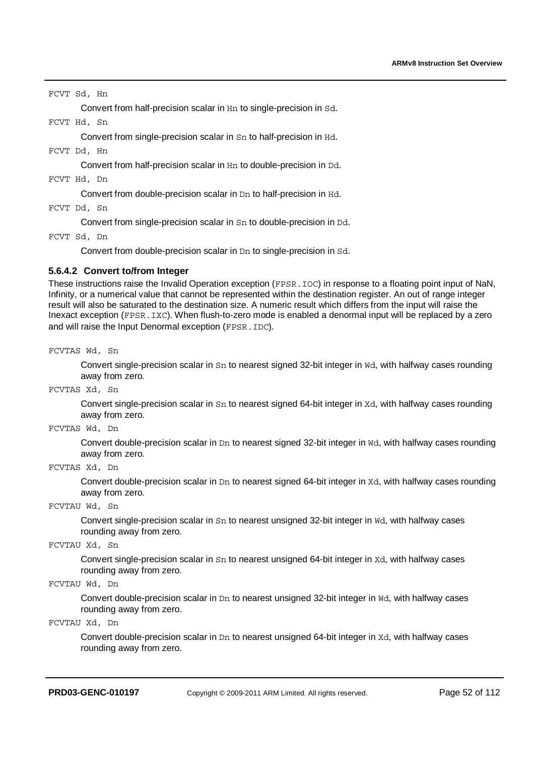`FCVT Sd, Hn`

Convert from half-precision scalar in `Hn` to single-precision in `Sd`.

`FCVT Hd, Sn`

Convert from single-precision scalar in `Sn` to half-precision in `Hd`.

`FCVT Dd, Hn`

Convert from half-precision scalar in `Hn` to double-precision in `Dd`.

`FCVT Hd, Dn`

Convert from double-precision scalar in `Dn` to half-precision in `Hd`.

`FCVT Dd, Sn`

Convert from single-precision scalar in `Sn` to double-precision in `Dd`.

`FCVT Sd, Dn`

Convert from double-precision scalar in `Dn` to single-precision in `Sd`.

#### 5.6.4.2 Convert to/from Integer

These instructions raise the Invalid Operation exception (`FPSR.IOC`) in response to a floating point input of NaN, Infinity, or a numerical value that cannot be represented within the destination register. An out of range integer result will also be saturated to the destination size. A numeric result which differs from the input will raise the Inexact exception (`FPSR.IXC`). When flush-to-zero mode is enabled a denormal input will be replaced by a zero and will raise the Input Denormal exception (`FPSR.IDC`).

`FCVTAS Wd, Sn`

Convert single-precision scalar in `Sn` to nearest signed 32-bit integer in `Wd`, with halfway cases rounding away from zero.

`FCVTAS Xd, Sn`

Convert single-precision scalar in `Sn` to nearest signed 64-bit integer in `Xd`, with halfway cases rounding away from zero.

`FCVTAS Wd, Dn`

Convert double-precision scalar in `Dn` to nearest signed 32-bit integer in `Wd`, with halfway cases rounding away from zero.

`FCVTAS Xd, Dn`

Convert double-precision scalar in `Dn` to nearest signed 64-bit integer in `Xd`, with halfway cases rounding away from zero.

`FCVTAU Wd, Sn`

Convert single-precision scalar in `Sn` to nearest unsigned 32-bit integer in `Wd`, with halfway cases rounding away from zero.

`FCVTAU Xd, Sn`

Convert single-precision scalar in `Sn` to nearest unsigned 64-bit integer in `Xd`, with halfway cases rounding away from zero.

`FCVTAU Wd, Dn`

Convert double-precision scalar in `Dn` to nearest unsigned 32-bit integer in `Wd`, with halfway cases rounding away from zero.

`FCVTAU Xd, Dn`

Convert double-precision scalar in `Dn` to nearest unsigned 64-bit integer in `Xd`, with halfway cases rounding away from zero.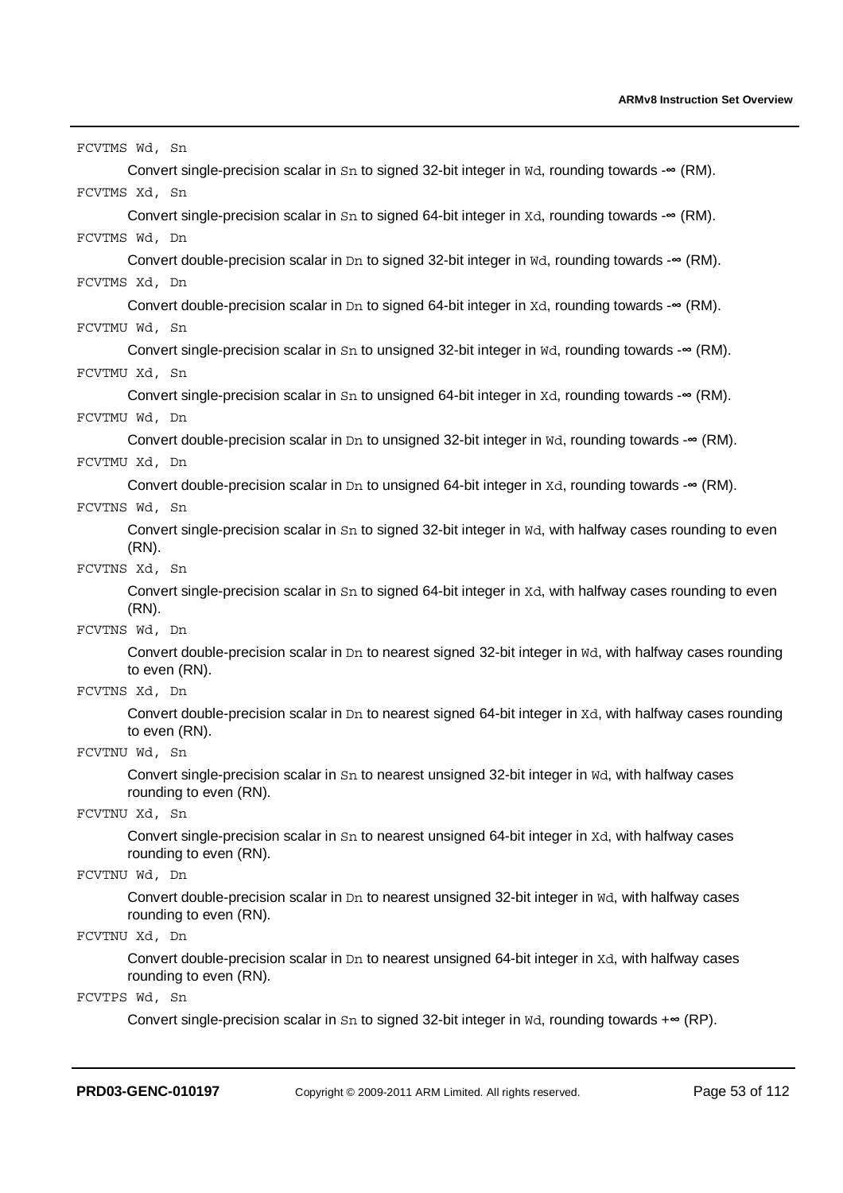`FCVTMS Wd, Sn`

Convert single-precision scalar in `Sn` to signed 32-bit integer in `Wd`, rounding towards -∞ (RM).

`FCVTMS Xd, Sn`

Convert single-precision scalar in `Sn` to signed 64-bit integer in `Xd`, rounding towards -∞ (RM).

`FCVTMS Wd, Dn`

Convert double-precision scalar in `Dn` to signed 32-bit integer in `Wd`, rounding towards -∞ (RM).

`FCVTMS Xd, Dn`

Convert double-precision scalar in `Dn` to signed 64-bit integer in `Xd`, rounding towards -∞ (RM).

`FCVTMU Wd, Sn`

Convert single-precision scalar in `Sn` to unsigned 32-bit integer in `Wd`, rounding towards -∞ (RM).

`FCVTMU Xd, Sn`

Convert single-precision scalar in `Sn` to unsigned 64-bit integer in `Xd`, rounding towards -∞ (RM).

`FCVTMU Wd, Dn`

Convert double-precision scalar in `Dn` to unsigned 32-bit integer in `Wd`, rounding towards -∞ (RM).

`FCVTMU Xd, Dn`

Convert double-precision scalar in `Dn` to unsigned 64-bit integer in `Xd`, rounding towards -∞ (RM).

`FCVTNS Wd, Sn`

Convert single-precision scalar in `Sn` to signed 32-bit integer in `Wd`, with halfway cases rounding to even (RN).

`FCVTNS Xd, Sn`

Convert single-precision scalar in `Sn` to signed 64-bit integer in `Xd`, with halfway cases rounding to even (RN).

`FCVTNS Wd, Dn`

Convert double-precision scalar in `Dn` to nearest signed 32-bit integer in `Wd`, with halfway cases rounding to even (RN).

`FCVTNS Xd, Dn`

Convert double-precision scalar in `Dn` to nearest signed 64-bit integer in `Xd`, with halfway cases rounding to even (RN).

`FCVTNU Wd, Sn`

Convert single-precision scalar in `Sn` to nearest unsigned 32-bit integer in `Wd`, with halfway cases rounding to even (RN).

`FCVTNU Xd, Sn`

Convert single-precision scalar in `Sn` to nearest unsigned 64-bit integer in `Xd`, with halfway cases rounding to even (RN).

`FCVTNU Wd, Dn`

Convert double-precision scalar in `Dn` to nearest unsigned 32-bit integer in `Wd`, with halfway cases rounding to even (RN).

`FCVTNU Xd, Dn`

Convert double-precision scalar in `Dn` to nearest unsigned 64-bit integer in `Xd`, with halfway cases rounding to even (RN).

`FCVTPS Wd, Sn`

Convert single-precision scalar in `Sn` to signed 32-bit integer in `Wd`, rounding towards +∞ (RP).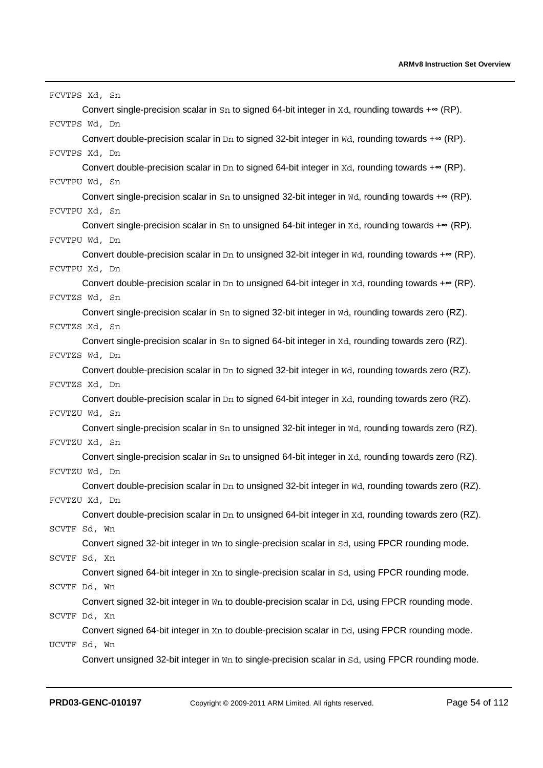`FCVTPS Xd, Sn`

Convert single-precision scalar in `Sn` to signed 64-bit integer in `Xd`, rounding towards +∞ (RP).

`FCVTPS Wd, Dn`

Convert double-precision scalar in `Dn` to signed 32-bit integer in `Wd`, rounding towards +∞ (RP).

`FCVTPS Xd, Dn`

Convert double-precision scalar in `Dn` to signed 64-bit integer in `Xd`, rounding towards +∞ (RP).

`FCVTPU Wd, Sn`

Convert single-precision scalar in `Sn` to unsigned 32-bit integer in `Wd`, rounding towards +∞ (RP).

`FCVTPU Xd, Sn`

Convert single-precision scalar in `Sn` to unsigned 64-bit integer in `Xd`, rounding towards +∞ (RP).

`FCVTPU Wd, Dn`

Convert double-precision scalar in `Dn` to unsigned 32-bit integer in `Wd`, rounding towards +∞ (RP).

`FCVTPU Xd, Dn`

Convert double-precision scalar in `Dn` to unsigned 64-bit integer in `Xd`, rounding towards +∞ (RP).

`FCVTZS Wd, Sn`

Convert single-precision scalar in `Sn` to signed 32-bit integer in `Wd`, rounding towards zero (RZ).

`FCVTZS Xd, Sn`

Convert single-precision scalar in `Sn` to signed 64-bit integer in `Xd`, rounding towards zero (RZ).

`FCVTZS Wd, Dn`

Convert double-precision scalar in `Dn` to signed 32-bit integer in `Wd`, rounding towards zero (RZ).

`FCVTZS Xd, Dn`

Convert double-precision scalar in `Dn` to signed 64-bit integer in `Xd`, rounding towards zero (RZ).

`FCVTZU Wd, Sn`

Convert single-precision scalar in `Sn` to unsigned 32-bit integer in `Wd`, rounding towards zero (RZ).

`FCVTZU Xd, Sn`

Convert single-precision scalar in `Sn` to unsigned 64-bit integer in `Xd`, rounding towards zero (RZ).

`FCVTZU Wd, Dn`

Convert double-precision scalar in `Dn` to unsigned 32-bit integer in `Wd`, rounding towards zero (RZ).

`FCVTZU Xd, Dn`

Convert double-precision scalar in `Dn` to unsigned 64-bit integer in `Xd`, rounding towards zero (RZ).

`SCVTF Sd, Wn`

Convert signed 32-bit integer in `Wn` to single-precision scalar in `Sd`, using FPCR rounding mode.

`SCVTF Sd, Xn`

Convert signed 64-bit integer in `Xn` to single-precision scalar in `Sd`, using FPCR rounding mode.

`SCVTF Dd, Wn`

Convert signed 32-bit integer in `Wn` to double-precision scalar in `Dd`, using FPCR rounding mode.

`SCVTF Dd, Xn`

Convert signed 64-bit integer in `Xn` to double-precision scalar in `Dd`, using FPCR rounding mode.

`UCVTF Sd, Wn`

Convert unsigned 32-bit integer in `Wn` to single-precision scalar in `Sd`, using FPCR rounding mode.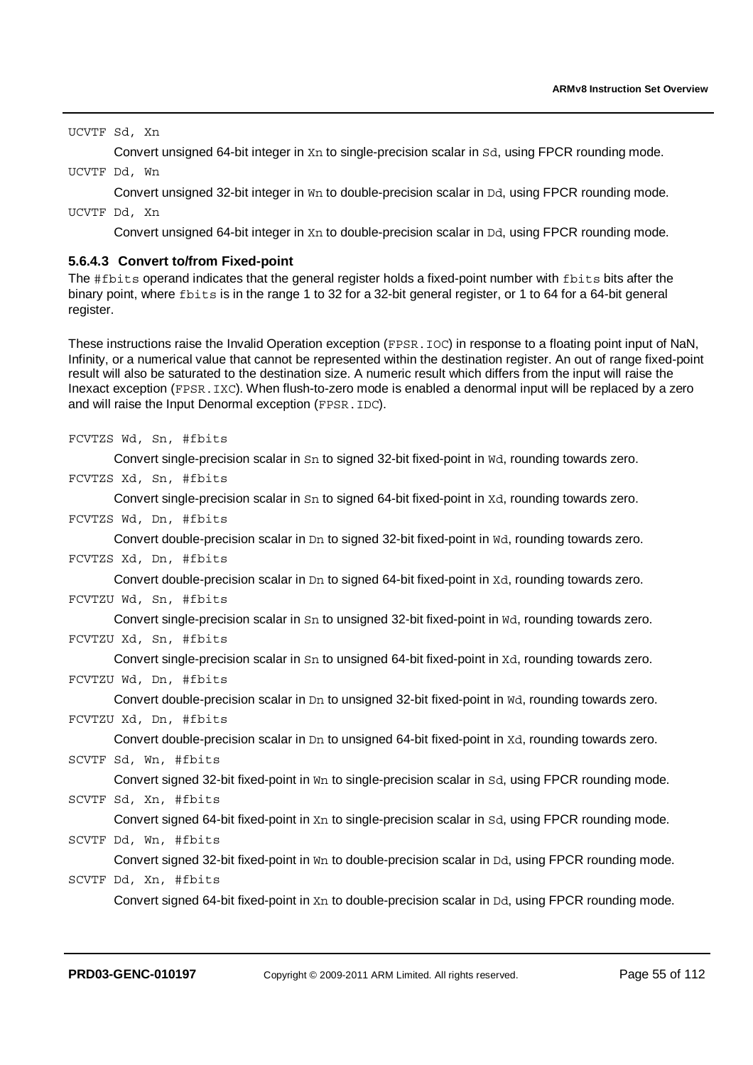`UCVTF Sd, Xn`

Convert unsigned 64-bit integer in `Xn` to single-precision scalar in `Sd`, using FPCR rounding mode.

`UCVTF Dd, Wn`

Convert unsigned 32-bit integer in `Wn` to double-precision scalar in `Dd`, using FPCR rounding mode.

`UCVTF Dd, Xn`

Convert unsigned 64-bit integer in `Xn` to double-precision scalar in `Dd`, using FPCR rounding mode.

#### 5.6.4.3 Convert to/from Fixed-point

The `#fbits` operand indicates that the general register holds a fixed-point number with `fbits` bits after the binary point, where `fbits` is in the range 1 to 32 for a 32-bit general register, or 1 to 64 for a 64-bit general register.

These instructions raise the Invalid Operation exception (`FPSR.IOC`) in response to a floating point input of NaN, Infinity, or a numerical value that cannot be represented within the destination register. An out of range fixed-point result will also be saturated to the destination size. A numeric result which differs from the input will raise the Inexact exception (`FPSR.IXC`). When flush-to-zero mode is enabled a denormal input will be replaced by a zero and will raise the Input Denormal exception (`FPSR.IDC`).

`FCVTZS Wd, Sn, #fbits`

Convert single-precision scalar in `Sn` to signed 32-bit fixed-point in `Wd`, rounding towards zero.

`FCVTZS Xd, Sn, #fbits`

Convert single-precision scalar in `Sn` to signed 64-bit fixed-point in `Xd`, rounding towards zero.

`FCVTZS Wd, Dn, #fbits`

Convert double-precision scalar in `Dn` to signed 32-bit fixed-point in `Wd`, rounding towards zero.

`FCVTZS Xd, Dn, #fbits`

Convert double-precision scalar in `Dn` to signed 64-bit fixed-point in `Xd`, rounding towards zero.

`FCVTZU Wd, Sn, #fbits`

Convert single-precision scalar in `Sn` to unsigned 32-bit fixed-point in `Wd`, rounding towards zero.

`FCVTZU Xd, Sn, #fbits`

Convert single-precision scalar in `Sn` to unsigned 64-bit fixed-point in `Xd`, rounding towards zero.

`FCVTZU Wd, Dn, #fbits`

Convert double-precision scalar in `Dn` to unsigned 32-bit fixed-point in `Wd`, rounding towards zero.

`FCVTZU Xd, Dn, #fbits`

Convert double-precision scalar in `Dn` to unsigned 64-bit fixed-point in `Xd`, rounding towards zero.

`SCVTF Sd, Wn, #fbits`

Convert signed 32-bit fixed-point in `Wn` to single-precision scalar in `Sd`, using FPCR rounding mode.

`SCVTF Sd, Xn, #fbits`

Convert signed 64-bit fixed-point in `Xn` to single-precision scalar in `Sd`, using FPCR rounding mode.

`SCVTF Dd, Wn, #fbits`

Convert signed 32-bit fixed-point in `Wn` to double-precision scalar in `Dd`, using FPCR rounding mode.

`SCVTF Dd, Xn, #fbits`

Convert signed 64-bit fixed-point in `Xn` to double-precision scalar in `Dd`, using FPCR rounding mode.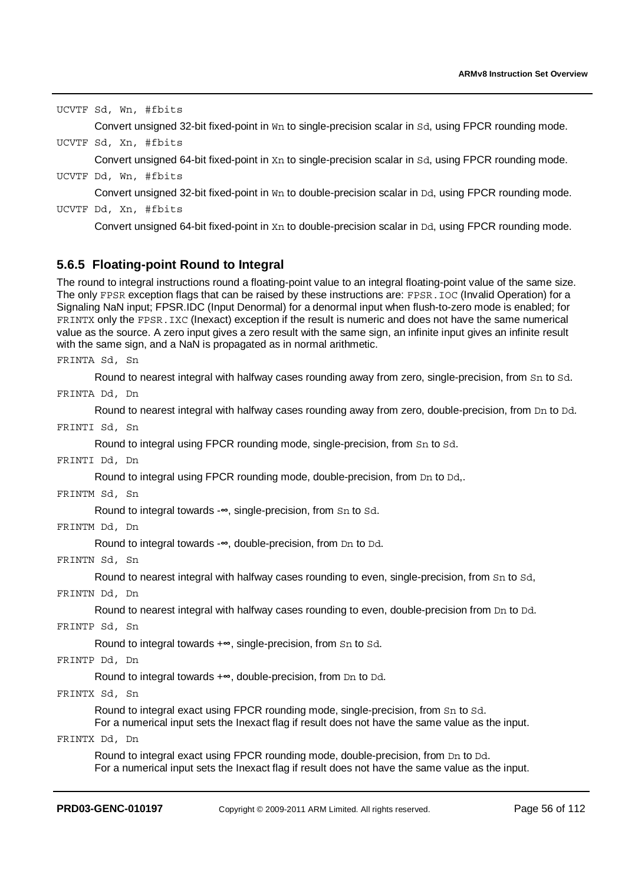`UCVTF Sd, Wn, #fbits`

Convert unsigned 32-bit fixed-point in `Wn` to single-precision scalar in `Sd`, using FPCR rounding mode.

`UCVTF Sd, Xn, #fbits`

Convert unsigned 64-bit fixed-point in `Xn` to single-precision scalar in `Sd`, using FPCR rounding mode.

`UCVTF Dd, Wn, #fbits`

Convert unsigned 32-bit fixed-point in `Wn` to double-precision scalar in `Dd`, using FPCR rounding mode.

`UCVTF Dd, Xn, #fbits`

Convert unsigned 64-bit fixed-point in `Xn` to double-precision scalar in `Dd`, using FPCR rounding mode.

### 5.6.5 Floating-point Round to Integral

The round to integral instructions round a floating-point value to an integral floating-point value of the same size. The only `FPSR` exception flags that can be raised by these instructions are: `FPSR.IOC` (Invalid Operation) for a Signaling NaN input; FPSR.IDC (Input Denormal) for a denormal input when flush-to-zero mode is enabled; for `FRINTX` only the `FPSR.IXC` (Inexact) exception if the result is numeric and does not have the same numerical value as the source. A zero input gives a zero result with the same sign, an infinite input gives an infinite result with the same sign, and a NaN is propagated as in normal arithmetic.

`FRINTA Sd, Sn`

Round to nearest integral with halfway cases rounding away from zero, single-precision, from `Sn` to `Sd`.

`FRINTA Dd, Dn`

Round to nearest integral with halfway cases rounding away from zero, double-precision, from `Dn` to `Dd`.

`FRINTI Sd, Sn`

Round to integral using FPCR rounding mode, single-precision, from `Sn` to `Sd`.

`FRINTI Dd, Dn`

Round to integral using FPCR rounding mode, double-precision, from `Dn` to `Dd`,.

`FRINTM Sd, Sn`

Round to integral towards -∞, single-precision, from `Sn` to `Sd`.

`FRINTM Dd, Dn`

Round to integral towards -∞, double-precision, from `Dn` to `Dd`.

`FRINTN Sd, Sn`

Round to nearest integral with halfway cases rounding to even, single-precision, from `Sn` to `Sd`,

`FRINTN Dd, Dn`

Round to nearest integral with halfway cases rounding to even, double-precision from `Dn` to `Dd`.

`FRINTP Sd, Sn`

Round to integral towards +∞, single-precision, from `Sn` to `Sd`.

`FRINTP Dd, Dn`

Round to integral towards +∞, double-precision, from `Dn` to `Dd`.

`FRINTX Sd, Sn`

Round to integral exact using FPCR rounding mode, single-precision, from `Sn` to `Sd`.
For a numerical input sets the Inexact flag if result does not have the same value as the input.

`FRINTX Dd, Dn`

Round to integral exact using FPCR rounding mode, double-precision, from `Dn` to `Dd`.
For a numerical input sets the Inexact flag if result does not have the same value as the input.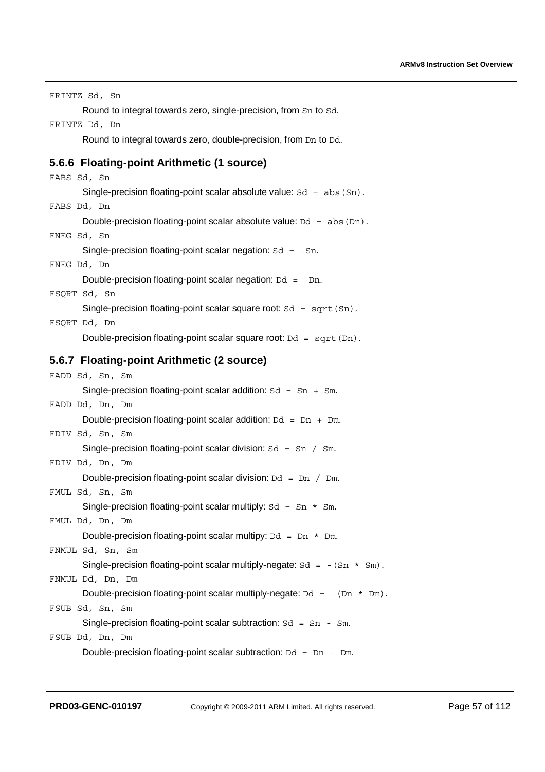`FRINTZ Sd, Sn`

Round to integral towards zero, single-precision, from `Sn` to `Sd`.

`FRINTZ Dd, Dn`

Round to integral towards zero, double-precision, from `Dn` to `Dd`.

### 5.6.6 Floating-point Arithmetic (1 source)

`FABS Sd, Sn`

Single-precision floating-point scalar absolute value: `Sd = abs(Sn)`.

`FABS Dd, Dn`

Double-precision floating-point scalar absolute value: `Dd = abs(Dn)`.

`FNEG Sd, Sn`

Single-precision floating-point scalar negation: `Sd = -Sn`.

`FNEG Dd, Dn`

Double-precision floating-point scalar negation: `Dd = -Dn`.

`FSQRT Sd, Sn`

Single-precision floating-point scalar square root: `Sd = sqrt(Sn)`.

`FSQRT Dd, Dn`

Double-precision floating-point scalar square root: `Dd = sqrt(Dn)`.

### 5.6.7 Floating-point Arithmetic (2 source)

`FADD Sd, Sn, Sm`

Single-precision floating-point scalar addition: `Sd = Sn + Sm`.

`FADD Dd, Dn, Dm`

Double-precision floating-point scalar addition: `Dd = Dn + Dm`.

`FDIV Sd, Sn, Sm`

Single-precision floating-point scalar division: `Sd = Sn / Sm`.

`FDIV Dd, Dn, Dm`

Double-precision floating-point scalar division: `Dd = Dn / Dm`.

`FMUL Sd, Sn, Sm`

Single-precision floating-point scalar multiply: `Sd = Sn * Sm`.

`FMUL Dd, Dn, Dm`

Double-precision floating-point scalar multipy: `Dd = Dn * Dm`.

`FNMUL Sd, Sn, Sm`

Single-precision floating-point scalar multiply-negate: `Sd = -(Sn * Sm)`.

`FNMUL Dd, Dn, Dm`

Double-precision floating-point scalar multiply-negate: `Dd = -(Dn * Dm)`.

`FSUB Sd, Sn, Sm`

Single-precision floating-point scalar subtraction: `Sd = Sn - Sm`.

`FSUB Dd, Dn, Dm`

Double-precision floating-point scalar subtraction: `Dd = Dn - Dm`.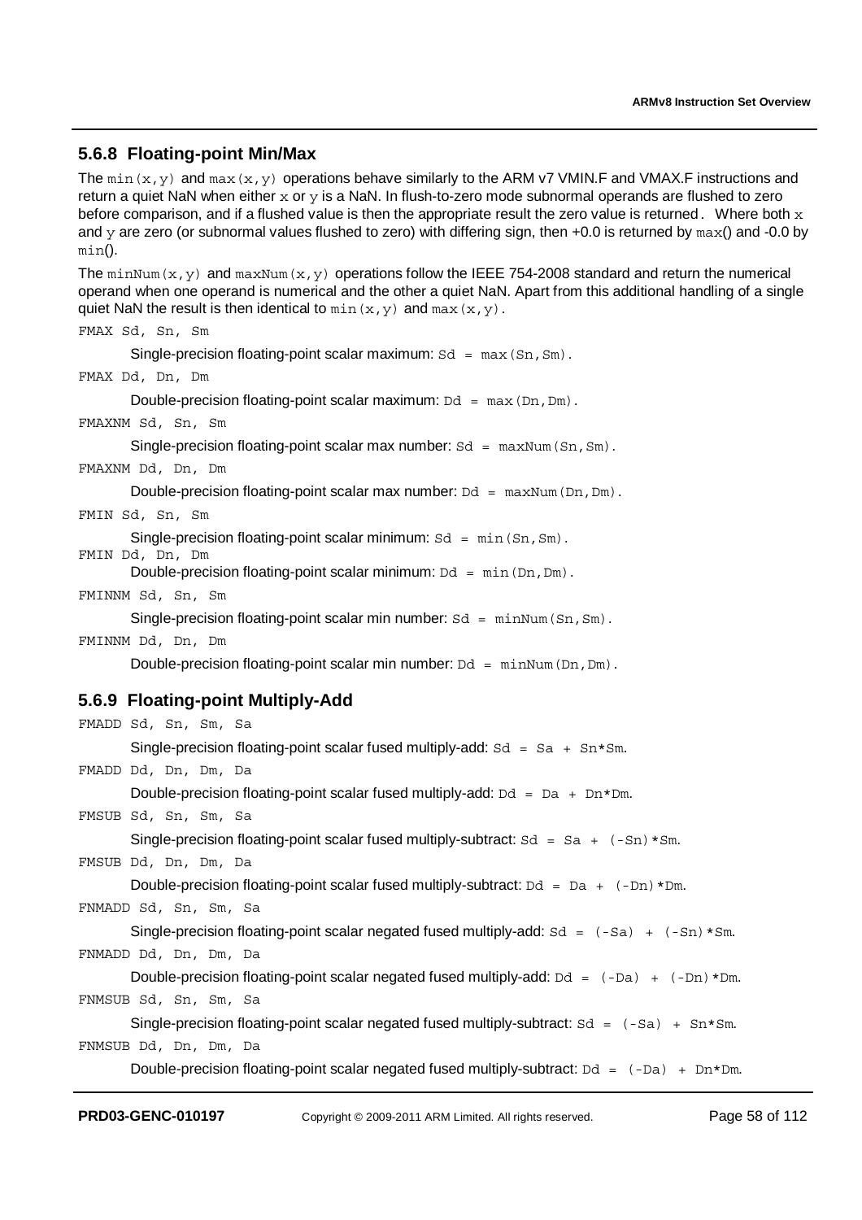### 5.6.8 Floating-point Min/Max

The `min(x,y)` and `max(x,y)` operations behave similarly to the ARM v7 VMIN.F and VMAX.F instructions and return a quiet NaN when either `x` or `y` is a NaN. In flush-to-zero mode subnormal operands are flushed to zero before comparison, and if a flushed value is then the appropriate result the zero value is returned. Where both `x` and `y` are zero (or subnormal values flushed to zero) with differing sign, then +0.0 is returned by `max()` and -0.0 by `min()`.

The `minNum(x,y)` and `maxNum(x,y)` operations follow the IEEE 754-2008 standard and return the numerical operand when one operand is numerical and the other a quiet NaN. Apart from this additional handling of a single quiet NaN the result is then identical to `min(x,y)` and `max(x,y)`.

`FMAX Sd, Sn, Sm`

Single-precision floating-point scalar maximum: `Sd = max(Sn,Sm)`.

`FMAX Dd, Dn, Dm`

Double-precision floating-point scalar maximum: `Dd = max(Dn,Dm)`.

`FMAXNM Sd, Sn, Sm`

Single-precision floating-point scalar max number: `Sd = maxNum(Sn,Sm)`.

`FMAXNM Dd, Dn, Dm`

Double-precision floating-point scalar max number: `Dd = maxNum(Dn,Dm)`.

`FMIN Sd, Sn, Sm`

Single-precision floating-point scalar minimum: `Sd = min(Sn,Sm)`.

`FMIN Dd, Dn, Dm`

Double-precision floating-point scalar minimum: `Dd = min(Dn,Dm)`.

`FMINNM Sd, Sn, Sm`

Single-precision floating-point scalar min number: `Sd = minNum(Sn,Sm)`.

`FMINNM Dd, Dn, Dm`

Double-precision floating-point scalar min number: `Dd = minNum(Dn,Dm)`.

### 5.6.9 Floating-point Multiply-Add

`FMADD Sd, Sn, Sm, Sa`

Single-precision floating-point scalar fused multiply-add: `Sd = Sa + Sn*Sm`.

`FMADD Dd, Dn, Dm, Da`

Double-precision floating-point scalar fused multiply-add: `Dd = Da + Dn*Dm`.

`FMSUB Sd, Sn, Sm, Sa`

Single-precision floating-point scalar fused multiply-subtract: `Sd = Sa + (-Sn)*Sm`.

`FMSUB Dd, Dn, Dm, Da`

Double-precision floating-point scalar fused multiply-subtract: `Dd = Da + (-Dn)*Dm`.

`FNMADD Sd, Sn, Sm, Sa`

Single-precision floating-point scalar negated fused multiply-add: `Sd = (-Sa) + (-Sn)*Sm`.

`FNMADD Dd, Dn, Dm, Da`

Double-precision floating-point scalar negated fused multiply-add: `Dd = (-Da) + (-Dn)*Dm`.

`FNMSUB Sd, Sn, Sm, Sa`

Single-precision floating-point scalar negated fused multiply-subtract: `Sd = (-Sa) + Sn*Sm`.

`FNMSUB Dd, Dn, Dm, Da`

Double-precision floating-point scalar negated fused multiply-subtract: `Dd = (-Da) + Dn*Dm`.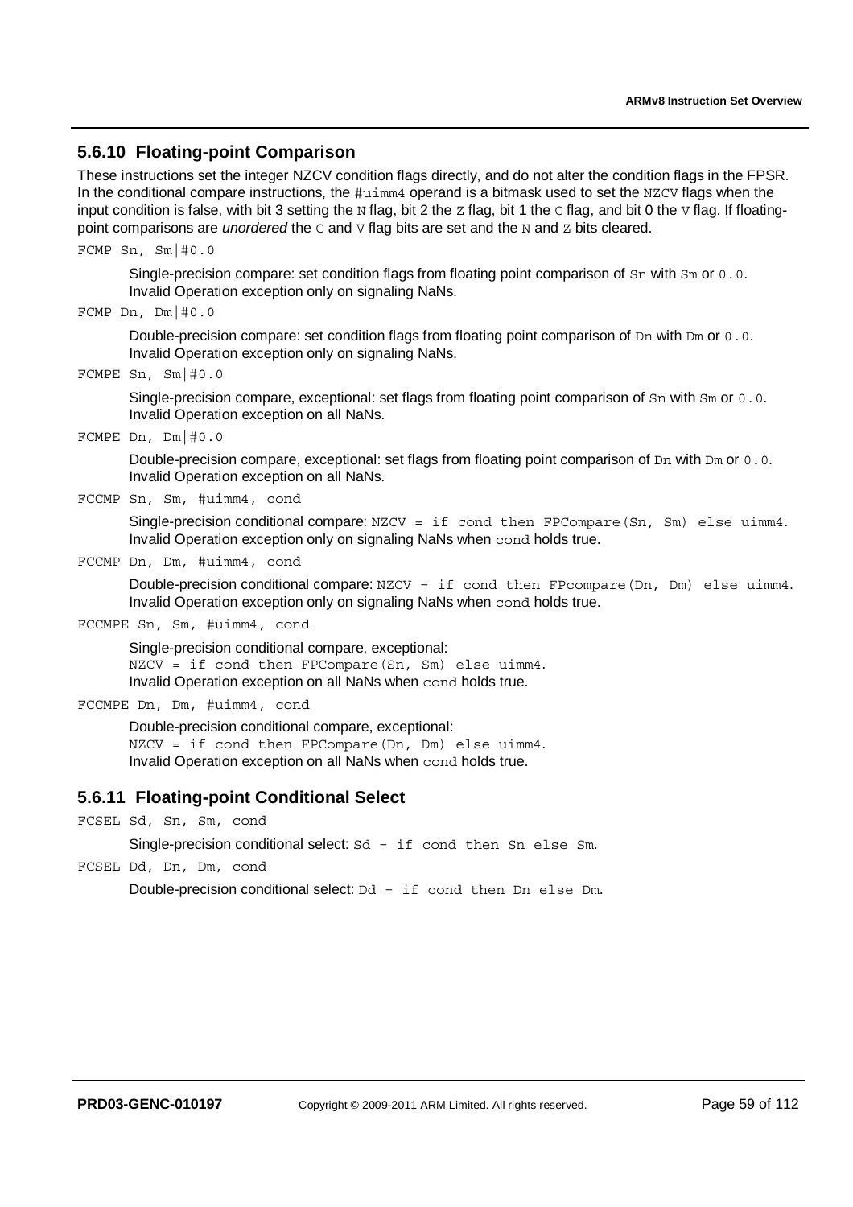### 5.6.10 Floating-point Comparison

These instructions set the integer NZCV condition flags directly, and do not alter the condition flags in the FPSR. In the conditional compare instructions, the `#uimm4` operand is a bitmask used to set the `NZCV` flags when the input condition is false, with bit 3 setting the `N` flag, bit 2 the `Z` flag, bit 1 the `C` flag, and bit 0 the `V` flag. If floating-point comparisons are *unordered* the `C` and `V` flag bits are set and the `N` and `Z` bits cleared.

`FCMP Sn, Sm|#0.0`

Single-precision compare: set condition flags from floating point comparison of `Sn` with `Sm` or `0.0`. Invalid Operation exception only on signaling NaNs.

`FCMP Dn, Dm|#0.0`

Double-precision compare: set condition flags from floating point comparison of `Dn` with `Dm` or `0.0`. Invalid Operation exception only on signaling NaNs.

`FCMPE Sn, Sm|#0.0`

Single-precision compare, exceptional: set flags from floating point comparison of `Sn` with `Sm` or `0.0`. Invalid Operation exception on all NaNs.

`FCMPE Dn, Dm|#0.0`

Double-precision compare, exceptional: set flags from floating point comparison of `Dn` with `Dm` or `0.0`. Invalid Operation exception on all NaNs.

`FCCMP Sn, Sm, #uimm4, cond`

Single-precision conditional compare: `NZCV = if cond then FPCompare(Sn, Sm) else uimm4`. Invalid Operation exception only on signaling NaNs when `cond` holds true.

`FCCMP Dn, Dm, #uimm4, cond`

Double-precision conditional compare: `NZCV = if cond then FPcompare(Dn, Dm) else uimm4`. Invalid Operation exception only on signaling NaNs when `cond` holds true.

`FCCMPE Sn, Sm, #uimm4, cond`

Single-precision conditional compare, exceptional:
`NZCV = if cond then FPCompare(Sn, Sm) else uimm4`.
Invalid Operation exception on all NaNs when `cond` holds true.

`FCCMPE Dn, Dm, #uimm4, cond`

Double-precision conditional compare, exceptional:
`NZCV = if cond then FPCompare(Dn, Dm) else uimm4`.
Invalid Operation exception on all NaNs when `cond` holds true.

### 5.6.11 Floating-point Conditional Select

`FCSEL Sd, Sn, Sm, cond`

Single-precision conditional select: `Sd = if cond then Sn else Sm`.

`FCSEL Dd, Dn, Dm, cond`

Double-precision conditional select: `Dd = if cond then Dn else Dm`.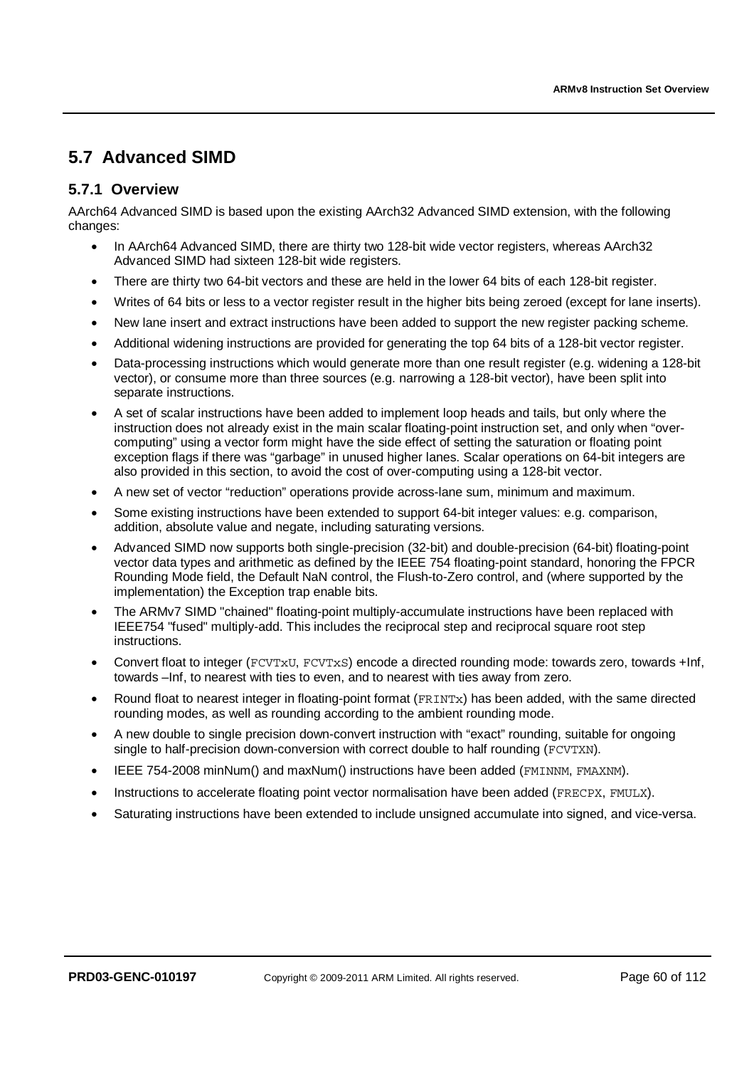## 5.7 Advanced SIMD

### 5.7.1 Overview

AArch64 Advanced SIMD is based upon the existing AArch32 Advanced SIMD extension, with the following changes:

- In AArch64 Advanced SIMD, there are thirty two 128-bit wide vector registers, whereas AArch32 Advanced SIMD had sixteen 128-bit wide registers.
- There are thirty two 64-bit vectors and these are held in the lower 64 bits of each 128-bit register.
- Writes of 64 bits or less to a vector register result in the higher bits being zeroed (except for lane inserts).
- New lane insert and extract instructions have been added to support the new register packing scheme.
- Additional widening instructions are provided for generating the top 64 bits of a 128-bit vector register.
- Data-processing instructions which would generate more than one result register (e.g. widening a 128-bit vector), or consume more than three sources (e.g. narrowing a 128-bit vector), have been split into separate instructions.
- A set of scalar instructions have been added to implement loop heads and tails, but only where the instruction does not already exist in the main scalar floating-point instruction set, and only when "over-computing" using a vector form might have the side effect of setting the saturation or floating point exception flags if there was "garbage" in unused higher lanes. Scalar operations on 64-bit integers are also provided in this section, to avoid the cost of over-computing using a 128-bit vector.
- A new set of vector "reduction" operations provide across-lane sum, minimum and maximum.
- Some existing instructions have been extended to support 64-bit integer values: e.g. comparison, addition, absolute value and negate, including saturating versions.
- Advanced SIMD now supports both single-precision (32-bit) and double-precision (64-bit) floating-point vector data types and arithmetic as defined by the IEEE 754 floating-point standard, honoring the FPCR Rounding Mode field, the Default NaN control, the Flush-to-Zero control, and (where supported by the implementation) the Exception trap enable bits.
- The ARMv7 SIMD "chained" floating-point multiply-accumulate instructions have been replaced with IEEE754 "fused" multiply-add. This includes the reciprocal step and reciprocal square root step instructions.
- Convert float to integer (`FCVTxU`, `FCVTxS`) encode a directed rounding mode: towards zero, towards +Inf, towards –Inf, to nearest with ties to even, and to nearest with ties away from zero.
- Round float to nearest integer in floating-point format (`FRINTx`) has been added, with the same directed rounding modes, as well as rounding according to the ambient rounding mode.
- A new double to single precision down-convert instruction with "exact" rounding, suitable for ongoing single to half-precision down-conversion with correct double to half rounding (`FCVTXN`).
- IEEE 754-2008 minNum() and maxNum() instructions have been added (`FMINNM`, `FMAXNM`).
- Instructions to accelerate floating point vector normalisation have been added (`FRECPX`, `FMULX`).
- Saturating instructions have been extended to include unsigned accumulate into signed, and vice-versa.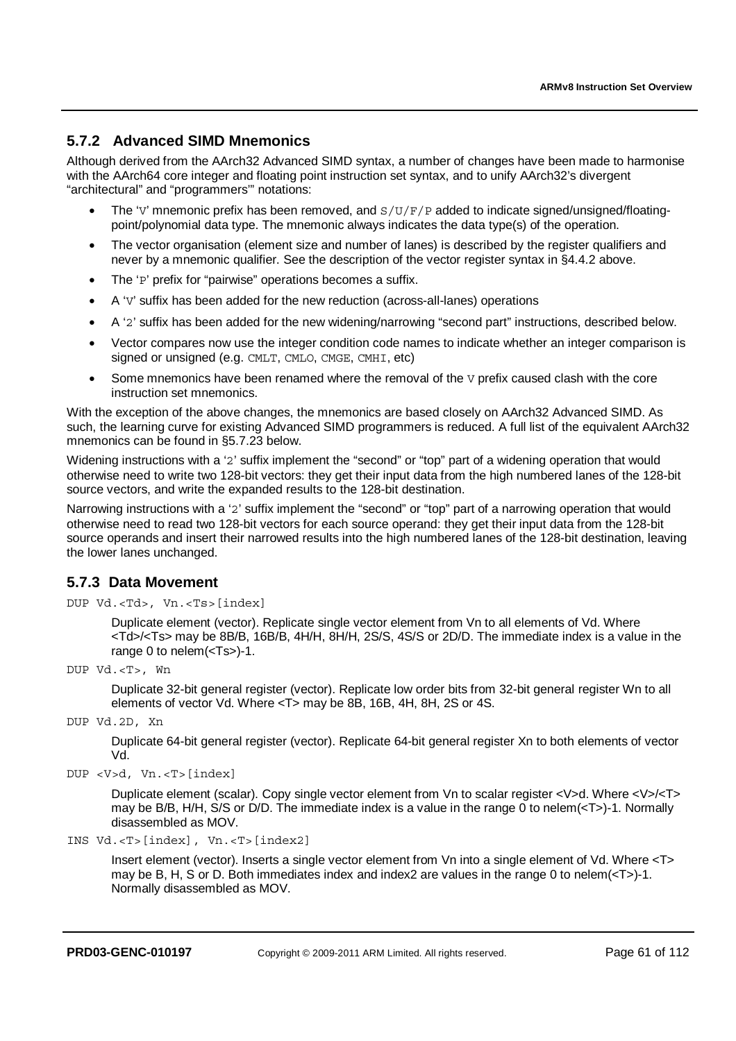### 5.7.2 Advanced SIMD Mnemonics

Although derived from the AArch32 Advanced SIMD syntax, a number of changes have been made to harmonise with the AArch64 core integer and floating point instruction set syntax, and to unify AArch32's divergent "architectural" and "programmers'" notations:

- The 'V' mnemonic prefix has been removed, and S/U/F/P added to indicate signed/unsigned/floating-point/polynomial data type. The mnemonic always indicates the data type(s) of the operation.
- The vector organisation (element size and number of lanes) is described by the register qualifiers and never by a mnemonic qualifier. See the description of the vector register syntax in §4.4.2 above.
- The 'P' prefix for "pairwise" operations becomes a suffix.
- A 'V' suffix has been added for the new reduction (across-all-lanes) operations
- A '2' suffix has been added for the new widening/narrowing "second part" instructions, described below.
- Vector compares now use the integer condition code names to indicate whether an integer comparison is signed or unsigned (e.g. CMLT, CMLO, CMGE, CMHI, etc)
- Some mnemonics have been renamed where the removal of the V prefix caused clash with the core instruction set mnemonics.

With the exception of the above changes, the mnemonics are based closely on AArch32 Advanced SIMD. As such, the learning curve for existing Advanced SIMD programmers is reduced. A full list of the equivalent AArch32 mnemonics can be found in §5.7.23 below.

Widening instructions with a '2' suffix implement the "second" or "top" part of a widening operation that would otherwise need to write two 128-bit vectors: they get their input data from the high numbered lanes of the 128-bit source vectors, and write the expanded results to the 128-bit destination.

Narrowing instructions with a '2' suffix implement the "second" or "top" part of a narrowing operation that would otherwise need to read two 128-bit vectors for each source operand: they get their input data from the 128-bit source operands and insert their narrowed results into the high numbered lanes of the 128-bit destination, leaving the lower lanes unchanged.

### 5.7.3 Data Movement

`DUP Vd.<Td>, Vn.<Ts>[index]`

Duplicate element (vector). Replicate single vector element from Vn to all elements of Vd. Where <Td>/<Ts> may be 8B/B, 16B/B, 4H/H, 8H/H, 2S/S, 4S/S or 2D/D. The immediate index is a value in the range 0 to nelem(<Ts>)-1.

`DUP Vd.<T>, Wn`

Duplicate 32-bit general register (vector). Replicate low order bits from 32-bit general register Wn to all elements of vector Vd. Where <T> may be 8B, 16B, 4H, 8H, 2S or 4S.

`DUP Vd.2D, Xn`

Duplicate 64-bit general register (vector). Replicate 64-bit general register Xn to both elements of vector Vd.

`DUP <V>d, Vn.<T>[index]`

Duplicate element (scalar). Copy single vector element from Vn to scalar register <V>d. Where <V>/<T> may be B/B, H/H, S/S or D/D. The immediate index is a value in the range 0 to nelem(<T>)-1. Normally disassembled as MOV.

`INS Vd.<T>[index], Vn.<T>[index2]`

Insert element (vector). Inserts a single vector element from Vn into a single element of Vd. Where <T> may be B, H, S or D. Both immediates index and index2 are values in the range 0 to nelem(<T>)-1. Normally disassembled as MOV.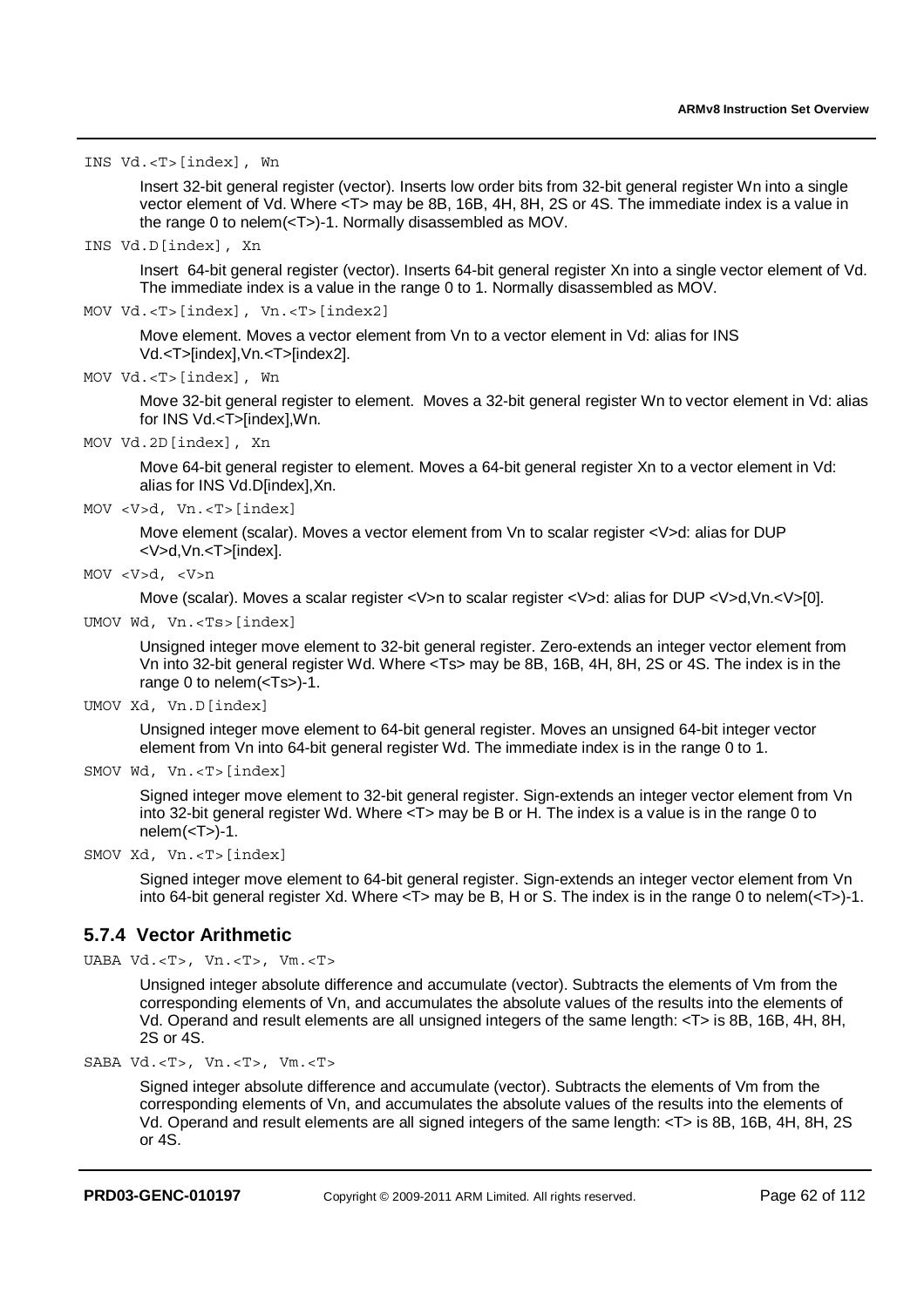`INS Vd.<T>[index], Wn`

Insert 32-bit general register (vector). Inserts low order bits from 32-bit general register Wn into a single vector element of Vd. Where <T> may be 8B, 16B, 4H, 8H, 2S or 4S. The immediate index is a value in the range 0 to nelem(<T>)-1. Normally disassembled as MOV.

`INS Vd.D[index], Xn`

Insert 64-bit general register (vector). Inserts 64-bit general register Xn into a single vector element of Vd. The immediate index is a value in the range 0 to 1. Normally disassembled as MOV.

`MOV Vd.<T>[index], Vn.<T>[index2]`

Move element. Moves a vector element from Vn to a vector element in Vd: alias for INS Vd.<T>[index],Vn.<T>[index2].

`MOV Vd.<T>[index], Wn`

Move 32-bit general register to element. Moves a 32-bit general register Wn to vector element in Vd: alias for INS Vd.<T>[index],Wn.

`MOV Vd.2D[index], Xn`

Move 64-bit general register to element. Moves a 64-bit general register Xn to a vector element in Vd: alias for INS Vd.D[index],Xn.

`MOV <V>d, Vn.<T>[index]`

Move element (scalar). Moves a vector element from Vn to scalar register <V>d: alias for DUP <V>d,Vn.<T>[index].

`MOV <V>d, <V>n`

Move (scalar). Moves a scalar register <V>n to scalar register <V>d: alias for DUP <V>d,Vn.<V>[0].

`UMOV Wd, Vn.<Ts>[index]`

Unsigned integer move element to 32-bit general register. Zero-extends an integer vector element from Vn into 32-bit general register Wd. Where <Ts> may be 8B, 16B, 4H, 8H, 2S or 4S. The index is in the range 0 to nelem(<Ts>)-1.

`UMOV Xd, Vn.D[index]`

Unsigned integer move element to 64-bit general register. Moves an unsigned 64-bit integer vector element from Vn into 64-bit general register Wd. The immediate index is in the range 0 to 1.

`SMOV Wd, Vn.<T>[index]`

Signed integer move element to 32-bit general register. Sign-extends an integer vector element from Vn into 32-bit general register Wd. Where <T> may be B or H. The index is a value is in the range 0 to nelem(<T>)-1.

`SMOV Xd, Vn.<T>[index]`

Signed integer move element to 64-bit general register. Sign-extends an integer vector element from Vn into 64-bit general register Xd. Where <T> may be B, H or S. The index is in the range 0 to nelem(<T>)-1.

### 5.7.4 Vector Arithmetic

`UABA Vd.<T>, Vn.<T>, Vm.<T>`

Unsigned integer absolute difference and accumulate (vector). Subtracts the elements of Vm from the corresponding elements of Vn, and accumulates the absolute values of the results into the elements of Vd. Operand and result elements are all unsigned integers of the same length: <T> is 8B, 16B, 4H, 8H, 2S or 4S.

`SABA Vd.<T>, Vn.<T>, Vm.<T>`

Signed integer absolute difference and accumulate (vector). Subtracts the elements of Vm from the corresponding elements of Vn, and accumulates the absolute values of the results into the elements of Vd. Operand and result elements are all signed integers of the same length: <T> is 8B, 16B, 4H, 8H, 2S or 4S.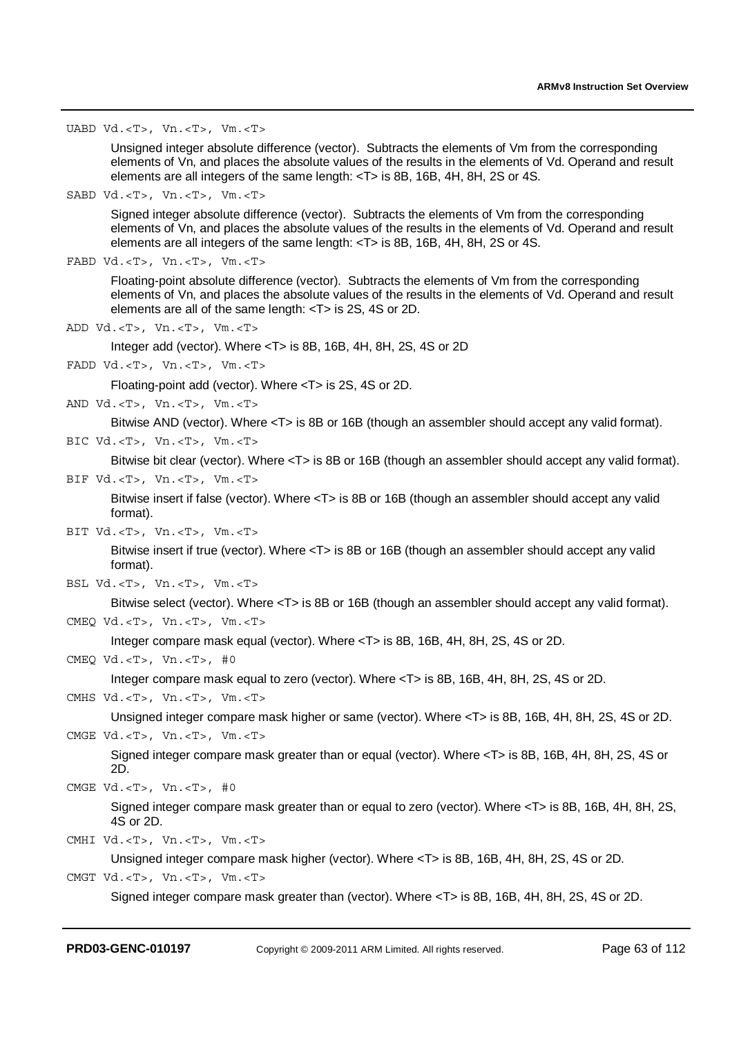`UABD Vd.<T>, Vn.<T>, Vm.<T>`

Unsigned integer absolute difference (vector). Subtracts the elements of Vm from the corresponding elements of Vn, and places the absolute values of the results in the elements of Vd. Operand and result elements are all integers of the same length: <T> is 8B, 16B, 4H, 8H, 2S or 4S.

`SABD Vd.<T>, Vn.<T>, Vm.<T>`

Signed integer absolute difference (vector). Subtracts the elements of Vm from the corresponding elements of Vn, and places the absolute values of the results in the elements of Vd. Operand and result elements are all integers of the same length: <T> is 8B, 16B, 4H, 8H, 2S or 4S.

`FABD Vd.<T>, Vn.<T>, Vm.<T>`

Floating-point absolute difference (vector). Subtracts the elements of Vm from the corresponding elements of Vn, and places the absolute values of the results in the elements of Vd. Operand and result elements are all of the same length: <T> is 2S, 4S or 2D.

`ADD Vd.<T>, Vn.<T>, Vm.<T>`

Integer add (vector). Where <T> is 8B, 16B, 4H, 8H, 2S, 4S or 2D

`FADD Vd.<T>, Vn.<T>, Vm.<T>`

Floating-point add (vector). Where <T> is 2S, 4S or 2D.

`AND Vd.<T>, Vn.<T>, Vm.<T>`

Bitwise AND (vector). Where <T> is 8B or 16B (though an assembler should accept any valid format).

`BIC Vd.<T>, Vn.<T>, Vm.<T>`

Bitwise bit clear (vector). Where <T> is 8B or 16B (though an assembler should accept any valid format).

`BIF Vd.<T>, Vn.<T>, Vm.<T>`

Bitwise insert if false (vector). Where <T> is 8B or 16B (though an assembler should accept any valid format).

`BIT Vd.<T>, Vn.<T>, Vm.<T>`

Bitwise insert if true (vector). Where <T> is 8B or 16B (though an assembler should accept any valid format).

`BSL Vd.<T>, Vn.<T>, Vm.<T>`

Bitwise select (vector). Where <T> is 8B or 16B (though an assembler should accept any valid format).

`CMEQ Vd.<T>, Vn.<T>, Vm.<T>`

Integer compare mask equal (vector). Where <T> is 8B, 16B, 4H, 8H, 2S, 4S or 2D.

`CMEQ Vd.<T>, Vn.<T>, #0`

Integer compare mask equal to zero (vector). Where <T> is 8B, 16B, 4H, 8H, 2S, 4S or 2D.

`CMHS Vd.<T>, Vn.<T>, Vm.<T>`

Unsigned integer compare mask higher or same (vector). Where <T> is 8B, 16B, 4H, 8H, 2S, 4S or 2D.

`CMGE Vd.<T>, Vn.<T>, Vm.<T>`

Signed integer compare mask greater than or equal (vector). Where <T> is 8B, 16B, 4H, 8H, 2S, 4S or 2D.

`CMGE Vd.<T>, Vn.<T>, #0`

Signed integer compare mask greater than or equal to zero (vector). Where <T> is 8B, 16B, 4H, 8H, 2S, 4S or 2D.

`CMHI Vd.<T>, Vn.<T>, Vm.<T>`

Unsigned integer compare mask higher (vector). Where <T> is 8B, 16B, 4H, 8H, 2S, 4S or 2D.

`CMGT Vd.<T>, Vn.<T>, Vm.<T>`

Signed integer compare mask greater than (vector). Where <T> is 8B, 16B, 4H, 8H, 2S, 4S or 2D.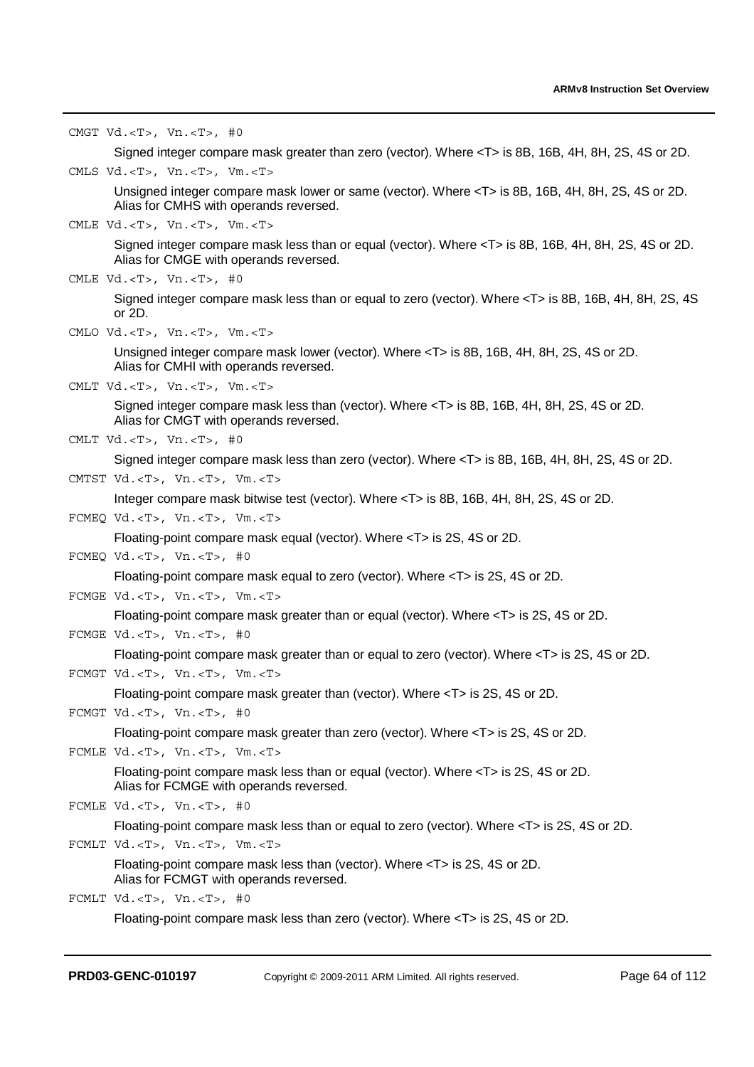`CMGT Vd.<T>, Vn.<T>, #0`

Signed integer compare mask greater than zero (vector). Where <T> is 8B, 16B, 4H, 8H, 2S, 4S or 2D.

`CMLS Vd.<T>, Vn.<T>, Vm.<T>`

Unsigned integer compare mask lower or same (vector). Where <T> is 8B, 16B, 4H, 8H, 2S, 4S or 2D. Alias for CMHS with operands reversed.

`CMLE Vd.<T>, Vn.<T>, Vm.<T>`

Signed integer compare mask less than or equal (vector). Where <T> is 8B, 16B, 4H, 8H, 2S, 4S or 2D. Alias for CMGE with operands reversed.

`CMLE Vd.<T>, Vn.<T>, #0`

Signed integer compare mask less than or equal to zero (vector). Where <T> is 8B, 16B, 4H, 8H, 2S, 4S or 2D.

`CMLO Vd.<T>, Vn.<T>, Vm.<T>`

Unsigned integer compare mask lower (vector). Where <T> is 8B, 16B, 4H, 8H, 2S, 4S or 2D. Alias for CMHI with operands reversed.

`CMLT Vd.<T>, Vn.<T>, Vm.<T>`

Signed integer compare mask less than (vector). Where <T> is 8B, 16B, 4H, 8H, 2S, 4S or 2D. Alias for CMGT with operands reversed.

`CMLT Vd.<T>, Vn.<T>, #0`

Signed integer compare mask less than zero (vector). Where <T> is 8B, 16B, 4H, 8H, 2S, 4S or 2D.

`CMTST Vd.<T>, Vn.<T>, Vm.<T>`

Integer compare mask bitwise test (vector). Where <T> is 8B, 16B, 4H, 8H, 2S, 4S or 2D.

`FCMEQ Vd.<T>, Vn.<T>, Vm.<T>`

Floating-point compare mask equal (vector). Where <T> is 2S, 4S or 2D.

`FCMEQ Vd.<T>, Vn.<T>, #0`

Floating-point compare mask equal to zero (vector). Where <T> is 2S, 4S or 2D.

`FCMGE Vd.<T>, Vn.<T>, Vm.<T>`

Floating-point compare mask greater than or equal (vector). Where <T> is 2S, 4S or 2D.

`FCMGE Vd.<T>, Vn.<T>, #0`

Floating-point compare mask greater than or equal to zero (vector). Where <T> is 2S, 4S or 2D.

`FCMGT Vd.<T>, Vn.<T>, Vm.<T>`

Floating-point compare mask greater than (vector). Where <T> is 2S, 4S or 2D.

`FCMGT Vd.<T>, Vn.<T>, #0`

Floating-point compare mask greater than zero (vector). Where <T> is 2S, 4S or 2D.

`FCMLE Vd.<T>, Vn.<T>, Vm.<T>`

Floating-point compare mask less than or equal (vector). Where <T> is 2S, 4S or 2D. Alias for FCMGE with operands reversed.

`FCMLE Vd.<T>, Vn.<T>, #0`

Floating-point compare mask less than or equal to zero (vector). Where <T> is 2S, 4S or 2D.

`FCMLT Vd.<T>, Vn.<T>, Vm.<T>`

Floating-point compare mask less than (vector). Where <T> is 2S, 4S or 2D. Alias for FCMGT with operands reversed.

`FCMLT Vd.<T>, Vn.<T>, #0`

Floating-point compare mask less than zero (vector). Where <T> is 2S, 4S or 2D.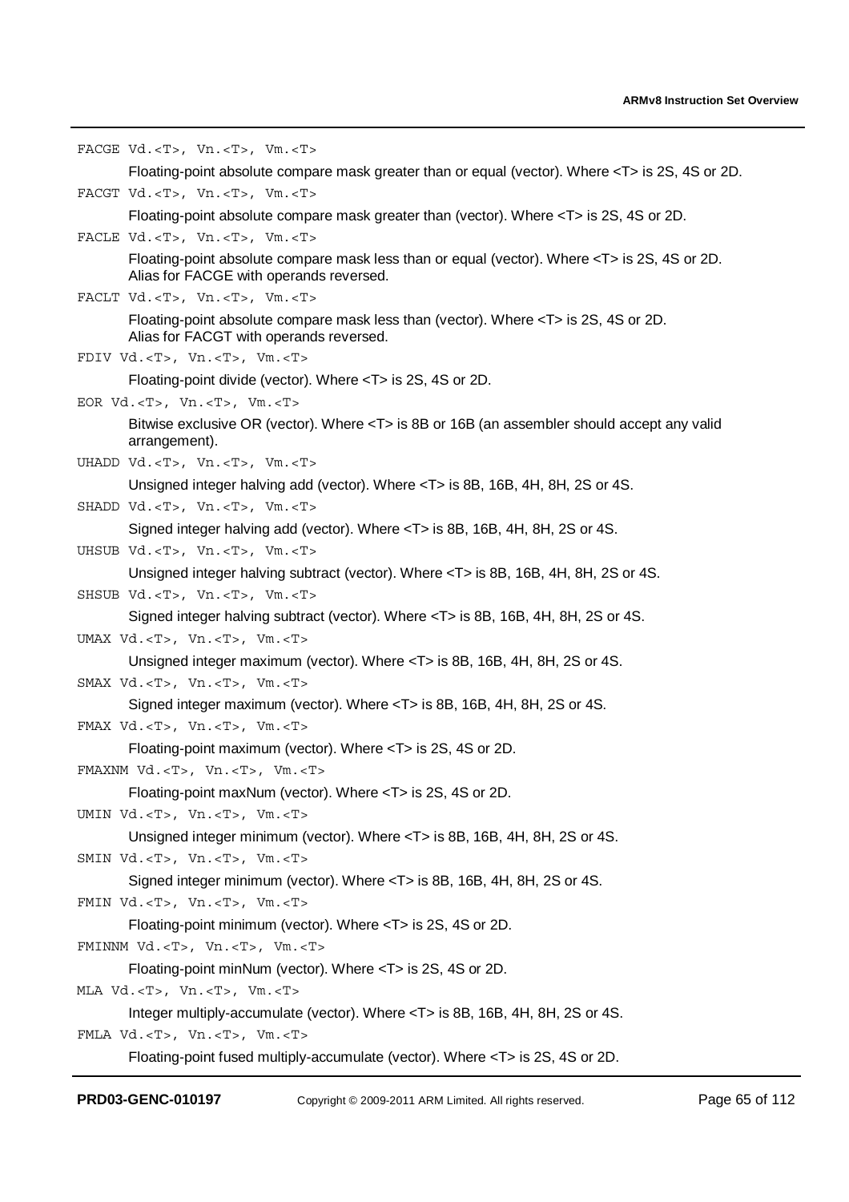```
FACGE Vd.<T>, Vn.<T>, Vm.<T>
```

Floating-point absolute compare mask greater than or equal (vector). Where <T> is 2S, 4S or 2D.

```
FACGT Vd.<T>, Vn.<T>, Vm.<T>
```

Floating-point absolute compare mask greater than (vector). Where <T> is 2S, 4S or 2D.

```
FACLE Vd.<T>, Vn.<T>, Vm.<T>
```

Floating-point absolute compare mask less than or equal (vector). Where <T> is 2S, 4S or 2D. Alias for FACGE with operands reversed.

```
FACLT Vd.<T>, Vn.<T>, Vm.<T>
```

Floating-point absolute compare mask less than (vector). Where <T> is 2S, 4S or 2D. Alias for FACGT with operands reversed.

```
FDIV Vd.<T>, Vn.<T>, Vm.<T>
```

Floating-point divide (vector). Where <T> is 2S, 4S or 2D.

```
EOR Vd.<T>, Vn.<T>, Vm.<T>
```

Bitwise exclusive OR (vector). Where <T> is 8B or 16B (an assembler should accept any valid arrangement).

```
UHADD Vd.<T>, Vn.<T>, Vm.<T>
```

Unsigned integer halving add (vector). Where <T> is 8B, 16B, 4H, 8H, 2S or 4S.

```
SHADD Vd.<T>, Vn.<T>, Vm.<T>
```

Signed integer halving add (vector). Where <T> is 8B, 16B, 4H, 8H, 2S or 4S.

```
UHSUB Vd.<T>, Vn.<T>, Vm.<T>
```

Unsigned integer halving subtract (vector). Where <T> is 8B, 16B, 4H, 8H, 2S or 4S.

```
SHSUB Vd.<T>, Vn.<T>, Vm.<T>
```

Signed integer halving subtract (vector). Where <T> is 8B, 16B, 4H, 8H, 2S or 4S.

```
UMAX Vd.<T>, Vn.<T>, Vm.<T>
```

Unsigned integer maximum (vector). Where <T> is 8B, 16B, 4H, 8H, 2S or 4S.

```
SMAX Vd.<T>, Vn.<T>, Vm.<T>
```

Signed integer maximum (vector). Where <T> is 8B, 16B, 4H, 8H, 2S or 4S.

```
FMAX Vd.<T>, Vn.<T>, Vm.<T>
```

Floating-point maximum (vector). Where <T> is 2S, 4S or 2D.

```
FMAXNM Vd.<T>, Vn.<T>, Vm.<T>
```

Floating-point maxNum (vector). Where <T> is 2S, 4S or 2D.

```
UMIN Vd.<T>, Vn.<T>, Vm.<T>
```

Unsigned integer minimum (vector). Where <T> is 8B, 16B, 4H, 8H, 2S or 4S.

```
SMIN Vd.<T>, Vn.<T>, Vm.<T>
```

Signed integer minimum (vector). Where <T> is 8B, 16B, 4H, 8H, 2S or 4S.

```
FMIN Vd.<T>, Vn.<T>, Vm.<T>
```

Floating-point minimum (vector). Where <T> is 2S, 4S or 2D.

```
FMINNM Vd.<T>, Vn.<T>, Vm.<T>
```

Floating-point minNum (vector). Where <T> is 2S, 4S or 2D.

```
MLA Vd.<T>, Vn.<T>, Vm.<T>
```

Integer multiply-accumulate (vector). Where <T> is 8B, 16B, 4H, 8H, 2S or 4S.

```
FMLA Vd.<T>, Vn.<T>, Vm.<T>
```

Floating-point fused multiply-accumulate (vector). Where <T> is 2S, 4S or 2D.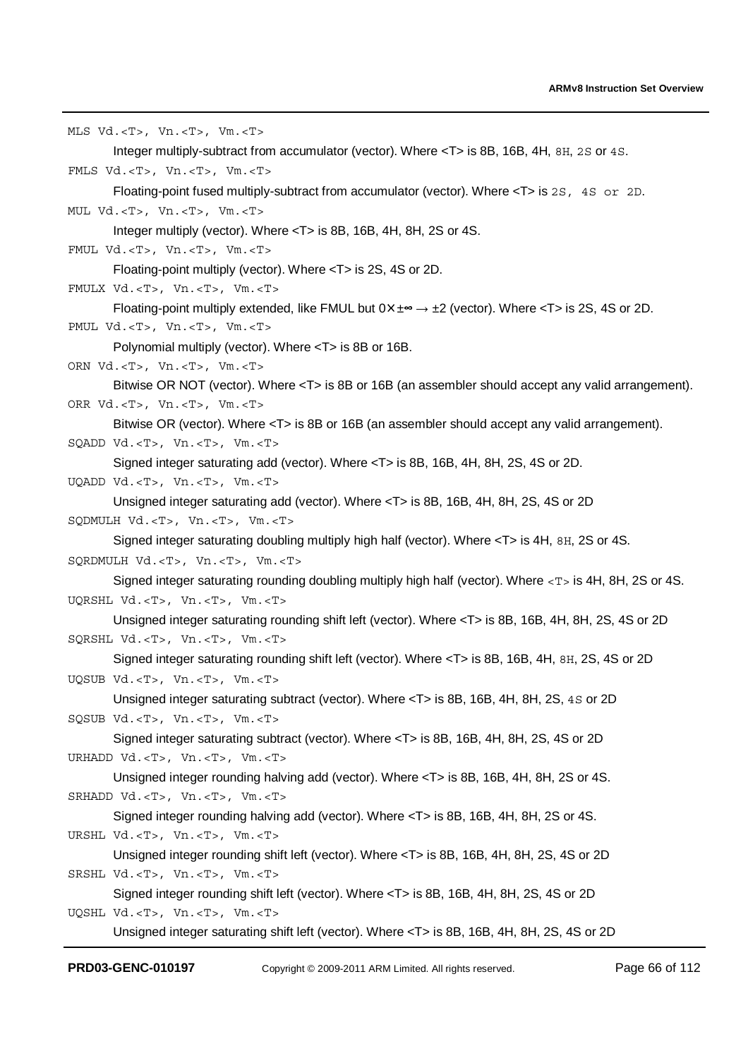```
MLS Vd.<T>, Vn.<T>, Vm.<T>
```

Integer multiply-subtract from accumulator (vector). Where <T> is 8B, 16B, 4H, 8H, 2S or 4S.

```
FMLS Vd.<T>, Vn.<T>, Vm.<T>
```

Floating-point fused multiply-subtract from accumulator (vector). Where <T> is 2S, 4S or 2D.

```
MUL Vd.<T>, Vn.<T>, Vm.<T>
```

Integer multiply (vector). Where <T> is 8B, 16B, 4H, 8H, 2S or 4S.

```
FMUL Vd.<T>, Vn.<T>, Vm.<T>
```

Floating-point multiply (vector). Where <T> is 2S, 4S or 2D.

```
FMULX Vd.<T>, Vn.<T>, Vm.<T>
```

Floating-point multiply extended, like FMUL but $0 \times \pm\infty \rightarrow \pm 2$ (vector). Where <T> is 2S, 4S or 2D.

```
PMUL Vd.<T>, Vn.<T>, Vm.<T>
```

Polynomial multiply (vector). Where <T> is 8B or 16B.

```
ORN Vd.<T>, Vn.<T>, Vm.<T>
```

Bitwise OR NOT (vector). Where <T> is 8B or 16B (an assembler should accept any valid arrangement).

```
ORR Vd.<T>, Vn.<T>, Vm.<T>
```

Bitwise OR (vector). Where <T> is 8B or 16B (an assembler should accept any valid arrangement).

```
SQADD Vd.<T>, Vn.<T>, Vm.<T>
```

Signed integer saturating add (vector). Where <T> is 8B, 16B, 4H, 8H, 2S, 4S or 2D.

```
UQADD Vd.<T>, Vn.<T>, Vm.<T>
```

Unsigned integer saturating add (vector). Where <T> is 8B, 16B, 4H, 8H, 2S, 4S or 2D

```
SQDMULH Vd.<T>, Vn.<T>, Vm.<T>
```

Signed integer saturating doubling multiply high half (vector). Where <T> is 4H, 8H, 2S or 4S.

```
SQRDMULH Vd.<T>, Vn.<T>, Vm.<T>
```

Signed integer saturating rounding doubling multiply high half (vector). Where <T> is 4H, 8H, 2S or 4S.

```
UQRSHL Vd.<T>, Vn.<T>, Vm.<T>
```

Unsigned integer saturating rounding shift left (vector). Where <T> is 8B, 16B, 4H, 8H, 2S, 4S or 2D

```
SQRSHL Vd.<T>, Vn.<T>, Vm.<T>
```

Signed integer saturating rounding shift left (vector). Where <T> is 8B, 16B, 4H, 8H, 2S, 4S or 2D

```
UQSUB Vd.<T>, Vn.<T>, Vm.<T>
```

Unsigned integer saturating subtract (vector). Where <T> is 8B, 16B, 4H, 8H, 2S, 4S or 2D

```
SQSUB Vd.<T>, Vn.<T>, Vm.<T>
```

Signed integer saturating subtract (vector). Where <T> is 8B, 16B, 4H, 8H, 2S, 4S or 2D

```
URHADD Vd.<T>, Vn.<T>, Vm.<T>
```

Unsigned integer rounding halving add (vector). Where <T> is 8B, 16B, 4H, 8H, 2S or 4S.

```
SRHADD Vd.<T>, Vn.<T>, Vm.<T>
```

Signed integer rounding halving add (vector). Where <T> is 8B, 16B, 4H, 8H, 2S or 4S.

```
URSHL Vd.<T>, Vn.<T>, Vm.<T>
```

Unsigned integer rounding shift left (vector). Where <T> is 8B, 16B, 4H, 8H, 2S, 4S or 2D

```
SRSHL Vd.<T>, Vn.<T>, Vm.<T>
```

Signed integer rounding shift left (vector). Where <T> is 8B, 16B, 4H, 8H, 2S, 4S or 2D

```
UQSHL Vd.<T>, Vn.<T>, Vm.<T>
```

Unsigned integer saturating shift left (vector). Where <T> is 8B, 16B, 4H, 8H, 2S, 4S or 2D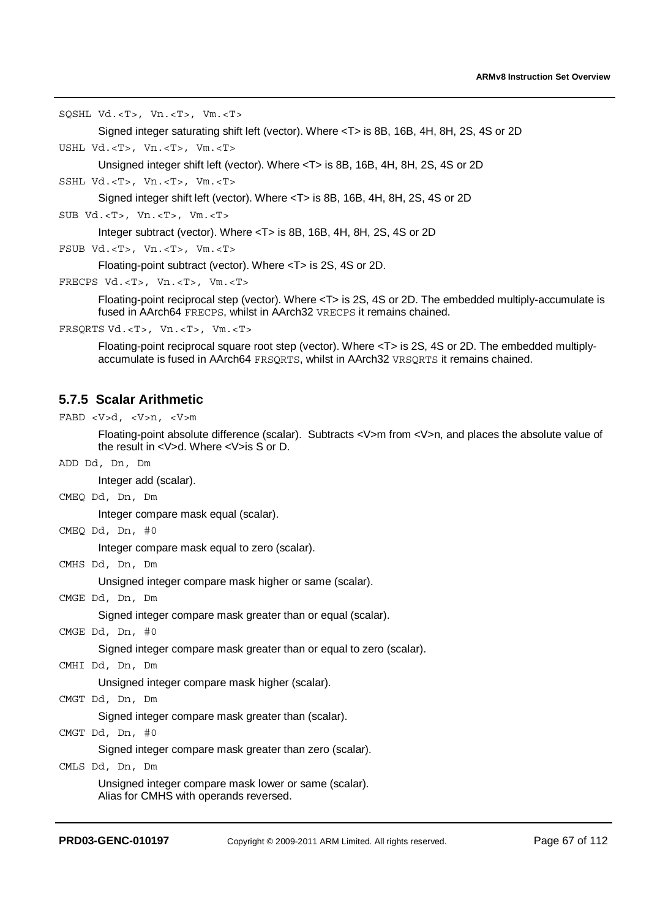`SQSHL Vd.<T>, Vn.<T>, Vm.<T>`

Signed integer saturating shift left (vector). Where <T> is 8B, 16B, 4H, 8H, 2S, 4S or 2D

`USHL Vd.<T>, Vn.<T>, Vm.<T>`

Unsigned integer shift left (vector). Where <T> is 8B, 16B, 4H, 8H, 2S, 4S or 2D

`SSHL Vd.<T>, Vn.<T>, Vm.<T>`

Signed integer shift left (vector). Where <T> is 8B, 16B, 4H, 8H, 2S, 4S or 2D

`SUB Vd.<T>, Vn.<T>, Vm.<T>`

Integer subtract (vector). Where <T> is 8B, 16B, 4H, 8H, 2S, 4S or 2D

`FSUB Vd.<T>, Vn.<T>, Vm.<T>`

Floating-point subtract (vector). Where <T> is 2S, 4S or 2D.

`FRECPS Vd.<T>, Vn.<T>, Vm.<T>`

Floating-point reciprocal step (vector). Where <T> is 2S, 4S or 2D. The embedded multiply-accumulate is fused in AArch64 `FRECPS`, whilst in AArch32 `VRECPS` it remains chained.

`FRSQRTS Vd.<T>, Vn.<T>, Vm.<T>`

Floating-point reciprocal square root step (vector). Where <T> is 2S, 4S or 2D. The embedded multiply-accumulate is fused in AArch64 `FRSQRTS`, whilst in AArch32 `VRSQRTS` it remains chained.

### 5.7.5 Scalar Arithmetic

`FABD <V>d, <V>n, <V>m`

Floating-point absolute difference (scalar). Subtracts <V>m from <V>n, and places the absolute value of the result in <V>d. Where <V>is S or D.

`ADD Dd, Dn, Dm`

Integer add (scalar).

`CMEQ Dd, Dn, Dm`

Integer compare mask equal (scalar).

`CMEQ Dd, Dn, #0`

Integer compare mask equal to zero (scalar).

`CMHS Dd, Dn, Dm`

Unsigned integer compare mask higher or same (scalar).

`CMGE Dd, Dn, Dm`

Signed integer compare mask greater than or equal (scalar).

`CMGE Dd, Dn, #0`

Signed integer compare mask greater than or equal to zero (scalar).

`CMHI Dd, Dn, Dm`

Unsigned integer compare mask higher (scalar).

`CMGT Dd, Dn, Dm`

Signed integer compare mask greater than (scalar).

`CMGT Dd, Dn, #0`

Signed integer compare mask greater than zero (scalar).

`CMLS Dd, Dn, Dm`

Unsigned integer compare mask lower or same (scalar).
Alias for CMHS with operands reversed.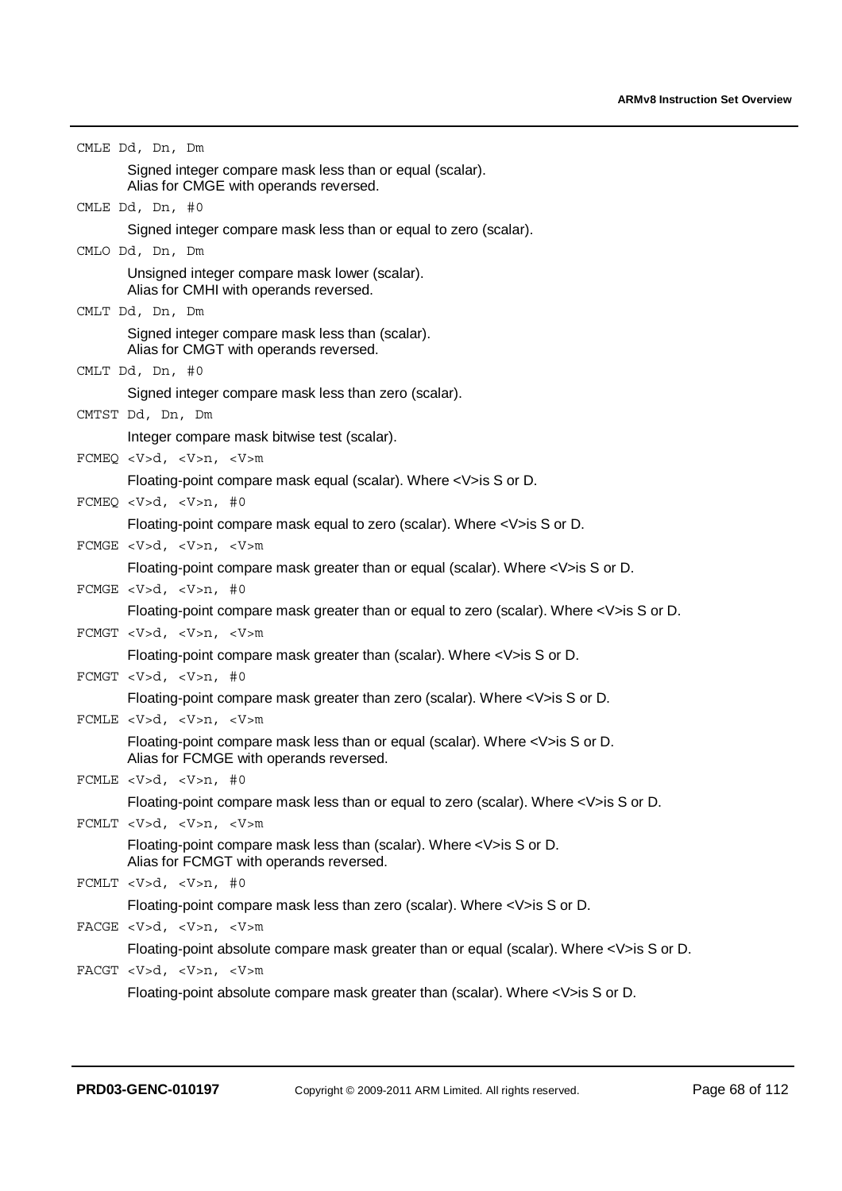`CMLE Dd, Dn, Dm`

Signed integer compare mask less than or equal (scalar).
Alias for CMGE with operands reversed.

`CMLE Dd, Dn, #0`

Signed integer compare mask less than or equal to zero (scalar).

`CMLO Dd, Dn, Dm`

Unsigned integer compare mask lower (scalar).
Alias for CMHI with operands reversed.

`CMLT Dd, Dn, Dm`

Signed integer compare mask less than (scalar).
Alias for CMGT with operands reversed.

`CMLT Dd, Dn, #0`

Signed integer compare mask less than zero (scalar).

`CMTST Dd, Dn, Dm`

Integer compare mask bitwise test (scalar).

`FCMEQ <V>d, <V>n, <V>m`

Floating-point compare mask equal (scalar). Where <V>is S or D.

`FCMEQ <V>d, <V>n, #0`

Floating-point compare mask equal to zero (scalar). Where <V>is S or D.

`FCMGE <V>d, <V>n, <V>m`

Floating-point compare mask greater than or equal (scalar). Where <V>is S or D.

`FCMGE <V>d, <V>n, #0`

Floating-point compare mask greater than or equal to zero (scalar). Where <V>is S or D.

`FCMGT <V>d, <V>n, <V>m`

Floating-point compare mask greater than (scalar). Where <V>is S or D.

`FCMGT <V>d, <V>n, #0`

Floating-point compare mask greater than zero (scalar). Where <V>is S or D.

`FCMLE <V>d, <V>n, <V>m`

Floating-point compare mask less than or equal (scalar). Where <V>is S or D.
Alias for FCMGE with operands reversed.

`FCMLE <V>d, <V>n, #0`

Floating-point compare mask less than or equal to zero (scalar). Where <V>is S or D.

`FCMLT <V>d, <V>n, <V>m`

Floating-point compare mask less than (scalar). Where <V>is S or D.
Alias for FCMGT with operands reversed.

`FCMLT <V>d, <V>n, #0`

Floating-point compare mask less than zero (scalar). Where <V>is S or D.

`FACGE <V>d, <V>n, <V>m`

Floating-point absolute compare mask greater than or equal (scalar). Where <V>is S or D.

`FACGT <V>d, <V>n, <V>m`

Floating-point absolute compare mask greater than (scalar). Where <V>is S or D.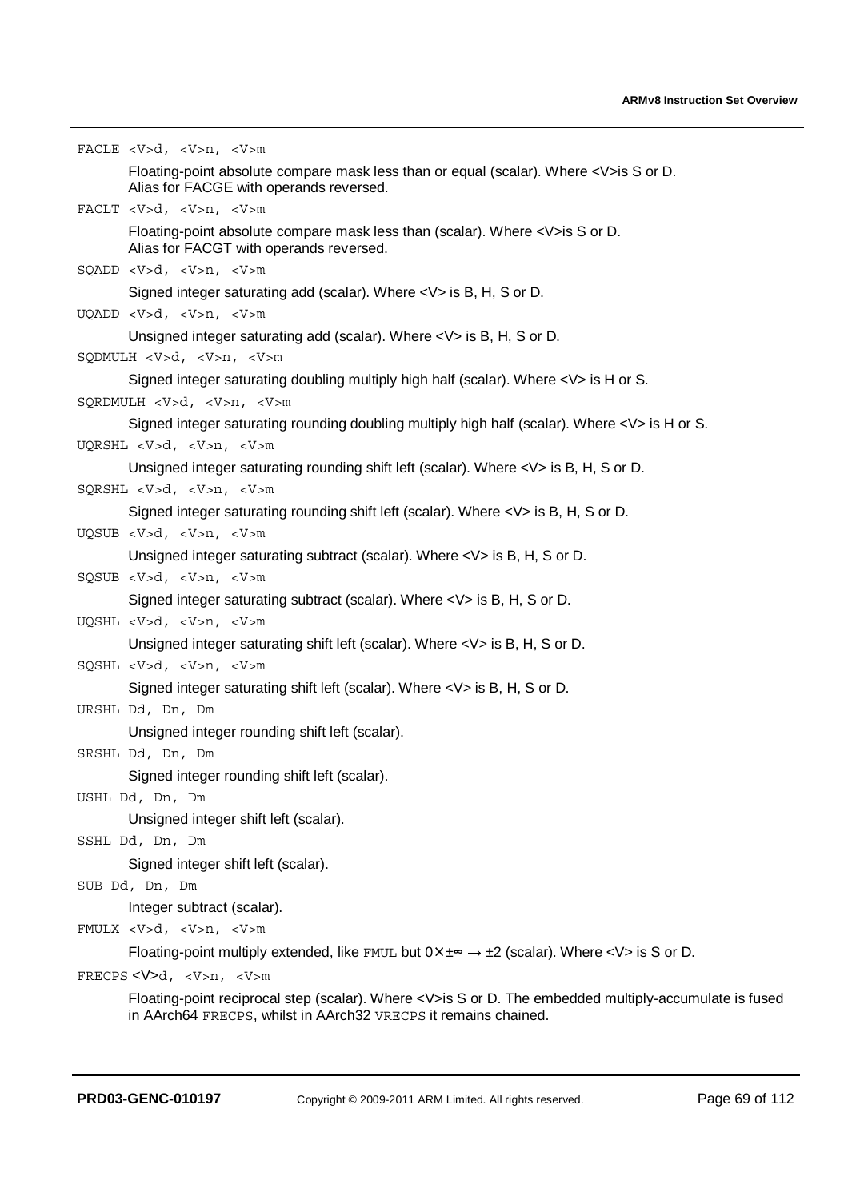`FACLE <V>d, <V>n, <V>m`

Floating-point absolute compare mask less than or equal (scalar). Where <V>is S or D. Alias for FACGE with operands reversed.

`FACLT <V>d, <V>n, <V>m`

Floating-point absolute compare mask less than (scalar). Where <V>is S or D. Alias for FACGT with operands reversed.

`SQADD <V>d, <V>n, <V>m`

Signed integer saturating add (scalar). Where <V> is B, H, S or D.

`UQADD <V>d, <V>n, <V>m`

Unsigned integer saturating add (scalar). Where <V> is B, H, S or D.

`SQDMULH <V>d, <V>n, <V>m`

Signed integer saturating doubling multiply high half (scalar). Where <V> is H or S.

`SQRDMULH <V>d, <V>n, <V>m`

Signed integer saturating rounding doubling multiply high half (scalar). Where <V> is H or S.

`UQRSHL <V>d, <V>n, <V>m`

Unsigned integer saturating rounding shift left (scalar). Where <V> is B, H, S or D.

`SQRSHL <V>d, <V>n, <V>m`

Signed integer saturating rounding shift left (scalar). Where <V> is B, H, S or D.

`UQSUB <V>d, <V>n, <V>m`

Unsigned integer saturating subtract (scalar). Where <V> is B, H, S or D.

`SQSUB <V>d, <V>n, <V>m`

Signed integer saturating subtract (scalar). Where <V> is B, H, S or D.

`UQSHL <V>d, <V>n, <V>m`

Unsigned integer saturating shift left (scalar). Where <V> is B, H, S or D.

`SQSHL <V>d, <V>n, <V>m`

Signed integer saturating shift left (scalar). Where <V> is B, H, S or D.

`URSHL Dd, Dn, Dm`

Unsigned integer rounding shift left (scalar).

`SRSHL Dd, Dn, Dm`

Signed integer rounding shift left (scalar).

`USHL Dd, Dn, Dm`

Unsigned integer shift left (scalar).

`SSHL Dd, Dn, Dm`

Signed integer shift left (scalar).

`SUB Dd, Dn, Dm`

Integer subtract (scalar).

`FMULX <V>d, <V>n, <V>m`

Floating-point multiply extended, like `FMUL` but $0 \times \pm\infty \rightarrow \pm 2$ (scalar). Where <V> is S or D.

`FRECPS <V>d, <V>n, <V>m`

Floating-point reciprocal step (scalar). Where <V>is S or D. The embedded multiply-accumulate is fused in AArch64 `FRECPS`, whilst in AArch32 `VRECPS` it remains chained.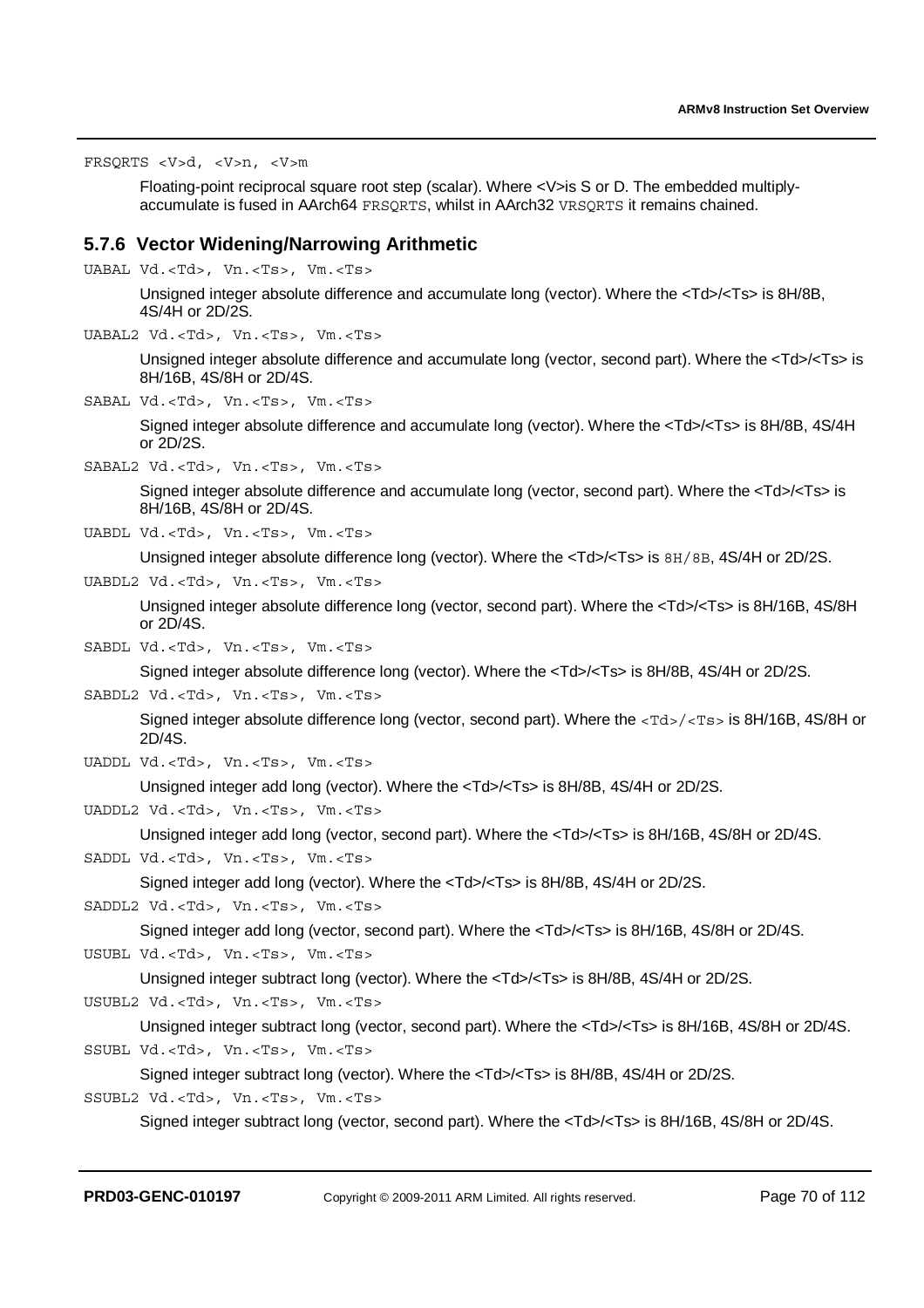FRSQRTS <V>d, <V>n, <V>m

Floating-point reciprocal square root step (scalar). Where <V>is S or D. The embedded multiply-accumulate is fused in AArch64 FRSQRTS, whilst in AArch32 VRSQRTS it remains chained.

### 5.7.6 Vector Widening/Narrowing Arithmetic

UABAL Vd.<Td>, Vn.<Ts>, Vm.<Ts>

Unsigned integer absolute difference and accumulate long (vector). Where the <Td>/<Ts> is 8H/8B, 4S/4H or 2D/2S.

UABAL2 Vd.<Td>, Vn.<Ts>, Vm.<Ts>

Unsigned integer absolute difference and accumulate long (vector, second part). Where the <Td>/<Ts> is 8H/16B, 4S/8H or 2D/4S.

SABAL Vd.<Td>, Vn.<Ts>, Vm.<Ts>

Signed integer absolute difference and accumulate long (vector). Where the <Td>/<Ts> is 8H/8B, 4S/4H or 2D/2S.

SABAL2 Vd.<Td>, Vn.<Ts>, Vm.<Ts>

Signed integer absolute difference and accumulate long (vector, second part). Where the <Td>/<Ts> is 8H/16B, 4S/8H or 2D/4S.

UABDL Vd.<Td>, Vn.<Ts>, Vm.<Ts>

Unsigned integer absolute difference long (vector). Where the <Td>/<Ts> is 8H/8B, 4S/4H or 2D/2S.

UABDL2 Vd.<Td>, Vn.<Ts>, Vm.<Ts>

Unsigned integer absolute difference long (vector, second part). Where the <Td>/<Ts> is 8H/16B, 4S/8H or 2D/4S.

SABDL Vd.<Td>, Vn.<Ts>, Vm.<Ts>

Signed integer absolute difference long (vector). Where the <Td>/<Ts> is 8H/8B, 4S/4H or 2D/2S.

SABDL2 Vd.<Td>, Vn.<Ts>, Vm.<Ts>

Signed integer absolute difference long (vector, second part). Where the <Td>/<Ts> is 8H/16B, 4S/8H or 2D/4S.

UADDL Vd.<Td>, Vn.<Ts>, Vm.<Ts>

Unsigned integer add long (vector). Where the <Td>/<Ts> is 8H/8B, 4S/4H or 2D/2S.

UADDL2 Vd.<Td>, Vn.<Ts>, Vm.<Ts>

Unsigned integer add long (vector, second part). Where the <Td>/<Ts> is 8H/16B, 4S/8H or 2D/4S.

SADDL Vd.<Td>, Vn.<Ts>, Vm.<Ts>

Signed integer add long (vector). Where the <Td>/<Ts> is 8H/8B, 4S/4H or 2D/2S.

SADDL2 Vd.<Td>, Vn.<Ts>, Vm.<Ts>

Signed integer add long (vector, second part). Where the <Td>/<Ts> is 8H/16B, 4S/8H or 2D/4S.

USUBL Vd.<Td>, Vn.<Ts>, Vm.<Ts>

Unsigned integer subtract long (vector). Where the <Td>/<Ts> is 8H/8B, 4S/4H or 2D/2S.

USUBL2 Vd.<Td>, Vn.<Ts>, Vm.<Ts>

Unsigned integer subtract long (vector, second part). Where the <Td>/<Ts> is 8H/16B, 4S/8H or 2D/4S.

SSUBL Vd.<Td>, Vn.<Ts>, Vm.<Ts>

Signed integer subtract long (vector). Where the <Td>/<Ts> is 8H/8B, 4S/4H or 2D/2S.

SSUBL2 Vd.<Td>, Vn.<Ts>, Vm.<Ts>

Signed integer subtract long (vector, second part). Where the <Td>/<Ts> is 8H/16B, 4S/8H or 2D/4S.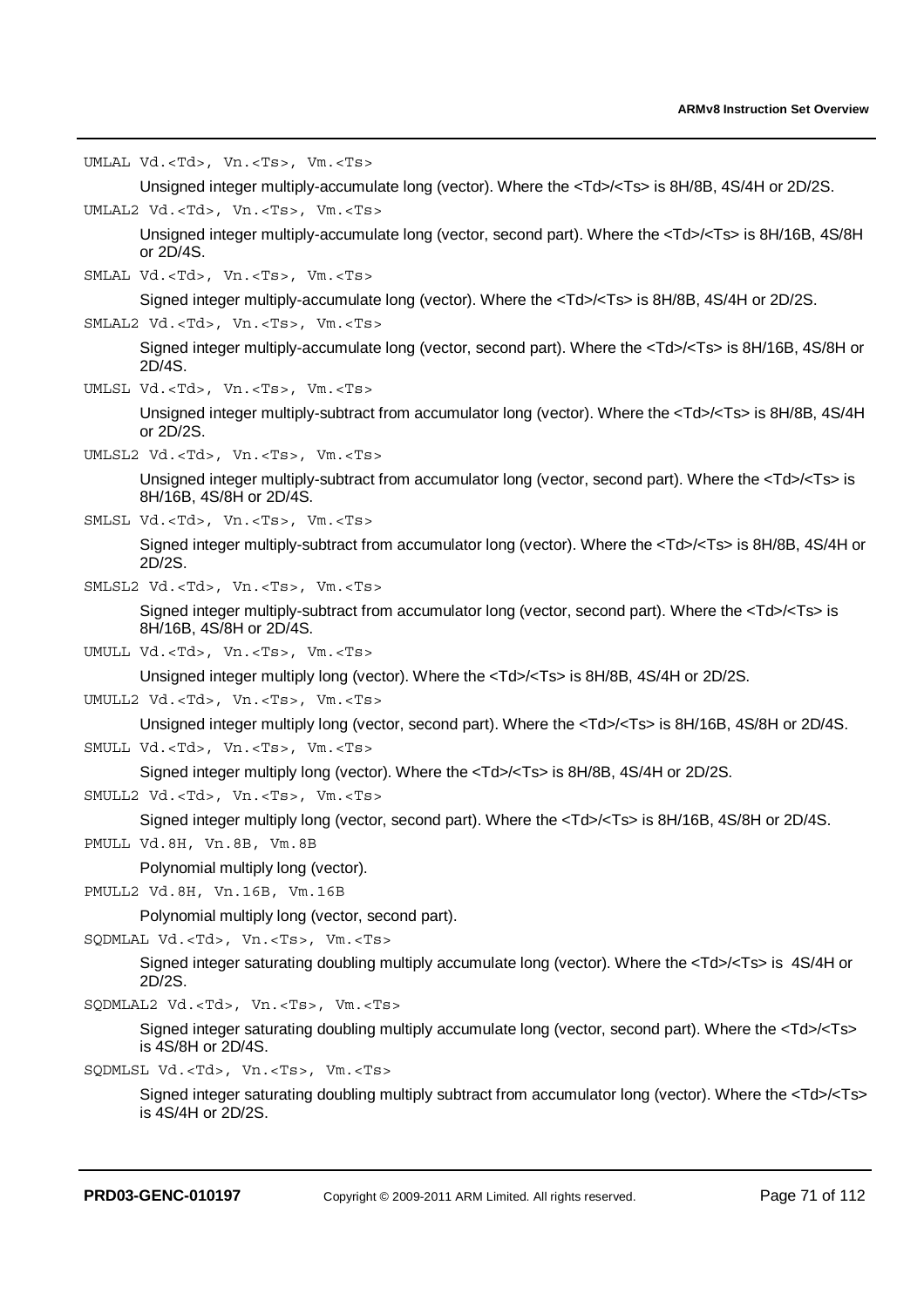`UMLAL Vd.<Td>, Vn.<Ts>, Vm.<Ts>`

Unsigned integer multiply-accumulate long (vector). Where the <Td>/<Ts> is 8H/8B, 4S/4H or 2D/2S.

`UMLAL2 Vd.<Td>, Vn.<Ts>, Vm.<Ts>`

Unsigned integer multiply-accumulate long (vector, second part). Where the <Td>/<Ts> is 8H/16B, 4S/8H or 2D/4S.

`SMLAL Vd.<Td>, Vn.<Ts>, Vm.<Ts>`

Signed integer multiply-accumulate long (vector). Where the <Td>/<Ts> is 8H/8B, 4S/4H or 2D/2S.

`SMLAL2 Vd.<Td>, Vn.<Ts>, Vm.<Ts>`

Signed integer multiply-accumulate long (vector, second part). Where the <Td>/<Ts> is 8H/16B, 4S/8H or 2D/4S.

`UMLSL Vd.<Td>, Vn.<Ts>, Vm.<Ts>`

Unsigned integer multiply-subtract from accumulator long (vector). Where the <Td>/<Ts> is 8H/8B, 4S/4H or 2D/2S.

`UMLSL2 Vd.<Td>, Vn.<Ts>, Vm.<Ts>`

Unsigned integer multiply-subtract from accumulator long (vector, second part). Where the <Td>/<Ts> is 8H/16B, 4S/8H or 2D/4S.

`SMLSL Vd.<Td>, Vn.<Ts>, Vm.<Ts>`

Signed integer multiply-subtract from accumulator long (vector). Where the <Td>/<Ts> is 8H/8B, 4S/4H or 2D/2S.

`SMLSL2 Vd.<Td>, Vn.<Ts>, Vm.<Ts>`

Signed integer multiply-subtract from accumulator long (vector, second part). Where the <Td>/<Ts> is 8H/16B, 4S/8H or 2D/4S.

`UMULL Vd.<Td>, Vn.<Ts>, Vm.<Ts>`

Unsigned integer multiply long (vector). Where the <Td>/<Ts> is 8H/8B, 4S/4H or 2D/2S.

`UMULL2 Vd.<Td>, Vn.<Ts>, Vm.<Ts>`

Unsigned integer multiply long (vector, second part). Where the <Td>/<Ts> is 8H/16B, 4S/8H or 2D/4S.

`SMULL Vd.<Td>, Vn.<Ts>, Vm.<Ts>`

Signed integer multiply long (vector). Where the <Td>/<Ts> is 8H/8B, 4S/4H or 2D/2S.

`SMULL2 Vd.<Td>, Vn.<Ts>, Vm.<Ts>`

Signed integer multiply long (vector, second part). Where the <Td>/<Ts> is 8H/16B, 4S/8H or 2D/4S.

`PMULL Vd.8H, Vn.8B, Vm.8B`

Polynomial multiply long (vector).

`PMULL2 Vd.8H, Vn.16B, Vm.16B`

Polynomial multiply long (vector, second part).

`SQDMLAL Vd.<Td>, Vn.<Ts>, Vm.<Ts>`

Signed integer saturating doubling multiply accumulate long (vector). Where the <Td>/<Ts> is 4S/4H or 2D/2S.

`SQDMLAL2 Vd.<Td>, Vn.<Ts>, Vm.<Ts>`

Signed integer saturating doubling multiply accumulate long (vector, second part). Where the <Td>/<Ts> is 4S/8H or 2D/4S.

`SQDMLSL Vd.<Td>, Vn.<Ts>, Vm.<Ts>`

Signed integer saturating doubling multiply subtract from accumulator long (vector). Where the <Td>/<Ts> is 4S/4H or 2D/2S.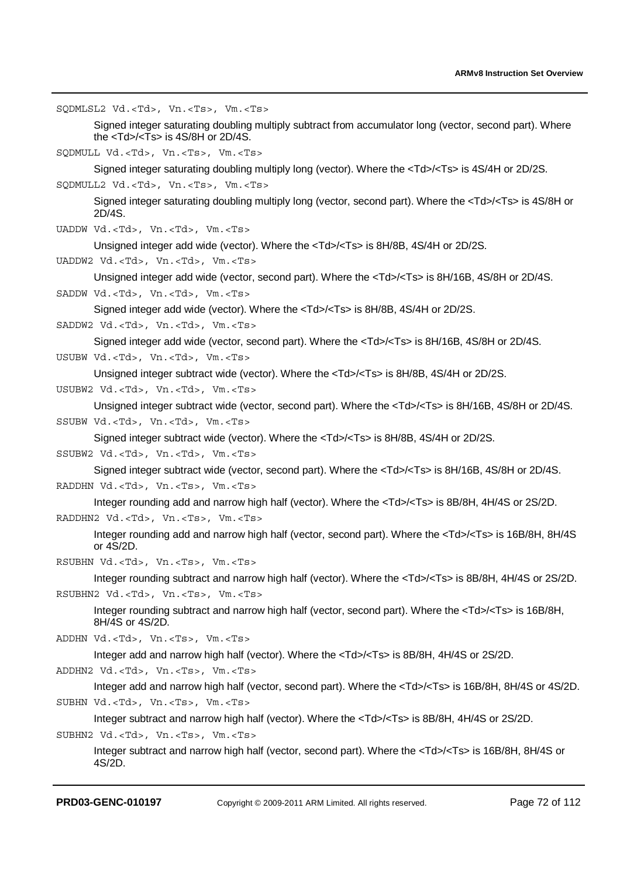`SQDMLSL2 Vd.<Td>, Vn.<Ts>, Vm.<Ts>`

Signed integer saturating doubling multiply subtract from accumulator long (vector, second part). Where the <Td>/<Ts> is 4S/8H or 2D/4S.

`SQDMULL Vd.<Td>, Vn.<Ts>, Vm.<Ts>`

Signed integer saturating doubling multiply long (vector). Where the <Td>/<Ts> is 4S/4H or 2D/2S.

`SQDMULL2 Vd.<Td>, Vn.<Ts>, Vm.<Ts>`

Signed integer saturating doubling multiply long (vector, second part). Where the <Td>/<Ts> is 4S/8H or 2D/4S.

`UADDW Vd.<Td>, Vn.<Td>, Vm.<Ts>`

Unsigned integer add wide (vector). Where the <Td>/<Ts> is 8H/8B, 4S/4H or 2D/2S.

`UADDW2 Vd.<Td>, Vn.<Td>, Vm.<Ts>`

Unsigned integer add wide (vector, second part). Where the <Td>/<Ts> is 8H/16B, 4S/8H or 2D/4S.

`SADDW Vd.<Td>, Vn.<Td>, Vm.<Ts>`

Signed integer add wide (vector). Where the <Td>/<Ts> is 8H/8B, 4S/4H or 2D/2S.

`SADDW2 Vd.<Td>, Vn.<Td>, Vm.<Ts>`

Signed integer add wide (vector, second part). Where the <Td>/<Ts> is 8H/16B, 4S/8H or 2D/4S.

`USUBW Vd.<Td>, Vn.<Td>, Vm.<Ts>`

Unsigned integer subtract wide (vector). Where the <Td>/<Ts> is 8H/8B, 4S/4H or 2D/2S.

`USUBW2 Vd.<Td>, Vn.<Td>, Vm.<Ts>`

Unsigned integer subtract wide (vector, second part). Where the <Td>/<Ts> is 8H/16B, 4S/8H or 2D/4S.

`SSUBW Vd.<Td>, Vn.<Td>, Vm.<Ts>`

Signed integer subtract wide (vector). Where the <Td>/<Ts> is 8H/8B, 4S/4H or 2D/2S.

`SSUBW2 Vd.<Td>, Vn.<Td>, Vm.<Ts>`

Signed integer subtract wide (vector, second part). Where the <Td>/<Ts> is 8H/16B, 4S/8H or 2D/4S.

`RADDHN Vd.<Td>, Vn.<Ts>, Vm.<Ts>`

Integer rounding add and narrow high half (vector). Where the <Td>/<Ts> is 8B/8H, 4H/4S or 2S/2D.

`RADDHN2 Vd.<Td>, Vn.<Ts>, Vm.<Ts>`

Integer rounding add and narrow high half (vector, second part). Where the <Td>/<Ts> is 16B/8H, 8H/4S or 4S/2D.

`RSUBHN Vd.<Td>, Vn.<Ts>, Vm.<Ts>`

Integer rounding subtract and narrow high half (vector). Where the <Td>/<Ts> is 8B/8H, 4H/4S or 2S/2D.

`RSUBHN2 Vd.<Td>, Vn.<Ts>, Vm.<Ts>`

Integer rounding subtract and narrow high half (vector, second part). Where the <Td>/<Ts> is 16B/8H, 8H/4S or 4S/2D.

`ADDHN Vd.<Td>, Vn.<Ts>, Vm.<Ts>`

Integer add and narrow high half (vector). Where the <Td>/<Ts> is 8B/8H, 4H/4S or 2S/2D.

`ADDHN2 Vd.<Td>, Vn.<Ts>, Vm.<Ts>`

Integer add and narrow high half (vector, second part). Where the <Td>/<Ts> is 16B/8H, 8H/4S or 4S/2D.

`SUBHN Vd.<Td>, Vn.<Ts>, Vm.<Ts>`

Integer subtract and narrow high half (vector). Where the <Td>/<Ts> is 8B/8H, 4H/4S or 2S/2D.

`SUBHN2 Vd.<Td>, Vn.<Ts>, Vm.<Ts>`

Integer subtract and narrow high half (vector, second part). Where the <Td>/<Ts> is 16B/8H, 8H/4S or 4S/2D.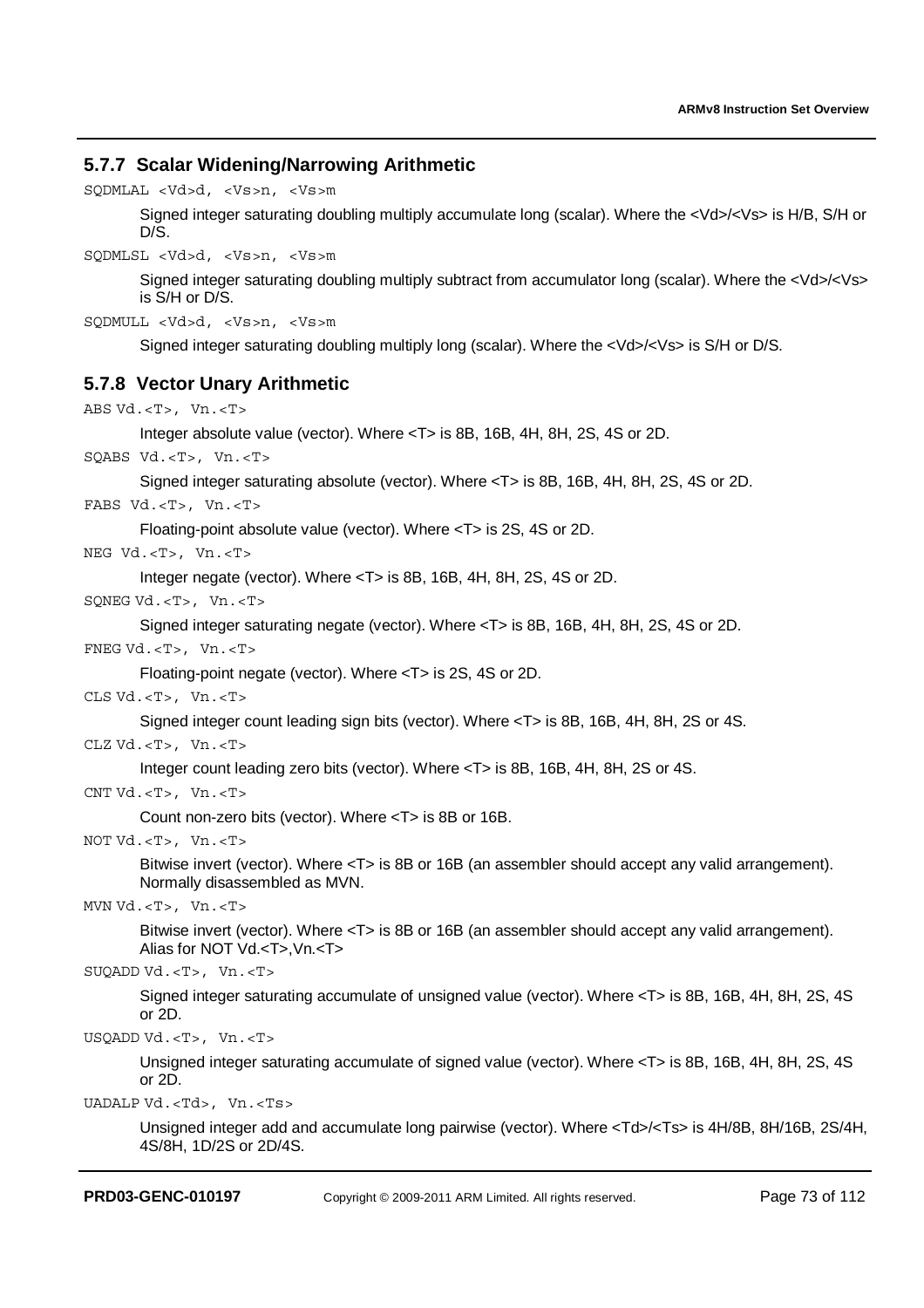### 5.7.7 Scalar Widening/Narrowing Arithmetic

`SQDMLAL <Vd>d, <Vs>n, <Vs>m`

Signed integer saturating doubling multiply accumulate long (scalar). Where the <Vd>/<Vs> is H/B, S/H or D/S.

`SQDMLSL <Vd>d, <Vs>n, <Vs>m`

Signed integer saturating doubling multiply subtract from accumulator long (scalar). Where the <Vd>/<Vs> is S/H or D/S.

`SQDMULL <Vd>d, <Vs>n, <Vs>m`

Signed integer saturating doubling multiply long (scalar). Where the <Vd>/<Vs> is S/H or D/S.

### 5.7.8 Vector Unary Arithmetic

`ABS Vd.<T>, Vn.<T>`

Integer absolute value (vector). Where <T> is 8B, 16B, 4H, 8H, 2S, 4S or 2D.

`SQABS Vd.<T>, Vn.<T>`

Signed integer saturating absolute (vector). Where <T> is 8B, 16B, 4H, 8H, 2S, 4S or 2D.

`FABS Vd.<T>, Vn.<T>`

Floating-point absolute value (vector). Where <T> is 2S, 4S or 2D.

`NEG Vd.<T>, Vn.<T>`

Integer negate (vector). Where <T> is 8B, 16B, 4H, 8H, 2S, 4S or 2D.

`SQNEG Vd.<T>, Vn.<T>`

Signed integer saturating negate (vector). Where <T> is 8B, 16B, 4H, 8H, 2S, 4S or 2D.

`FNEG Vd.<T>, Vn.<T>`

Floating-point negate (vector). Where <T> is 2S, 4S or 2D.

`CLS Vd.<T>, Vn.<T>`

Signed integer count leading sign bits (vector). Where <T> is 8B, 16B, 4H, 8H, 2S or 4S.

`CLZ Vd.<T>, Vn.<T>`

Integer count leading zero bits (vector). Where <T> is 8B, 16B, 4H, 8H, 2S or 4S.

`CNT Vd.<T>, Vn.<T>`

Count non-zero bits (vector). Where <T> is 8B or 16B.

`NOT Vd.<T>, Vn.<T>`

Bitwise invert (vector). Where <T> is 8B or 16B (an assembler should accept any valid arrangement). Normally disassembled as MVN.

`MVN Vd.<T>, Vn.<T>`

Bitwise invert (vector). Where <T> is 8B or 16B (an assembler should accept any valid arrangement). Alias for NOT Vd.<T>,Vn.<T>

`SUQADD Vd.<T>, Vn.<T>`

Signed integer saturating accumulate of unsigned value (vector). Where <T> is 8B, 16B, 4H, 8H, 2S, 4S or 2D.

`USQADD Vd.<T>, Vn.<T>`

Unsigned integer saturating accumulate of signed value (vector). Where <T> is 8B, 16B, 4H, 8H, 2S, 4S or 2D.

`UADALP Vd.<Td>, Vn.<Ts>`

Unsigned integer add and accumulate long pairwise (vector). Where <Td>/<Ts> is 4H/8B, 8H/16B, 2S/4H, 4S/8H, 1D/2S or 2D/4S.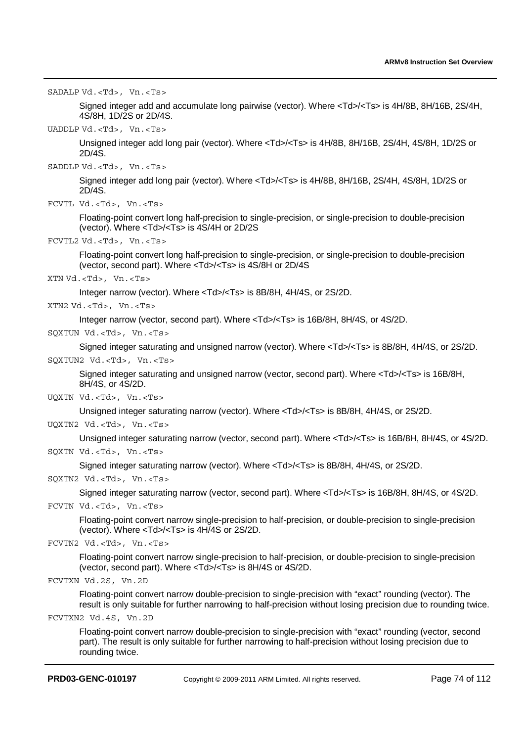`SADALP Vd.<Td>, Vn.<Ts>`

Signed integer add and accumulate long pairwise (vector). Where <Td>/<Ts> is 4H/8B, 8H/16B, 2S/4H, 4S/8H, 1D/2S or 2D/4S.

`UADDLP Vd.<Td>, Vn.<Ts>`

Unsigned integer add long pair (vector). Where <Td>/<Ts> is 4H/8B, 8H/16B, 2S/4H, 4S/8H, 1D/2S or 2D/4S.

`SADDLP Vd.<Td>, Vn.<Ts>`

Signed integer add long pair (vector). Where <Td>/<Ts> is 4H/8B, 8H/16B, 2S/4H, 4S/8H, 1D/2S or 2D/4S.

`FCVTL Vd.<Td>, Vn.<Ts>`

Floating-point convert long half-precision to single-precision, or single-precision to double-precision (vector). Where <Td>/<Ts> is 4S/4H or 2D/2S

`FCVTL2 Vd.<Td>, Vn.<Ts>`

Floating-point convert long half-precision to single-precision, or single-precision to double-precision (vector, second part). Where <Td>/<Ts> is 4S/8H or 2D/4S

`XTN Vd.<Td>, Vn.<Ts>`

Integer narrow (vector). Where <Td>/<Ts> is 8B/8H, 4H/4S, or 2S/2D.

`XTN2 Vd.<Td>, Vn.<Ts>`

Integer narrow (vector, second part). Where <Td>/<Ts> is 16B/8H, 8H/4S, or 4S/2D.

`SQXTUN Vd.<Td>, Vn.<Ts>`

Signed integer saturating and unsigned narrow (vector). Where <Td>/<Ts> is 8B/8H, 4H/4S, or 2S/2D.

`SQXTUN2 Vd.<Td>, Vn.<Ts>`

Signed integer saturating and unsigned narrow (vector, second part). Where <Td>/<Ts> is 16B/8H, 8H/4S, or 4S/2D.

`UQXTN Vd.<Td>, Vn.<Ts>`

Unsigned integer saturating narrow (vector). Where <Td>/<Ts> is 8B/8H, 4H/4S, or 2S/2D.

`UQXTN2 Vd.<Td>, Vn.<Ts>`

Unsigned integer saturating narrow (vector, second part). Where <Td>/<Ts> is 16B/8H, 8H/4S, or 4S/2D.

`SQXTN Vd.<Td>, Vn.<Ts>`

Signed integer saturating narrow (vector). Where <Td>/<Ts> is 8B/8H, 4H/4S, or 2S/2D.

`SQXTN2 Vd.<Td>, Vn.<Ts>`

Signed integer saturating narrow (vector, second part). Where <Td>/<Ts> is 16B/8H, 8H/4S, or 4S/2D.

`FCVTN Vd.<Td>, Vn.<Ts>`

Floating-point convert narrow single-precision to half-precision, or double-precision to single-precision (vector). Where <Td>/<Ts> is 4H/4S or 2S/2D.

`FCVTN2 Vd.<Td>, Vn.<Ts>`

Floating-point convert narrow single-precision to half-precision, or double-precision to single-precision (vector, second part). Where <Td>/<Ts> is 8H/4S or 4S/2D.

`FCVTXN Vd.2S, Vn.2D`

Floating-point convert narrow double-precision to single-precision with "exact" rounding (vector). The result is only suitable for further narrowing to half-precision without losing precision due to rounding twice.

`FCVTXN2 Vd.4S, Vn.2D`

Floating-point convert narrow double-precision to single-precision with "exact" rounding (vector, second part). The result is only suitable for further narrowing to half-precision without losing precision due to rounding twice.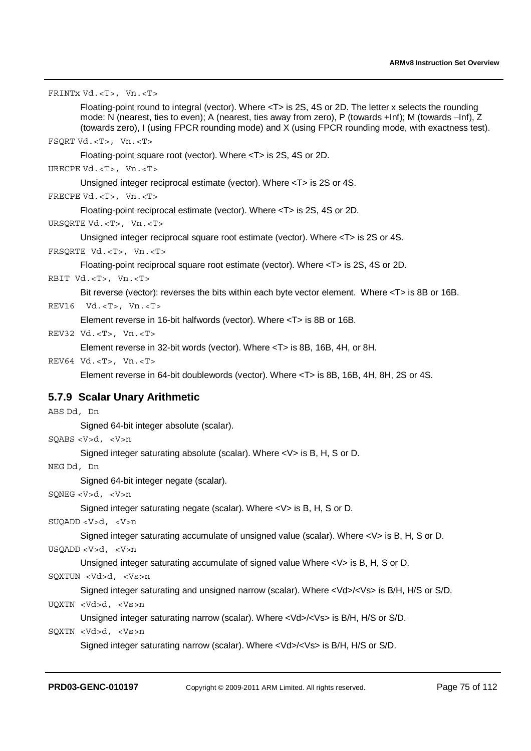`FRINTx Vd.<T>, Vn.<T>`

Floating-point round to integral (vector). Where <T> is 2S, 4S or 2D. The letter x selects the rounding mode: N (nearest, ties to even); A (nearest, ties away from zero), P (towards +Inf); M (towards –Inf), Z (towards zero), I (using FPCR rounding mode) and X (using FPCR rounding mode, with exactness test).

`FSQRT Vd.<T>, Vn.<T>`

Floating-point square root (vector). Where <T> is 2S, 4S or 2D.

`URECPE Vd.<T>, Vn.<T>`

Unsigned integer reciprocal estimate (vector). Where <T> is 2S or 4S.

`FRECPE Vd.<T>, Vn.<T>`

Floating-point reciprocal estimate (vector). Where <T> is 2S, 4S or 2D.

`URSQRTE Vd.<T>, Vn.<T>`

Unsigned integer reciprocal square root estimate (vector). Where <T> is 2S or 4S.

`FRSQRTE Vd.<T>, Vn.<T>`

Floating-point reciprocal square root estimate (vector). Where <T> is 2S, 4S or 2D.

`RBIT Vd.<T>, Vn.<T>`

Bit reverse (vector): reverses the bits within each byte vector element. Where <T> is 8B or 16B.

`REV16 Vd.<T>, Vn.<T>`

Element reverse in 16-bit halfwords (vector). Where <T> is 8B or 16B.

`REV32 Vd.<T>, Vn.<T>`

Element reverse in 32-bit words (vector). Where <T> is 8B, 16B, 4H, or 8H.

`REV64 Vd.<T>, Vn.<T>`

Element reverse in 64-bit doublewords (vector). Where <T> is 8B, 16B, 4H, 8H, 2S or 4S.

### 5.7.9 Scalar Unary Arithmetic

`ABS Dd, Dn`

Signed 64-bit integer absolute (scalar).

`SQABS <V>d, <V>n`

Signed integer saturating absolute (scalar). Where <V> is B, H, S or D.

`NEG Dd, Dn`

Signed 64-bit integer negate (scalar).

`SQNEG <V>d, <V>n`

Signed integer saturating negate (scalar). Where <V> is B, H, S or D.

`SUQADD <V>d, <V>n`

Signed integer saturating accumulate of unsigned value (scalar). Where <V> is B, H, S or D.

`USQADD <V>d, <V>n`

Unsigned integer saturating accumulate of signed value Where <V> is B, H, S or D.

`SQXTUN <Vd>d, <Vs>n`

Signed integer saturating and unsigned narrow (scalar). Where <Vd>/<Vs> is B/H, H/S or S/D.

`UQXTN <Vd>d, <Vs>n`

Unsigned integer saturating narrow (scalar). Where <Vd>/<Vs> is B/H, H/S or S/D.

`SQXTN <Vd>d, <Vs>n`

Signed integer saturating narrow (scalar). Where <Vd>/<Vs> is B/H, H/S or S/D.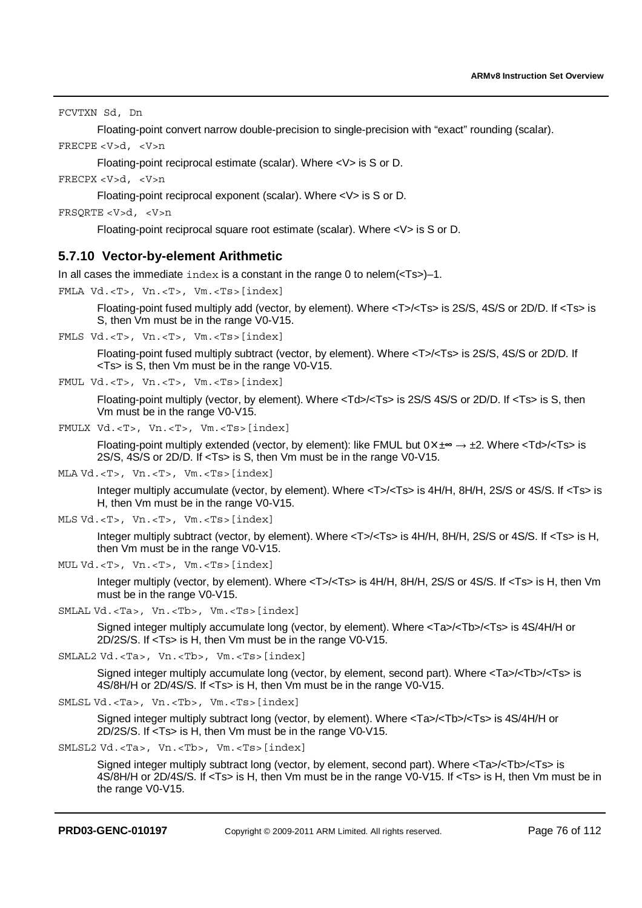FCVTXN Sd, Dn

Floating-point convert narrow double-precision to single-precision with "exact" rounding (scalar).

FRECPE <V>d, <V>n

Floating-point reciprocal estimate (scalar). Where <V> is S or D.

FRECPX <V>d, <V>n

Floating-point reciprocal exponent (scalar). Where <V> is S or D.

FRSQRTE <V>d, <V>n

Floating-point reciprocal square root estimate (scalar). Where <V> is S or D.

### 5.7.10 Vector-by-element Arithmetic

In all cases the immediate index is a constant in the range 0 to nelem(<Ts>)–1.

FMLA Vd.<T>, Vn.<T>, Vm.<Ts>[index]

Floating-point fused multiply add (vector, by element). Where <T>/<Ts> is 2S/S, 4S/S or 2D/D. If <Ts> is S, then Vm must be in the range V0-V15.

FMLS Vd.<T>, Vn.<T>, Vm.<Ts>[index]

Floating-point fused multiply subtract (vector, by element). Where <T>/<Ts> is 2S/S, 4S/S or 2D/D. If <Ts> is S, then Vm must be in the range V0-V15.

FMUL Vd.<T>, Vn.<T>, Vm.<Ts>[index]

Floating-point multiply (vector, by element). Where <Td>/<Ts> is 2S/S 4S/S or 2D/D. If <Ts> is S, then Vm must be in the range V0-V15.

FMULX Vd.<T>, Vn.<T>, Vm.<Ts>[index]

Floating-point multiply extended (vector, by element): like FMUL but $0 \times \pm\infty \rightarrow \pm 2$. Where <Td>/<Ts> is 2S/S, 4S/S or 2D/D. If <Ts> is S, then Vm must be in the range V0-V15.

MLA Vd.<T>, Vn.<T>, Vm.<Ts>[index]

Integer multiply accumulate (vector, by element). Where <T>/<Ts> is 4H/H, 8H/H, 2S/S or 4S/S. If <Ts> is H, then Vm must be in the range V0-V15.

MLS Vd.<T>, Vn.<T>, Vm.<Ts>[index]

Integer multiply subtract (vector, by element). Where <T>/<Ts> is 4H/H, 8H/H, 2S/S or 4S/S. If <Ts> is H, then Vm must be in the range V0-V15.

MUL Vd.<T>, Vn.<T>, Vm.<Ts>[index]

Integer multiply (vector, by element). Where <T>/<Ts> is 4H/H, 8H/H, 2S/S or 4S/S. If <Ts> is H, then Vm must be in the range V0-V15.

SMLAL Vd.<Ta>, Vn.<Tb>, Vm.<Ts>[index]

Signed integer multiply accumulate long (vector, by element). Where <Ta>/<Tb>/<Ts> is 4S/4H/H or 2D/2S/S. If <Ts> is H, then Vm must be in the range V0-V15.

SMLAL2 Vd.<Ta>, Vn.<Tb>, Vm.<Ts>[index]

Signed integer multiply accumulate long (vector, by element, second part). Where <Ta>/<Tb>/<Ts> is 4S/8H/H or 2D/4S/S. If <Ts> is H, then Vm must be in the range V0-V15.

SMLSL Vd.<Ta>, Vn.<Tb>, Vm.<Ts>[index]

Signed integer multiply subtract long (vector, by element). Where <Ta>/<Tb>/<Ts> is 4S/4H/H or 2D/2S/S. If <Ts> is H, then Vm must be in the range V0-V15.

SMLSL2 Vd.<Ta>, Vn.<Tb>, Vm.<Ts>[index]

Signed integer multiply subtract long (vector, by element, second part). Where <Ta>/<Tb>/<Ts> is 4S/8H/H or 2D/4S/S. If <Ts> is H, then Vm must be in the range V0-V15. If <Ts> is H, then Vm must be in the range V0-V15.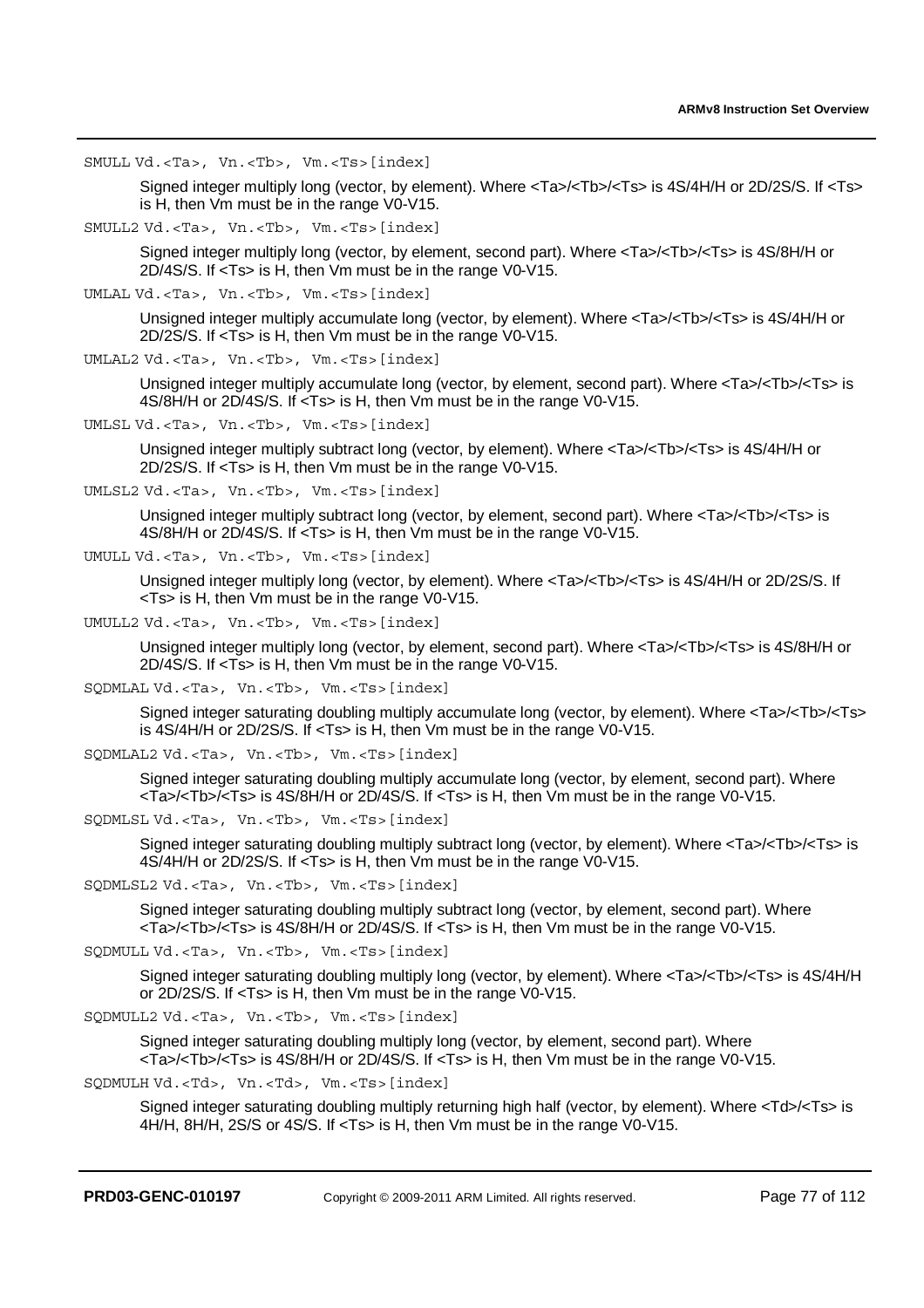`SMULL Vd.<Ta>, Vn.<Tb>, Vm.<Ts>[index]`

Signed integer multiply long (vector, by element). Where <Ta>/<Tb>/<Ts> is 4S/4H/H or 2D/2S/S. If <Ts> is H, then Vm must be in the range V0-V15.

`SMULL2 Vd.<Ta>, Vn.<Tb>, Vm.<Ts>[index]`

Signed integer multiply long (vector, by element, second part). Where <Ta>/<Tb>/<Ts> is 4S/8H/H or 2D/4S/S. If <Ts> is H, then Vm must be in the range V0-V15.

`UMLAL Vd.<Ta>, Vn.<Tb>, Vm.<Ts>[index]`

Unsigned integer multiply accumulate long (vector, by element). Where <Ta>/<Tb>/<Ts> is 4S/4H/H or 2D/2S/S. If <Ts> is H, then Vm must be in the range V0-V15.

`UMLAL2 Vd.<Ta>, Vn.<Tb>, Vm.<Ts>[index]`

Unsigned integer multiply accumulate long (vector, by element, second part). Where <Ta>/<Tb>/<Ts> is 4S/8H/H or 2D/4S/S. If <Ts> is H, then Vm must be in the range V0-V15.

`UMLSL Vd.<Ta>, Vn.<Tb>, Vm.<Ts>[index]`

Unsigned integer multiply subtract long (vector, by element). Where <Ta>/<Tb>/<Ts> is 4S/4H/H or 2D/2S/S. If <Ts> is H, then Vm must be in the range V0-V15.

`UMLSL2 Vd.<Ta>, Vn.<Tb>, Vm.<Ts>[index]`

Unsigned integer multiply subtract long (vector, by element, second part). Where <Ta>/<Tb>/<Ts> is 4S/8H/H or 2D/4S/S. If <Ts> is H, then Vm must be in the range V0-V15.

`UMULL Vd.<Ta>, Vn.<Tb>, Vm.<Ts>[index]`

Unsigned integer multiply long (vector, by element). Where <Ta>/<Tb>/<Ts> is 4S/4H/H or 2D/2S/S. If <Ts> is H, then Vm must be in the range V0-V15.

`UMULL2 Vd.<Ta>, Vn.<Tb>, Vm.<Ts>[index]`

Unsigned integer multiply long (vector, by element, second part). Where <Ta>/<Tb>/<Ts> is 4S/8H/H or 2D/4S/S. If <Ts> is H, then Vm must be in the range V0-V15.

`SQDMLAL Vd.<Ta>, Vn.<Tb>, Vm.<Ts>[index]`

Signed integer saturating doubling multiply accumulate long (vector, by element). Where <Ta>/<Tb>/<Ts> is 4S/4H/H or 2D/2S/S. If <Ts> is H, then Vm must be in the range V0-V15.

`SQDMLAL2 Vd.<Ta>, Vn.<Tb>, Vm.<Ts>[index]`

Signed integer saturating doubling multiply accumulate long (vector, by element, second part). Where <Ta>/<Tb>/<Ts> is 4S/8H/H or 2D/4S/S. If <Ts> is H, then Vm must be in the range V0-V15.

`SQDMLSL Vd.<Ta>, Vn.<Tb>, Vm.<Ts>[index]`

Signed integer saturating doubling multiply subtract long (vector, by element). Where <Ta>/<Tb>/<Ts> is 4S/4H/H or 2D/2S/S. If <Ts> is H, then Vm must be in the range V0-V15.

`SQDMLSL2 Vd.<Ta>, Vn.<Tb>, Vm.<Ts>[index]`

Signed integer saturating doubling multiply subtract long (vector, by element, second part). Where <Ta>/<Tb>/<Ts> is 4S/8H/H or 2D/4S/S. If <Ts> is H, then Vm must be in the range V0-V15.

`SQDMULL Vd.<Ta>, Vn.<Tb>, Vm.<Ts>[index]`

Signed integer saturating doubling multiply long (vector, by element). Where <Ta>/<Tb>/<Ts> is 4S/4H/H or 2D/2S/S. If <Ts> is H, then Vm must be in the range V0-V15.

`SQDMULL2 Vd.<Ta>, Vn.<Tb>, Vm.<Ts>[index]`

Signed integer saturating doubling multiply long (vector, by element, second part). Where <Ta>/<Tb>/<Ts> is 4S/8H/H or 2D/4S/S. If <Ts> is H, then Vm must be in the range V0-V15.

`SQDMULH Vd.<Td>, Vn.<Td>, Vm.<Ts>[index]`

Signed integer saturating doubling multiply returning high half (vector, by element). Where <Td>/<Ts> is 4H/H, 8H/H, 2S/S or 4S/S. If <Ts> is H, then Vm must be in the range V0-V15.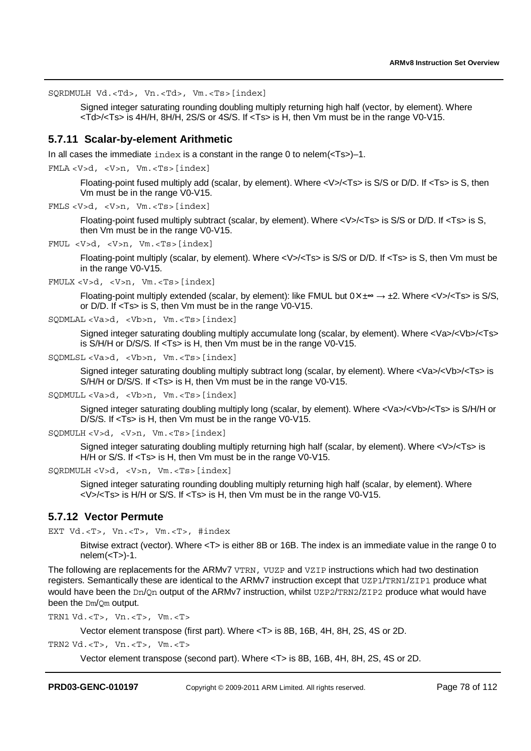SQRDMULH Vd.<Td>, Vn.<Td>, Vm.<Ts>[index]

> Signed integer saturating rounding doubling multiply returning high half (vector, by element). Where <Td>/<Ts> is 4H/H, 8H/H, 2S/S or 4S/S. If <Ts> is H, then Vm must be in the range V0-V15.

### 5.7.11 Scalar-by-element Arithmetic

In all cases the immediate `index` is a constant in the range 0 to nelem(<Ts>)–1.

FMLA <V>d, <V>n, Vm.<Ts>[index]

> Floating-point fused multiply add (scalar, by element). Where <V>/<Ts> is S/S or D/D. If <Ts> is S, then Vm must be in the range V0-V15.

FMLS <V>d, <V>n, Vm.<Ts>[index]

> Floating-point fused multiply subtract (scalar, by element). Where <V>/<Ts> is S/S or D/D. If <Ts> is S, then Vm must be in the range V0-V15.

FMUL <V>d, <V>n, Vm.<Ts>[index]

> Floating-point multiply (scalar, by element). Where <V>/<Ts> is S/S or D/D. If <Ts> is S, then Vm must be in the range V0-V15.

FMULX <V>d, <V>n, Vm.<Ts>[index]

> Floating-point multiply extended (scalar, by element): like FMUL but $0\times\pm\infty \rightarrow \pm2$. Where <V>/<Ts> is S/S, or D/D. If <Ts> is S, then Vm must be in the range V0-V15.

SQDMLAL <Va>d, <Vb>n, Vm.<Ts>[index]

> Signed integer saturating doubling multiply accumulate long (scalar, by element). Where <Va>/<Vb>/<Ts> is S/H/H or D/S/S. If <Ts> is H, then Vm must be in the range V0-V15.

SQDMLSL <Va>d, <Vb>n, Vm.<Ts>[index]

> Signed integer saturating doubling multiply subtract long (scalar, by element). Where <Va>/<Vb>/<Ts> is S/H/H or D/S/S. If <Ts> is H, then Vm must be in the range V0-V15.

SQDMULL <Va>d, <Vb>n, Vm.<Ts>[index]

> Signed integer saturating doubling multiply long (scalar, by element). Where <Va>/<Vb>/<Ts> is S/H/H or D/S/S. If <Ts> is H, then Vm must be in the range V0-V15.

SQDMULH <V>d, <V>n, Vm.<Ts>[index]

> Signed integer saturating doubling multiply returning high half (scalar, by element). Where <V>/<Ts> is H/H or S/S. If <Ts> is H, then Vm must be in the range V0-V15.

SQRDMULH <V>d, <V>n, Vm.<Ts>[index]

> Signed integer saturating rounding doubling multiply returning high half (scalar, by element). Where <V>/<Ts> is H/H or S/S. If <Ts> is H, then Vm must be in the range V0-V15.

### 5.7.12 Vector Permute

EXT Vd.<T>, Vn.<T>, Vm.<T>, #index

> Bitwise extract (vector). Where <T> is either 8B or 16B. The index is an immediate value in the range 0 to nelem(<T>)-1.

The following are replacements for the ARMv7 `VTRN`, `VUZP` and `VZIP` instructions which had two destination registers. Semantically these are identical to the ARMv7 instruction except that `UZP1`/`TRN1`/`ZIP1` produce what would have been the `Dn`/`Qn` output of the ARMv7 instruction, whilst `UZP2`/`TRN2`/`ZIP2` produce what would have been the `Dm`/`Qm` output.

TRN1 Vd.<T>, Vn.<T>, Vm.<T>

> Vector element transpose (first part). Where <T> is 8B, 16B, 4H, 8H, 2S, 4S or 2D.

TRN2 Vd.<T>, Vn.<T>, Vm.<T>

> Vector element transpose (second part). Where <T> is 8B, 16B, 4H, 8H, 2S, 4S or 2D.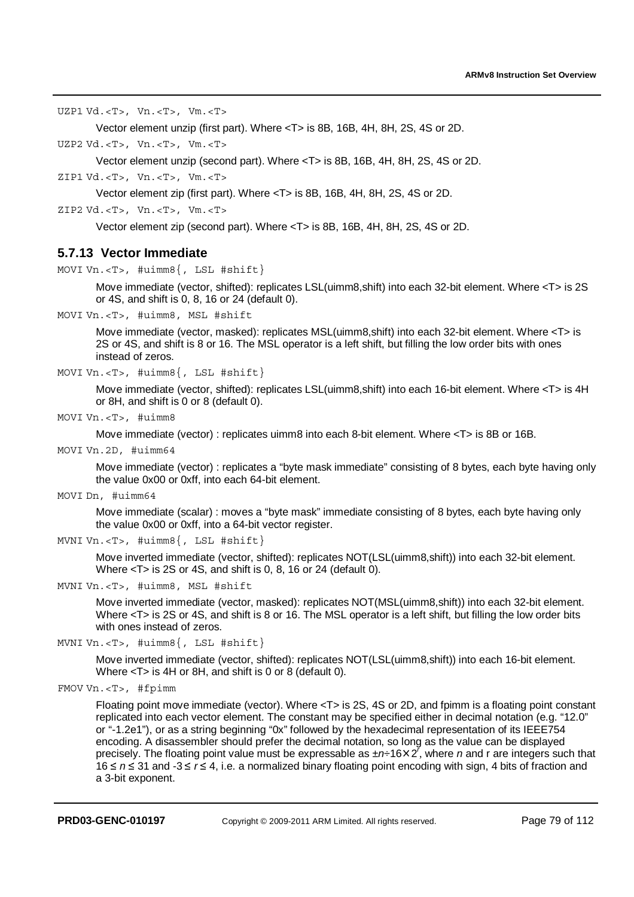`UZP1 Vd.<T>, Vn.<T>, Vm.<T>`

Vector element unzip (first part). Where <T> is 8B, 16B, 4H, 8H, 2S, 4S or 2D.

`UZP2 Vd.<T>, Vn.<T>, Vm.<T>`

Vector element unzip (second part). Where <T> is 8B, 16B, 4H, 8H, 2S, 4S or 2D.

`ZIP1 Vd.<T>, Vn.<T>, Vm.<T>`

Vector element zip (first part). Where <T> is 8B, 16B, 4H, 8H, 2S, 4S or 2D.

`ZIP2 Vd.<T>, Vn.<T>, Vm.<T>`

Vector element zip (second part). Where <T> is 8B, 16B, 4H, 8H, 2S, 4S or 2D.

### 5.7.13 Vector Immediate

`MOVI Vn.<T>, #uimm8{, LSL #shift}`

Move immediate (vector, shifted): replicates LSL(uimm8,shift) into each 32-bit element. Where <T> is 2S or 4S, and shift is 0, 8, 16 or 24 (default 0).

`MOVI Vn.<T>, #uimm8, MSL #shift`

Move immediate (vector, masked): replicates MSL(uimm8,shift) into each 32-bit element. Where <T> is 2S or 4S, and shift is 8 or 16. The MSL operator is a left shift, but filling the low order bits with ones instead of zeros.

`MOVI Vn.<T>, #uimm8{, LSL #shift}`

Move immediate (vector, shifted): replicates LSL(uimm8,shift) into each 16-bit element. Where <T> is 4H or 8H, and shift is 0 or 8 (default 0).

`MOVI Vn.<T>, #uimm8`

Move immediate (vector) : replicates uimm8 into each 8-bit element. Where <T> is 8B or 16B.

`MOVI Vn.2D, #uimm64`

Move immediate (vector) : replicates a "byte mask immediate" consisting of 8 bytes, each byte having only the value 0x00 or 0xff, into each 64-bit element.

`MOVI Dn, #uimm64`

Move immediate (scalar) : moves a "byte mask" immediate consisting of 8 bytes, each byte having only the value 0x00 or 0xff, into a 64-bit vector register.

`MVNI Vn.<T>, #uimm8{, LSL #shift}`

Move inverted immediate (vector, shifted): replicates NOT(LSL(uimm8,shift)) into each 32-bit element. Where <T> is 2S or 4S, and shift is 0, 8, 16 or 24 (default 0).

`MVNI Vn.<T>, #uimm8, MSL #shift`

Move inverted immediate (vector, masked): replicates NOT(MSL(uimm8,shift)) into each 32-bit element. Where <T> is 2S or 4S, and shift is 8 or 16. The MSL operator is a left shift, but filling the low order bits with ones instead of zeros.

`MVNI Vn.<T>, #uimm8{, LSL #shift}`

Move inverted immediate (vector, shifted): replicates NOT(LSL(uimm8,shift)) into each 16-bit element. Where <T> is 4H or 8H, and shift is 0 or 8 (default 0).

`FMOV Vn.<T>, #fpimm`

Floating point move immediate (vector). Where <T> is 2S, 4S or 2D, and fpimm is a floating point constant replicated into each vector element. The constant may be specified either in decimal notation (e.g. "12.0" or "-1.2e1"), or as a string beginning "0x" followed by the hexadecimal representation of its IEEE754 encoding. A disassembler should prefer the decimal notation, so long as the value can be displayed precisely. The floating point value must be expressable as $\pm n \div 16 \times 2^r$, where $n$ and r are integers such that $16 \le n \le 31$ and $-3 \le r \le 4$, i.e. a normalized binary floating point encoding with sign, 4 bits of fraction and a 3-bit exponent.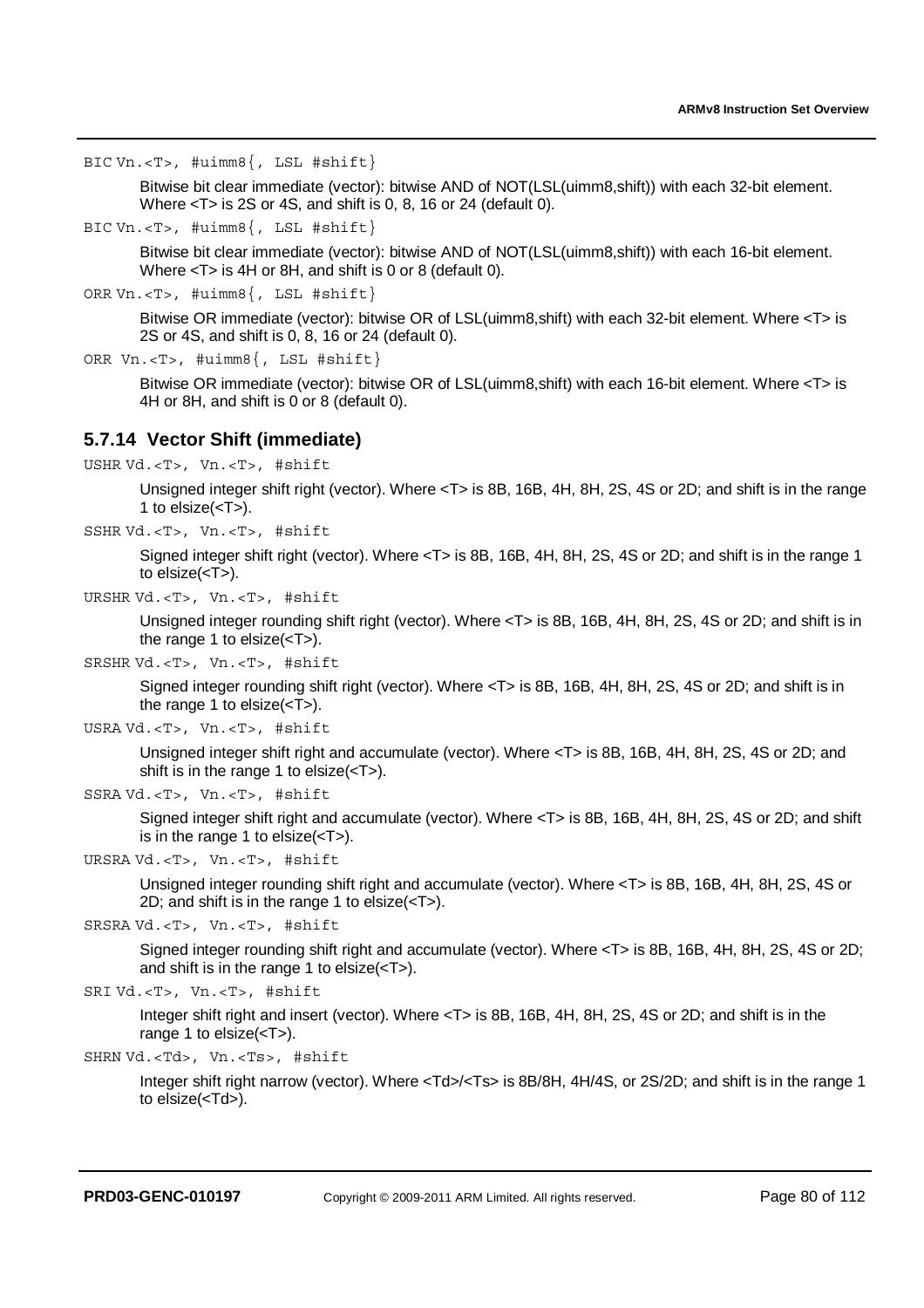```
BIC Vn.<T>, #uimm8{, LSL #shift}
```

Bitwise bit clear immediate (vector): bitwise AND of NOT(LSL(uimm8,shift)) with each 32-bit element. Where <T> is 2S or 4S, and shift is 0, 8, 16 or 24 (default 0).

```
BIC Vn.<T>, #uimm8{, LSL #shift}
```

Bitwise bit clear immediate (vector): bitwise AND of NOT(LSL(uimm8,shift)) with each 16-bit element. Where <T> is 4H or 8H, and shift is 0 or 8 (default 0).

```
ORR Vn.<T>, #uimm8{, LSL #shift}
```

Bitwise OR immediate (vector): bitwise OR of LSL(uimm8,shift) with each 32-bit element. Where <T> is 2S or 4S, and shift is 0, 8, 16 or 24 (default 0).

```
ORR Vn.<T>, #uimm8{, LSL #shift}
```

Bitwise OR immediate (vector): bitwise OR of LSL(uimm8,shift) with each 16-bit element. Where <T> is 4H or 8H, and shift is 0 or 8 (default 0).

### 5.7.14 Vector Shift (immediate)

```
USHR Vd.<T>, Vn.<T>, #shift
```

Unsigned integer shift right (vector). Where <T> is 8B, 16B, 4H, 8H, 2S, 4S or 2D; and shift is in the range 1 to elsize(<T>).

```
SSHR Vd.<T>, Vn.<T>, #shift
```

Signed integer shift right (vector). Where <T> is 8B, 16B, 4H, 8H, 2S, 4S or 2D; and shift is in the range 1 to elsize(<T>).

```
URSHR Vd.<T>, Vn.<T>, #shift
```

Unsigned integer rounding shift right (vector). Where <T> is 8B, 16B, 4H, 8H, 2S, 4S or 2D; and shift is in the range 1 to elsize(<T>).

```
SRSHR Vd.<T>, Vn.<T>, #shift
```

Signed integer rounding shift right (vector). Where <T> is 8B, 16B, 4H, 8H, 2S, 4S or 2D; and shift is in the range 1 to elsize(<T>).

```
USRA Vd.<T>, Vn.<T>, #shift
```

Unsigned integer shift right and accumulate (vector). Where <T> is 8B, 16B, 4H, 8H, 2S, 4S or 2D; and shift is in the range 1 to elsize(<T>).

```
SSRA Vd.<T>, Vn.<T>, #shift
```

Signed integer shift right and accumulate (vector). Where <T> is 8B, 16B, 4H, 8H, 2S, 4S or 2D; and shift is in the range 1 to elsize(<T>).

```
URSRA Vd.<T>, Vn.<T>, #shift
```

Unsigned integer rounding shift right and accumulate (vector). Where <T> is 8B, 16B, 4H, 8H, 2S, 4S or 2D; and shift is in the range 1 to elsize(<T>).

```
SRSRA Vd.<T>, Vn.<T>, #shift
```

Signed integer rounding shift right and accumulate (vector). Where <T> is 8B, 16B, 4H, 8H, 2S, 4S or 2D; and shift is in the range 1 to elsize(<T>).

```
SRI Vd.<T>, Vn.<T>, #shift
```

Integer shift right and insert (vector). Where <T> is 8B, 16B, 4H, 8H, 2S, 4S or 2D; and shift is in the range 1 to elsize(<T>).

```
SHRN Vd.<Td>, Vn.<Ts>, #shift
```

Integer shift right narrow (vector). Where <Td>/<Ts> is 8B/8H, 4H/4S, or 2S/2D; and shift is in the range 1 to elsize(<Td>).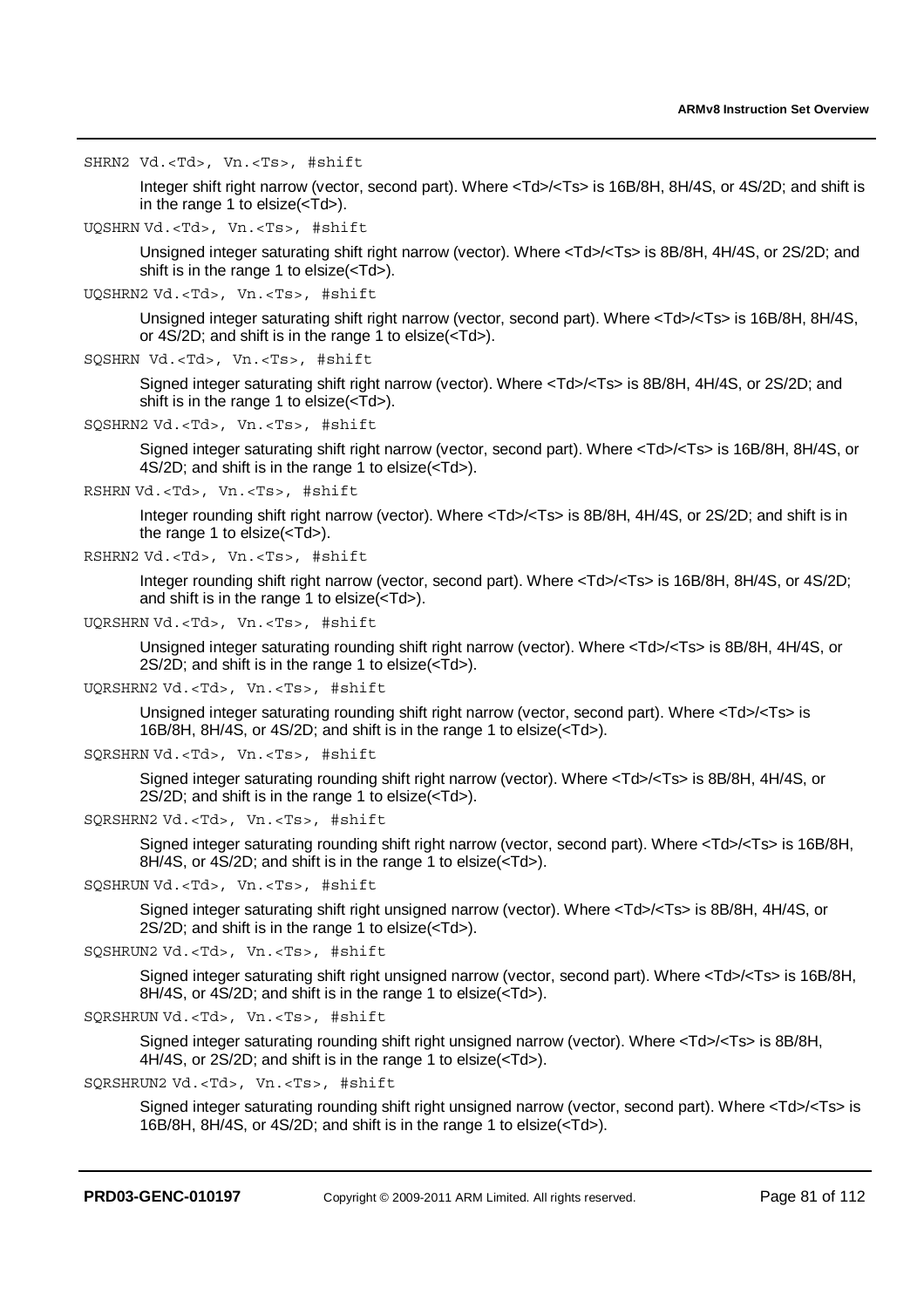`SHRN2 Vd.<Td>, Vn.<Ts>, #shift`

Integer shift right narrow (vector, second part). Where <Td>/<Ts> is 16B/8H, 8H/4S, or 4S/2D; and shift is in the range 1 to elsize(<Td>).

`UQSHRN Vd.<Td>, Vn.<Ts>, #shift`

Unsigned integer saturating shift right narrow (vector). Where <Td>/<Ts> is 8B/8H, 4H/4S, or 2S/2D; and shift is in the range 1 to elsize(<Td>).

`UQSHRN2 Vd.<Td>, Vn.<Ts>, #shift`

Unsigned integer saturating shift right narrow (vector, second part). Where <Td>/<Ts> is 16B/8H, 8H/4S, or 4S/2D; and shift is in the range 1 to elsize(<Td>).

`SQSHRN Vd.<Td>, Vn.<Ts>, #shift`

Signed integer saturating shift right narrow (vector). Where <Td>/<Ts> is 8B/8H, 4H/4S, or 2S/2D; and shift is in the range 1 to elsize(<Td>).

`SQSHRN2 Vd.<Td>, Vn.<Ts>, #shift`

Signed integer saturating shift right narrow (vector, second part). Where <Td>/<Ts> is 16B/8H, 8H/4S, or 4S/2D; and shift is in the range 1 to elsize(<Td>).

`RSHRN Vd.<Td>, Vn.<Ts>, #shift`

Integer rounding shift right narrow (vector). Where <Td>/<Ts> is 8B/8H, 4H/4S, or 2S/2D; and shift is in the range 1 to elsize(<Td>).

`RSHRN2 Vd.<Td>, Vn.<Ts>, #shift`

Integer rounding shift right narrow (vector, second part). Where <Td>/<Ts> is 16B/8H, 8H/4S, or 4S/2D; and shift is in the range 1 to elsize(<Td>).

`UQRSHRN Vd.<Td>, Vn.<Ts>, #shift`

Unsigned integer saturating rounding shift right narrow (vector). Where <Td>/<Ts> is 8B/8H, 4H/4S, or 2S/2D; and shift is in the range 1 to elsize(<Td>).

`UQRSHRN2 Vd.<Td>, Vn.<Ts>, #shift`

Unsigned integer saturating rounding shift right narrow (vector, second part). Where <Td>/<Ts> is 16B/8H, 8H/4S, or 4S/2D; and shift is in the range 1 to elsize(<Td>).

`SQRSHRN Vd.<Td>, Vn.<Ts>, #shift`

Signed integer saturating rounding shift right narrow (vector). Where <Td>/<Ts> is 8B/8H, 4H/4S, or 2S/2D; and shift is in the range 1 to elsize(<Td>).

`SQRSHRN2 Vd.<Td>, Vn.<Ts>, #shift`

Signed integer saturating rounding shift right narrow (vector, second part). Where <Td>/<Ts> is 16B/8H, 8H/4S, or 4S/2D; and shift is in the range 1 to elsize(<Td>).

`SQSHRUN Vd.<Td>, Vn.<Ts>, #shift`

Signed integer saturating shift right unsigned narrow (vector). Where <Td>/<Ts> is 8B/8H, 4H/4S, or 2S/2D; and shift is in the range 1 to elsize(<Td>).

`SQSHRUN2 Vd.<Td>, Vn.<Ts>, #shift`

Signed integer saturating shift right unsigned narrow (vector, second part). Where <Td>/<Ts> is 16B/8H, 8H/4S, or 4S/2D; and shift is in the range 1 to elsize(<Td>).

`SQRSHRUN Vd.<Td>, Vn.<Ts>, #shift`

Signed integer saturating rounding shift right unsigned narrow (vector). Where <Td>/<Ts> is 8B/8H, 4H/4S, or 2S/2D; and shift is in the range 1 to elsize(<Td>).

`SQRSHRUN2 Vd.<Td>, Vn.<Ts>, #shift`

Signed integer saturating rounding shift right unsigned narrow (vector, second part). Where <Td>/<Ts> is 16B/8H, 8H/4S, or 4S/2D; and shift is in the range 1 to elsize(<Td>).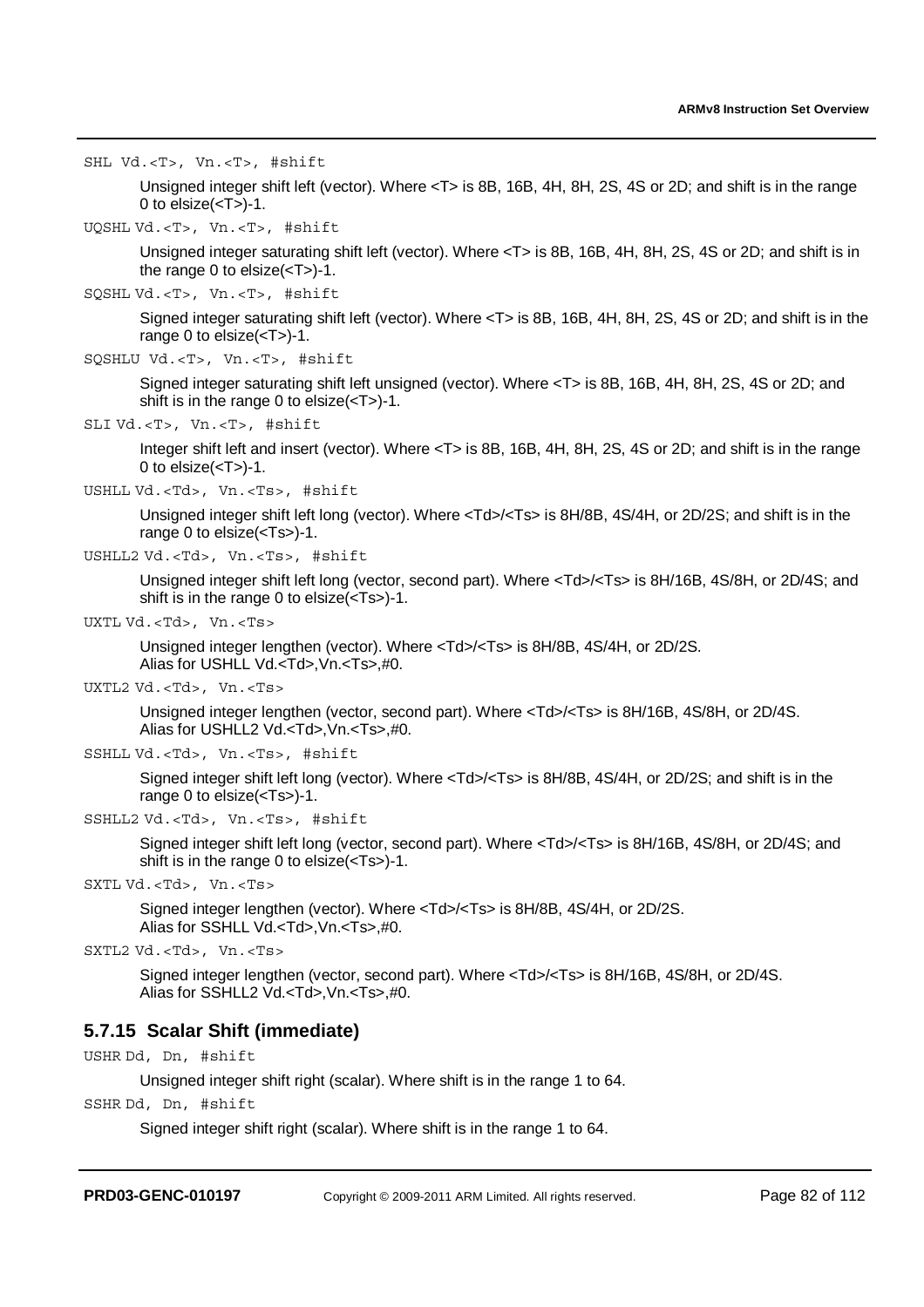`SHL Vd.<T>, Vn.<T>, #shift`

Unsigned integer shift left (vector). Where <T> is 8B, 16B, 4H, 8H, 2S, 4S or 2D; and shift is in the range 0 to elsize(<T>)-1.

`UQSHL Vd.<T>, Vn.<T>, #shift`

Unsigned integer saturating shift left (vector). Where <T> is 8B, 16B, 4H, 8H, 2S, 4S or 2D; and shift is in the range 0 to elsize(<T>)-1.

`SQSHL Vd.<T>, Vn.<T>, #shift`

Signed integer saturating shift left (vector). Where <T> is 8B, 16B, 4H, 8H, 2S, 4S or 2D; and shift is in the range 0 to elsize(<T>)-1.

`SQSHLU Vd.<T>, Vn.<T>, #shift`

Signed integer saturating shift left unsigned (vector). Where <T> is 8B, 16B, 4H, 8H, 2S, 4S or 2D; and shift is in the range 0 to elsize(<T>)-1.

`SLI Vd.<T>, Vn.<T>, #shift`

Integer shift left and insert (vector). Where <T> is 8B, 16B, 4H, 8H, 2S, 4S or 2D; and shift is in the range 0 to elsize(<T>)-1.

`USHLL Vd.<Td>, Vn.<Ts>, #shift`

Unsigned integer shift left long (vector). Where <Td>/<Ts> is 8H/8B, 4S/4H, or 2D/2S; and shift is in the range 0 to elsize(<Ts>)-1.

`USHLL2 Vd.<Td>, Vn.<Ts>, #shift`

Unsigned integer shift left long (vector, second part). Where <Td>/<Ts> is 8H/16B, 4S/8H, or 2D/4S; and shift is in the range 0 to elsize(<Ts>)-1.

`UXTL Vd.<Td>, Vn.<Ts>`

Unsigned integer lengthen (vector). Where <Td>/<Ts> is 8H/8B, 4S/4H, or 2D/2S.
Alias for USHLL Vd.<Td>,Vn.<Ts>,#0.

`UXTL2 Vd.<Td>, Vn.<Ts>`

Unsigned integer lengthen (vector, second part). Where <Td>/<Ts> is 8H/16B, 4S/8H, or 2D/4S.
Alias for USHLL2 Vd.<Td>,Vn.<Ts>,#0.

`SSHLL Vd.<Td>, Vn.<Ts>, #shift`

Signed integer shift left long (vector). Where <Td>/<Ts> is 8H/8B, 4S/4H, or 2D/2S; and shift is in the range 0 to elsize(<Ts>)-1.

`SSHLL2 Vd.<Td>, Vn.<Ts>, #shift`

Signed integer shift left long (vector, second part). Where <Td>/<Ts> is 8H/16B, 4S/8H, or 2D/4S; and shift is in the range 0 to elsize(<Ts>)-1.

`SXTL Vd.<Td>, Vn.<Ts>`

Signed integer lengthen (vector). Where <Td>/<Ts> is 8H/8B, 4S/4H, or 2D/2S.
Alias for SSHLL Vd.<Td>,Vn.<Ts>,#0.

`SXTL2 Vd.<Td>, Vn.<Ts>`

Signed integer lengthen (vector, second part). Where <Td>/<Ts> is 8H/16B, 4S/8H, or 2D/4S.
Alias for SSHLL2 Vd.<Td>,Vn.<Ts>,#0.

### 5.7.15 Scalar Shift (immediate)

`USHR Dd, Dn, #shift`

Unsigned integer shift right (scalar). Where shift is in the range 1 to 64.

`SSHR Dd, Dn, #shift`

Signed integer shift right (scalar). Where shift is in the range 1 to 64.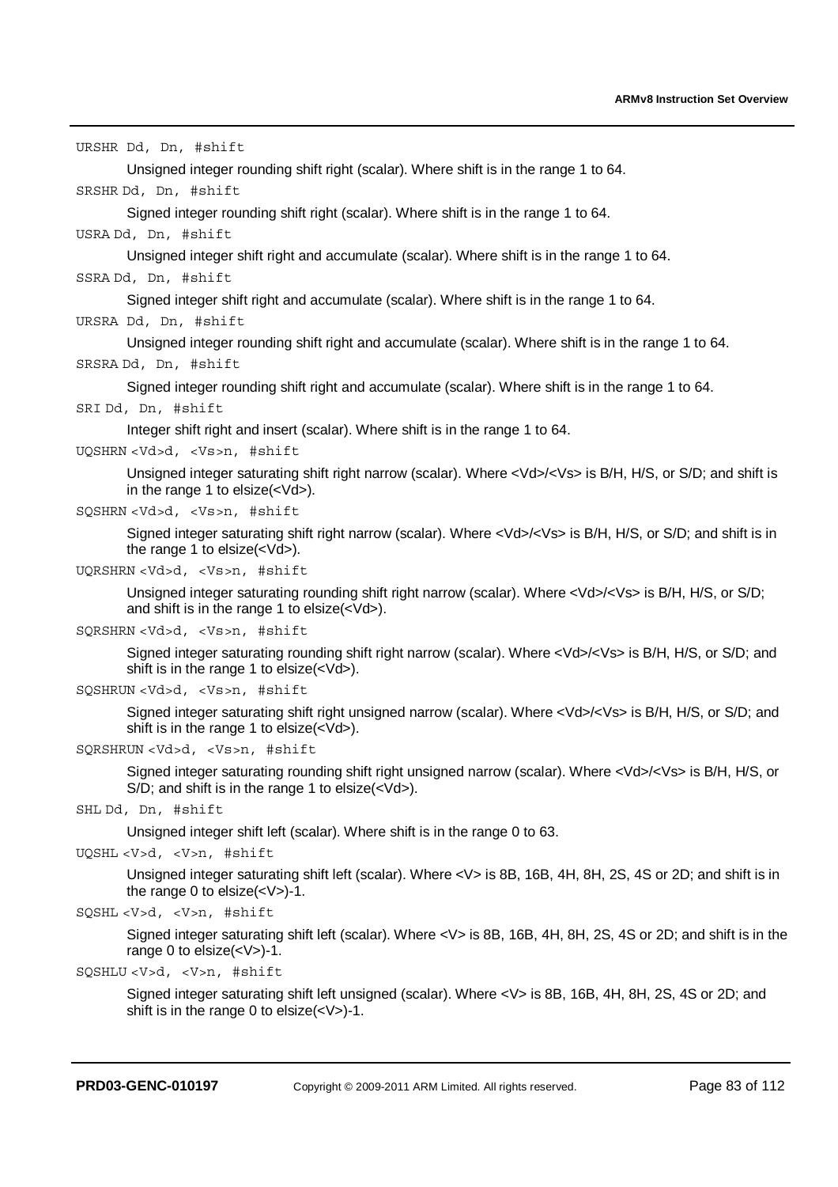`URSHR Dd, Dn, #shift`

Unsigned integer rounding shift right (scalar). Where shift is in the range 1 to 64.

`SRSHR Dd, Dn, #shift`

Signed integer rounding shift right (scalar). Where shift is in the range 1 to 64.

`USRA Dd, Dn, #shift`

Unsigned integer shift right and accumulate (scalar). Where shift is in the range 1 to 64.

`SSRA Dd, Dn, #shift`

Signed integer shift right and accumulate (scalar). Where shift is in the range 1 to 64.

`URSRA Dd, Dn, #shift`

Unsigned integer rounding shift right and accumulate (scalar). Where shift is in the range 1 to 64.

`SRSRA Dd, Dn, #shift`

Signed integer rounding shift right and accumulate (scalar). Where shift is in the range 1 to 64.

`SRI Dd, Dn, #shift`

Integer shift right and insert (scalar). Where shift is in the range 1 to 64.

`UQSHRN <Vd>d, <Vs>n, #shift`

Unsigned integer saturating shift right narrow (scalar). Where <Vd>/<Vs> is B/H, H/S, or S/D; and shift is in the range 1 to elsize(<Vd>).

`SQSHRN <Vd>d, <Vs>n, #shift`

Signed integer saturating shift right narrow (scalar). Where <Vd>/<Vs> is B/H, H/S, or S/D; and shift is in the range 1 to elsize(<Vd>).

`UQRSHRN <Vd>d, <Vs>n, #shift`

Unsigned integer saturating rounding shift right narrow (scalar). Where <Vd>/<Vs> is B/H, H/S, or S/D; and shift is in the range 1 to elsize(<Vd>).

`SQRSHRN <Vd>d, <Vs>n, #shift`

Signed integer saturating rounding shift right narrow (scalar). Where <Vd>/<Vs> is B/H, H/S, or S/D; and shift is in the range 1 to elsize(<Vd>).

`SQSHRUN <Vd>d, <Vs>n, #shift`

Signed integer saturating shift right unsigned narrow (scalar). Where <Vd>/<Vs> is B/H, H/S, or S/D; and shift is in the range 1 to elsize(<Vd>).

`SQRSHRUN <Vd>d, <Vs>n, #shift`

Signed integer saturating rounding shift right unsigned narrow (scalar). Where <Vd>/<Vs> is B/H, H/S, or S/D; and shift is in the range 1 to elsize(<Vd>).

`SHL Dd, Dn, #shift`

Unsigned integer shift left (scalar). Where shift is in the range 0 to 63.

`UQSHL <V>d, <V>n, #shift`

Unsigned integer saturating shift left (scalar). Where <V> is 8B, 16B, 4H, 8H, 2S, 4S or 2D; and shift is in the range 0 to elsize(<V>)-1.

`SQSHL <V>d, <V>n, #shift`

Signed integer saturating shift left (scalar). Where <V> is 8B, 16B, 4H, 8H, 2S, 4S or 2D; and shift is in the range 0 to elsize(<V>)-1.

`SQSHLU <V>d, <V>n, #shift`

Signed integer saturating shift left unsigned (scalar). Where <V> is 8B, 16B, 4H, 8H, 2S, 4S or 2D; and shift is in the range 0 to elsize(<V>)-1.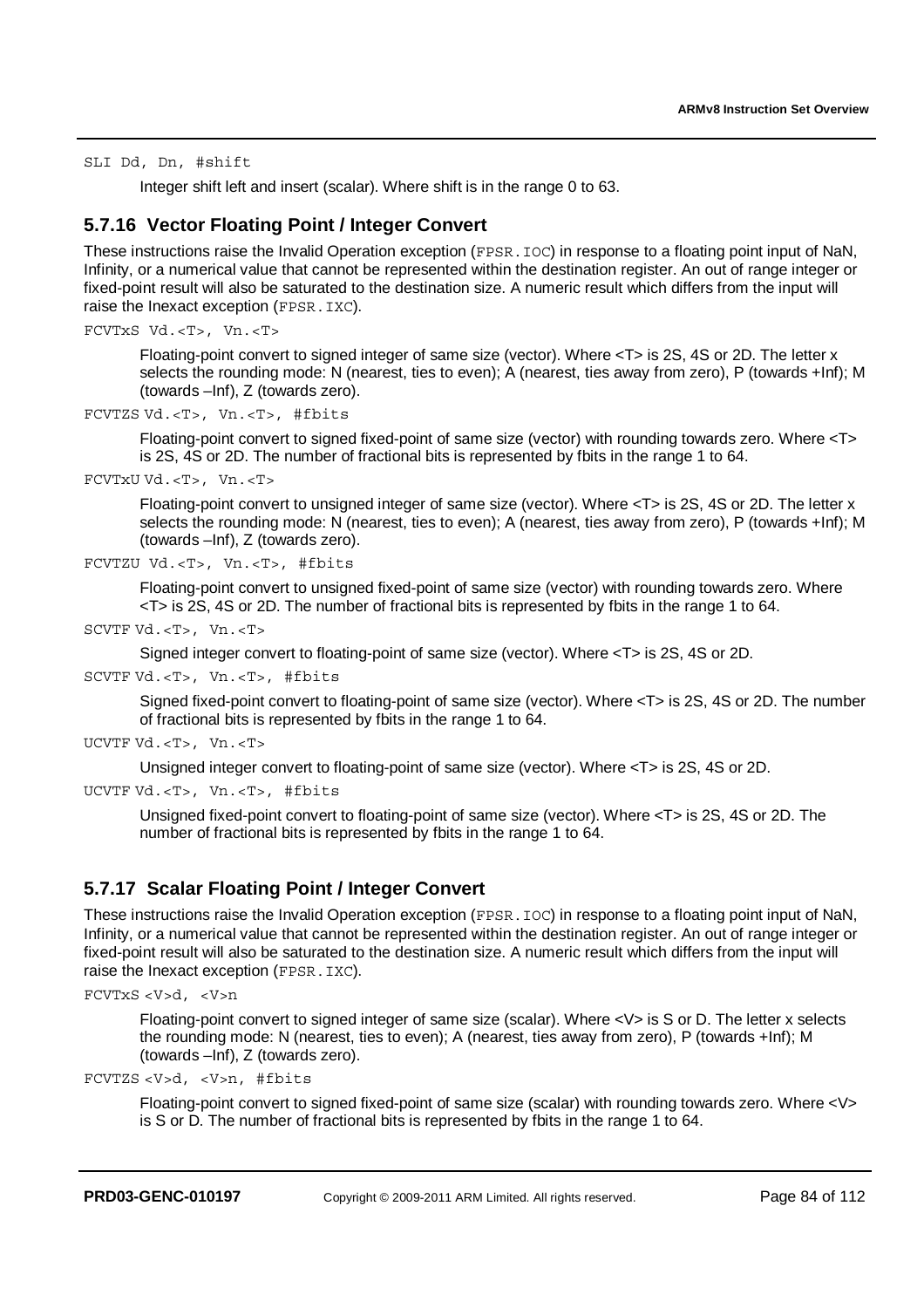`SLI Dd, Dn, #shift`

Integer shift left and insert (scalar). Where shift is in the range 0 to 63.

### 5.7.16 Vector Floating Point / Integer Convert

These instructions raise the Invalid Operation exception (`FPSR.IOC`) in response to a floating point input of NaN, Infinity, or a numerical value that cannot be represented within the destination register. An out of range integer or fixed-point result will also be saturated to the destination size. A numeric result which differs from the input will raise the Inexact exception (`FPSR.IXC`).

`FCVTxS Vd.<T>, Vn.<T>`

Floating-point convert to signed integer of same size (vector). Where <T> is 2S, 4S or 2D. The letter x selects the rounding mode: N (nearest, ties to even); A (nearest, ties away from zero), P (towards +Inf); M (towards –Inf), Z (towards zero).

`FCVTZS Vd.<T>, Vn.<T>, #fbits`

Floating-point convert to signed fixed-point of same size (vector) with rounding towards zero. Where <T> is 2S, 4S or 2D. The number of fractional bits is represented by fbits in the range 1 to 64.

`FCVTxU Vd.<T>, Vn.<T>`

Floating-point convert to unsigned integer of same size (vector). Where <T> is 2S, 4S or 2D. The letter x selects the rounding mode: N (nearest, ties to even); A (nearest, ties away from zero), P (towards +Inf); M (towards –Inf), Z (towards zero).

`FCVTZU Vd.<T>, Vn.<T>, #fbits`

Floating-point convert to unsigned fixed-point of same size (vector) with rounding towards zero. Where <T> is 2S, 4S or 2D. The number of fractional bits is represented by fbits in the range 1 to 64.

`SCVTF Vd.<T>, Vn.<T>`

Signed integer convert to floating-point of same size (vector). Where <T> is 2S, 4S or 2D.

`SCVTF Vd.<T>, Vn.<T>, #fbits`

Signed fixed-point convert to floating-point of same size (vector). Where <T> is 2S, 4S or 2D. The number of fractional bits is represented by fbits in the range 1 to 64.

`UCVTF Vd.<T>, Vn.<T>`

Unsigned integer convert to floating-point of same size (vector). Where <T> is 2S, 4S or 2D.

`UCVTF Vd.<T>, Vn.<T>, #fbits`

Unsigned fixed-point convert to floating-point of same size (vector). Where <T> is 2S, 4S or 2D. The number of fractional bits is represented by fbits in the range 1 to 64.

### 5.7.17 Scalar Floating Point / Integer Convert

These instructions raise the Invalid Operation exception (`FPSR.IOC`) in response to a floating point input of NaN, Infinity, or a numerical value that cannot be represented within the destination register. An out of range integer or fixed-point result will also be saturated to the destination size. A numeric result which differs from the input will raise the Inexact exception (`FPSR.IXC`).

`FCVTxS <V>d, <V>n`

Floating-point convert to signed integer of same size (scalar). Where <V> is S or D. The letter x selects the rounding mode: N (nearest, ties to even); A (nearest, ties away from zero), P (towards +Inf); M (towards –Inf), Z (towards zero).

`FCVTZS <V>d, <V>n, #fbits`

Floating-point convert to signed fixed-point of same size (scalar) with rounding towards zero. Where <V> is S or D. The number of fractional bits is represented by fbits in the range 1 to 64.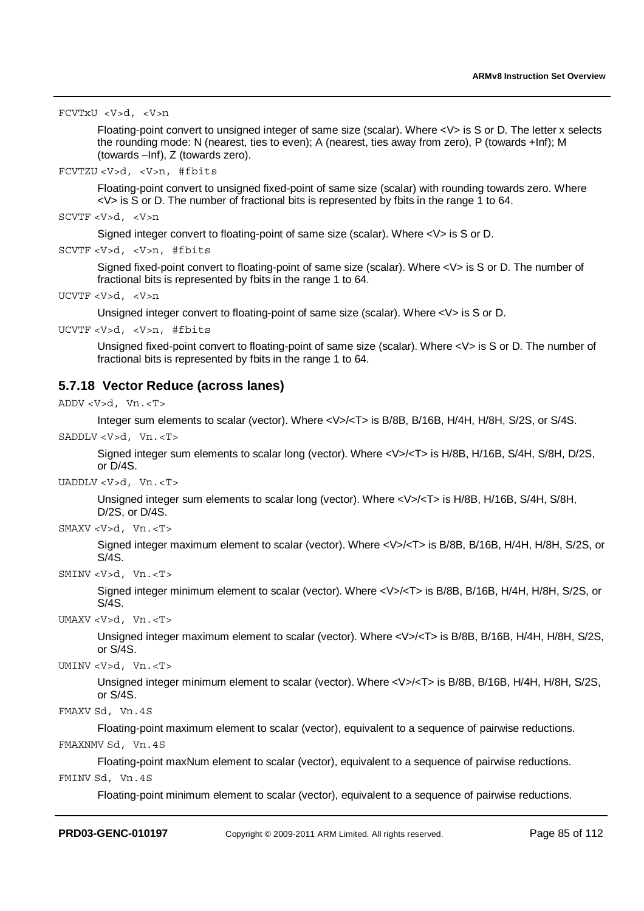`FCVTxU <V>d, <V>n`

Floating-point convert to unsigned integer of same size (scalar). Where <V> is S or D. The letter x selects the rounding mode: N (nearest, ties to even); A (nearest, ties away from zero), P (towards +Inf); M (towards –Inf), Z (towards zero).

`FCVTZU <V>d, <V>n, #fbits`

Floating-point convert to unsigned fixed-point of same size (scalar) with rounding towards zero. Where <V> is S or D. The number of fractional bits is represented by fbits in the range 1 to 64.

`SCVTF <V>d, <V>n`

Signed integer convert to floating-point of same size (scalar). Where <V> is S or D.

`SCVTF <V>d, <V>n, #fbits`

Signed fixed-point convert to floating-point of same size (scalar). Where <V> is S or D. The number of fractional bits is represented by fbits in the range 1 to 64.

`UCVTF <V>d, <V>n`

Unsigned integer convert to floating-point of same size (scalar). Where <V> is S or D.

`UCVTF <V>d, <V>n, #fbits`

Unsigned fixed-point convert to floating-point of same size (scalar). Where <V> is S or D. The number of fractional bits is represented by fbits in the range 1 to 64.

### 5.7.18 Vector Reduce (across lanes)

`ADDV <V>d, Vn.<T>`

Integer sum elements to scalar (vector). Where <V>/<T> is B/8B, B/16B, H/4H, H/8H, S/2S, or S/4S.

`SADDLV <V>d, Vn.<T>`

Signed integer sum elements to scalar long (vector). Where <V>/<T> is H/8B, H/16B, S/4H, S/8H, D/2S, or D/4S.

`UADDLV <V>d, Vn.<T>`

Unsigned integer sum elements to scalar long (vector). Where <V>/<T> is H/8B, H/16B, S/4H, S/8H, D/2S, or D/4S.

`SMAXV <V>d, Vn.<T>`

Signed integer maximum element to scalar (vector). Where <V>/<T> is B/8B, B/16B, H/4H, H/8H, S/2S, or S/4S.

`SMINV <V>d, Vn.<T>`

Signed integer minimum element to scalar (vector). Where <V>/<T> is B/8B, B/16B, H/4H, H/8H, S/2S, or S/4S.

`UMAXV <V>d, Vn.<T>`

Unsigned integer maximum element to scalar (vector). Where <V>/<T> is B/8B, B/16B, H/4H, H/8H, S/2S, or S/4S.

`UMINV <V>d, Vn.<T>`

Unsigned integer minimum element to scalar (vector). Where <V>/<T> is B/8B, B/16B, H/4H, H/8H, S/2S, or S/4S.

`FMAXV Sd, Vn.4S`

Floating-point maximum element to scalar (vector), equivalent to a sequence of pairwise reductions.

`FMAXNMV Sd, Vn.4S`

Floating-point maxNum element to scalar (vector), equivalent to a sequence of pairwise reductions.

`FMINV Sd, Vn.4S`

Floating-point minimum element to scalar (vector), equivalent to a sequence of pairwise reductions.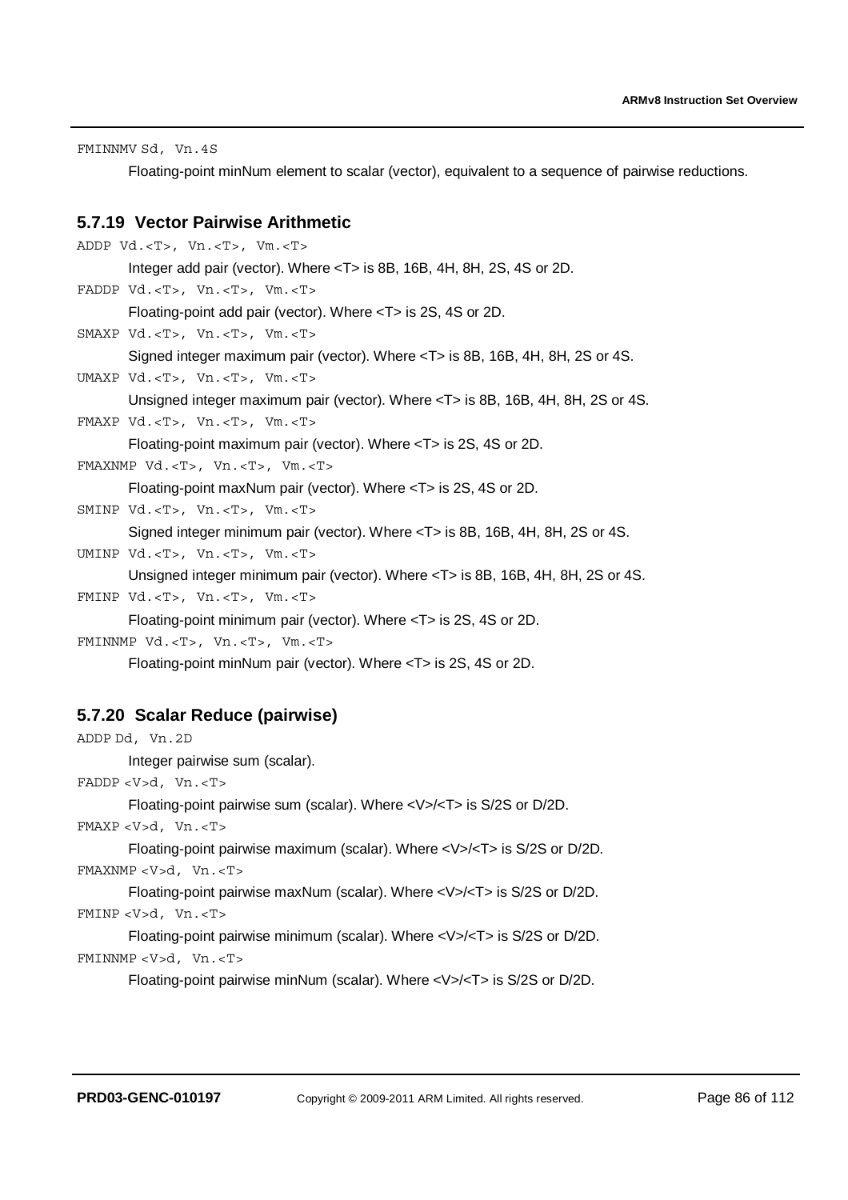`FMINNMV Sd, Vn.4S`

Floating-point minNum element to scalar (vector), equivalent to a sequence of pairwise reductions.

### 5.7.19 Vector Pairwise Arithmetic

`ADDP Vd.<T>, Vn.<T>, Vm.<T>`

Integer add pair (vector). Where <T> is 8B, 16B, 4H, 8H, 2S, 4S or 2D.

`FADDP Vd.<T>, Vn.<T>, Vm.<T>`

Floating-point add pair (vector). Where <T> is 2S, 4S or 2D.

`SMAXP Vd.<T>, Vn.<T>, Vm.<T>`

Signed integer maximum pair (vector). Where <T> is 8B, 16B, 4H, 8H, 2S or 4S.

`UMAXP Vd.<T>, Vn.<T>, Vm.<T>`

Unsigned integer maximum pair (vector). Where <T> is 8B, 16B, 4H, 8H, 2S or 4S.

`FMAXP Vd.<T>, Vn.<T>, Vm.<T>`

Floating-point maximum pair (vector). Where <T> is 2S, 4S or 2D.

`FMAXNMP Vd.<T>, Vn.<T>, Vm.<T>`

Floating-point maxNum pair (vector). Where <T> is 2S, 4S or 2D.

`SMINP Vd.<T>, Vn.<T>, Vm.<T>`

Signed integer minimum pair (vector). Where <T> is 8B, 16B, 4H, 8H, 2S or 4S.

`UMINP Vd.<T>, Vn.<T>, Vm.<T>`

Unsigned integer minimum pair (vector). Where <T> is 8B, 16B, 4H, 8H, 2S or 4S.

`FMINP Vd.<T>, Vn.<T>, Vm.<T>`

Floating-point minimum pair (vector). Where <T> is 2S, 4S or 2D.

`FMINNMP Vd.<T>, Vn.<T>, Vm.<T>`

Floating-point minNum pair (vector). Where <T> is 2S, 4S or 2D.

### 5.7.20 Scalar Reduce (pairwise)

`ADDP Dd, Vn.2D`

Integer pairwise sum (scalar).

`FADDP <V>d, Vn.<T>`

Floating-point pairwise sum (scalar). Where <V>/<T> is S/2S or D/2D.

`FMAXP <V>d, Vn.<T>`

Floating-point pairwise maximum (scalar). Where <V>/<T> is S/2S or D/2D.

`FMAXNMP <V>d, Vn.<T>`

Floating-point pairwise maxNum (scalar). Where <V>/<T> is S/2S or D/2D.

`FMINP <V>d, Vn.<T>`

Floating-point pairwise minimum (scalar). Where <V>/<T> is S/2S or D/2D.

`FMINNMP <V>d, Vn.<T>`

Floating-point pairwise minNum (scalar). Where <V>/<T> is S/2S or D/2D.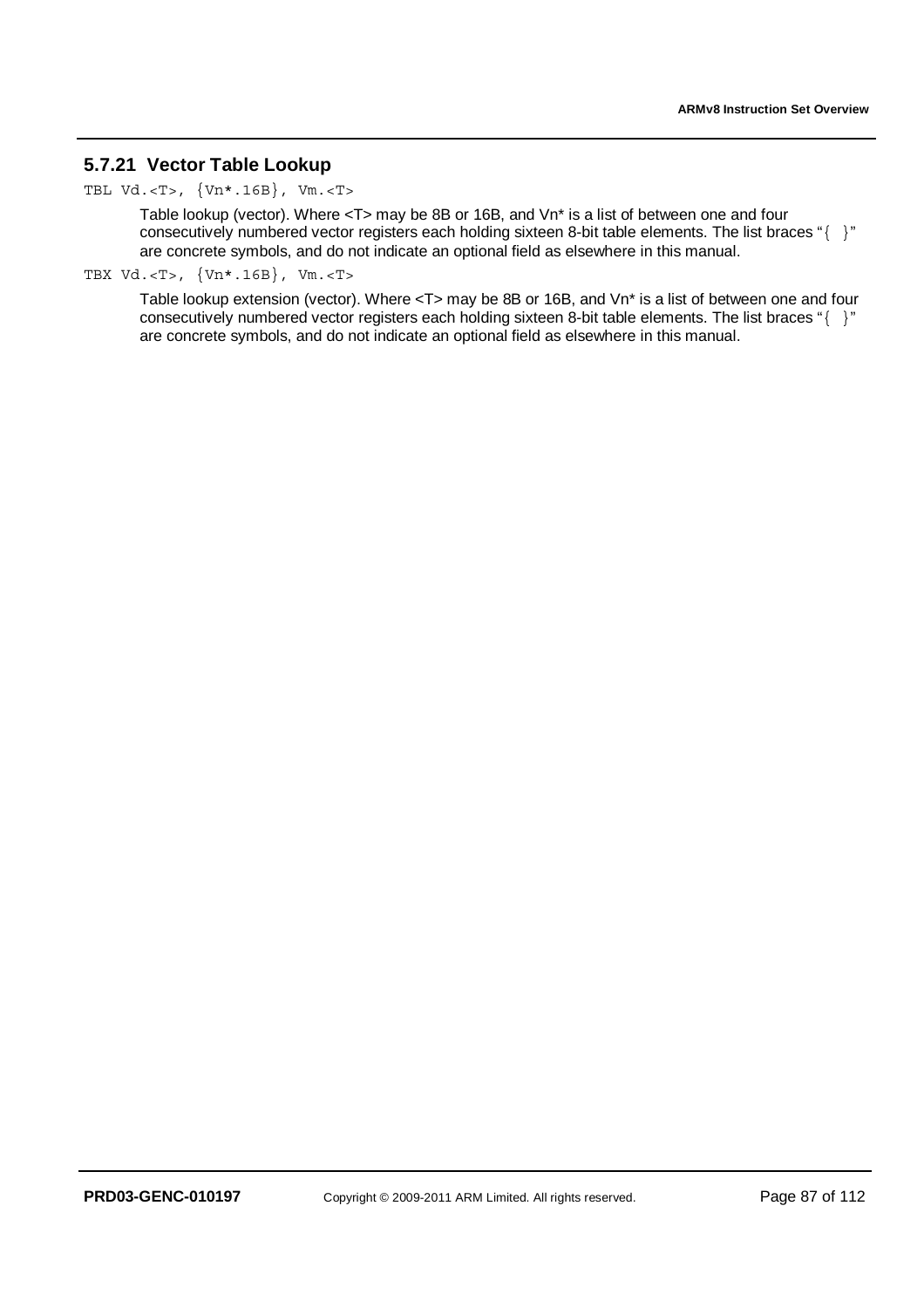### 5.7.21 Vector Table Lookup

`TBL Vd.<T>, {Vn*.16B}, Vm.<T>`

Table lookup (vector). Where <T> may be 8B or 16B, and Vn* is a list of between one and four consecutively numbered vector registers each holding sixteen 8-bit table elements. The list braces "`{ }`" are concrete symbols, and do not indicate an optional field as elsewhere in this manual.

`TBX Vd.<T>, {Vn*.16B}, Vm.<T>`

Table lookup extension (vector). Where <T> may be 8B or 16B, and Vn* is a list of between one and four consecutively numbered vector registers each holding sixteen 8-bit table elements. The list braces "`{ }`" are concrete symbols, and do not indicate an optional field as elsewhere in this manual.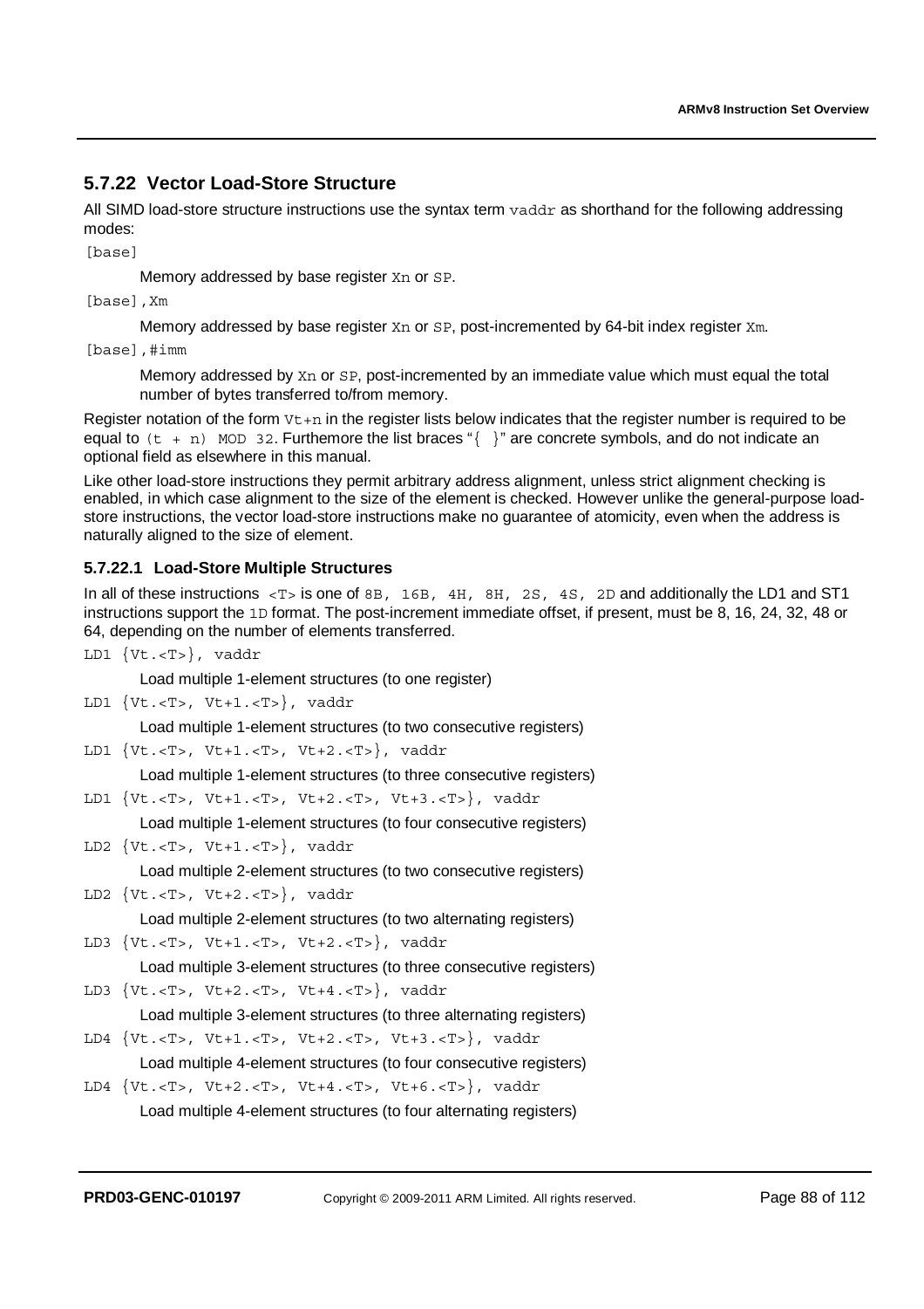## 5.7.22 Vector Load-Store Structure

All SIMD load-store structure instructions use the syntax term `vaddr` as shorthand for the following addressing modes:

`[base]`

Memory addressed by base register `Xn` or `SP`.

`[base],Xm`

Memory addressed by base register `Xn` or `SP`, post-incremented by 64-bit index register `Xm`.

`[base],#imm`

Memory addressed by `Xn` or `SP`, post-incremented by an immediate value which must equal the total number of bytes transferred to/from memory.

Register notation of the form `Vt+n` in the register lists below indicates that the register number is required to be equal to `(t + n) MOD 32`. Furthemore the list braces "`{ }`" are concrete symbols, and do not indicate an optional field as elsewhere in this manual.

Like other load-store instructions they permit arbitrary address alignment, unless strict alignment checking is enabled, in which case alignment to the size of the element is checked. However unlike the general-purpose load-store instructions, the vector load-store instructions make no guarantee of atomicity, even when the address is naturally aligned to the size of element.

### 5.7.22.1 Load-Store Multiple Structures

In all of these instructions `<T>` is one of `8B, 16B, 4H, 8H, 2S, 4S, 2D` and additionally the LD1 and ST1 instructions support the `1D` format. The post-increment immediate offset, if present, must be 8, 16, 24, 32, 48 or 64, depending on the number of elements transferred.

`LD1 {Vt.<T>}, vaddr`

Load multiple 1-element structures (to one register)

`LD1 {Vt.<T>, Vt+1.<T>}, vaddr`

Load multiple 1-element structures (to two consecutive registers)

`LD1 {Vt.<T>, Vt+1.<T>, Vt+2.<T>}, vaddr`

Load multiple 1-element structures (to three consecutive registers)

`LD1 {Vt.<T>, Vt+1.<T>, Vt+2.<T>, Vt+3.<T>}, vaddr`

Load multiple 1-element structures (to four consecutive registers)

`LD2 {Vt.<T>, Vt+1.<T>}, vaddr`

Load multiple 2-element structures (to two consecutive registers)

`LD2 {Vt.<T>, Vt+2.<T>}, vaddr`

Load multiple 2-element structures (to two alternating registers)

`LD3 {Vt.<T>, Vt+1.<T>, Vt+2.<T>}, vaddr`

Load multiple 3-element structures (to three consecutive registers)

`LD3 {Vt.<T>, Vt+2.<T>, Vt+4.<T>}, vaddr`

Load multiple 3-element structures (to three alternating registers)

`LD4 {Vt.<T>, Vt+1.<T>, Vt+2.<T>, Vt+3.<T>}, vaddr`

Load multiple 4-element structures (to four consecutive registers)

`LD4 {Vt.<T>, Vt+2.<T>, Vt+4.<T>, Vt+6.<T>}, vaddr`

Load multiple 4-element structures (to four alternating registers)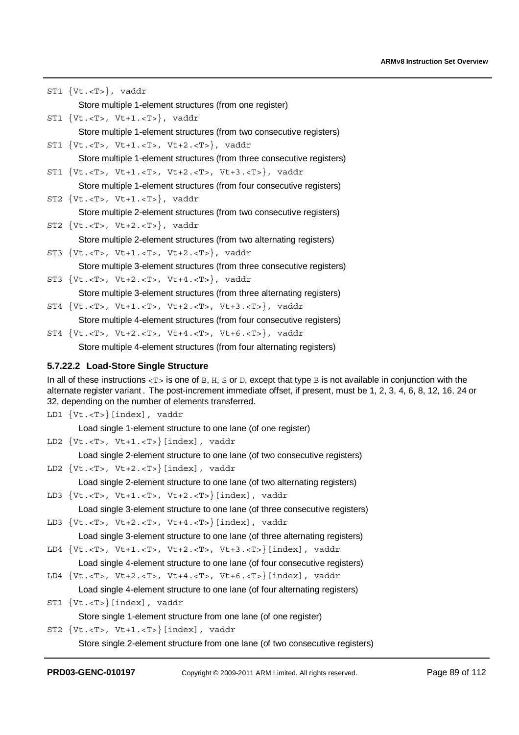`ST1 {Vt.<T>}, vaddr`

Store multiple 1-element structures (from one register)

`ST1 {Vt.<T>, Vt+1.<T>}, vaddr`

Store multiple 1-element structures (from two consecutive registers)

`ST1 {Vt.<T>, Vt+1.<T>, Vt+2.<T>}, vaddr`

Store multiple 1-element structures (from three consecutive registers)

`ST1 {Vt.<T>, Vt+1.<T>, Vt+2.<T>, Vt+3.<T>}, vaddr`

Store multiple 1-element structures (from four consecutive registers)

`ST2 {Vt.<T>, Vt+1.<T>}, vaddr`

Store multiple 2-element structures (from two consecutive registers)

`ST2 {Vt.<T>, Vt+2.<T>}, vaddr`

Store multiple 2-element structures (from two alternating registers)

`ST3 {Vt.<T>, Vt+1.<T>, Vt+2.<T>}, vaddr`

Store multiple 3-element structures (from three consecutive registers)

`ST3 {Vt.<T>, Vt+2.<T>, Vt+4.<T>}, vaddr`

Store multiple 3-element structures (from three alternating registers)

`ST4 {Vt.<T>, Vt+1.<T>, Vt+2.<T>, Vt+3.<T>}, vaddr`

Store multiple 4-element structures (from four consecutive registers)

`ST4 {Vt.<T>, Vt+2.<T>, Vt+4.<T>, Vt+6.<T>}, vaddr`

Store multiple 4-element structures (from four alternating registers)

#### 5.7.22.2 Load-Store Single Structure

In all of these instructions `<T>` is one of `B`, `H`, `S` or `D`, except that type `B` is not available in conjunction with the alternate register variant. The post-increment immediate offset, if present, must be 1, 2, 3, 4, 6, 8, 12, 16, 24 or 32, depending on the number of elements transferred.

`LD1 {Vt.<T>}[index], vaddr`

Load single 1-element structure to one lane (of one register)

`LD2 {Vt.<T>, Vt+1.<T>}[index], vaddr`

Load single 2-element structure to one lane (of two consecutive registers)

`LD2 {Vt.<T>, Vt+2.<T>}[index], vaddr`

Load single 2-element structure to one lane (of two alternating registers)

`LD3 {Vt.<T>, Vt+1.<T>, Vt+2.<T>}[index], vaddr`

Load single 3-element structure to one lane (of three consecutive registers)

`LD3 {Vt.<T>, Vt+2.<T>, Vt+4.<T>}[index], vaddr`

Load single 3-element structure to one lane (of three alternating registers)

`LD4 {Vt.<T>, Vt+1.<T>, Vt+2.<T>, Vt+3.<T>}[index], vaddr`

Load single 4-element structure to one lane (of four consecutive registers)

`LD4 {Vt.<T>, Vt+2.<T>, Vt+4.<T>, Vt+6.<T>}[index], vaddr`

Load single 4-element structure to one lane (of four alternating registers)

`ST1 {Vt.<T>}[index], vaddr`

Store single 1-element structure from one lane (of one register)

`ST2 {Vt.<T>, Vt+1.<T>}[index], vaddr`

Store single 2-element structure from one lane (of two consecutive registers)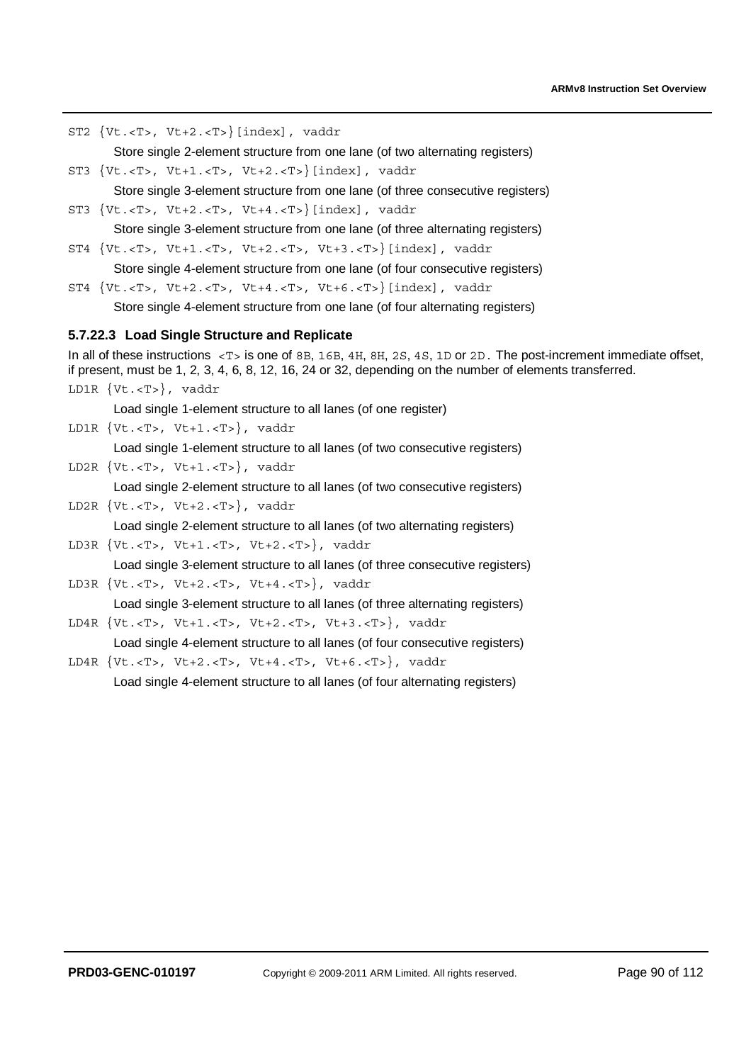`ST2 {Vt.<T>, Vt+2.<T>}[index], vaddr`

Store single 2-element structure from one lane (of two alternating registers)

`ST3 {Vt.<T>, Vt+1.<T>, Vt+2.<T>}[index], vaddr`

Store single 3-element structure from one lane (of three consecutive registers)

`ST3 {Vt.<T>, Vt+2.<T>, Vt+4.<T>}[index], vaddr`

Store single 3-element structure from one lane (of three alternating registers)

`ST4 {Vt.<T>, Vt+1.<T>, Vt+2.<T>, Vt+3.<T>}[index], vaddr`

Store single 4-element structure from one lane (of four consecutive registers)

`ST4 {Vt.<T>, Vt+2.<T>, Vt+4.<T>, Vt+6.<T>}[index], vaddr`

Store single 4-element structure from one lane (of four alternating registers)

#### 5.7.22.3 Load Single Structure and Replicate

In all of these instructions `<T>` is one of `8B`, `16B`, `4H`, `8H`, `2S`, `4S`, `1D` or `2D`. The post-increment immediate offset, if present, must be 1, 2, 3, 4, 6, 8, 12, 16, 24 or 32, depending on the number of elements transferred.

`LD1R {Vt.<T>}, vaddr`

Load single 1-element structure to all lanes (of one register)

`LD1R {Vt.<T>, Vt+1.<T>}, vaddr`

Load single 1-element structure to all lanes (of two consecutive registers)

`LD2R {Vt.<T>, Vt+1.<T>}, vaddr`

Load single 2-element structure to all lanes (of two consecutive registers)

`LD2R {Vt.<T>, Vt+2.<T>}, vaddr`

Load single 2-element structure to all lanes (of two alternating registers)

`LD3R {Vt.<T>, Vt+1.<T>, Vt+2.<T>}, vaddr`

Load single 3-element structure to all lanes (of three consecutive registers)

`LD3R {Vt.<T>, Vt+2.<T>, Vt+4.<T>}, vaddr`

Load single 3-element structure to all lanes (of three alternating registers)

`LD4R {Vt.<T>, Vt+1.<T>, Vt+2.<T>, Vt+3.<T>}, vaddr`

Load single 4-element structure to all lanes (of four consecutive registers)

`LD4R {Vt.<T>, Vt+2.<T>, Vt+4.<T>, Vt+6.<T>}, vaddr`

Load single 4-element structure to all lanes (of four alternating registers)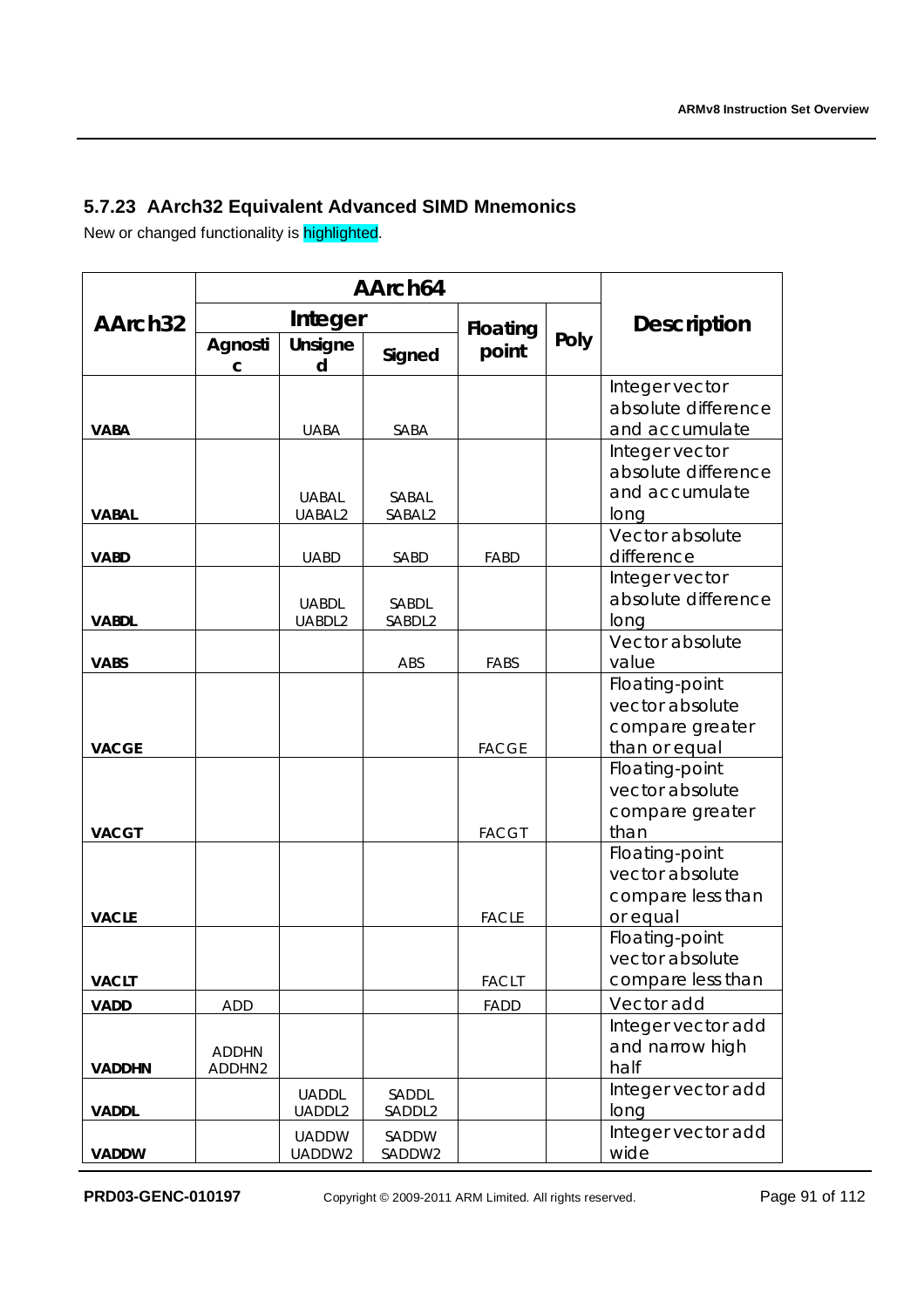### 5.7.23 AArch32 Equivalent Advanced SIMD Mnemonics

New or changed functionality is highlighted.

| AArch32 | AArch64 | | | | | Description |
|---|---|---|---|---|---|---|
| | Integer | | | Floating point | Poly | |
| | Agnostic | Unsigned | Signed | | | |
| **VABA** | | UABA | SABA | | | Integer vector absolute difference and accumulate |
| **VABAL** | | UABAL UABAL2 | SABAL SABAL2 | | | Integer vector absolute difference and accumulate long |
| **VABD** | | UABD | SABD | FABD | | Vector absolute difference |
| **VABDL** | | UABDL UABDL2 | SABDL SABDL2 | | | Integer vector absolute difference long |
| **VABS** | | | ABS | FABS | | Vector absolute value |
| **VACGE** | | | | FACGE | | Floating-point vector absolute compare greater than or equal |
| **VACGT** | | | | FACGT | | Floating-point vector absolute compare greater than |
| **VACLE** | | | | FACLE | | Floating-point vector absolute compare less than or equal |
| **VACLT** | | | | FACLT | | Floating-point vector absolute compare less than |
| **VADD** | ADD | | | FADD | | Vector add |
| **VADDHN** | ADDHN ADDHN2 | | | | | Integer vector add and narrow high half |
| **VADDL** | | UADDL UADDL2 | SADDL SADDL2 | | | Integer vector add long |
| **VADDW** | | UADDW UADDW2 | SADDW SADDW2 | | | Integer vector add wide |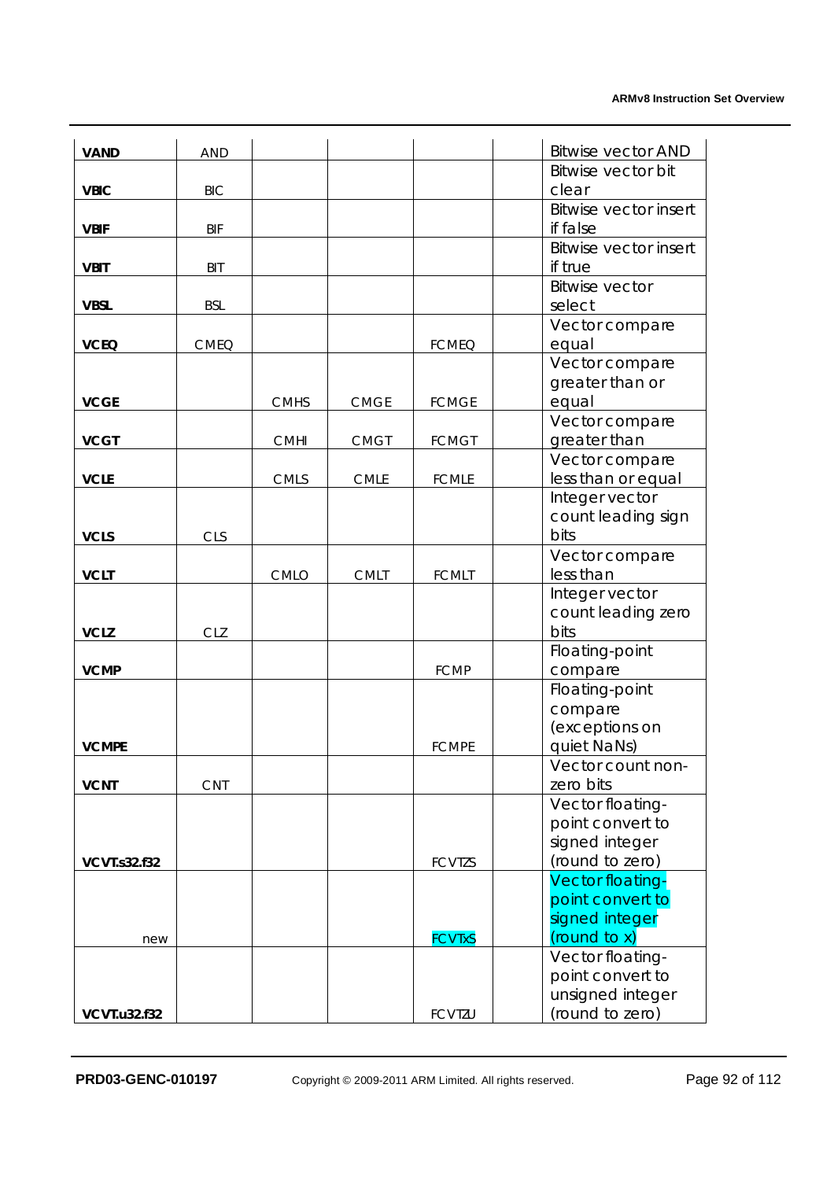| | | | | | | |
|---|---|---|---|---|---|---|
| **VAND** | AND | | | | | Bitwise vector AND |
| **VBIC** | BIC | | | | | Bitwise vector bit clear |
| **VBIF** | BIF | | | | | Bitwise vector insert if false |
| **VBIT** | BIT | | | | | Bitwise vector insert if true |
| **VBSL** | BSL | | | | | Bitwise vector select |
| **VCEQ** | CMEQ | | | FCMEQ | | Vector compare equal |
| **VCGE** | | CMHS | CMGE | FCMGE | | Vector compare greater than or equal |
| **VCGT** | | CMHI | CMGT | FCMGT | | Vector compare greater than |
| **VCLE** | | CMLS | CMLE | FCMLE | | Vector compare less than or equal |
| **VCLS** | CLS | | | | | Integer vector count leading sign bits |
| **VCLT** | | CMLO | CMLT | FCMLT | | Vector compare less than |
| **VCLZ** | CLZ | | | | | Integer vector count leading zero bits |
| **VCMP** | | | | FCMP | | Floating-point compare |
| **VCMPE** | | | | FCMPE | | Floating-point compare (exceptions on quiet NaNs) |
| **VCNT** | CNT | | | | | Vector count non-zero bits |
| **VCVT.s32.f32** | | | | FCVTZS | | Vector floating-point convert to signed integer (round to zero) |
| new | | | | FCVTXS | | Vector floating-point convert to signed integer (round to x) |
| **VCVT.u32.f32** | | | | FCVTZU | | Vector floating-point convert to unsigned integer (round to zero) |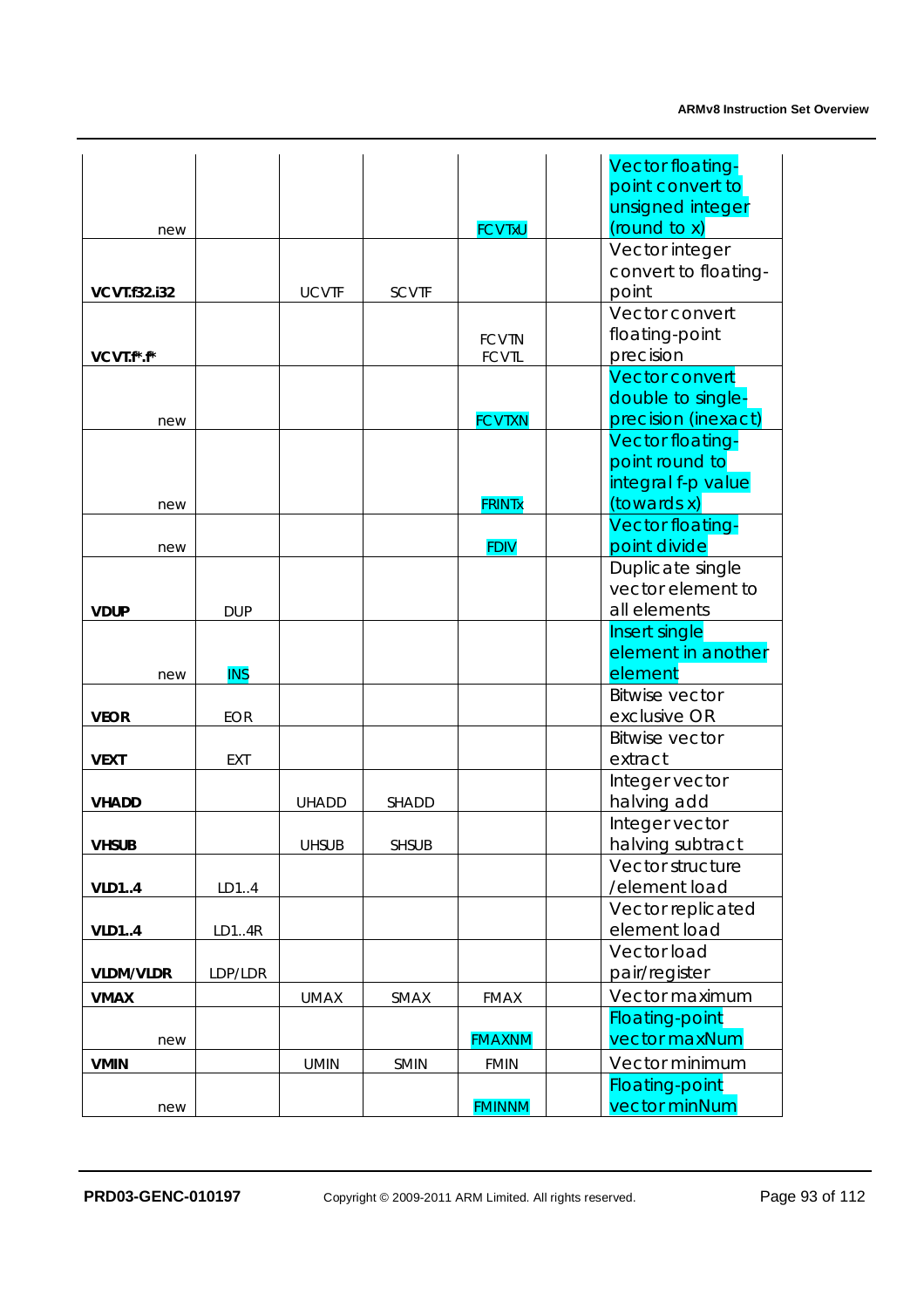| | | | | | | |
|---|---|---|---|---|---|---|
| new | | | | FCVTXU | | Vector floating-point convert to unsigned integer (round to x) |
| **VCVT.f32.i32** | | UCVTF | SCVTF | | | Vector integer convert to floating-point |
| **VCVT.f\*.f\*** | | | | FCVTN FCVTL | | Vector convert floating-point precision |
| new | | | | FCVTXN | | Vector convert double to single-precision (inexact) |
| new | | | | FRINTx | | Vector floating-point round to integral f-p value (towards x) |
| new | | | | FDIV | | Vector floating-point divide |
| **VDUP** | DUP | | | | | Duplicate single vector element to all elements |
| new | INS | | | | | Insert single element in another element |
| **VEOR** | EOR | | | | | Bitwise vector exclusive OR |
| **VEXT** | EXT | | | | | Bitwise vector extract |
| **VHADD** | | UHADD | SHADD | | | Integer vector halving add |
| **VHSUB** | | UHSUB | SHSUB | | | Integer vector halving subtract |
| **VLD1..4** | LD1..4 | | | | | Vector structure /element load |
| **VLD1..4** | LD1..4R | | | | | Vector replicated element load |
| **VLDM/VLDR** | LDP/LDR | | | | | Vector load pair/register |
| **VMAX** | | UMAX | SMAX | FMAX | | Vector maximum |
| new | | | | FMAXNM | | Floating-point vector maxNum |
| **VMIN** | | UMIN | SMIN | FMIN | | Vector minimum |
| new | | | | FMINNM | | Floating-point vector minNum |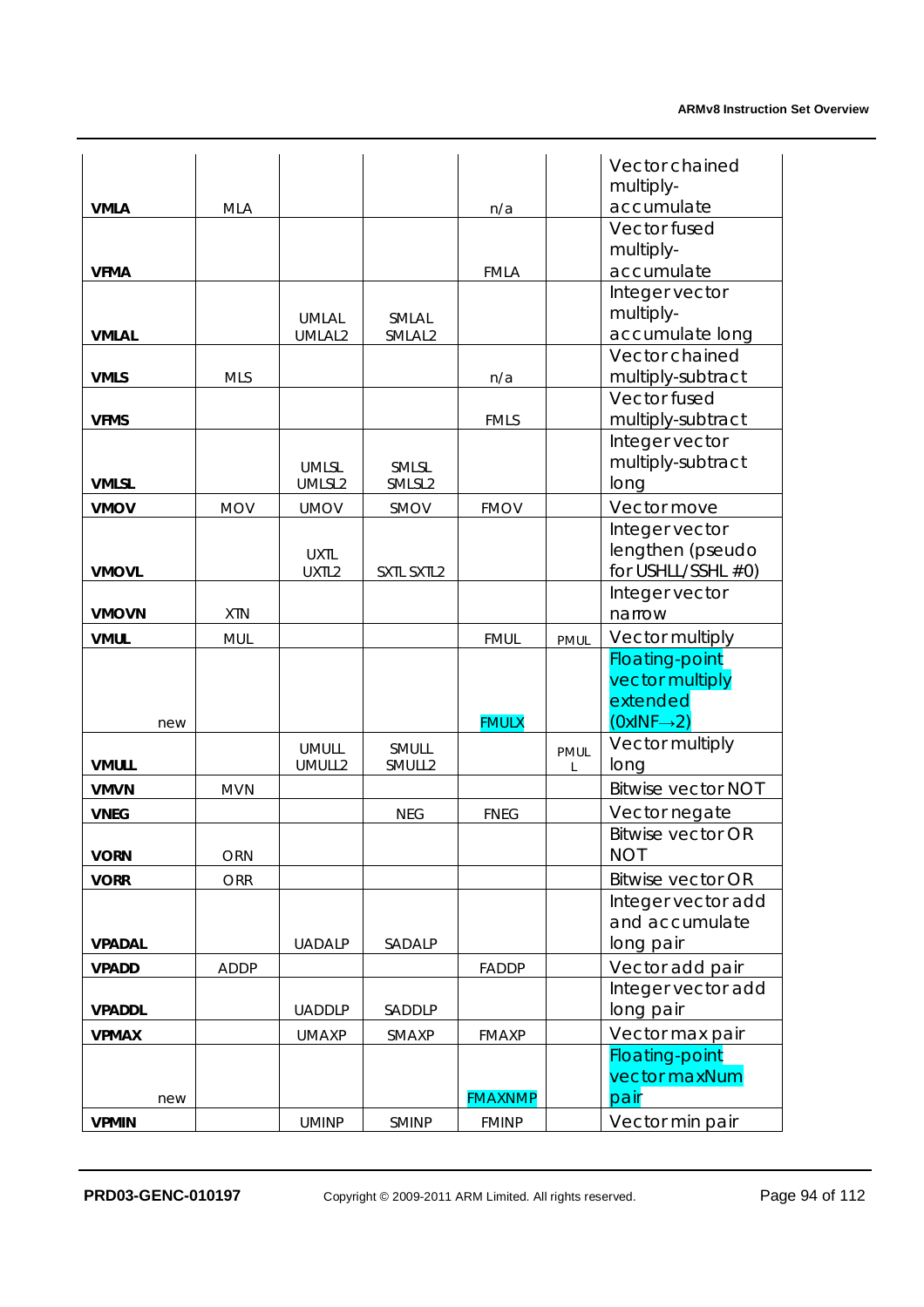| | | | | | | |
|---|---|---|---|---|---|---|
| **VMLA** | MLA | | | n/a | | Vector chained multiply-accumulate |
| **VFMA** | | | | FMLA | | Vector fused multiply-accumulate |
| **VMLAL** | | UMLAL UMLAL2 | SMLAL SMLAL2 | | | Integer vector multiply-accumulate long |
| **VMLS** | MLS | | | n/a | | Vector chained multiply-subtract |
| **VFMS** | | | | FMLS | | Vector fused multiply-subtract |
| **VMLSL** | | UMLSL UMLSL2 | SMLSL SMLSL2 | | | Integer vector multiply-subtract long |
| **VMOV** | MOV | UMOV | SMOV | FMOV | | Vector move |
| **VMOVL** | | UXTL UXTL2 | SXTL SXTL2 | | | Integer vector lengthen (pseudo for USHLL/SSHL #0) |
| **VMOVN** | XTN | | | | | Integer vector narrow |
| **VMUL** | MUL | | | FMUL | PMUL | Vector multiply |
| new | | | | FMULX | | Floating-point vector multiply extended (0xINF→2) |
| **VMULL** | | UMULL UMULL2 | SMULL SMULL2 | | PMULL | Vector multiply long |
| **VMVN** | MVN | | | | | Bitwise vector NOT |
| **VNEG** | | | NEG | FNEG | | Vector negate |
| **VORN** | ORN | | | | | Bitwise vector OR NOT |
| **VORR** | ORR | | | | | Bitwise vector OR |
| **VPADAL** | | UADALP | SADALP | | | Integer vector add and accumulate long pair |
| **VPADD** | ADDP | | | FADDP | | Vector add pair |
| **VPADDL** | | UADDLP | SADDLP | | | Integer vector add long pair |
| **VPMAX** | | UMAXP | SMAXP | FMAXP | | Vector max pair |
| new | | | | FMAXNMP | | Floating-point vector maxNum pair |
| **VPMIN** | | UMINP | SMINP | FMINP | | Vector min pair |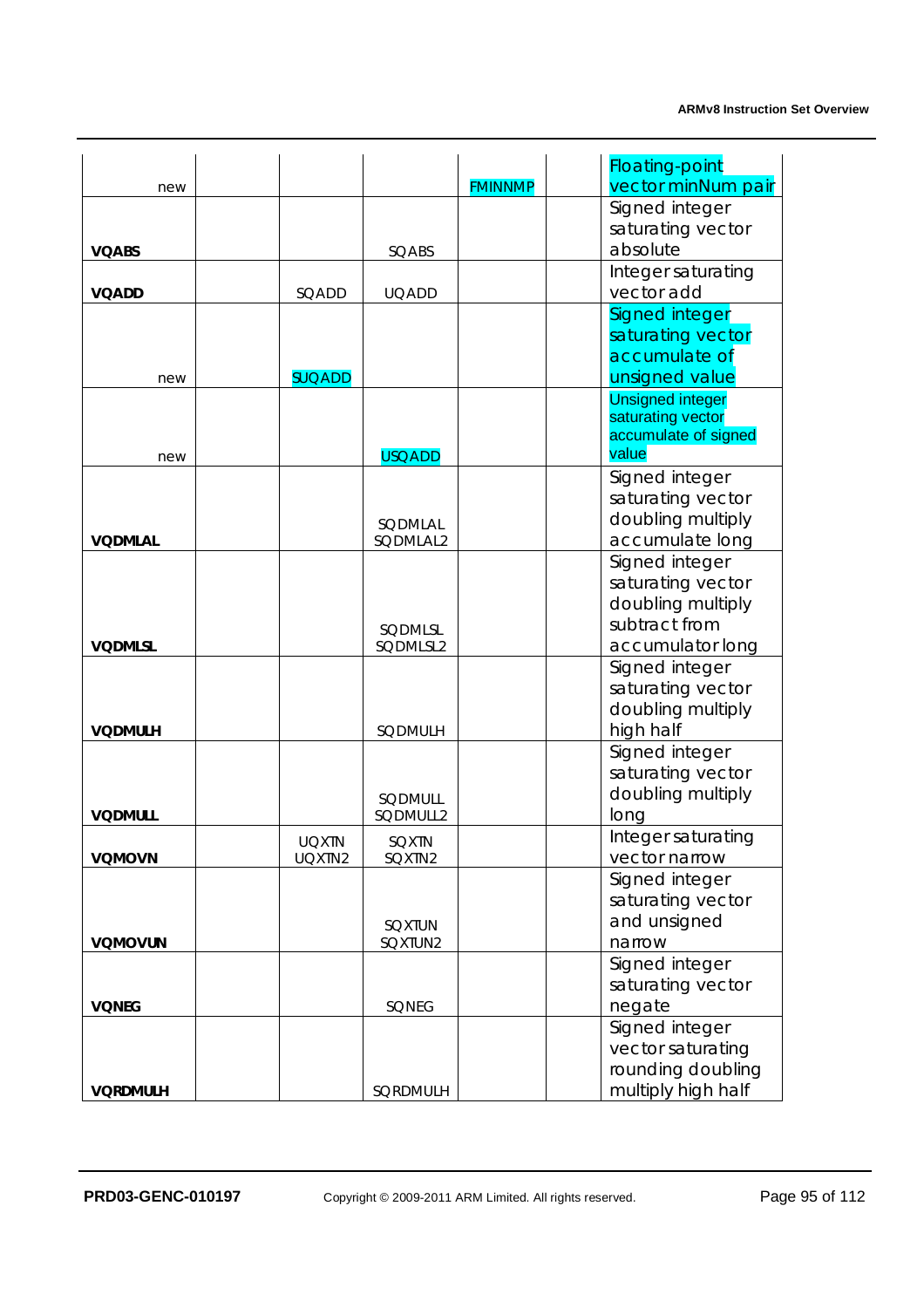| | | | | | | |
|---|---|---|---|---|---|---|
| new | | | | FMINNMP | | Floating-point vector minNum pair |
| **VQABS** | | | SQABS | | | Signed integer saturating vector absolute |
| **VQADD** | | SQADD | UQADD | | | Integer saturating vector add |
| new | | SUQADD | | | | Signed integer saturating vector accumulate of unsigned value |
| new | | | USQADD | | | Unsigned integer saturating vector accumulate of signed value |
| **VQDMLAL** | | | SQDMLAL SQDMLAL2 | | | Signed integer saturating vector doubling multiply accumulate long |
| **VQDMLSL** | | | SQDMLSL SQDMLSL2 | | | Signed integer saturating vector doubling multiply subtract from accumulator long |
| **VQDMULH** | | | SQDMULH | | | Signed integer saturating vector doubling multiply high half |
| **VQDMULL** | | | SQDMULL SQDMULL2 | | | Signed integer saturating vector doubling multiply long |
| **VQMOVN** | | UQXTN UQXTN2 | SQXTN SQXTN2 | | | Integer saturating vector narrow |
| **VQMOVUN** | | | SQXTUN SQXTUN2 | | | Signed integer saturating vector and unsigned narrow |
| **VQNEG** | | | SQNEG | | | Signed integer saturating vector negate |
| **VQRDMULH** | | | SQRDMULH | | | Signed integer vector saturating rounding doubling multiply high half |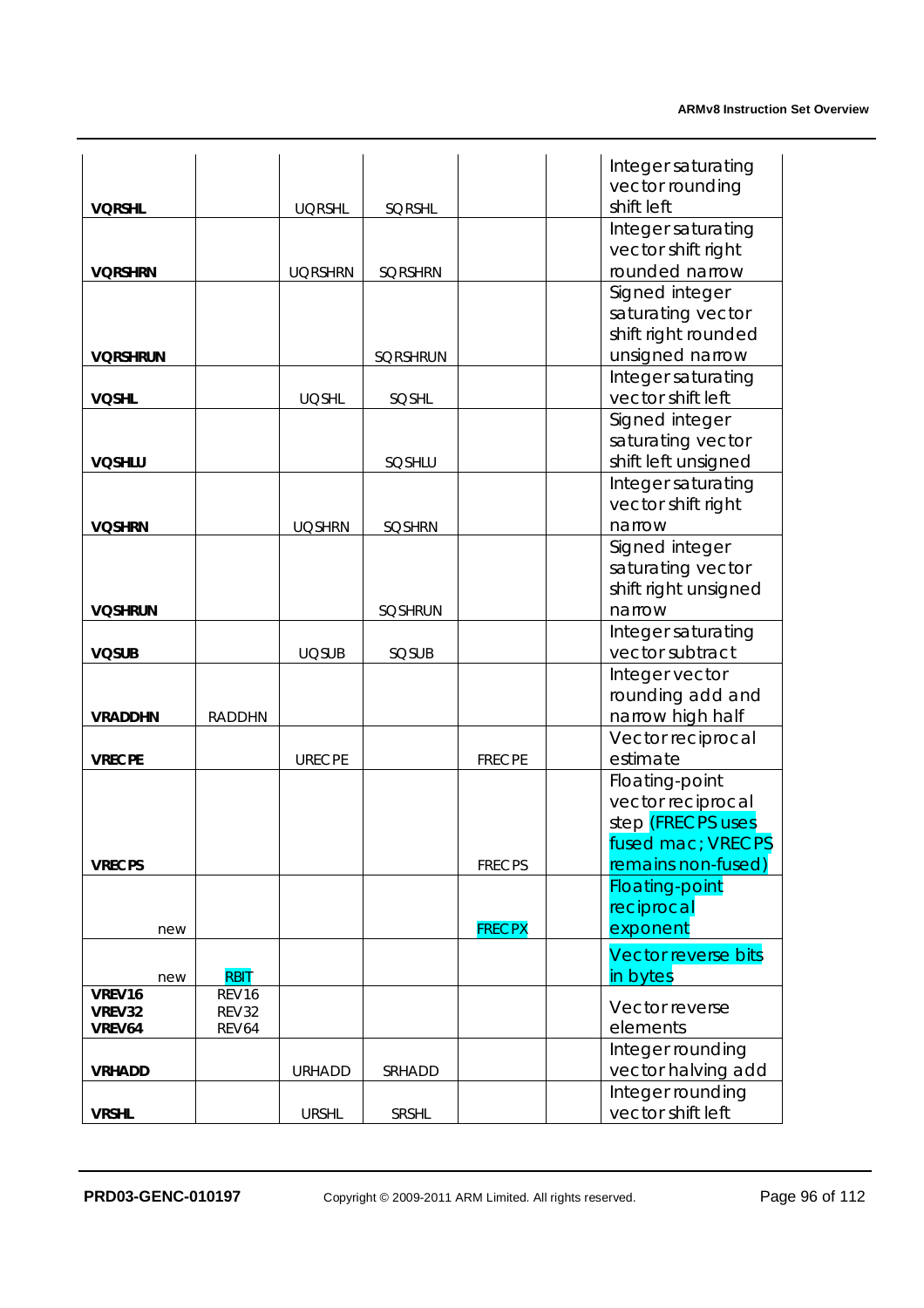| | | | | | | |
|---|---|---|---|---|---|---|
| **VQRSHL** | | UQRSHL | SQRSHL | | | Integer saturating vector rounding shift left |
| **VQRSHRN** | | UQRSHRN | SQRSHRN | | | Integer saturating vector shift right rounded narrow |
| **VQRSHRUN** | | | SQRSHRUN | | | Signed integer saturating vector shift right rounded unsigned narrow |
| **VQSHL** | | UQSHL | SQSHL | | | Integer saturating vector shift left |
| **VQSHLU** | | | SQSHLU | | | Signed integer saturating vector shift left unsigned |
| **VQSHRN** | | UQSHRN | SQSHRN | | | Integer saturating vector shift right narrow |
| **VQSHRUN** | | | SQSHRUN | | | Signed integer saturating vector shift right unsigned narrow |
| **VQSUB** | | UQSUB | SQSUB | | | Integer saturating vector subtract |
| **VRADDHN** | RADDHN | | | | | Integer vector rounding add and narrow high half |
| **VRECPE** | | URECPE | | FRECPE | | Vector reciprocal estimate |
| **VRECPS** | | | | FRECPS | | Floating-point vector reciprocal step (FRECPS uses fused mac; VRECPS remains non-fused) |
| new | | | | FRECPX | | Floating-point reciprocal exponent |
| new | RBIT | | | | | Vector reverse bits in bytes |
| **VREV16** **VREV32** **VREV64** | REV16 REV32 REV64 | | | | | Vector reverse elements |
| **VRHADD** | | URHADD | SRHADD | | | Integer rounding vector halving add |
| **VRSHL** | | URSHL | SRSHL | | | Integer rounding vector shift left |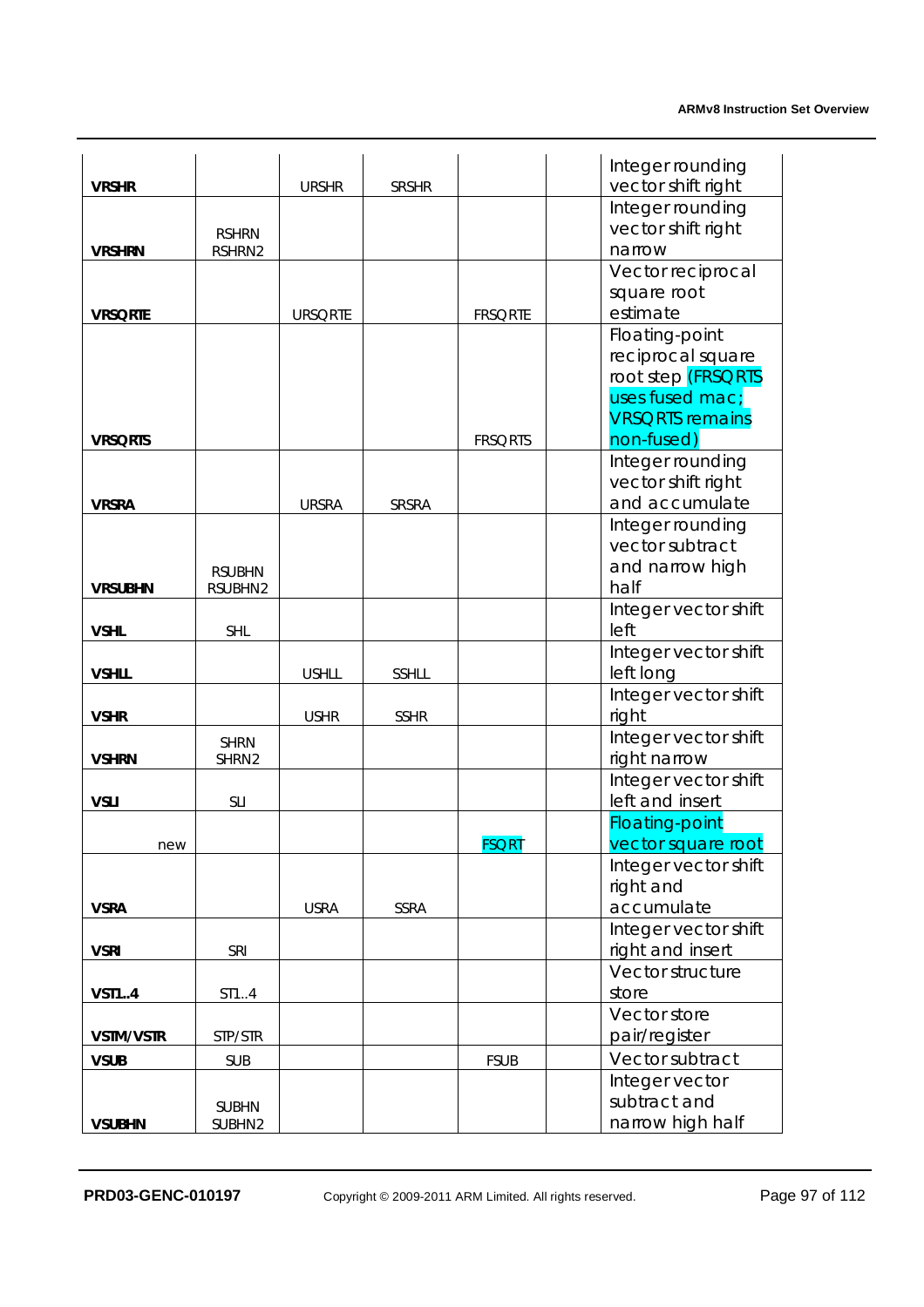| | | | | | | |
|---|---|---|---|---|---|---|
| **VRSHR** | | URSHR | SRSHR | | | Integer rounding vector shift right |
| **VRSHRN** | RSHRN RSHRN2 | | | | | Integer rounding vector shift right narrow |
| **VRSQRTE** | | URSQRTE | | FRSQRTE | | Vector reciprocal square root estimate |
| **VRSQRTS** | | | | FRSQRTS | | Floating-point reciprocal square root step (FRSQRTS uses fused mac; VRSQRTS remains non-fused) |
| **VRSRA** | | URSRA | SRSRA | | | Integer rounding vector shift right and accumulate |
| **VRSUBHN** | RSUBHN RSUBHN2 | | | | | Integer rounding vector subtract and narrow high half |
| **VSHL** | SHL | | | | | Integer vector shift left |
| **VSHLL** | | USHLL | SSHLL | | | Integer vector shift left long |
| **VSHR** | | USHR | SSHR | | | Integer vector shift right |
| **VSHRN** | SHRN SHRN2 | | | | | Integer vector shift right narrow |
| **VSLI** | SLI | | | | | Integer vector shift left and insert |
| new | | | | FSQRT | | Floating-point vector square root |
| **VSRA** | | USRA | SSRA | | | Integer vector shift right and accumulate |
| **VSRI** | SRI | | | | | Integer vector shift right and insert |
| **VST1..4** | ST1..4 | | | | | Vector structure store |
| **VSTM/VSTR** | STP/STR | | | | | Vector store pair/register |
| **VSUB** | SUB | | | FSUB | | Vector subtract |
| **VSUBHN** | SUBHN SUBHN2 | | | | | Integer vector subtract and narrow high half |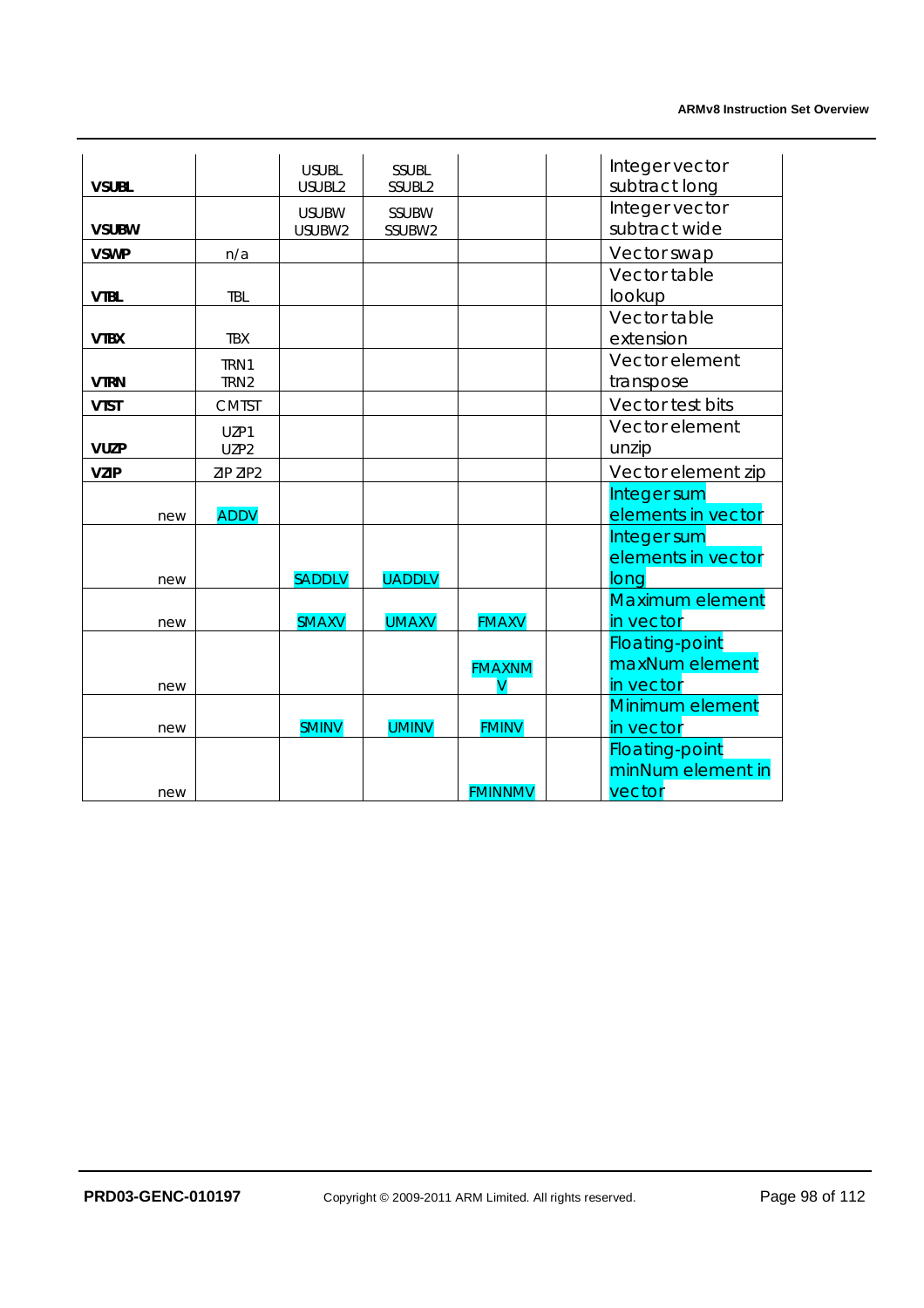| | | | | | | |
|---|---|---|---|---|---|---|
| **VSUBL** | | USUBL USUBL2 | SSUBL SSUBL2 | | | Integer vector subtract long |
| **VSUBW** | | USUBW USUBW2 | SSUBW SSUBW2 | | | Integer vector subtract wide |
| **VSWP** | n/a | | | | | Vector swap |
| **VTBL** | TBL | | | | | Vector table lookup |
| **VTBX** | TBX | | | | | Vector table extension |
| **VTRN** | TRN1 TRN2 | | | | | Vector element transpose |
| **VTST** | CMTST | | | | | Vector test bits |
| **VUZP** | UZP1 UZP2 | | | | | Vector element unzip |
| **VZIP** | ZIP ZIP2 | | | | | Vector element zip |
| new | ADDV | | | | | Integer sum elements in vector |
| new | | SADDLV | UADDLV | | | Integer sum elements in vector long |
| new | | SMAXV | UMAXV | FMAXV | | Maximum element in vector |
| new | | | | FMAXNMV | | Floating-point maxNum element in vector |
| new | | SMINV | UMINV | FMINV | | Minimum element in vector |
| new | | | | FMINNMV | | Floating-point minNum element in vector |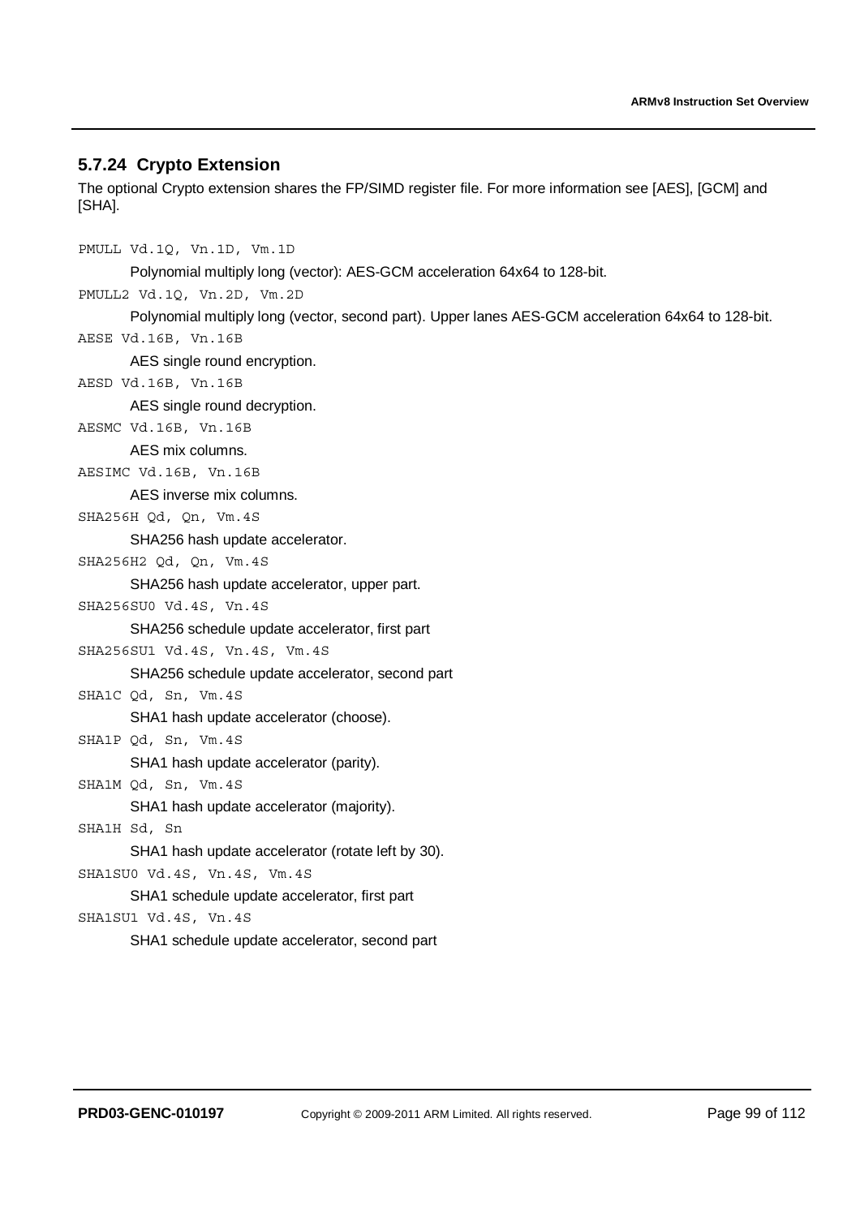### 5.7.24 Crypto Extension

The optional Crypto extension shares the FP/SIMD register file. For more information see [AES], [GCM] and [SHA].

`PMULL Vd.1Q, Vn.1D, Vm.1D`

Polynomial multiply long (vector): AES-GCM acceleration 64x64 to 128-bit.

`PMULL2 Vd.1Q, Vn.2D, Vm.2D`

Polynomial multiply long (vector, second part). Upper lanes AES-GCM acceleration 64x64 to 128-bit.

`AESE Vd.16B, Vn.16B`

AES single round encryption.

`AESD Vd.16B, Vn.16B`

AES single round decryption.

`AESMC Vd.16B, Vn.16B`

AES mix columns.

`AESIMC Vd.16B, Vn.16B`

AES inverse mix columns.

`SHA256H Qd, Qn, Vm.4S`

SHA256 hash update accelerator.

`SHA256H2 Qd, Qn, Vm.4S`

SHA256 hash update accelerator, upper part.

`SHA256SU0 Vd.4S, Vn.4S`

SHA256 schedule update accelerator, first part

`SHA256SU1 Vd.4S, Vn.4S, Vm.4S`

SHA256 schedule update accelerator, second part

`SHA1C Qd, Sn, Vm.4S`

SHA1 hash update accelerator (choose).

`SHA1P Qd, Sn, Vm.4S`

SHA1 hash update accelerator (parity).

`SHA1M Qd, Sn, Vm.4S`

SHA1 hash update accelerator (majority).

`SHA1H Sd, Sn`

SHA1 hash update accelerator (rotate left by 30).

`SHA1SU0 Vd.4S, Vn.4S, Vm.4S`

SHA1 schedule update accelerator, first part

`SHA1SU1 Vd.4S, Vn.4S`

SHA1 schedule update accelerator, second part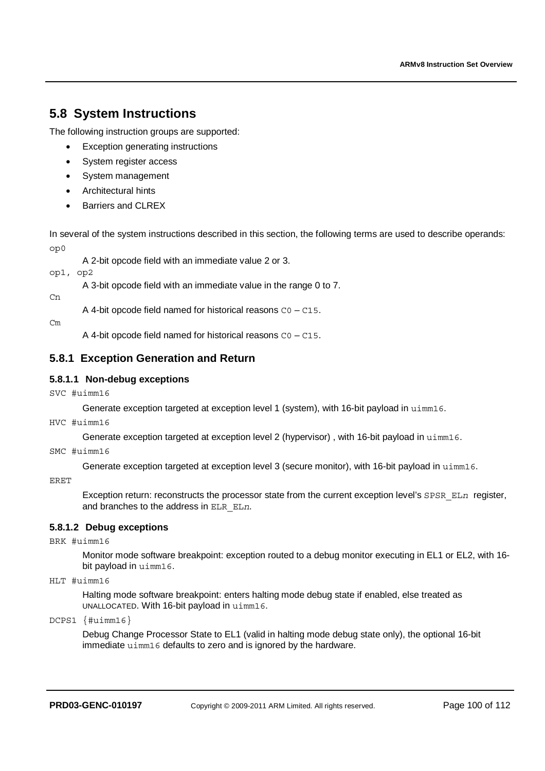## 5.8 System Instructions

The following instruction groups are supported:

- Exception generating instructions
- System register access
- System management
- Architectural hints
- Barriers and CLREX

In several of the system instructions described in this section, the following terms are used to describe operands:

`op0`

A 2-bit opcode field with an immediate value 2 or 3.

`op1, op2`

A 3-bit opcode field with an immediate value in the range 0 to 7.

`Cn`

A 4-bit opcode field named for historical reasons `C0` – `C15`.

`Cm`

A 4-bit opcode field named for historical reasons `C0` – `C15`.

### 5.8.1 Exception Generation and Return

#### 5.8.1.1 Non-debug exceptions

`SVC #uimm16`

Generate exception targeted at exception level 1 (system), with 16-bit payload in `uimm16`.

`HVC #uimm16`

Generate exception targeted at exception level 2 (hypervisor) , with 16-bit payload in `uimm16`.

`SMC #uimm16`

Generate exception targeted at exception level 3 (secure monitor), with 16-bit payload in `uimm16`.

`ERET`

Exception return: reconstructs the processor state from the current exception level's `SPSR_EL`*n* register, and branches to the address in `ELR_EL`*n*.

#### 5.8.1.2 Debug exceptions

`BRK #uimm16`

Monitor mode software breakpoint: exception routed to a debug monitor executing in EL1 or EL2, with 16-bit payload in `uimm16`.

`HLT #uimm16`

Halting mode software breakpoint: enters halting mode debug state if enabled, else treated as UNALLOCATED. With 16-bit payload in `uimm16`.

`DCPS1 {#uimm16}`

Debug Change Processor State to EL1 (valid in halting mode debug state only), the optional 16-bit immediate `uimm16` defaults to zero and is ignored by the hardware.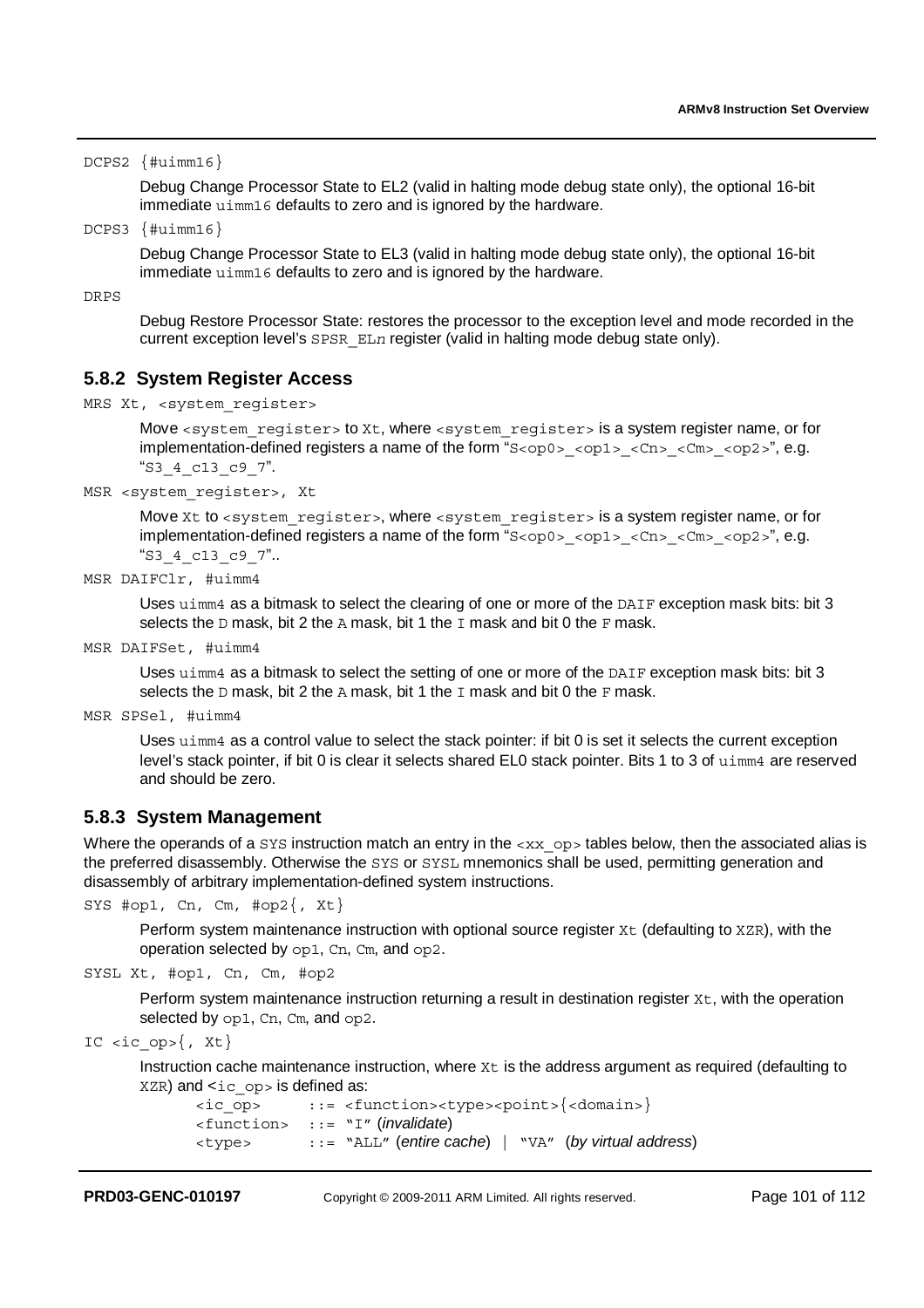`DCPS2 {#uimm16}`

Debug Change Processor State to EL2 (valid in halting mode debug state only), the optional 16-bit immediate `uimm16` defaults to zero and is ignored by the hardware.

`DCPS3 {#uimm16}`

Debug Change Processor State to EL3 (valid in halting mode debug state only), the optional 16-bit immediate `uimm16` defaults to zero and is ignored by the hardware.

`DRPS`

Debug Restore Processor State: restores the processor to the exception level and mode recorded in the current exception level's `SPSR_ELn` register (valid in halting mode debug state only).

### 5.8.2 System Register Access

`MRS Xt, <system_register>`

Move `<system_register>` to `Xt`, where `<system_register>` is a system register name, or for implementation-defined registers a name of the form "`S<op0>_<op1>_<Cn>_<Cm>_<op2>`", e.g. "`S3_4_c13_c9_7`".

`MSR <system_register>, Xt`

Move `Xt` to `<system_register>`, where `<system_register>` is a system register name, or for implementation-defined registers a name of the form "`S<op0>_<op1>_<Cn>_<Cm>_<op2>`", e.g. "`S3_4_c13_c9_7`"..

`MSR DAIFClr, #uimm4`

Uses `uimm4` as a bitmask to select the clearing of one or more of the `DAIF` exception mask bits: bit 3 selects the `D` mask, bit 2 the `A` mask, bit 1 the `I` mask and bit 0 the `F` mask.

`MSR DAIFSet, #uimm4`

Uses `uimm4` as a bitmask to select the setting of one or more of the `DAIF` exception mask bits: bit 3 selects the `D` mask, bit 2 the `A` mask, bit 1 the `I` mask and bit 0 the `F` mask.

`MSR SPSel, #uimm4`

Uses `uimm4` as a control value to select the stack pointer: if bit 0 is set it selects the current exception level's stack pointer, if bit 0 is clear it selects shared EL0 stack pointer. Bits 1 to 3 of `uimm4` are reserved and should be zero.

### 5.8.3 System Management

Where the operands of a `SYS` instruction match an entry in the `<xx_op>` tables below, then the associated alias is the preferred disassembly. Otherwise the `SYS` or `SYSL` mnemonics shall be used, permitting generation and disassembly of arbitrary implementation-defined system instructions.

`SYS #op1, Cn, Cm, #op2{, Xt}`

Perform system maintenance instruction with optional source register `Xt` (defaulting to `XZR`), with the operation selected by `op1`, `Cn`, `Cm`, and `op2`.

`SYSL Xt, #op1, Cn, Cm, #op2`

Perform system maintenance instruction returning a result in destination register `Xt`, with the operation selected by `op1`, `Cn`, `Cm`, and `op2`.

`IC <ic_op>{, Xt}`

Instruction cache maintenance instruction, where `Xt` is the address argument as required (defaulting to `XZR`) and `<ic_op>` is defined as:

```
<ic_op>      ::= <function><type><point>{<domain>}
<function>   ::= "I" (invalidate)
<type>       ::= "ALL" (entire cache) | "VA" (by virtual address)
```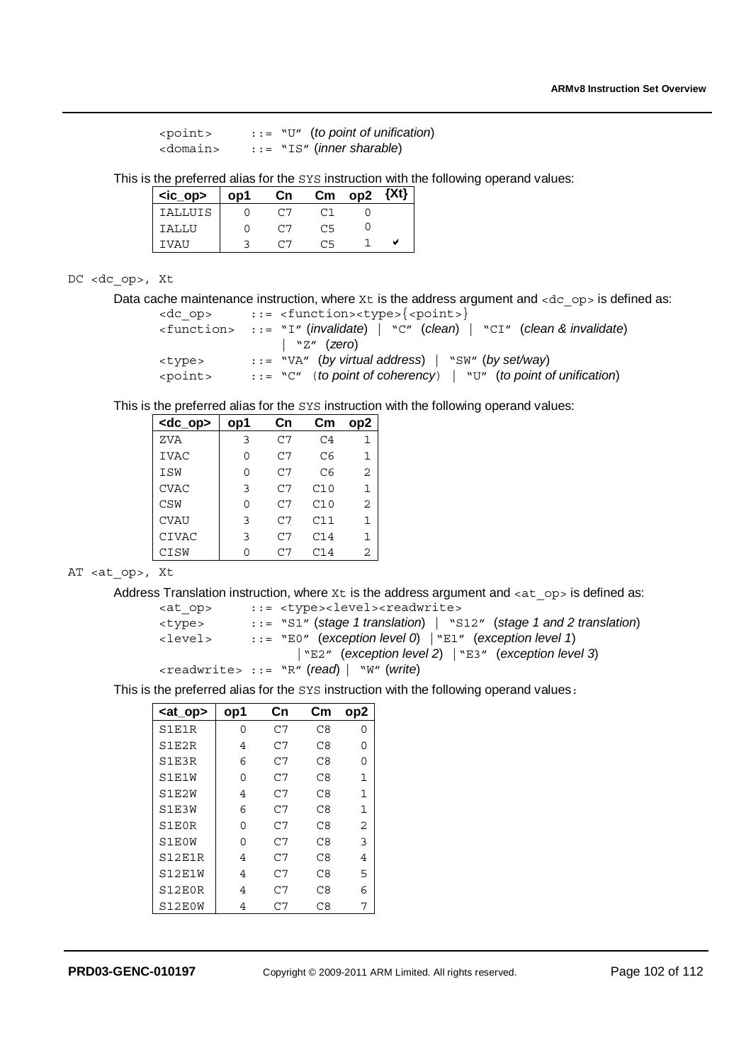```
<point>    ::= "U" (to point of unification)
<domain>   ::= "IS" (inner sharable)
```

This is the preferred alias for the SYS instruction with the following operand values:

| <ic_op> | op1 | Cn | Cm | op2 | {Xt} |
|---|---|---|---|---|---|
| IALLUIS | 0 | C7 | C1 | 0 | |
| IALLU | 0 | C7 | C5 | 0 | |
| IVAU | 3 | C7 | C5 | 1 | ✔ |

DC <dc_op>, Xt

Data cache maintenance instruction, where Xt is the address argument and <dc_op> is defined as:

```
<dc_op>     ::= <function><type>{<point>}
<function>  ::= "I" (invalidate) | "C" (clean) | "CI" (clean & invalidate)
              | "Z" (zero)
<type>      ::= "VA" (by virtual address) | "SW" (by set/way)
<point>     ::= "C" (to point of coherency) | "U" (to point of unification)
```

This is the preferred alias for the SYS instruction with the following operand values:

| <dc_op> | op1 | Cn | Cm | op2 |
|---|---|---|---|---|
| ZVA | 3 | C7 | C4 | 1 |
| IVAC | 0 | C7 | C6 | 1 |
| ISW | 0 | C7 | C6 | 2 |
| CVAC | 3 | C7 | C10 | 1 |
| CSW | 0 | C7 | C10 | 2 |
| CVAU | 3 | C7 | C11 | 1 |
| CIVAC | 3 | C7 | C14 | 1 |
| CISW | 0 | C7 | C14 | 2 |

AT <at_op>, Xt

Address Translation instruction, where Xt is the address argument and <at_op> is defined as:

```
<at_op>     ::= <type><level><readwrite>
<type>      ::= "S1" (stage 1 translation) | "S12" (stage 1 and 2 translation)
<level>     ::= "E0" (exception level 0) | "E1" (exception level 1)
              | "E2" (exception level 2) | "E3" (exception level 3)
<readwrite> ::= "R" (read) | "W" (write)
```

This is the preferred alias for the SYS instruction with the following operand values:

| <at_op> | op1 | Cn | Cm | op2 |
|---|---|---|---|---|
| S1E1R | 0 | C7 | C8 | 0 |
| S1E2R | 4 | C7 | C8 | 0 |
| S1E3R | 6 | C7 | C8 | 0 |
| S1E1W | 0 | C7 | C8 | 1 |
| S1E2W | 4 | C7 | C8 | 1 |
| S1E3W | 6 | C7 | C8 | 1 |
| S1E0R | 0 | C7 | C8 | 2 |
| S1E0W | 0 | C7 | C8 | 3 |
| S12E1R | 4 | C7 | C8 | 4 |
| S12E1W | 4 | C7 | C8 | 5 |
| S12E0R | 4 | C7 | C8 | 6 |
| S12E0W | 4 | C7 | C8 | 7 |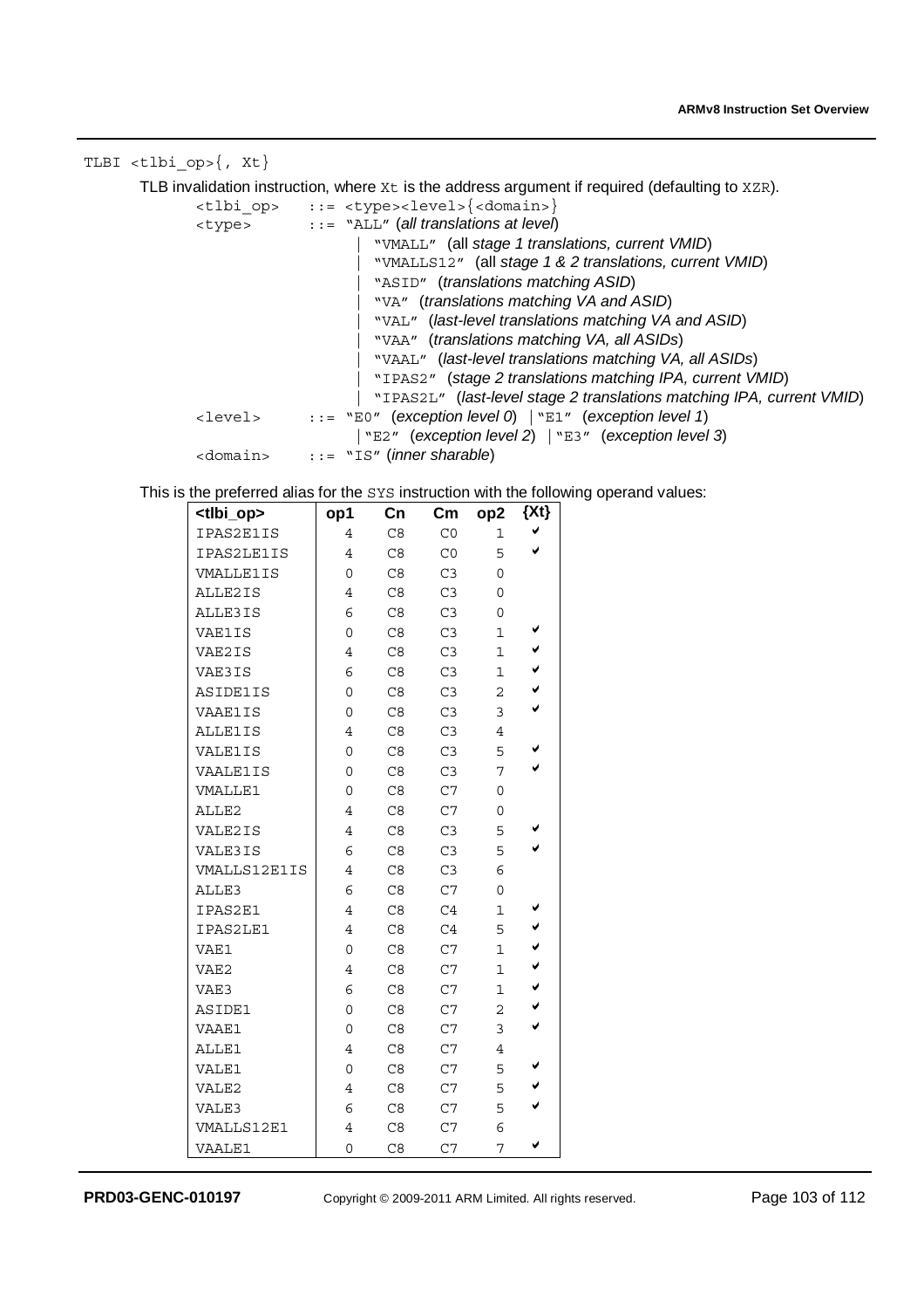```
TLBI <tlbi_op>{, Xt}
```

TLB invalidation instruction, where `Xt` is the address argument if required (defaulting to `XZR`).

```
<tlbi_op>   ::= <type><level>{<domain>}
<type>      ::= "ALL" (all translations at level)
              | "VMALL" (all stage 1 translations, current VMID)
              | "VMALLS12" (all stage 1 & 2 translations, current VMID)
              | "ASID" (translations matching ASID)
              | "VA" (translations matching VA and ASID)
              | "VAL" (last-level translations matching VA and ASID)
              | "VAA" (translations matching VA, all ASIDs)
              | "VAAL" (last-level translations matching VA, all ASIDs)
              | "IPAS2" (stage 2 translations matching IPA, current VMID)
              | "IPAS2L" (last-level stage 2 translations matching IPA, current VMID)
<level>     ::= "E0" (exception level 0) | "E1" (exception level 1)
              | "E2" (exception level 2) | "E3" (exception level 3)
<domain>    ::= "IS" (inner sharable)
```

This is the preferred alias for the `SYS` instruction with the following operand values:

| <tlbi_op> | op1 | Cn | Cm | op2 | {Xt} |
|---|---|---|---|---|---|
| IPAS2E1IS | 4 | C8 | C0 | 1 | ✔ |
| IPAS2LE1IS | 4 | C8 | C0 | 5 | ✔ |
| VMALLE1IS | 0 | C8 | C3 | 0 | |
| ALLE2IS | 4 | C8 | C3 | 0 | |
| ALLE3IS | 6 | C8 | C3 | 0 | |
| VAE1IS | 0 | C8 | C3 | 1 | ✔ |
| VAE2IS | 4 | C8 | C3 | 1 | ✔ |
| VAE3IS | 6 | C8 | C3 | 1 | ✔ |
| ASIDE1IS | 0 | C8 | C3 | 2 | ✔ |
| VAAE1IS | 0 | C8 | C3 | 3 | ✔ |
| ALLE1IS | 4 | C8 | C3 | 4 | |
| VALE1IS | 0 | C8 | C3 | 5 | ✔ |
| VAALE1IS | 0 | C8 | C3 | 7 | ✔ |
| VMALLE1 | 0 | C8 | C7 | 0 | |
| ALLE2 | 4 | C8 | C7 | 0 | |
| VALE2IS | 4 | C8 | C3 | 5 | ✔ |
| VALE3IS | 6 | C8 | C3 | 5 | ✔ |
| VMALLS12E1IS | 4 | C8 | C3 | 6 | |
| ALLE3 | 6 | C8 | C7 | 0 | |
| IPAS2E1 | 4 | C8 | C4 | 1 | ✔ |
| IPAS2LE1 | 4 | C8 | C4 | 5 | ✔ |
| VAE1 | 0 | C8 | C7 | 1 | ✔ |
| VAE2 | 4 | C8 | C7 | 1 | ✔ |
| VAE3 | 6 | C8 | C7 | 1 | ✔ |
| ASIDE1 | 0 | C8 | C7 | 2 | ✔ |
| VAAE1 | 0 | C8 | C7 | 3 | ✔ |
| ALLE1 | 4 | C8 | C7 | 4 | |
| VALE1 | 0 | C8 | C7 | 5 | ✔ |
| VALE2 | 4 | C8 | C7 | 5 | ✔ |
| VALE3 | 6 | C8 | C7 | 5 | ✔ |
| VMALLS12E1 | 4 | C8 | C7 | 6 | |
| VAALE1 | 0 | C8 | C7 | 7 | ✔ |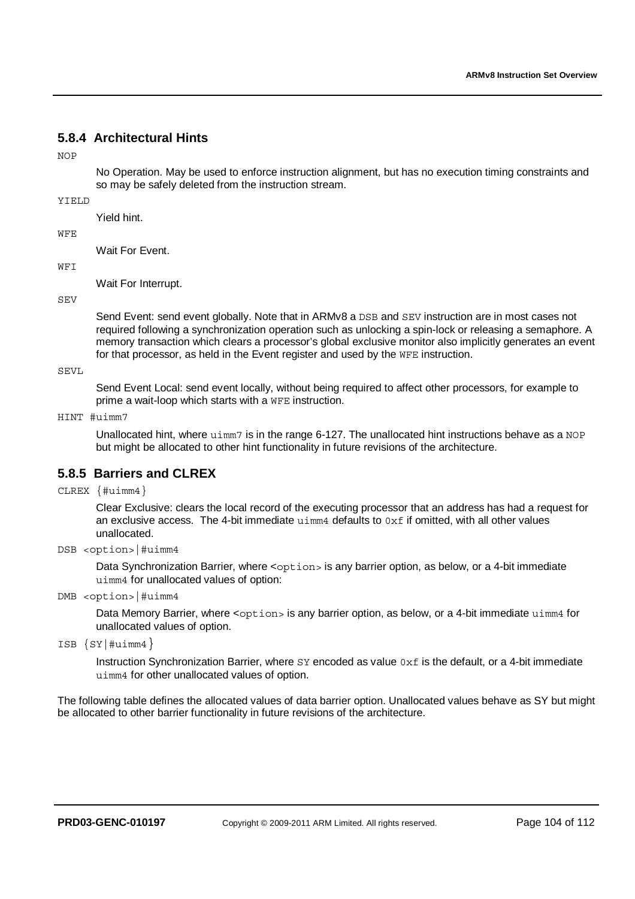### 5.8.4 Architectural Hints

`NOP`

No Operation. May be used to enforce instruction alignment, but has no execution timing constraints and so may be safely deleted from the instruction stream.

`YIELD`

Yield hint.

`WFE`

Wait For Event.

`WFI`

Wait For Interrupt.

`SEV`

Send Event: send event globally. Note that in ARMv8 a `DSB` and `SEV` instruction are in most cases not required following a synchronization operation such as unlocking a spin-lock or releasing a semaphore. A memory transaction which clears a processor's global exclusive monitor also implicitly generates an event for that processor, as held in the Event register and used by the `WFE` instruction.

`SEVL`

Send Event Local: send event locally, without being required to affect other processors, for example to prime a wait-loop which starts with a `WFE` instruction.

`HINT #uimm7`

Unallocated hint, where `uimm7` is in the range 6-127. The unallocated hint instructions behave as a `NOP` but might be allocated to other hint functionality in future revisions of the architecture.

### 5.8.5 Barriers and CLREX

`CLREX {#uimm4}`

Clear Exclusive: clears the local record of the executing processor that an address has had a request for an exclusive access. The 4-bit immediate `uimm4` defaults to `0xf` if omitted, with all other values unallocated.

`DSB <option>|#uimm4`

Data Synchronization Barrier, where `<option>` is any barrier option, as below, or a 4-bit immediate `uimm4` for unallocated values of option:

`DMB <option>|#uimm4`

Data Memory Barrier, where `<option>` is any barrier option, as below, or a 4-bit immediate `uimm4` for unallocated values of option.

`ISB {SY|#uimm4}`

Instruction Synchronization Barrier, where `SY` encoded as value `0xf` is the default, or a 4-bit immediate `uimm4` for other unallocated values of option.

The following table defines the allocated values of data barrier option. Unallocated values behave as SY but might be allocated to other barrier functionality in future revisions of the architecture.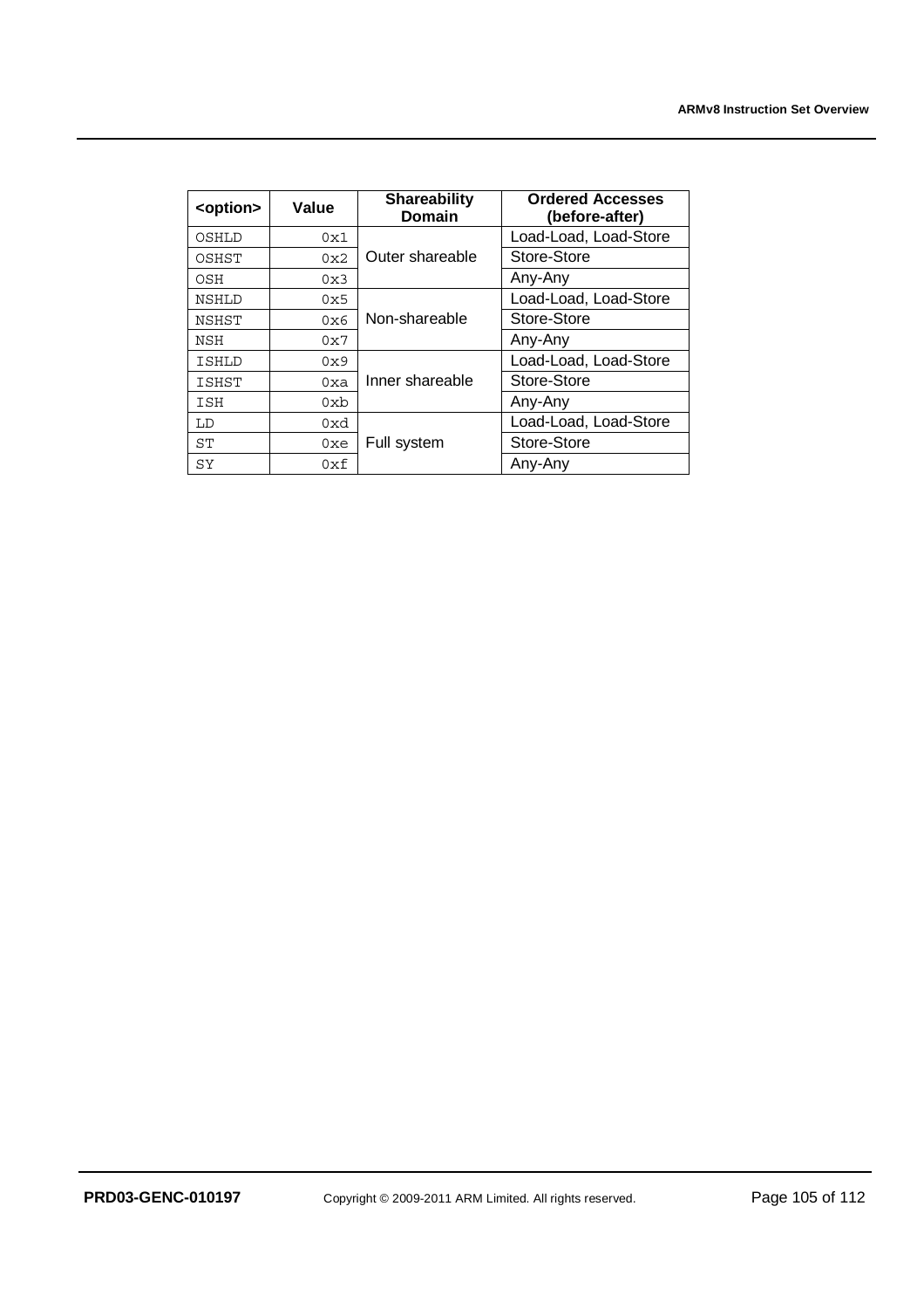| <option> | Value | Shareability Domain | Ordered Accesses (before-after) |
| --- | --- | --- | --- |
| OSHLD | 0x1 | Outer shareable | Load-Load, Load-Store |
| OSHST | 0x2 | | Store-Store |
| OSH | 0x3 | | Any-Any |
| NSHLD | 0x5 | Non-shareable | Load-Load, Load-Store |
| NSHST | 0x6 | | Store-Store |
| NSH | 0x7 | | Any-Any |
| ISHLD | 0x9 | Inner shareable | Load-Load, Load-Store |
| ISHST | 0xa | | Store-Store |
| ISH | 0xb | | Any-Any |
| LD | 0xd | Full system | Load-Load, Load-Store |
| ST | 0xe | | Store-Store |
| SY | 0xf | | Any-Any |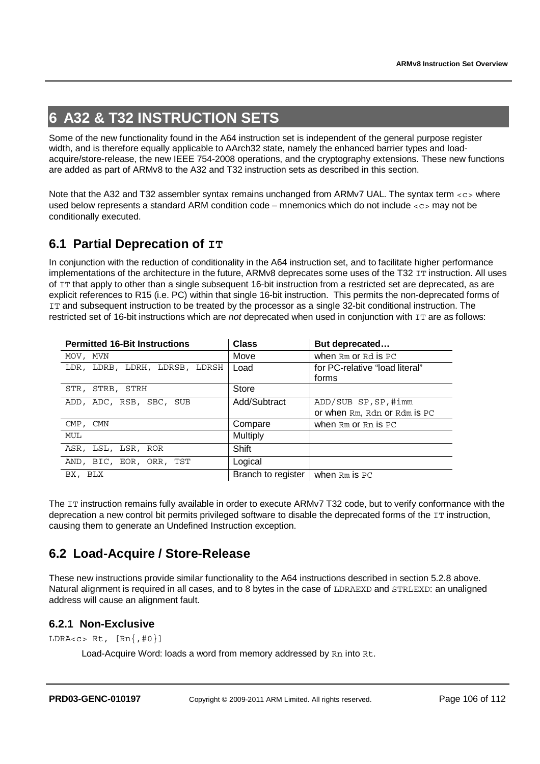# 6 A32 & T32 INSTRUCTION SETS

Some of the new functionality found in the A64 instruction set is independent of the general purpose register width, and is therefore equally applicable to AArch32 state, namely the enhanced barrier types and load-acquire/store-release, the new IEEE 754-2008 operations, and the cryptography extensions. These new functions are added as part of ARMv8 to the A32 and T32 instruction sets as described in this section.

Note that the A32 and T32 assembler syntax remains unchanged from ARMv7 UAL. The syntax term `<c>` where used below represents a standard ARM condition code – mnemonics which do not include `<c>` may not be conditionally executed.

## 6.1 Partial Deprecation of `IT`

In conjunction with the reduction of conditionality in the A64 instruction set, and to facilitate higher performance implementations of the architecture in the future, ARMv8 deprecates some uses of the T32 `IT` instruction. All uses of `IT` that apply to other than a single subsequent 16-bit instruction from a restricted set are deprecated, as are explicit references to R15 (i.e. PC) within that single 16-bit instruction. This permits the non-deprecated forms of `IT` and subsequent instruction to be treated by the processor as a single 32-bit conditional instruction. The restricted set of 16-bit instructions which are *not* deprecated when used in conjunction with `IT` are as follows:

| Permitted 16-Bit Instructions | Class | But deprecated… |
|---|---|---|
| `MOV, MVN` | Move | when `Rm` or `Rd` is `PC` |
| `LDR, LDRB, LDRH, LDRSB, LDRSH` | Load | for PC-relative "load literal" forms |
| `STR, STRB, STRH` | Store | |
| `ADD, ADC, RSB, SBC, SUB` | Add/Subtract | `ADD/SUB SP,SP,#imm` or when `Rm`, `Rdn` or `Rdm` is `PC` |
| `CMP, CMN` | Compare | when `Rm` or `Rn` is `PC` |
| `MUL` | Multiply | |
| `ASR, LSL, LSR, ROR` | Shift | |
| `AND, BIC, EOR, ORR, TST` | Logical | |
| `BX, BLX` | Branch to register | when `Rm` is `PC` |

The `IT` instruction remains fully available in order to execute ARMv7 T32 code, but to verify conformance with the deprecation a new control bit permits privileged software to disable the deprecated forms of the `IT` instruction, causing them to generate an Undefined Instruction exception.

## 6.2 Load-Acquire / Store-Release

These new instructions provide similar functionality to the A64 instructions described in section 5.2.8 above. Natural alignment is required in all cases, and to 8 bytes in the case of `LDRAEXD` and `STRLEXD`: an unaligned address will cause an alignment fault.

### 6.2.1 Non-Exclusive

`LDRA<c> Rt, [Rn{,#0}]`

Load-Acquire Word: loads a word from memory addressed by `Rn` into `Rt`.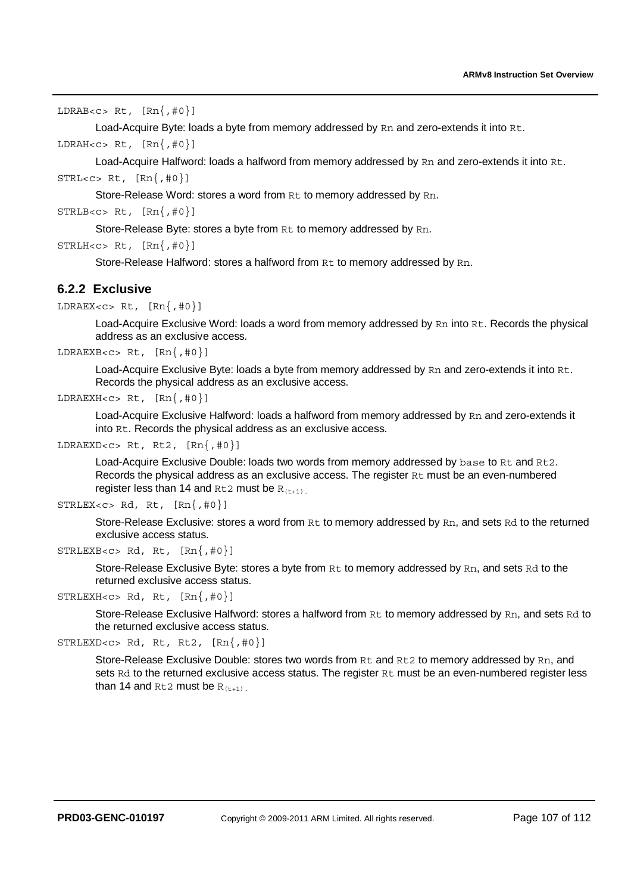`LDRAB<c> Rt, [Rn{,#0}]`

Load-Acquire Byte: loads a byte from memory addressed by `Rn` and zero-extends it into `Rt`.

`LDRAH<c> Rt, [Rn{,#0}]`

Load-Acquire Halfword: loads a halfword from memory addressed by `Rn` and zero-extends it into `Rt`.

`STRL<c> Rt, [Rn{,#0}]`

Store-Release Word: stores a word from `Rt` to memory addressed by `Rn`.

`STRLB<c> Rt, [Rn{,#0}]`

Store-Release Byte: stores a byte from `Rt` to memory addressed by `Rn`.

`STRLH<c> Rt, [Rn{,#0}]`

Store-Release Halfword: stores a halfword from `Rt` to memory addressed by `Rn`.

### 6.2.2 Exclusive

`LDRAEX<c> Rt, [Rn{,#0}]`

Load-Acquire Exclusive Word: loads a word from memory addressed by `Rn` into `Rt`. Records the physical address as an exclusive access.

`LDRAEXB<c> Rt, [Rn{,#0}]`

Load-Acquire Exclusive Byte: loads a byte from memory addressed by `Rn` and zero-extends it into `Rt`. Records the physical address as an exclusive access.

`LDRAEXH<c> Rt, [Rn{,#0}]`

Load-Acquire Exclusive Halfword: loads a halfword from memory addressed by `Rn` and zero-extends it into `Rt`. Records the physical address as an exclusive access.

`LDRAEXD<c> Rt, Rt2, [Rn{,#0}]`

Load-Acquire Exclusive Double: loads two words from memory addressed by `base` to `Rt` and `Rt2`. Records the physical address as an exclusive access. The register `Rt` must be an even-numbered register less than 14 and `Rt2` must be $R_{(t+1)}$.

`STRLEX<c> Rd, Rt, [Rn{,#0}]`

Store-Release Exclusive: stores a word from `Rt` to memory addressed by `Rn`, and sets `Rd` to the returned exclusive access status.

`STRLEXB<c> Rd, Rt, [Rn{,#0}]`

Store-Release Exclusive Byte: stores a byte from `Rt` to memory addressed by `Rn`, and sets `Rd` to the returned exclusive access status.

`STRLEXH<c> Rd, Rt, [Rn{,#0}]`

Store-Release Exclusive Halfword: stores a halfword from `Rt` to memory addressed by `Rn`, and sets `Rd` to the returned exclusive access status.

`STRLEXD<c> Rd, Rt, Rt2, [Rn{,#0}]`

Store-Release Exclusive Double: stores two words from `Rt` and `Rt2` to memory addressed by `Rn`, and sets `Rd` to the returned exclusive access status. The register `Rt` must be an even-numbered register less than 14 and `Rt2` must be $R_{(t+1)}$.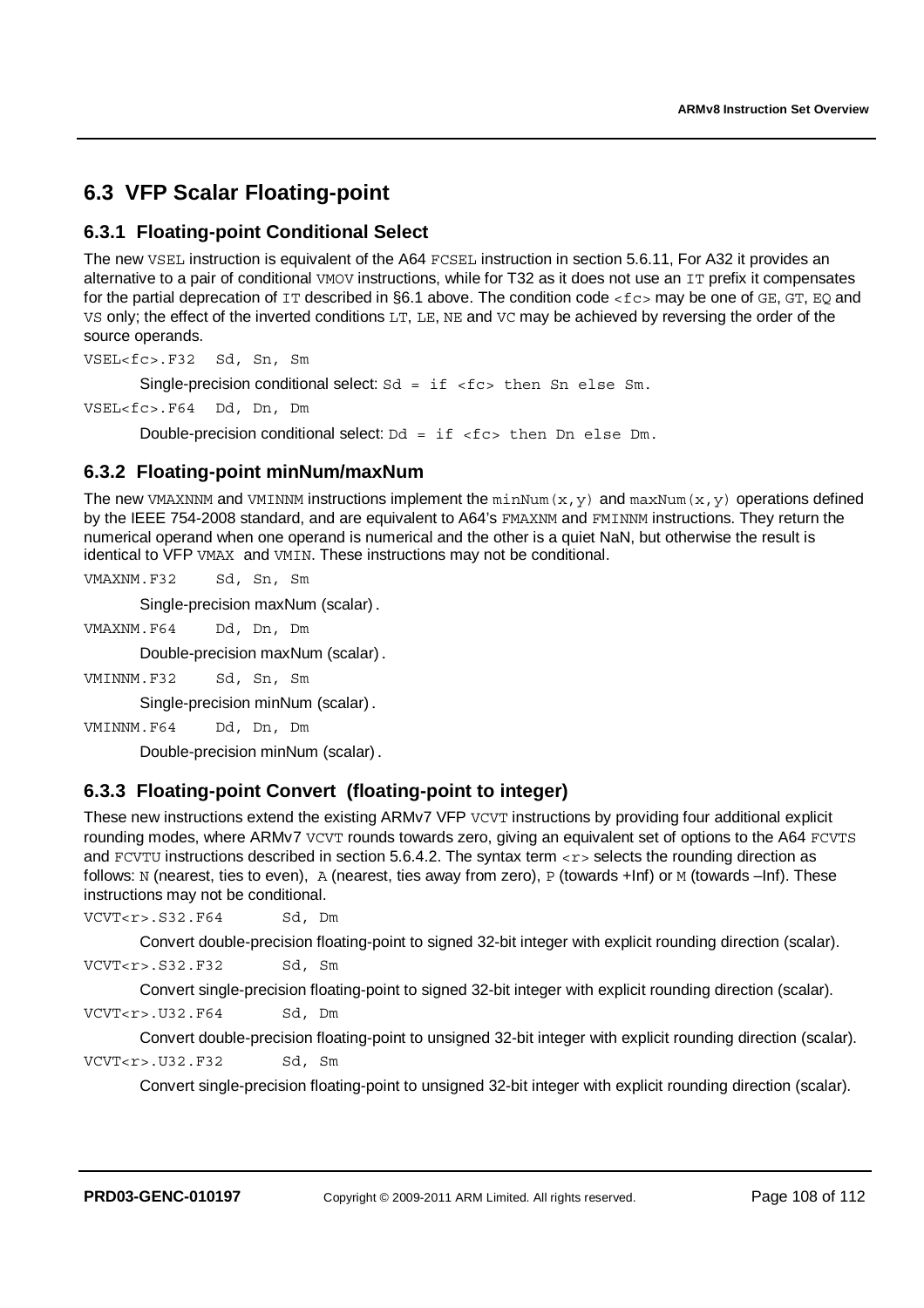## 6.3 VFP Scalar Floating-point

### 6.3.1 Floating-point Conditional Select

The new `VSEL` instruction is equivalent of the A64 `FCSEL` instruction in section 5.6.11, For A32 it provides an alternative to a pair of conditional `VMOV` instructions, while for T32 as it does not use an `IT` prefix it compensates for the partial deprecation of `IT` described in §6.1 above. The condition code `<fc>` may be one of `GE`, `GT`, `EQ` and `VS` only; the effect of the inverted conditions `LT`, `LE`, `NE` and `VC` may be achieved by reversing the order of the source operands.

`VSEL<fc>.F32 Sd, Sn, Sm`

Single-precision conditional select: `Sd = if <fc> then Sn else Sm`.

`VSEL<fc>.F64 Dd, Dn, Dm`

Double-precision conditional select: `Dd = if <fc> then Dn else Dm`.

### 6.3.2 Floating-point minNum/maxNum

The new `VMAXNNM` and `VMINNM` instructions implement the `minNum(x,y)` and `maxNum(x,y)` operations defined by the IEEE 754-2008 standard, and are equivalent to A64's `FMAXNM` and `FMINNM` instructions. They return the numerical operand when one operand is numerical and the other is a quiet NaN, but otherwise the result is identical to VFP `VMAX` and `VMIN`. These instructions may not be conditional.

`VMAXNM.F32 Sd, Sn, Sm`

Single-precision maxNum (scalar).

`VMAXNM.F64 Dd, Dn, Dm`

Double-precision maxNum (scalar).

`VMINNM.F32 Sd, Sn, Sm`

Single-precision minNum (scalar).

`VMINNM.F64 Dd, Dn, Dm`

Double-precision minNum (scalar).

### 6.3.3 Floating-point Convert (floating-point to integer)

These new instructions extend the existing ARMv7 VFP `VCVT` instructions by providing four additional explicit rounding modes, where ARMv7 `VCVT` rounds towards zero, giving an equivalent set of options to the A64 `FCVTS` and `FCVTU` instructions described in section 5.6.4.2. The syntax term `<r>` selects the rounding direction as follows: `N` (nearest, ties to even), `A` (nearest, ties away from zero), `P` (towards +Inf) or `M` (towards –Inf). These instructions may not be conditional.

`VCVT<r>.S32.F64 Sd, Dm`

Convert double-precision floating-point to signed 32-bit integer with explicit rounding direction (scalar).

`VCVT<r>.S32.F32 Sd, Sm`

Convert single-precision floating-point to signed 32-bit integer with explicit rounding direction (scalar).

`VCVT<r>.U32.F64 Sd, Dm`

Convert double-precision floating-point to unsigned 32-bit integer with explicit rounding direction (scalar).

`VCVT<r>.U32.F32 Sd, Sm`

Convert single-precision floating-point to unsigned 32-bit integer with explicit rounding direction (scalar).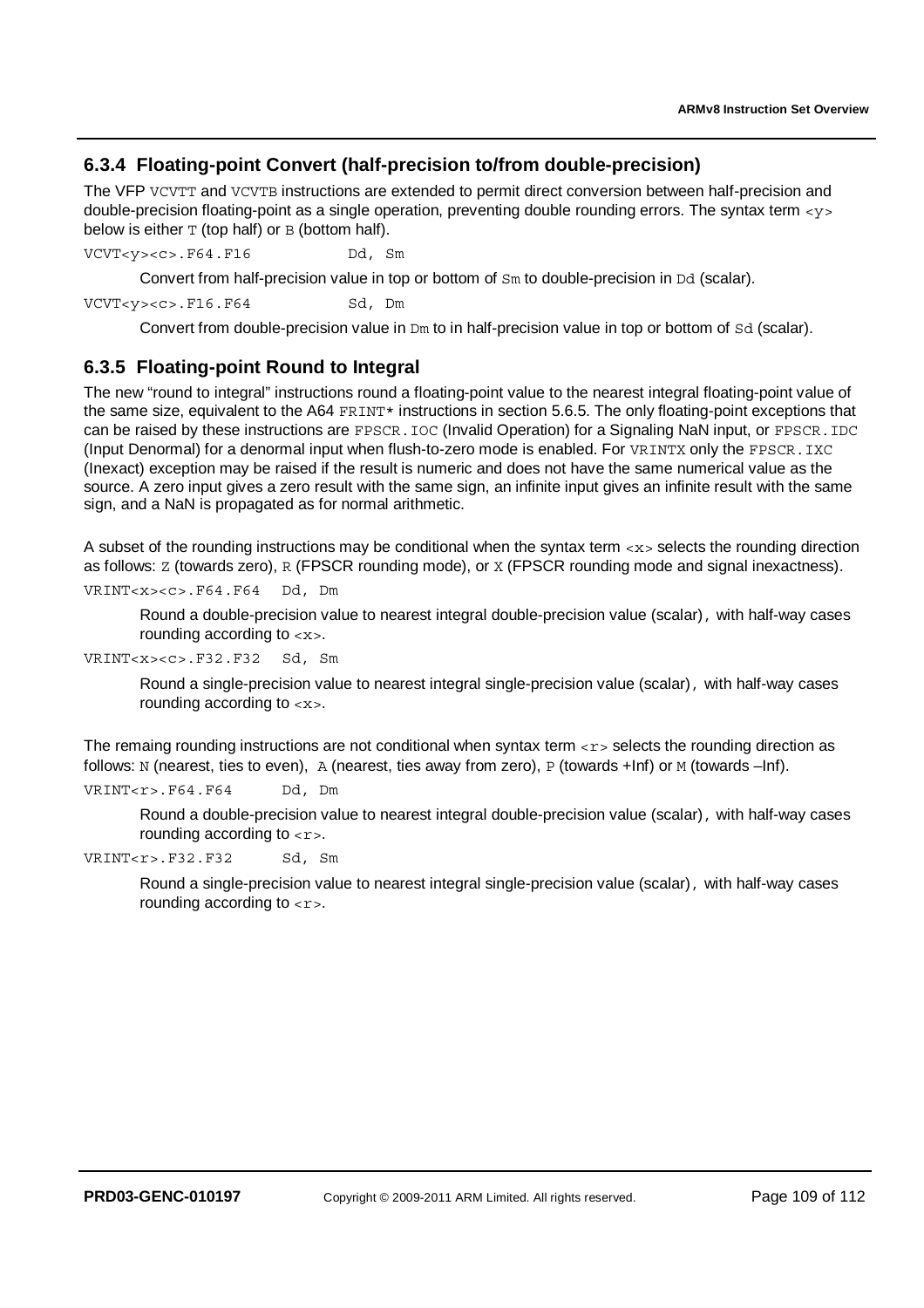### 6.3.4 Floating-point Convert (half-precision to/from double-precision)

The VFP `VCVTT` and `VCVTB` instructions are extended to permit direct conversion between half-precision and double-precision floating-point as a single operation, preventing double rounding errors. The syntax term `<y>` below is either `T` (top half) or `B` (bottom half).

`VCVT<y><c>.F64.F16 Dd, Sm`

Convert from half-precision value in top or bottom of `Sm` to double-precision in `Dd` (scalar).

`VCVT<y><c>.F16.F64 Sd, Dm`

Convert from double-precision value in `Dm` to in half-precision value in top or bottom of `Sd` (scalar).

### 6.3.5 Floating-point Round to Integral

The new "round to integral" instructions round a floating-point value to the nearest integral floating-point value of the same size, equivalent to the A64 `FRINT*` instructions in section 5.6.5. The only floating-point exceptions that can be raised by these instructions are `FPSCR.IOC` (Invalid Operation) for a Signaling NaN input, or `FPSCR.IDC` (Input Denormal) for a denormal input when flush-to-zero mode is enabled. For `VRINTX` only the `FPSCR.IXC` (Inexact) exception may be raised if the result is numeric and does not have the same numerical value as the source. A zero input gives a zero result with the same sign, an infinite input gives an infinite result with the same sign, and a NaN is propagated as for normal arithmetic.

A subset of the rounding instructions may be conditional when the syntax term `<x>` selects the rounding direction as follows: `Z` (towards zero), `R` (FPSCR rounding mode), or `X` (FPSCR rounding mode and signal inexactness).

`VRINT<x><c>.F64.F64 Dd, Dm`

Round a double-precision value to nearest integral double-precision value (scalar), with half-way cases rounding according to `<x>`.

`VRINT<x><c>.F32.F32 Sd, Sm`

Round a single-precision value to nearest integral single-precision value (scalar), with half-way cases rounding according to `<x>`.

The remaing rounding instructions are not conditional when syntax term `<r>` selects the rounding direction as follows: `N` (nearest, ties to even), `A` (nearest, ties away from zero), `P` (towards +Inf) or `M` (towards –Inf).

`VRINT<r>.F64.F64 Dd, Dm`

Round a double-precision value to nearest integral double-precision value (scalar), with half-way cases rounding according to `<r>`.

`VRINT<r>.F32.F32 Sd, Sm`

Round a single-precision value to nearest integral single-precision value (scalar), with half-way cases rounding according to `<r>`.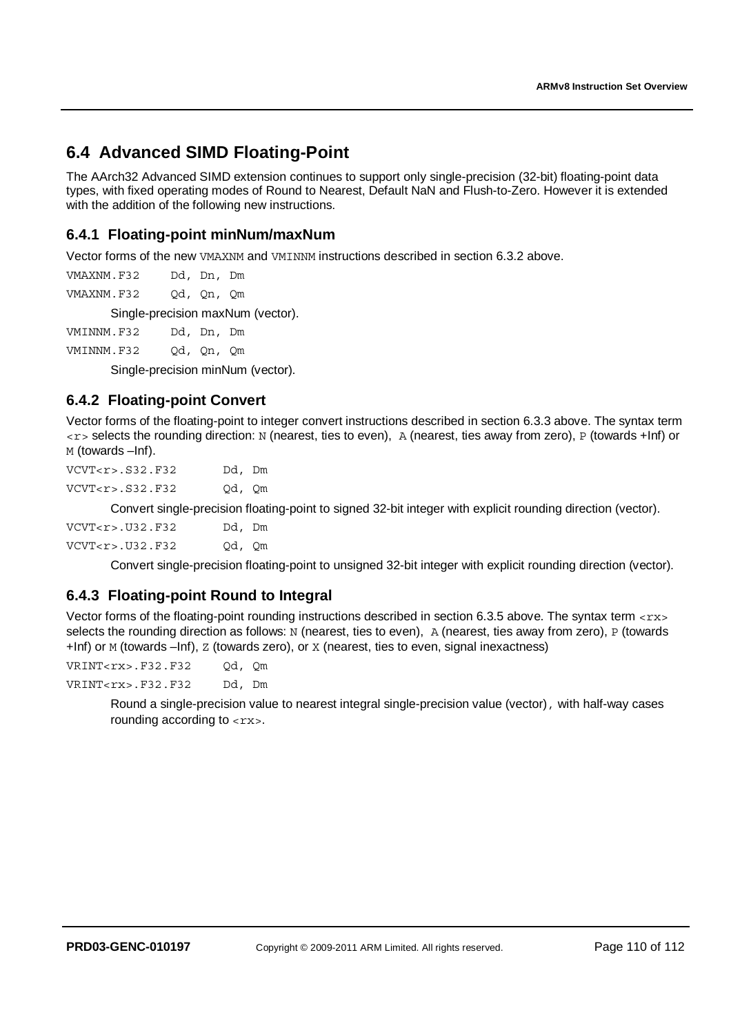## 6.4 Advanced SIMD Floating-Point

The AArch32 Advanced SIMD extension continues to support only single-precision (32-bit) floating-point data types, with fixed operating modes of Round to Nearest, Default NaN and Flush-to-Zero. However it is extended with the addition of the following new instructions.

### 6.4.1 Floating-point minNum/maxNum

Vector forms of the new `VMAXNM` and `VMINNM` instructions described in section 6.3.2 above.

```
VMAXNM.F32     Dd, Dn, Dm
VMAXNM.F32     Qd, Qn, Qm
```

Single-precision maxNum (vector).

```
VMINNM.F32     Dd, Dn, Dm
VMINNM.F32     Qd, Qn, Qm
```

Single-precision minNum (vector).

### 6.4.2 Floating-point Convert

Vector forms of the floating-point to integer convert instructions described in section 6.3.3 above. The syntax term `<r>` selects the rounding direction: `N` (nearest, ties to even), `A` (nearest, ties away from zero), `P` (towards +Inf) or `M` (towards –Inf).

```
VCVT<r>.S32.F32     Dd, Dm
VCVT<r>.S32.F32     Qd, Qm
```

Convert single-precision floating-point to signed 32-bit integer with explicit rounding direction (vector).

```
VCVT<r>.U32.F32     Dd, Dm
VCVT<r>.U32.F32     Qd, Qm
```

Convert single-precision floating-point to unsigned 32-bit integer with explicit rounding direction (vector).

### 6.4.3 Floating-point Round to Integral

Vector forms of the floating-point rounding instructions described in section 6.3.5 above. The syntax term `<rx>` selects the rounding direction as follows: `N` (nearest, ties to even), `A` (nearest, ties away from zero), `P` (towards +Inf) or `M` (towards –Inf), `Z` (towards zero), or `X` (nearest, ties to even, signal inexactness)

```
VRINT<rx>.F32.F32     Qd, Qm
VRINT<rx>.F32.F32     Dd, Dm
```

Round a single-precision value to nearest integral single-precision value (vector), with half-way cases rounding according to `<rx>`.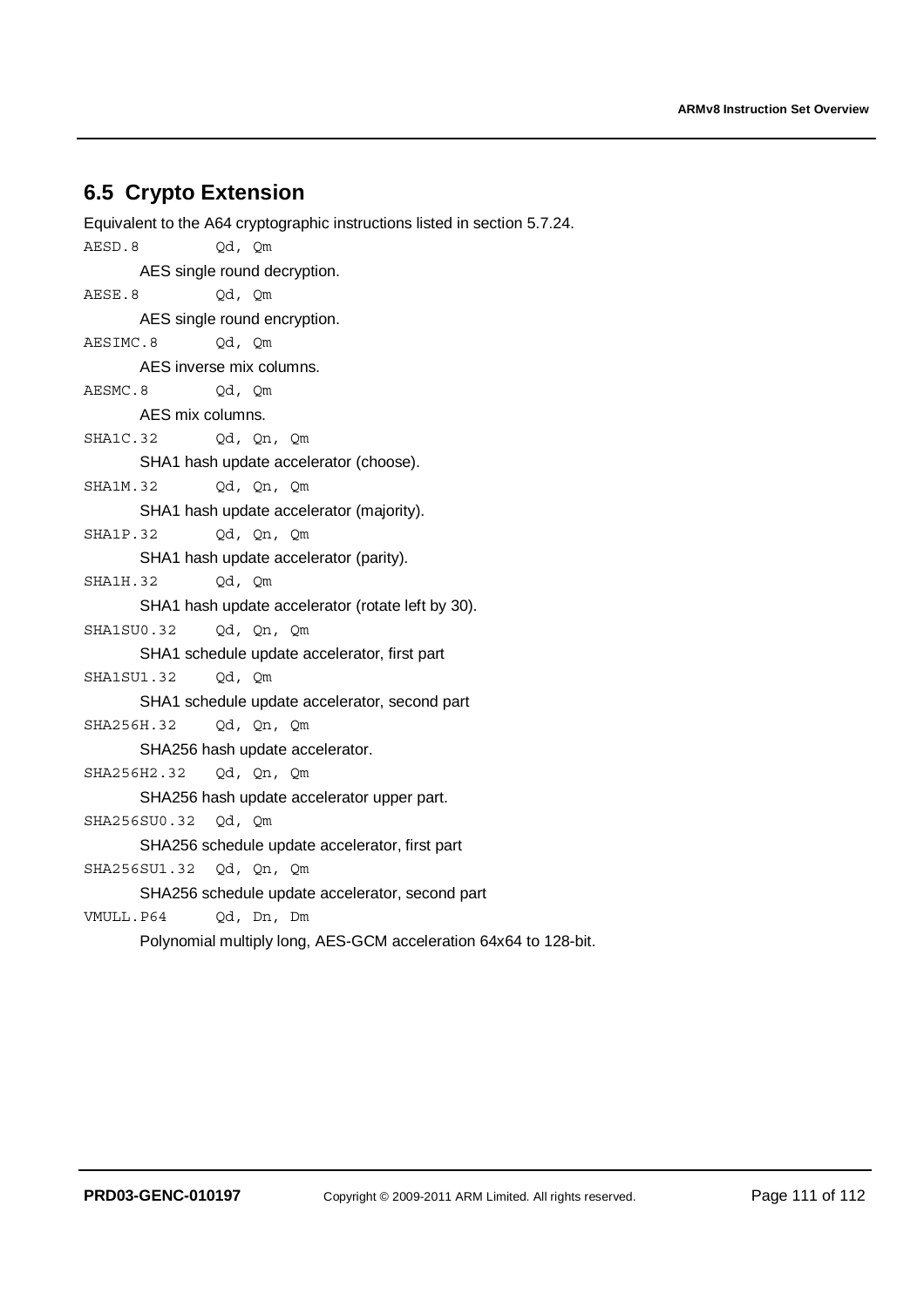## 6.5 Crypto Extension

Equivalent to the A64 cryptographic instructions listed in section 5.7.24.

`AESD.8 Qd, Qm`

AES single round decryption.

`AESE.8 Qd, Qm`

AES single round encryption.

`AESIMC.8 Qd, Qm`

AES inverse mix columns.

`AESMC.8 Qd, Qm`

AES mix columns.

`SHA1C.32 Qd, Qn, Qm`

SHA1 hash update accelerator (choose).

`SHA1M.32 Qd, Qn, Qm`

SHA1 hash update accelerator (majority).

`SHA1P.32 Qd, Qn, Qm`

SHA1 hash update accelerator (parity).

`SHA1H.32 Qd, Qm`

SHA1 hash update accelerator (rotate left by 30).

`SHA1SU0.32 Qd, Qn, Qm`

SHA1 schedule update accelerator, first part

`SHA1SU1.32 Qd, Qm`

SHA1 schedule update accelerator, second part

`SHA256H.32 Qd, Qn, Qm`

SHA256 hash update accelerator.

`SHA256H2.32 Qd, Qn, Qm`

SHA256 hash update accelerator upper part.

`SHA256SU0.32 Qd, Qm`

SHA256 schedule update accelerator, first part

`SHA256SU1.32 Qd, Qn, Qm`

SHA256 schedule update accelerator, second part

`VMULL.P64 Qd, Dn, Dm`

Polynomial multiply long, AES-GCM acceleration 64x64 to 128-bit.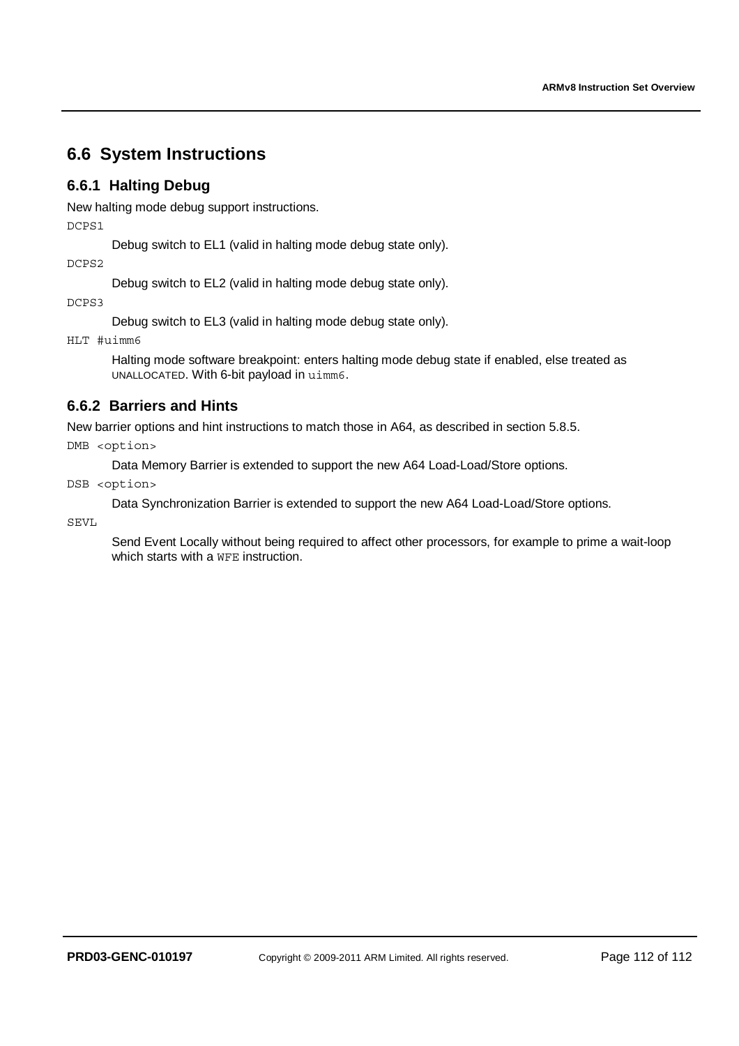## 6.6 System Instructions

### 6.6.1 Halting Debug

New halting mode debug support instructions.

`DCPS1`

Debug switch to EL1 (valid in halting mode debug state only).

`DCPS2`

Debug switch to EL2 (valid in halting mode debug state only).

`DCPS3`

Debug switch to EL3 (valid in halting mode debug state only).

`HLT #uimm6`

Halting mode software breakpoint: enters halting mode debug state if enabled, else treated as UNALLOCATED. With 6-bit payload in `uimm6`.

### 6.6.2 Barriers and Hints

New barrier options and hint instructions to match those in A64, as described in section 5.8.5.

`DMB <option>`

Data Memory Barrier is extended to support the new A64 Load-Load/Store options.

`DSB <option>`

Data Synchronization Barrier is extended to support the new A64 Load-Load/Store options.

`SEVL`

Send Event Locally without being required to affect other processors, for example to prime a wait-loop which starts with a `WFE` instruction.